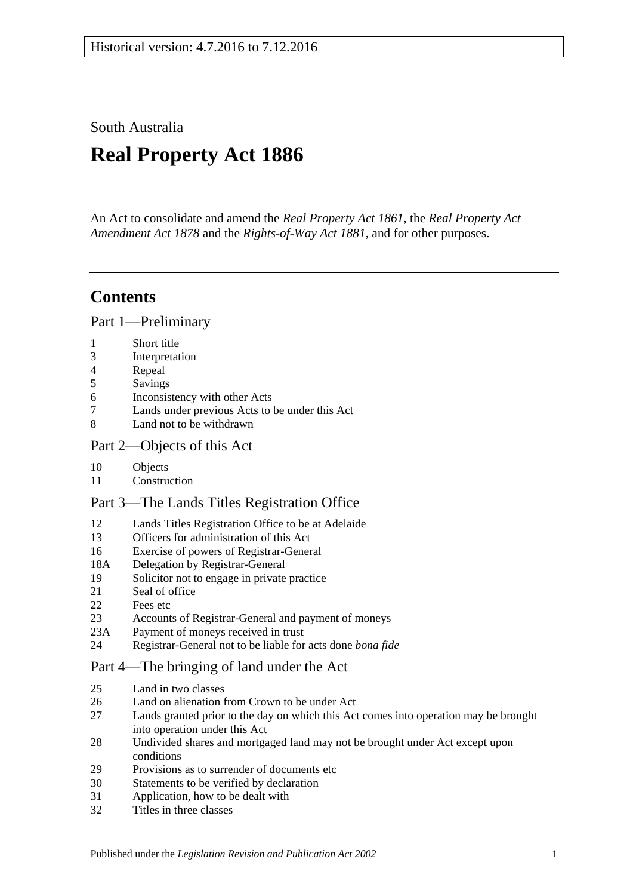South Australia

# Real Property Act 1886

An Act to consolidate and amend the *Real Property Act 1861*, the *Real Property Act Amendment Act 1878* and the *Rights-of-Way Act 1881*, and for other purposes.

---

## Contents

### Part 1—Preliminary

1 Short title
3 Interpretation
4 Repeal
5 Savings
6 Inconsistency with other Acts
7 Lands under previous Acts to be under this Act
8 Land not to be withdrawn

### Part 2—Objects of this Act

10 Objects
11 Construction

### Part 3—The Lands Titles Registration Office

12 Lands Titles Registration Office to be at Adelaide
13 Officers for administration of this Act
16 Exercise of powers of Registrar-General
18A Delegation by Registrar-General
19 Solicitor not to engage in private practice
21 Seal of office
22 Fees etc
23 Accounts of Registrar-General and payment of moneys
23A Payment of moneys received in trust
24 Registrar-General not to be liable for acts done *bona fide*

### Part 4—The bringing of land under the Act

25 Land in two classes
26 Land on alienation from Crown to be under Act
27 Lands granted prior to the day on which this Act comes into operation may be brought into operation under this Act
28 Undivided shares and mortgaged land may not be brought under Act except upon conditions
29 Provisions as to surrender of documents etc
30 Statements to be verified by declaration
31 Application, how to be dealt with
32 Titles in three classes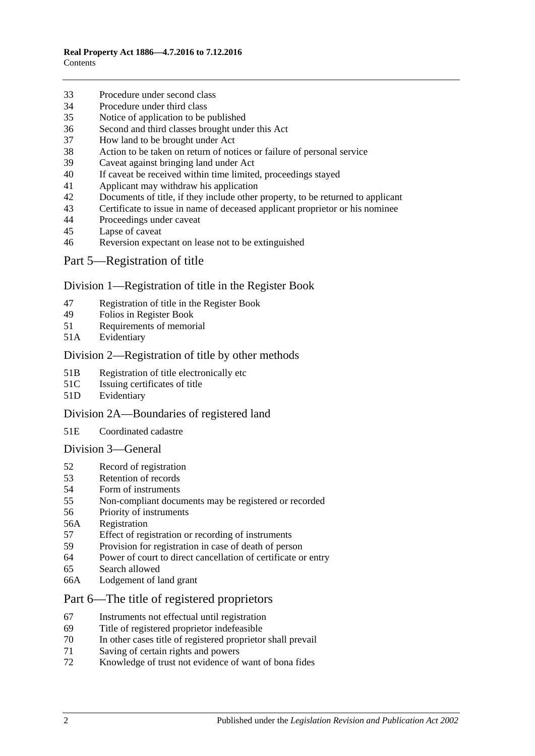33 Procedure under second class
34 Procedure under third class
35 Notice of application to be published
36 Second and third classes brought under this Act
37 How land to be brought under Act
38 Action to be taken on return of notices or failure of personal service
39 Caveat against bringing land under Act
40 If caveat be received within time limited, proceedings stayed
41 Applicant may withdraw his application
42 Documents of title, if they include other property, to be returned to applicant
43 Certificate to issue in name of deceased applicant proprietor or his nominee
44 Proceedings under caveat
45 Lapse of caveat
46 Reversion expectant on lease not to be extinguished

## Part 5—Registration of title

### Division 1—Registration of title in the Register Book

47 Registration of title in the Register Book
49 Folios in Register Book
51 Requirements of memorial
51A Evidentiary

### Division 2—Registration of title by other methods

51B Registration of title electronically etc
51C Issuing certificates of title
51D Evidentiary

### Division 2A—Boundaries of registered land

51E Coordinated cadastre

### Division 3—General

52 Record of registration
53 Retention of records
54 Form of instruments
55 Non-compliant documents may be registered or recorded
56 Priority of instruments
56A Registration
57 Effect of registration or recording of instruments
59 Provision for registration in case of death of person
64 Power of court to direct cancellation of certificate or entry
65 Search allowed
66A Lodgement of land grant

## Part 6—The title of registered proprietors

67 Instruments not effectual until registration
69 Title of registered proprietor indefeasible
70 In other cases title of registered proprietor shall prevail
71 Saving of certain rights and powers
72 Knowledge of trust not evidence of want of bona fides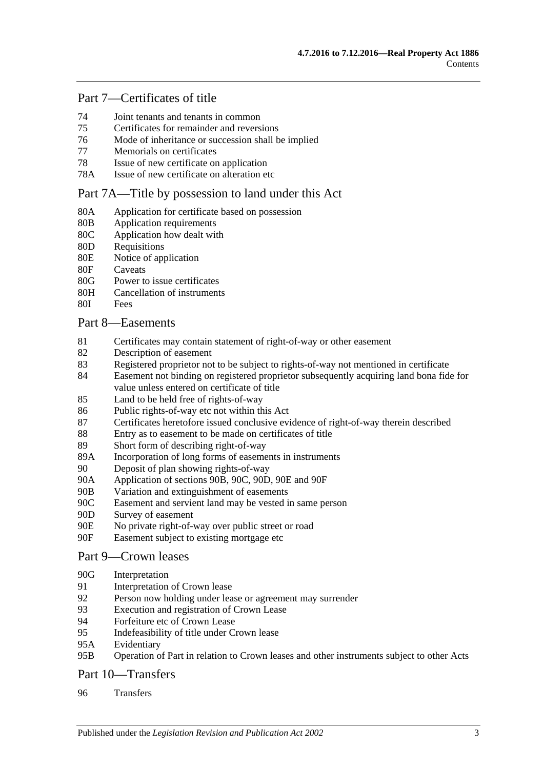## Part 7—Certificates of title

74 Joint tenants and tenants in common
75 Certificates for remainder and reversions
76 Mode of inheritance or succession shall be implied
77 Memorials on certificates
78 Issue of new certificate on application
78A Issue of new certificate on alteration etc

## Part 7A—Title by possession to land under this Act

80A Application for certificate based on possession
80B Application requirements
80C Application how dealt with
80D Requisitions
80E Notice of application
80F Caveats
80G Power to issue certificates
80H Cancellation of instruments
80I Fees

## Part 8—Easements

81 Certificates may contain statement of right-of-way or other easement
82 Description of easement
83 Registered proprietor not to be subject to rights-of-way not mentioned in certificate
84 Easement not binding on registered proprietor subsequently acquiring land bona fide for value unless entered on certificate of title
85 Land to be held free of rights-of-way
86 Public rights-of-way etc not within this Act
87 Certificates heretofore issued conclusive evidence of right-of-way therein described
88 Entry as to easement to be made on certificates of title
89 Short form of describing right-of-way
89A Incorporation of long forms of easements in instruments
90 Deposit of plan showing rights-of-way
90A Application of sections 90B, 90C, 90D, 90E and 90F
90B Variation and extinguishment of easements
90C Easement and servient land may be vested in same person
90D Survey of easement
90E No private right-of-way over public street or road
90F Easement subject to existing mortgage etc

## Part 9—Crown leases

90G Interpretation
91 Interpretation of Crown lease
92 Person now holding under lease or agreement may surrender
93 Execution and registration of Crown Lease
94 Forfeiture etc of Crown Lease
95 Indefeasibility of title under Crown lease
95A Evidentiary
95B Operation of Part in relation to Crown leases and other instruments subject to other Acts

## Part 10—Transfers

96 Transfers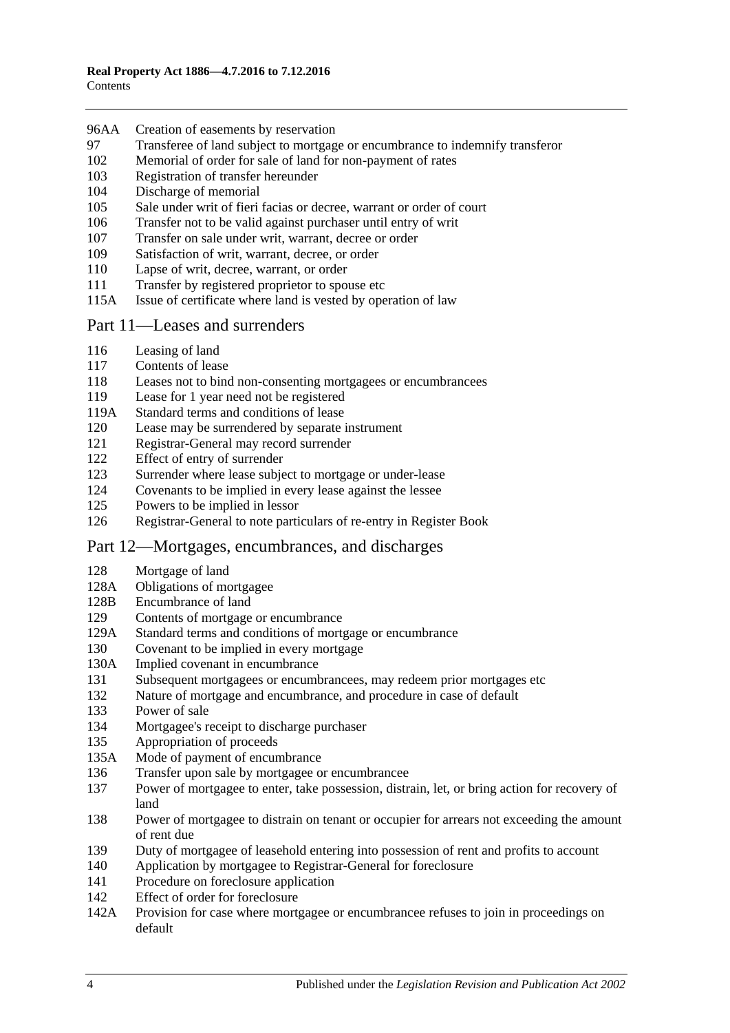96AA Creation of easements by reservation
97 Transferee of land subject to mortgage or encumbrance to indemnify transferor
102 Memorial of order for sale of land for non-payment of rates
103 Registration of transfer hereunder
104 Discharge of memorial
105 Sale under writ of fieri facias or decree, warrant or order of court
106 Transfer not to be valid against purchaser until entry of writ
107 Transfer on sale under writ, warrant, decree or order
109 Satisfaction of writ, warrant, decree, or order
110 Lapse of writ, decree, warrant, or order
111 Transfer by registered proprietor to spouse etc
115A Issue of certificate where land is vested by operation of law

## Part 11—Leases and surrenders

116 Leasing of land
117 Contents of lease
118 Leases not to bind non-consenting mortgagees or encumbrancees
119 Lease for 1 year need not be registered
119A Standard terms and conditions of lease
120 Lease may be surrendered by separate instrument
121 Registrar-General may record surrender
122 Effect of entry of surrender
123 Surrender where lease subject to mortgage or under-lease
124 Covenants to be implied in every lease against the lessee
125 Powers to be implied in lessor
126 Registrar-General to note particulars of re-entry in Register Book

## Part 12—Mortgages, encumbrances, and discharges

128 Mortgage of land
128A Obligations of mortgagee
128B Encumbrance of land
129 Contents of mortgage or encumbrance
129A Standard terms and conditions of mortgage or encumbrance
130 Covenant to be implied in every mortgage
130A Implied covenant in encumbrance
131 Subsequent mortgagees or encumbrancees, may redeem prior mortgages etc
132 Nature of mortgage and encumbrance, and procedure in case of default
133 Power of sale
134 Mortgagee's receipt to discharge purchaser
135 Appropriation of proceeds
135A Mode of payment of encumbrance
136 Transfer upon sale by mortgagee or encumbrancee
137 Power of mortgagee to enter, take possession, distrain, let, or bring action for recovery of land
138 Power of mortgagee to distrain on tenant or occupier for arrears not exceeding the amount of rent due
139 Duty of mortgagee of leasehold entering into possession of rent and profits to account
140 Application by mortgagee to Registrar-General for foreclosure
141 Procedure on foreclosure application
142 Effect of order for foreclosure
142A Provision for case where mortgagee or encumbrancee refuses to join in proceedings on default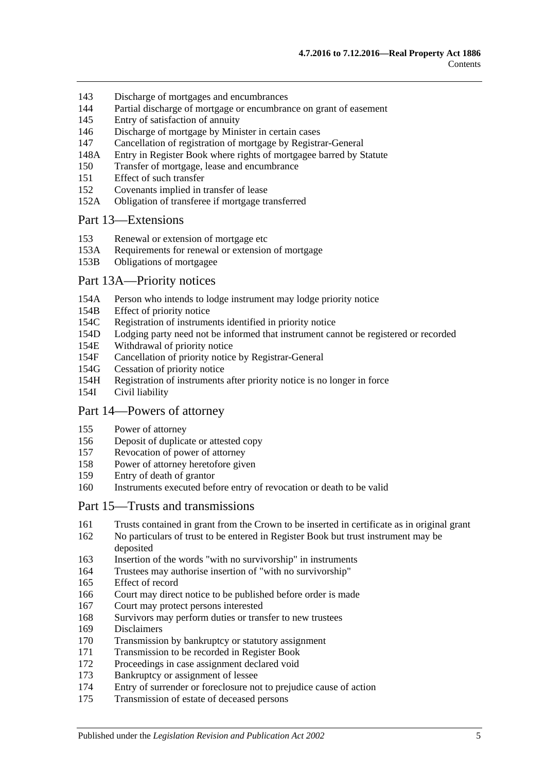143 Discharge of mortgages and encumbrances
144 Partial discharge of mortgage or encumbrance on grant of easement
145 Entry of satisfaction of annuity
146 Discharge of mortgage by Minister in certain cases
147 Cancellation of registration of mortgage by Registrar-General
148A Entry in Register Book where rights of mortgagee barred by Statute
150 Transfer of mortgage, lease and encumbrance
151 Effect of such transfer
152 Covenants implied in transfer of lease
152A Obligation of transferee if mortgage transferred

## Part 13—Extensions

153 Renewal or extension of mortgage etc
153A Requirements for renewal or extension of mortgage
153B Obligations of mortgagee

## Part 13A—Priority notices

154A Person who intends to lodge instrument may lodge priority notice
154B Effect of priority notice
154C Registration of instruments identified in priority notice
154D Lodging party need not be informed that instrument cannot be registered or recorded
154E Withdrawal of priority notice
154F Cancellation of priority notice by Registrar-General
154G Cessation of priority notice
154H Registration of instruments after priority notice is no longer in force
154I Civil liability

## Part 14—Powers of attorney

155 Power of attorney
156 Deposit of duplicate or attested copy
157 Revocation of power of attorney
158 Power of attorney heretofore given
159 Entry of death of grantor
160 Instruments executed before entry of revocation or death to be valid

## Part 15—Trusts and transmissions

161 Trusts contained in grant from the Crown to be inserted in certificate as in original grant
162 No particulars of trust to be entered in Register Book but trust instrument may be deposited
163 Insertion of the words "with no survivorship" in instruments
164 Trustees may authorise insertion of "with no survivorship"
165 Effect of record
166 Court may direct notice to be published before order is made
167 Court may protect persons interested
168 Survivors may perform duties or transfer to new trustees
169 Disclaimers
170 Transmission by bankruptcy or statutory assignment
171 Transmission to be recorded in Register Book
172 Proceedings in case assignment declared void
173 Bankruptcy or assignment of lessee
174 Entry of surrender or foreclosure not to prejudice cause of action
175 Transmission of estate of deceased persons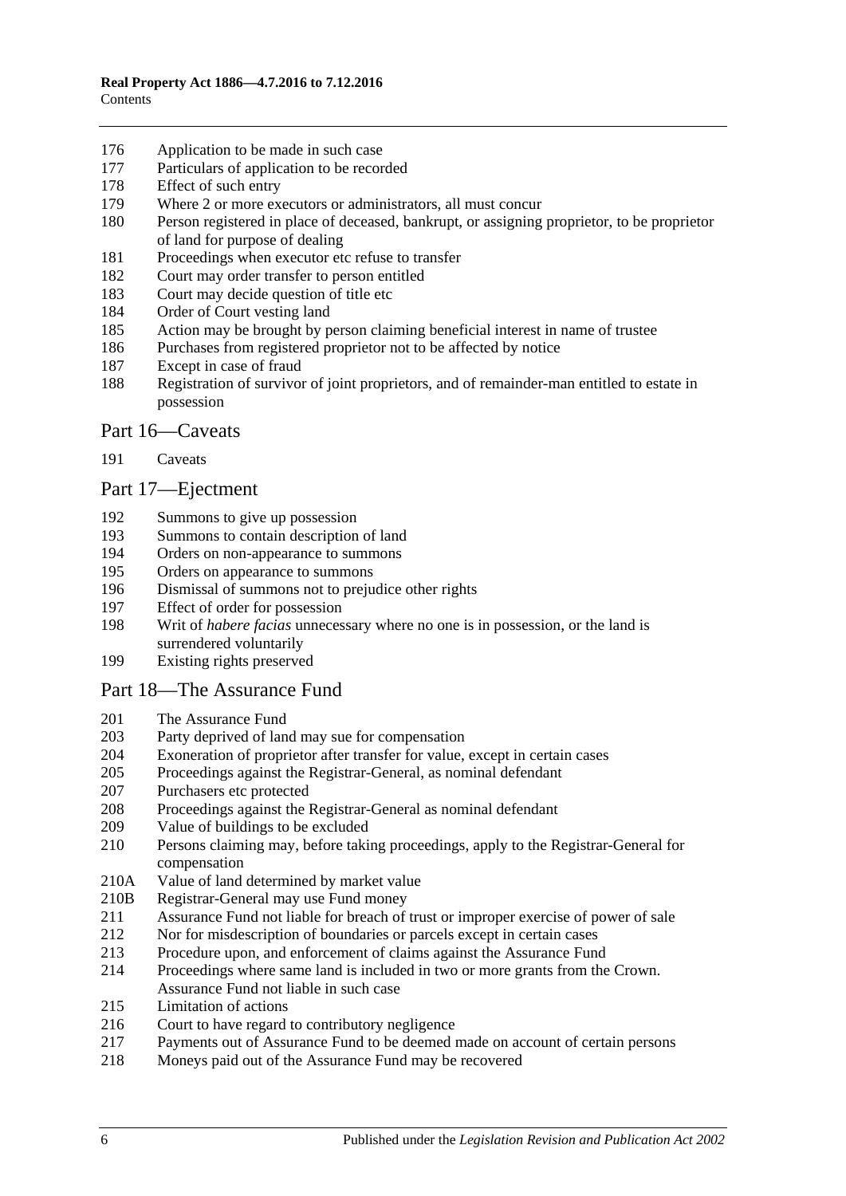176 Application to be made in such case
177 Particulars of application to be recorded
178 Effect of such entry
179 Where 2 or more executors or administrators, all must concur
180 Person registered in place of deceased, bankrupt, or assigning proprietor, to be proprietor of land for purpose of dealing
181 Proceedings when executor etc refuse to transfer
182 Court may order transfer to person entitled
183 Court may decide question of title etc
184 Order of Court vesting land
185 Action may be brought by person claiming beneficial interest in name of trustee
186 Purchases from registered proprietor not to be affected by notice
187 Except in case of fraud
188 Registration of survivor of joint proprietors, and of remainder-man entitled to estate in possession

## Part 16—Caveats

191 Caveats

## Part 17—Ejectment

192 Summons to give up possession
193 Summons to contain description of land
194 Orders on non-appearance to summons
195 Orders on appearance to summons
196 Dismissal of summons not to prejudice other rights
197 Effect of order for possession
198 Writ of *habere facias* unnecessary where no one is in possession, or the land is surrendered voluntarily
199 Existing rights preserved

## Part 18—The Assurance Fund

201 The Assurance Fund
203 Party deprived of land may sue for compensation
204 Exoneration of proprietor after transfer for value, except in certain cases
205 Proceedings against the Registrar-General, as nominal defendant
207 Purchasers etc protected
208 Proceedings against the Registrar-General as nominal defendant
209 Value of buildings to be excluded
210 Persons claiming may, before taking proceedings, apply to the Registrar-General for compensation
210A Value of land determined by market value
210B Registrar-General may use Fund money
211 Assurance Fund not liable for breach of trust or improper exercise of power of sale
212 Nor for misdescription of boundaries or parcels except in certain cases
213 Procedure upon, and enforcement of claims against the Assurance Fund
214 Proceedings where same land is included in two or more grants from the Crown. Assurance Fund not liable in such case
215 Limitation of actions
216 Court to have regard to contributory negligence
217 Payments out of Assurance Fund to be deemed made on account of certain persons
218 Moneys paid out of the Assurance Fund may be recovered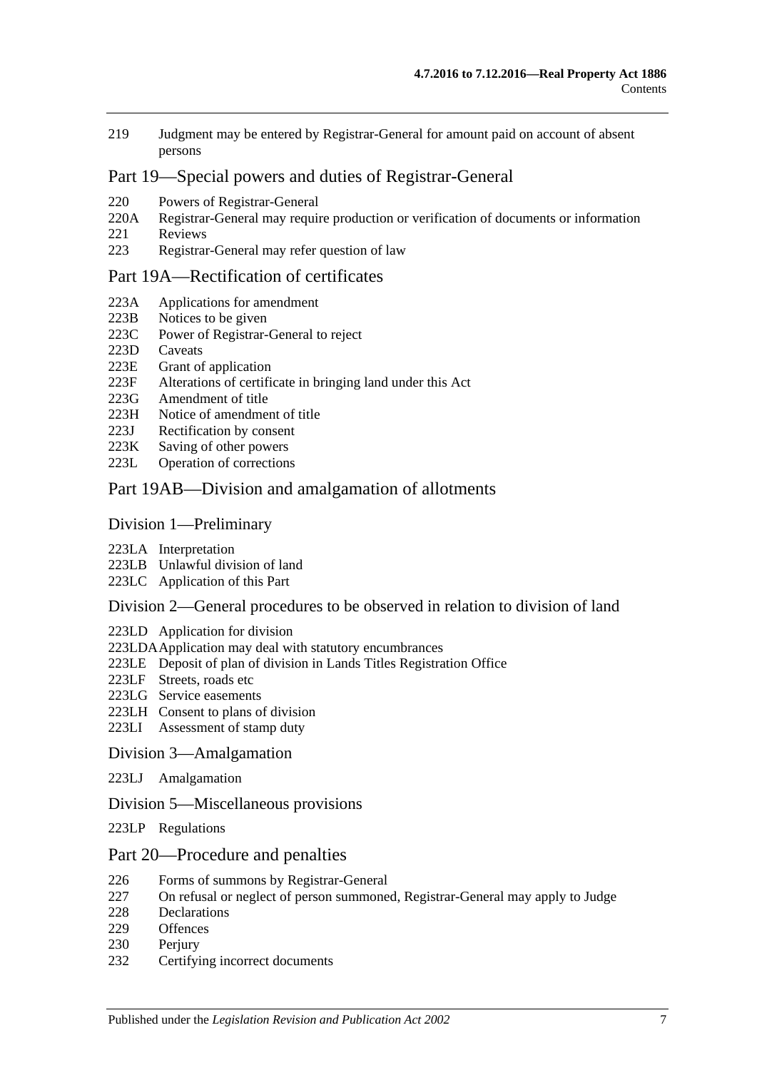219 Judgment may be entered by Registrar-General for amount paid on account of absent persons

## Part 19—Special powers and duties of Registrar-General

220 Powers of Registrar-General
220A Registrar-General may require production or verification of documents or information
221 Reviews
223 Registrar-General may refer question of law

## Part 19A—Rectification of certificates

223A Applications for amendment
223B Notices to be given
223C Power of Registrar-General to reject
223D Caveats
223E Grant of application
223F Alterations of certificate in bringing land under this Act
223G Amendment of title
223H Notice of amendment of title
223J Rectification by consent
223K Saving of other powers
223L Operation of corrections

## Part 19AB—Division and amalgamation of allotments

### Division 1—Preliminary

223LA Interpretation
223LB Unlawful division of land
223LC Application of this Part

### Division 2—General procedures to be observed in relation to division of land

223LD Application for division
223LDA Application may deal with statutory encumbrances
223LE Deposit of plan of division in Lands Titles Registration Office
223LF Streets, roads etc
223LG Service easements
223LH Consent to plans of division
223LI Assessment of stamp duty

### Division 3—Amalgamation

223LJ Amalgamation

### Division 5—Miscellaneous provisions

223LP Regulations

## Part 20—Procedure and penalties

226 Forms of summons by Registrar-General
227 On refusal or neglect of person summoned, Registrar-General may apply to Judge
228 Declarations
229 Offences
230 Perjury
232 Certifying incorrect documents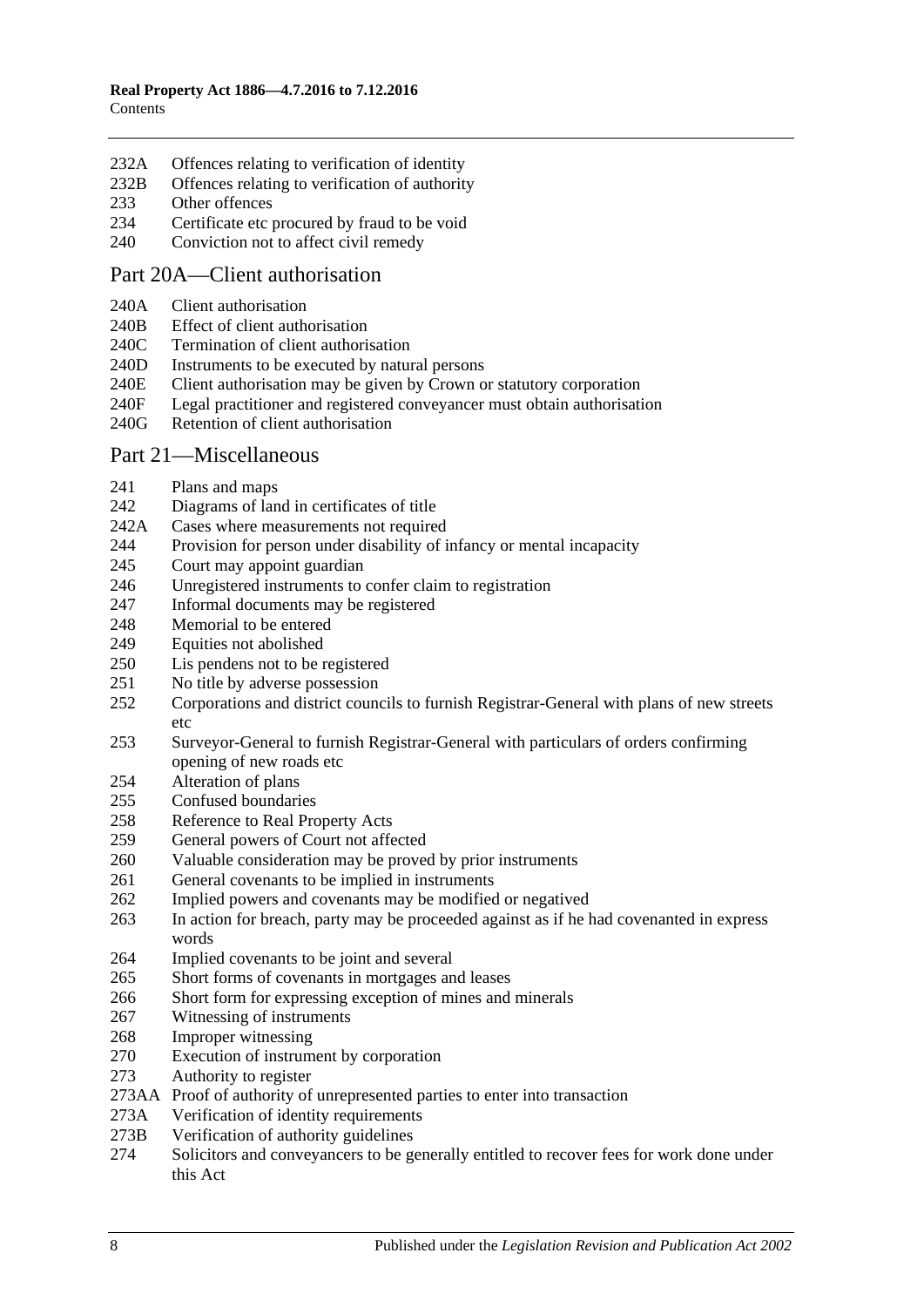232A Offences relating to verification of identity
232B Offences relating to verification of authority
233 Other offences
234 Certificate etc procured by fraud to be void
240 Conviction not to affect civil remedy

## Part 20A—Client authorisation

240A Client authorisation
240B Effect of client authorisation
240C Termination of client authorisation
240D Instruments to be executed by natural persons
240E Client authorisation may be given by Crown or statutory corporation
240F Legal practitioner and registered conveyancer must obtain authorisation
240G Retention of client authorisation

## Part 21—Miscellaneous

241 Plans and maps
242 Diagrams of land in certificates of title
242A Cases where measurements not required
244 Provision for person under disability of infancy or mental incapacity
245 Court may appoint guardian
246 Unregistered instruments to confer claim to registration
247 Informal documents may be registered
248 Memorial to be entered
249 Equities not abolished
250 Lis pendens not to be registered
251 No title by adverse possession
252 Corporations and district councils to furnish Registrar-General with plans of new streets etc
253 Surveyor-General to furnish Registrar-General with particulars of orders confirming opening of new roads etc
254 Alteration of plans
255 Confused boundaries
258 Reference to Real Property Acts
259 General powers of Court not affected
260 Valuable consideration may be proved by prior instruments
261 General covenants to be implied in instruments
262 Implied powers and covenants may be modified or negatived
263 In action for breach, party may be proceeded against as if he had covenanted in express words
264 Implied covenants to be joint and several
265 Short forms of covenants in mortgages and leases
266 Short form for expressing exception of mines and minerals
267 Witnessing of instruments
268 Improper witnessing
270 Execution of instrument by corporation
273 Authority to register
273AA Proof of authority of unrepresented parties to enter into transaction
273A Verification of identity requirements
273B Verification of authority guidelines
274 Solicitors and conveyancers to be generally entitled to recover fees for work done under this Act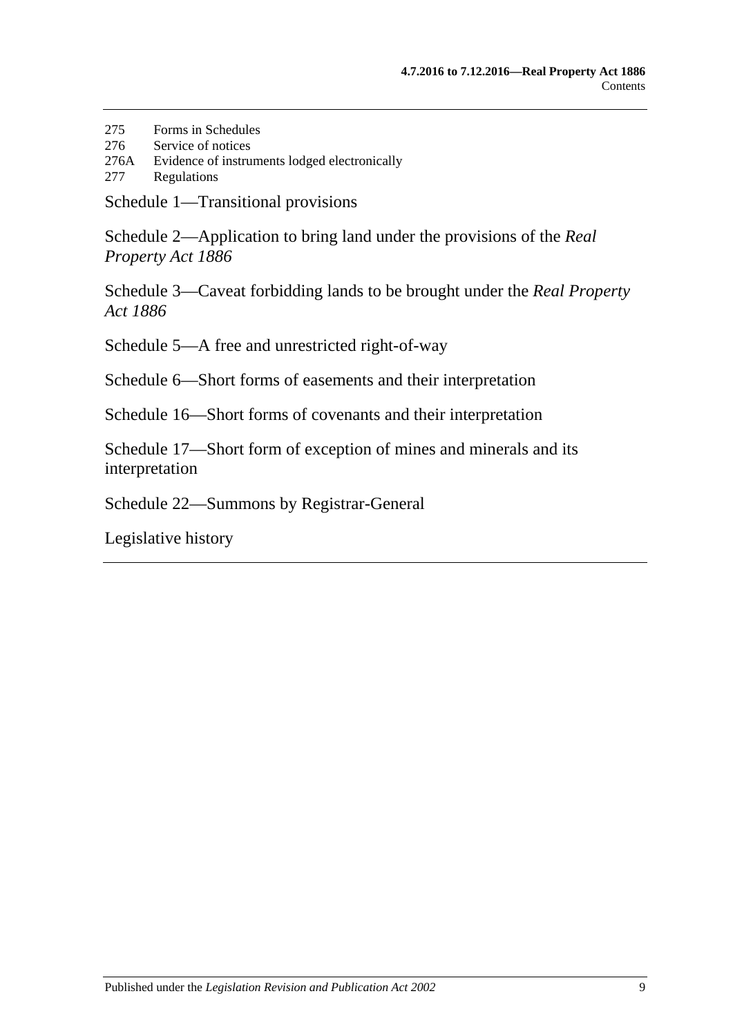275 Forms in Schedules
276 Service of notices
276A Evidence of instruments lodged electronically
277 Regulations

Schedule 1—Transitional provisions

Schedule 2—Application to bring land under the provisions of the *Real Property Act 1886*

Schedule 3—Caveat forbidding lands to be brought under the *Real Property Act 1886*

Schedule 5—A free and unrestricted right-of-way

Schedule 6—Short forms of easements and their interpretation

Schedule 16—Short forms of covenants and their interpretation

Schedule 17—Short form of exception of mines and minerals and its interpretation

Schedule 22—Summons by Registrar-General

Legislative history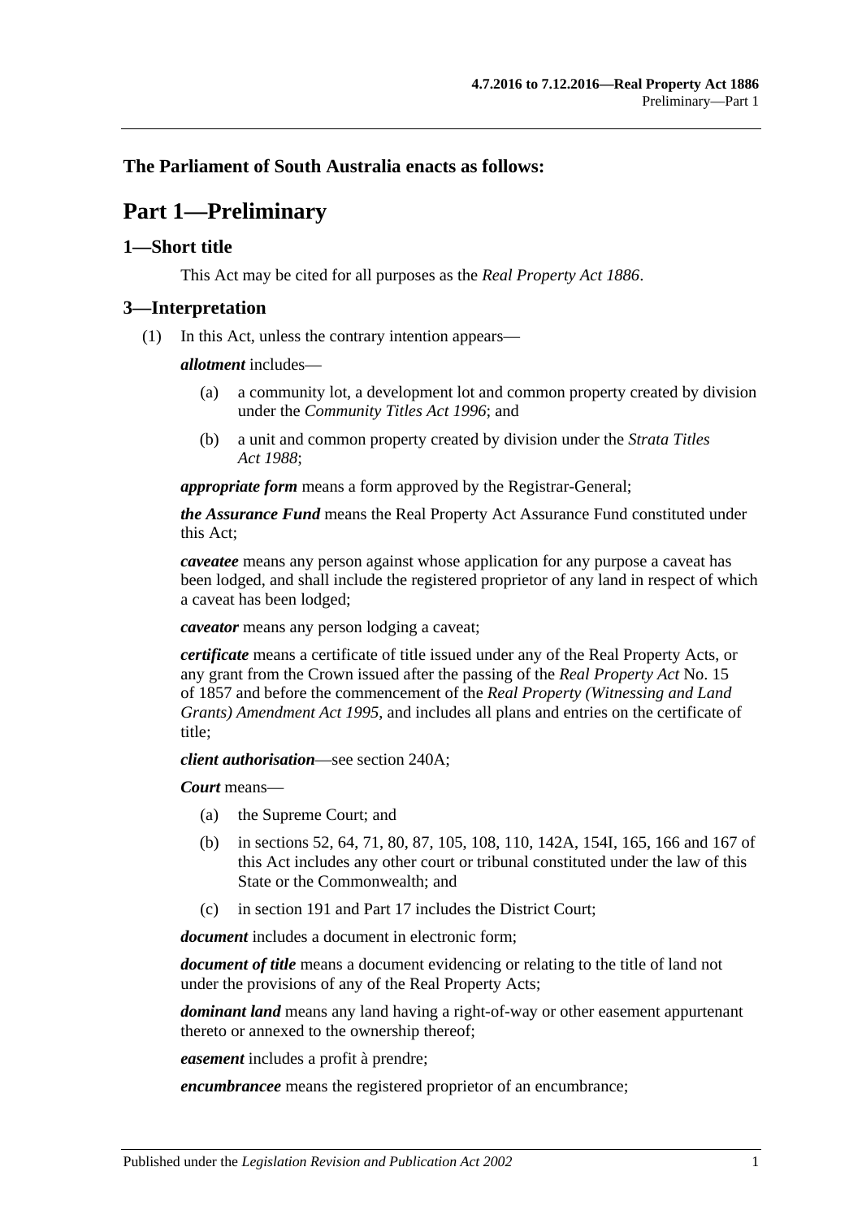**The Parliament of South Australia enacts as follows:**

# Part 1—Preliminary

## 1—Short title

This Act may be cited for all purposes as the *Real Property Act 1886*.

## 3—Interpretation

(1) In this Act, unless the contrary intention appears—

***allotment*** includes—

- (a) a community lot, a development lot and common property created by division under the *Community Titles Act 1996*; and
- (b) a unit and common property created by division under the *Strata Titles Act 1988*;

***appropriate form*** means a form approved by the Registrar-General;

***the Assurance Fund*** means the Real Property Act Assurance Fund constituted under this Act;

***caveatee*** means any person against whose application for any purpose a caveat has been lodged, and shall include the registered proprietor of any land in respect of which a caveat has been lodged;

***caveator*** means any person lodging a caveat;

***certificate*** means a certificate of title issued under any of the Real Property Acts, or any grant from the Crown issued after the passing of the *Real Property Act* No. 15 of 1857 and before the commencement of the *Real Property (Witnessing and Land Grants) Amendment Act 1995*, and includes all plans and entries on the certificate of title;

***client authorisation***—see section 240A;

***Court*** means—

- (a) the Supreme Court; and
- (b) in sections 52, 64, 71, 80, 87, 105, 108, 110, 142A, 154I, 165, 166 and 167 of this Act includes any other court or tribunal constituted under the law of this State or the Commonwealth; and
- (c) in section 191 and Part 17 includes the District Court;

***document*** includes a document in electronic form;

***document of title*** means a document evidencing or relating to the title of land not under the provisions of any of the Real Property Acts;

***dominant land*** means any land having a right-of-way or other easement appurtenant thereto or annexed to the ownership thereof;

***easement*** includes a profit à prendre;

***encumbrancee*** means the registered proprietor of an encumbrance;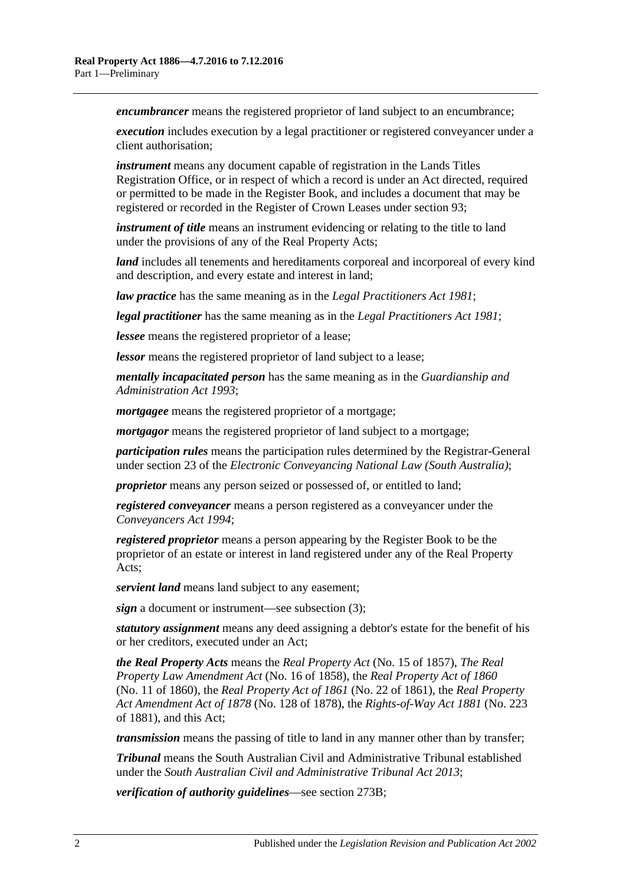***encumbrancer*** means the registered proprietor of land subject to an encumbrance;

***execution*** includes execution by a legal practitioner or registered conveyancer under a client authorisation;

***instrument*** means any document capable of registration in the Lands Titles Registration Office, or in respect of which a record is under an Act directed, required or permitted to be made in the Register Book, and includes a document that may be registered or recorded in the Register of Crown Leases under section 93;

***instrument of title*** means an instrument evidencing or relating to the title to land under the provisions of any of the Real Property Acts;

***land*** includes all tenements and hereditaments corporeal and incorporeal of every kind and description, and every estate and interest in land;

***law practice*** has the same meaning as in the *Legal Practitioners Act 1981*;

***legal practitioner*** has the same meaning as in the *Legal Practitioners Act 1981*;

***lessee*** means the registered proprietor of a lease;

***lessor*** means the registered proprietor of land subject to a lease;

***mentally incapacitated person*** has the same meaning as in the *Guardianship and Administration Act 1993*;

***mortgagee*** means the registered proprietor of a mortgage;

***mortgagor*** means the registered proprietor of land subject to a mortgage;

***participation rules*** means the participation rules determined by the Registrar-General under section 23 of the *Electronic Conveyancing National Law (South Australia)*;

***proprietor*** means any person seized or possessed of, or entitled to land;

***registered conveyancer*** means a person registered as a conveyancer under the *Conveyancers Act 1994*;

***registered proprietor*** means a person appearing by the Register Book to be the proprietor of an estate or interest in land registered under any of the Real Property Acts;

***servient land*** means land subject to any easement;

***sign*** a document or instrument—see subsection (3);

***statutory assignment*** means any deed assigning a debtor's estate for the benefit of his or her creditors, executed under an Act;

***the Real Property Acts*** means the *Real Property Act* (No. 15 of 1857), *The Real Property Law Amendment Act* (No. 16 of 1858), the *Real Property Act of 1860* (No. 11 of 1860), the *Real Property Act of 1861* (No. 22 of 1861), the *Real Property Act Amendment Act of 1878* (No. 128 of 1878), the *Rights-of-Way Act 1881* (No. 223 of 1881), and this Act;

***transmission*** means the passing of title to land in any manner other than by transfer;

***Tribunal*** means the South Australian Civil and Administrative Tribunal established under the *South Australian Civil and Administrative Tribunal Act 2013*;

***verification of authority guidelines***—see section 273B;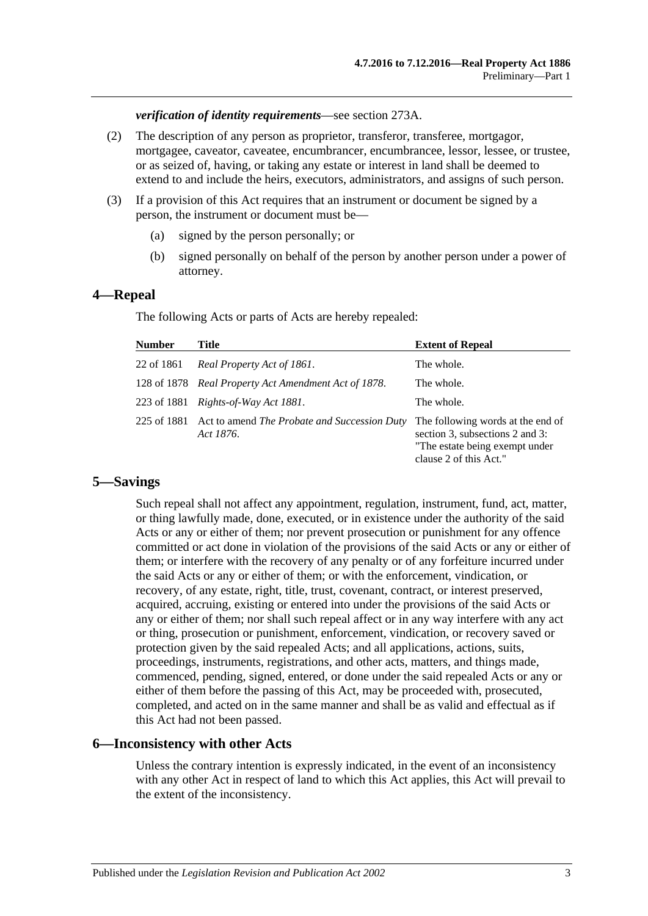***verification of identity requirements***—see section 273A.

(2) The description of any person as proprietor, transferor, transferee, mortgagor, mortgagee, caveator, caveatee, encumbrancer, encumbrancee, lessor, lessee, or trustee, or as seized of, having, or taking any estate or interest in land shall be deemed to extend to and include the heirs, executors, administrators, and assigns of such person.

(3) If a provision of this Act requires that an instrument or document be signed by a person, the instrument or document must be—

(a) signed by the person personally; or

(b) signed personally on behalf of the person by another person under a power of attorney.

## 4—Repeal

The following Acts or parts of Acts are hereby repealed:

| Number | Title | Extent of Repeal |
|---|---|---|
| 22 of 1861 | *Real Property Act of 1861*. | The whole. |
| 128 of 1878 | *Real Property Act Amendment Act of 1878*. | The whole. |
| 223 of 1881 | *Rights-of-Way Act 1881*. | The whole. |
| 225 of 1881 | Act to amend *The Probate and Succession Duty Act 1876*. | The following words at the end of section 3, subsections 2 and 3: "The estate being exempt under clause 2 of this Act." |

## 5—Savings

Such repeal shall not affect any appointment, regulation, instrument, fund, act, matter, or thing lawfully made, done, executed, or in existence under the authority of the said Acts or any or either of them; nor prevent prosecution or punishment for any offence committed or act done in violation of the provisions of the said Acts or any or either of them; or interfere with the recovery of any penalty or of any forfeiture incurred under the said Acts or any or either of them; or with the enforcement, vindication, or recovery, of any estate, right, title, trust, covenant, contract, or interest preserved, acquired, accruing, existing or entered into under the provisions of the said Acts or any or either of them; nor shall such repeal affect or in any way interfere with any act or thing, prosecution or punishment, enforcement, vindication, or recovery saved or protection given by the said repealed Acts; and all applications, actions, suits, proceedings, instruments, registrations, and other acts, matters, and things made, commenced, pending, signed, entered, or done under the said repealed Acts or any or either of them before the passing of this Act, may be proceeded with, prosecuted, completed, and acted on in the same manner and shall be as valid and effectual as if this Act had not been passed.

## 6—Inconsistency with other Acts

Unless the contrary intention is expressly indicated, in the event of an inconsistency with any other Act in respect of land to which this Act applies, this Act will prevail to the extent of the inconsistency.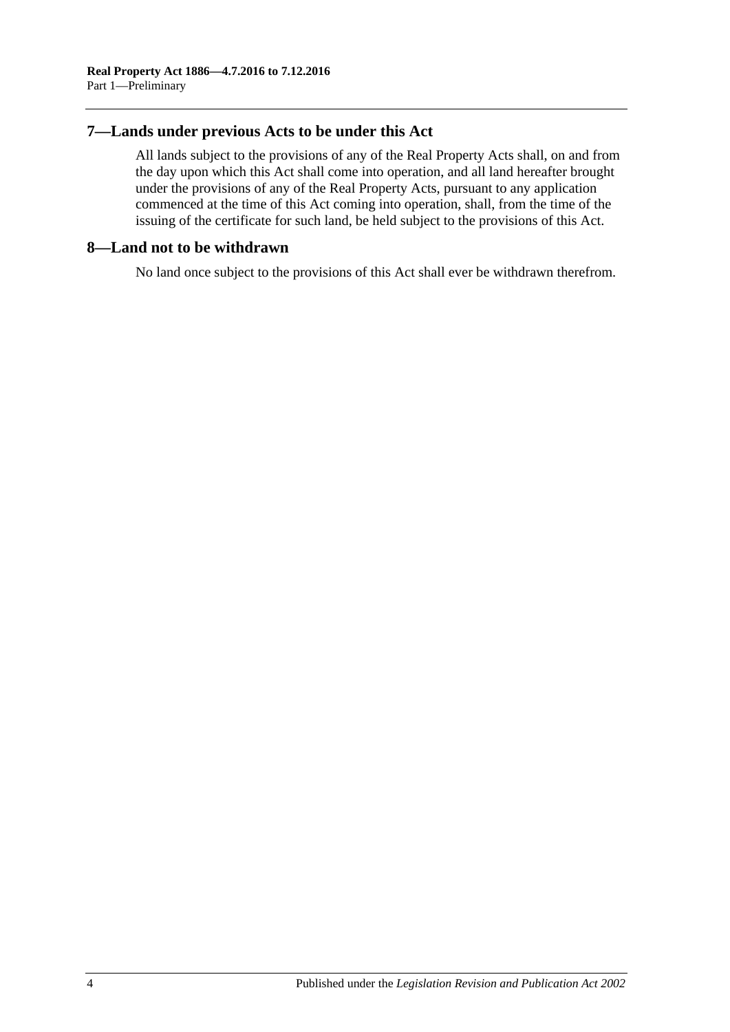## 7—Lands under previous Acts to be under this Act

All lands subject to the provisions of any of the Real Property Acts shall, on and from the day upon which this Act shall come into operation, and all land hereafter brought under the provisions of any of the Real Property Acts, pursuant to any application commenced at the time of this Act coming into operation, shall, from the time of the issuing of the certificate for such land, be held subject to the provisions of this Act.

## 8—Land not to be withdrawn

No land once subject to the provisions of this Act shall ever be withdrawn therefrom.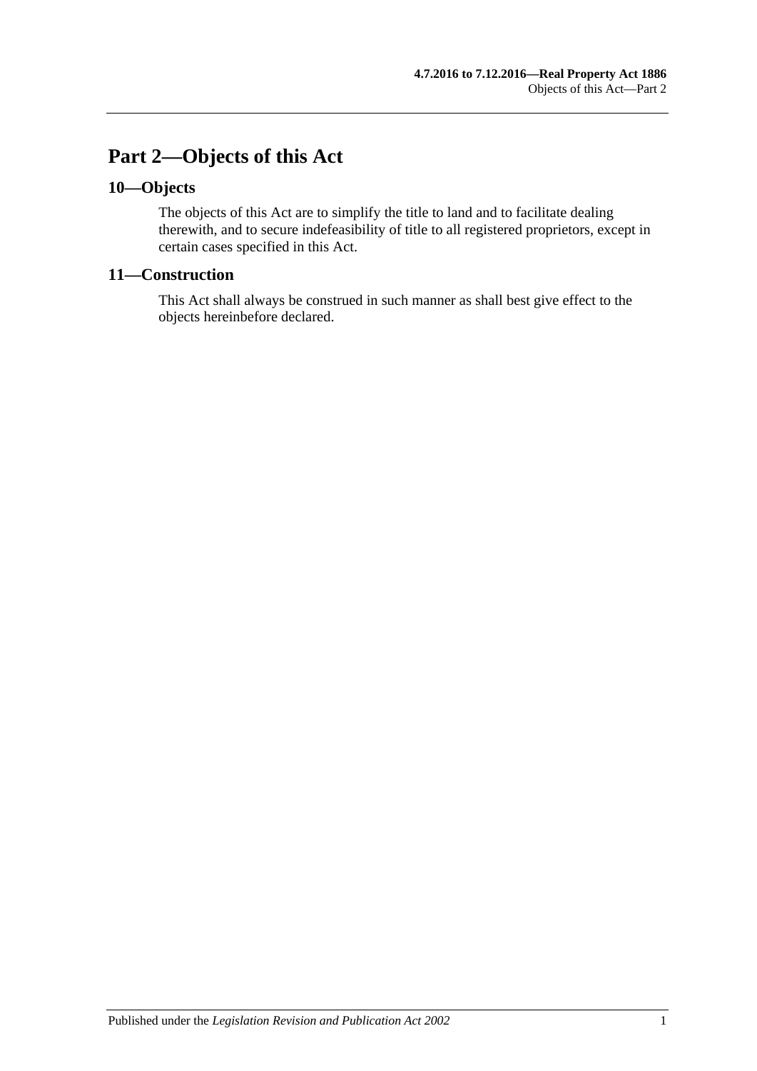# Part 2—Objects of this Act

## 10—Objects

The objects of this Act are to simplify the title to land and to facilitate dealing therewith, and to secure indefeasibility of title to all registered proprietors, except in certain cases specified in this Act.

## 11—Construction

This Act shall always be construed in such manner as shall best give effect to the objects hereinbefore declared.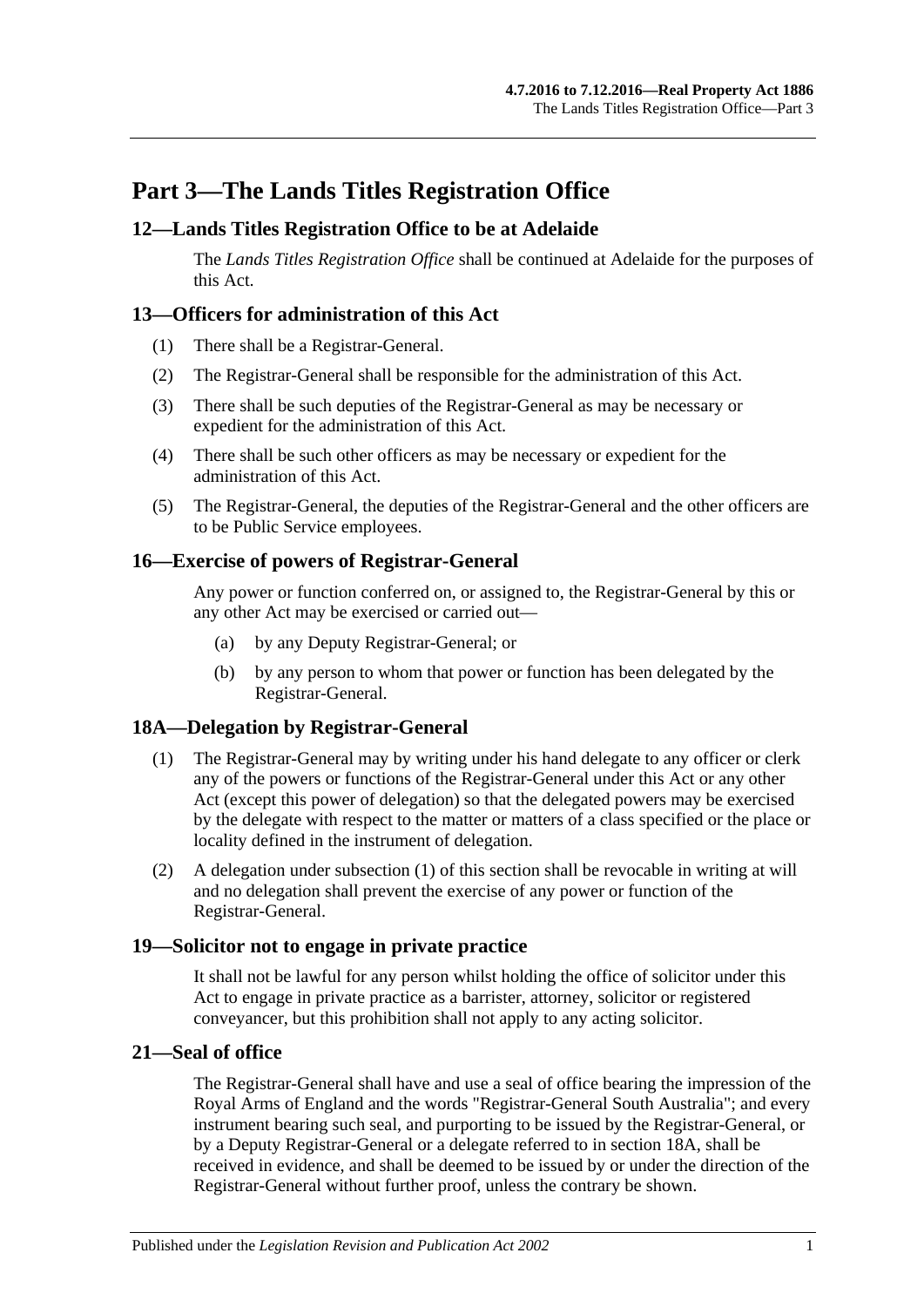# Part 3—The Lands Titles Registration Office

## 12—Lands Titles Registration Office to be at Adelaide

The *Lands Titles Registration Office* shall be continued at Adelaide for the purposes of this Act.

## 13—Officers for administration of this Act

(1) There shall be a Registrar-General.

(2) The Registrar-General shall be responsible for the administration of this Act.

(3) There shall be such deputies of the Registrar-General as may be necessary or expedient for the administration of this Act.

(4) There shall be such other officers as may be necessary or expedient for the administration of this Act.

(5) The Registrar-General, the deputies of the Registrar-General and the other officers are to be Public Service employees.

## 16—Exercise of powers of Registrar-General

Any power or function conferred on, or assigned to, the Registrar-General by this or any other Act may be exercised or carried out—

(a) by any Deputy Registrar-General; or

(b) by any person to whom that power or function has been delegated by the Registrar-General.

## 18A—Delegation by Registrar-General

(1) The Registrar-General may by writing under his hand delegate to any officer or clerk any of the powers or functions of the Registrar-General under this Act or any other Act (except this power of delegation) so that the delegated powers may be exercised by the delegate with respect to the matter or matters of a class specified or the place or locality defined in the instrument of delegation.

(2) A delegation under subsection (1) of this section shall be revocable in writing at will and no delegation shall prevent the exercise of any power or function of the Registrar-General.

## 19—Solicitor not to engage in private practice

It shall not be lawful for any person whilst holding the office of solicitor under this Act to engage in private practice as a barrister, attorney, solicitor or registered conveyancer, but this prohibition shall not apply to any acting solicitor.

## 21—Seal of office

The Registrar-General shall have and use a seal of office bearing the impression of the Royal Arms of England and the words "Registrar-General South Australia"; and every instrument bearing such seal, and purporting to be issued by the Registrar-General, or by a Deputy Registrar-General or a delegate referred to in section 18A, shall be received in evidence, and shall be deemed to be issued by or under the direction of the Registrar-General without further proof, unless the contrary be shown.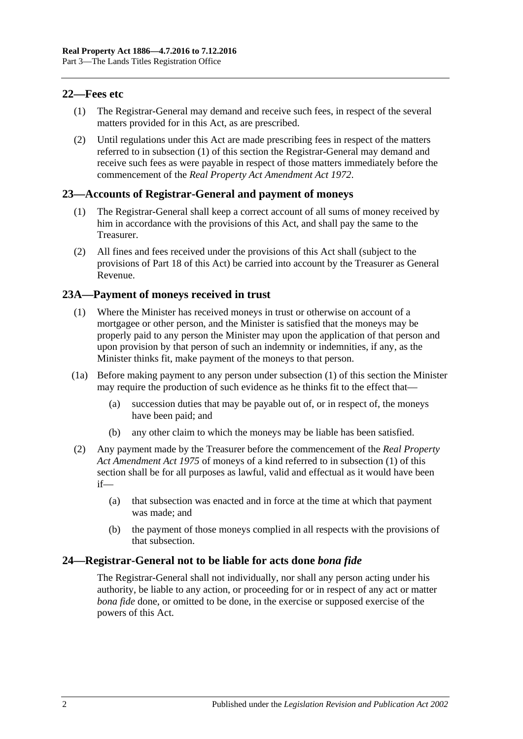## 22—Fees etc

(1) The Registrar-General may demand and receive such fees, in respect of the several matters provided for in this Act, as are prescribed.

(2) Until regulations under this Act are made prescribing fees in respect of the matters referred to in subsection (1) of this section the Registrar-General may demand and receive such fees as were payable in respect of those matters immediately before the commencement of the *Real Property Act Amendment Act 1972*.

## 23—Accounts of Registrar-General and payment of moneys

(1) The Registrar-General shall keep a correct account of all sums of money received by him in accordance with the provisions of this Act, and shall pay the same to the Treasurer.

(2) All fines and fees received under the provisions of this Act shall (subject to the provisions of Part 18 of this Act) be carried into account by the Treasurer as General Revenue.

## 23A—Payment of moneys received in trust

(1) Where the Minister has received moneys in trust or otherwise on account of a mortgagee or other person, and the Minister is satisfied that the moneys may be properly paid to any person the Minister may upon the application of that person and upon provision by that person of such an indemnity or indemnities, if any, as the Minister thinks fit, make payment of the moneys to that person.

(1a) Before making payment to any person under subsection (1) of this section the Minister may require the production of such evidence as he thinks fit to the effect that—

- (a) succession duties that may be payable out of, or in respect of, the moneys have been paid; and
- (b) any other claim to which the moneys may be liable has been satisfied.

(2) Any payment made by the Treasurer before the commencement of the *Real Property Act Amendment Act 1975* of moneys of a kind referred to in subsection (1) of this section shall be for all purposes as lawful, valid and effectual as it would have been if—

- (a) that subsection was enacted and in force at the time at which that payment was made; and
- (b) the payment of those moneys complied in all respects with the provisions of that subsection.

## 24—Registrar-General not to be liable for acts done *bona fide*

The Registrar-General shall not individually, nor shall any person acting under his authority, be liable to any action, or proceeding for or in respect of any act or matter *bona fide* done, or omitted to be done, in the exercise or supposed exercise of the powers of this Act.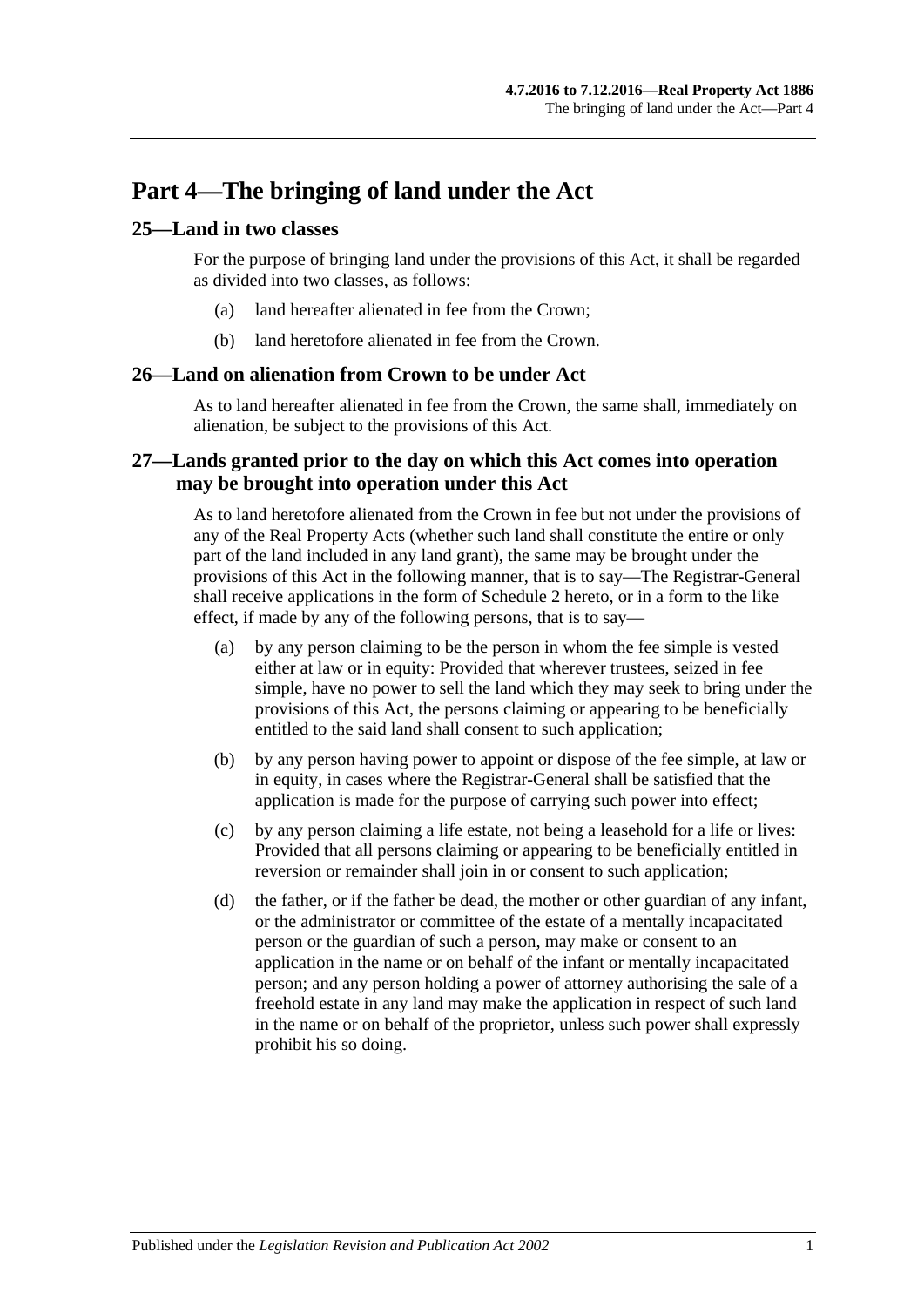# Part 4—The bringing of land under the Act

## 25—Land in two classes

For the purpose of bringing land under the provisions of this Act, it shall be regarded as divided into two classes, as follows:

(a) land hereafter alienated in fee from the Crown;

(b) land heretofore alienated in fee from the Crown.

## 26—Land on alienation from Crown to be under Act

As to land hereafter alienated in fee from the Crown, the same shall, immediately on alienation, be subject to the provisions of this Act.

## 27—Lands granted prior to the day on which this Act comes into operation may be brought into operation under this Act

As to land heretofore alienated from the Crown in fee but not under the provisions of any of the Real Property Acts (whether such land shall constitute the entire or only part of the land included in any land grant), the same may be brought under the provisions of this Act in the following manner, that is to say—The Registrar-General shall receive applications in the form of Schedule 2 hereto, or in a form to the like effect, if made by any of the following persons, that is to say—

(a) by any person claiming to be the person in whom the fee simple is vested either at law or in equity: Provided that wherever trustees, seized in fee simple, have no power to sell the land which they may seek to bring under the provisions of this Act, the persons claiming or appearing to be beneficially entitled to the said land shall consent to such application;

(b) by any person having power to appoint or dispose of the fee simple, at law or in equity, in cases where the Registrar-General shall be satisfied that the application is made for the purpose of carrying such power into effect;

(c) by any person claiming a life estate, not being a leasehold for a life or lives: Provided that all persons claiming or appearing to be beneficially entitled in reversion or remainder shall join in or consent to such application;

(d) the father, or if the father be dead, the mother or other guardian of any infant, or the administrator or committee of the estate of a mentally incapacitated person or the guardian of such a person, may make or consent to an application in the name or on behalf of the infant or mentally incapacitated person; and any person holding a power of attorney authorising the sale of a freehold estate in any land may make the application in respect of such land in the name or on behalf of the proprietor, unless such power shall expressly prohibit his so doing.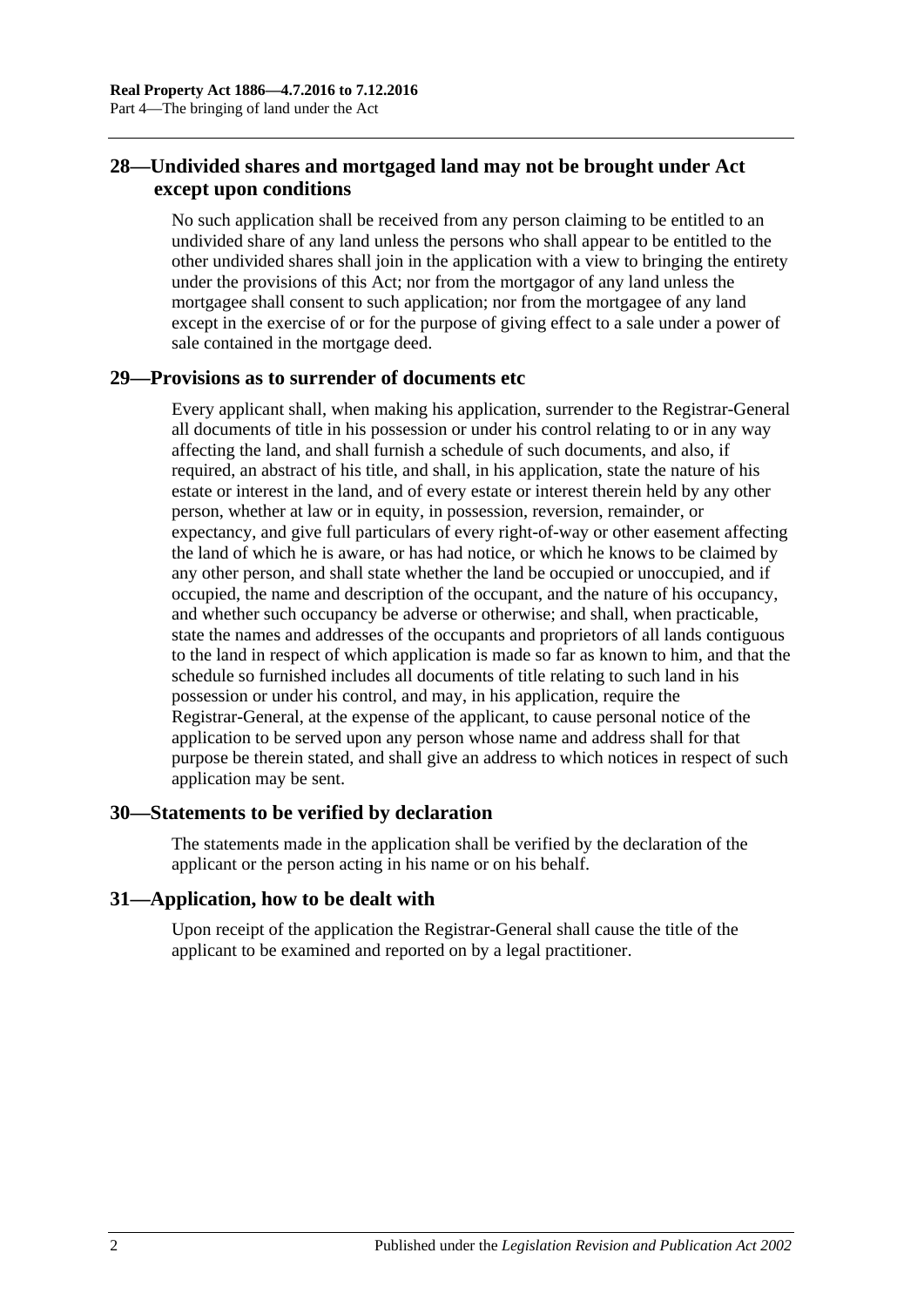## 28—Undivided shares and mortgaged land may not be brought under Act except upon conditions

No such application shall be received from any person claiming to be entitled to an undivided share of any land unless the persons who shall appear to be entitled to the other undivided shares shall join in the application with a view to bringing the entirety under the provisions of this Act; nor from the mortgagor of any land unless the mortgagee shall consent to such application; nor from the mortgagee of any land except in the exercise of or for the purpose of giving effect to a sale under a power of sale contained in the mortgage deed.

## 29—Provisions as to surrender of documents etc

Every applicant shall, when making his application, surrender to the Registrar-General all documents of title in his possession or under his control relating to or in any way affecting the land, and shall furnish a schedule of such documents, and also, if required, an abstract of his title, and shall, in his application, state the nature of his estate or interest in the land, and of every estate or interest therein held by any other person, whether at law or in equity, in possession, reversion, remainder, or expectancy, and give full particulars of every right-of-way or other easement affecting the land of which he is aware, or has had notice, or which he knows to be claimed by any other person, and shall state whether the land be occupied or unoccupied, and if occupied, the name and description of the occupant, and the nature of his occupancy, and whether such occupancy be adverse or otherwise; and shall, when practicable, state the names and addresses of the occupants and proprietors of all lands contiguous to the land in respect of which application is made so far as known to him, and that the schedule so furnished includes all documents of title relating to such land in his possession or under his control, and may, in his application, require the Registrar-General, at the expense of the applicant, to cause personal notice of the application to be served upon any person whose name and address shall for that purpose be therein stated, and shall give an address to which notices in respect of such application may be sent.

## 30—Statements to be verified by declaration

The statements made in the application shall be verified by the declaration of the applicant or the person acting in his name or on his behalf.

## 31—Application, how to be dealt with

Upon receipt of the application the Registrar-General shall cause the title of the applicant to be examined and reported on by a legal practitioner.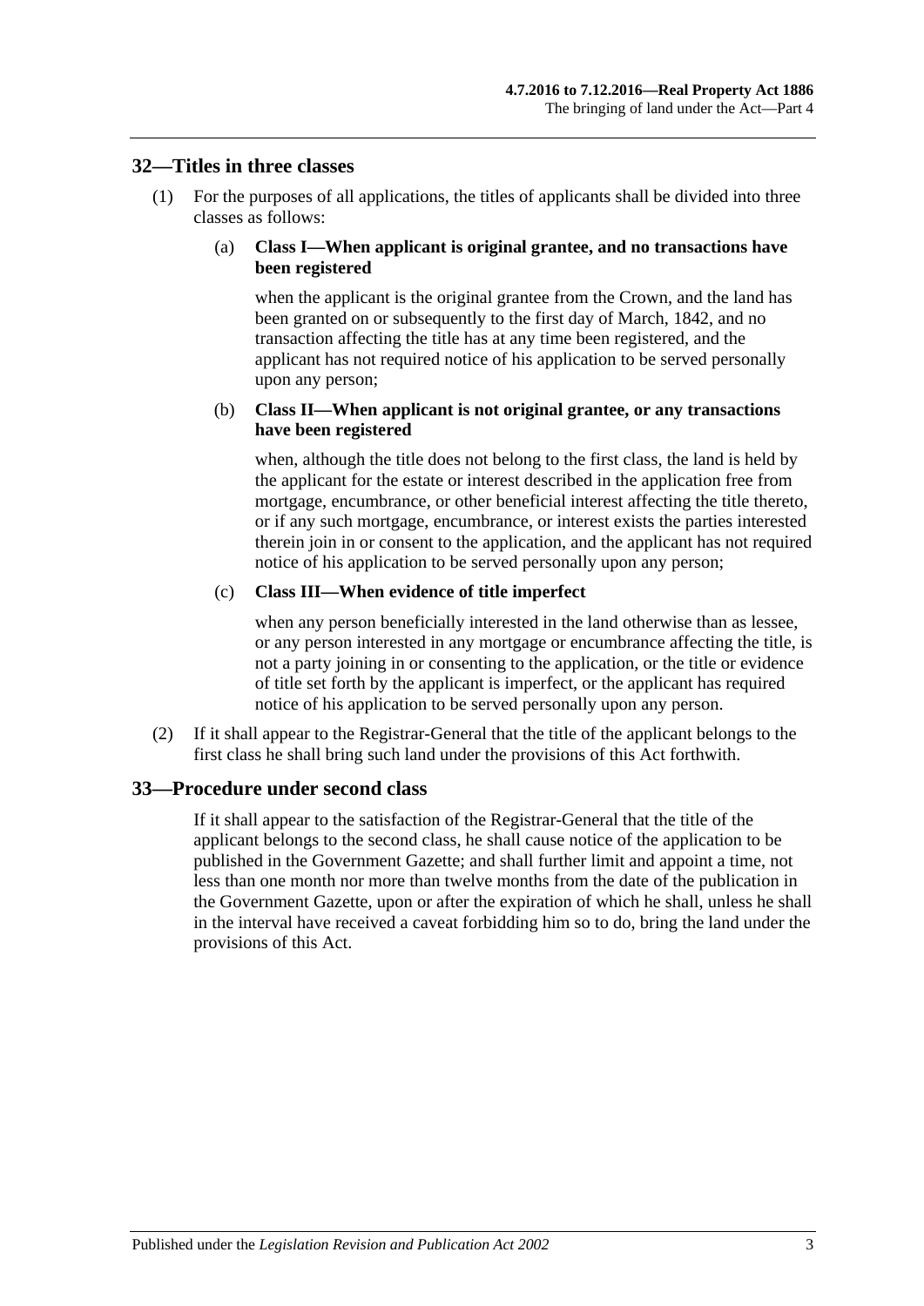## 32—Titles in three classes

(1) For the purposes of all applications, the titles of applicants shall be divided into three classes as follows:

(a) **Class I—When applicant is original grantee, and no transactions have been registered**

when the applicant is the original grantee from the Crown, and the land has been granted on or subsequently to the first day of March, 1842, and no transaction affecting the title has at any time been registered, and the applicant has not required notice of his application to be served personally upon any person;

(b) **Class II—When applicant is not original grantee, or any transactions have been registered**

when, although the title does not belong to the first class, the land is held by the applicant for the estate or interest described in the application free from mortgage, encumbrance, or other beneficial interest affecting the title thereto, or if any such mortgage, encumbrance, or interest exists the parties interested therein join in or consent to the application, and the applicant has not required notice of his application to be served personally upon any person;

(c) **Class III—When evidence of title imperfect**

when any person beneficially interested in the land otherwise than as lessee, or any person interested in any mortgage or encumbrance affecting the title, is not a party joining in or consenting to the application, or the title or evidence of title set forth by the applicant is imperfect, or the applicant has required notice of his application to be served personally upon any person.

(2) If it shall appear to the Registrar-General that the title of the applicant belongs to the first class he shall bring such land under the provisions of this Act forthwith.

## 33—Procedure under second class

If it shall appear to the satisfaction of the Registrar-General that the title of the applicant belongs to the second class, he shall cause notice of the application to be published in the Government Gazette; and shall further limit and appoint a time, not less than one month nor more than twelve months from the date of the publication in the Government Gazette, upon or after the expiration of which he shall, unless he shall in the interval have received a caveat forbidding him so to do, bring the land under the provisions of this Act.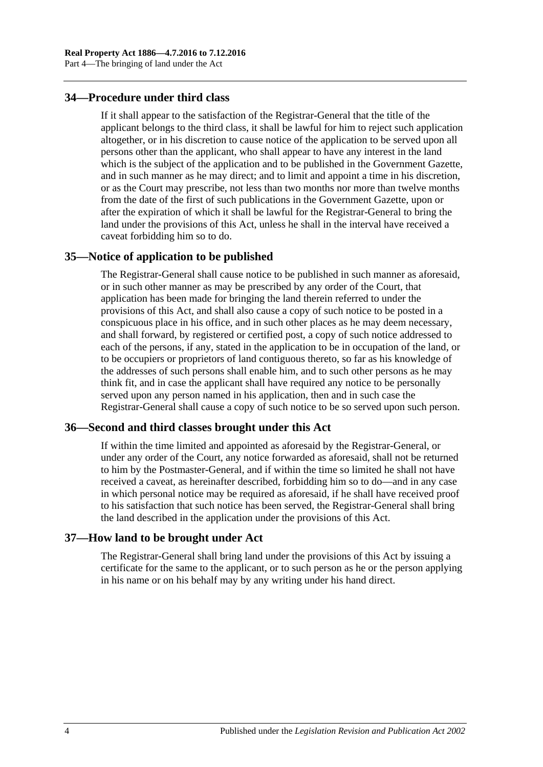## 34—Procedure under third class

If it shall appear to the satisfaction of the Registrar-General that the title of the applicant belongs to the third class, it shall be lawful for him to reject such application altogether, or in his discretion to cause notice of the application to be served upon all persons other than the applicant, who shall appear to have any interest in the land which is the subject of the application and to be published in the Government Gazette, and in such manner as he may direct; and to limit and appoint a time in his discretion, or as the Court may prescribe, not less than two months nor more than twelve months from the date of the first of such publications in the Government Gazette, upon or after the expiration of which it shall be lawful for the Registrar-General to bring the land under the provisions of this Act, unless he shall in the interval have received a caveat forbidding him so to do.

## 35—Notice of application to be published

The Registrar-General shall cause notice to be published in such manner as aforesaid, or in such other manner as may be prescribed by any order of the Court, that application has been made for bringing the land therein referred to under the provisions of this Act, and shall also cause a copy of such notice to be posted in a conspicuous place in his office, and in such other places as he may deem necessary, and shall forward, by registered or certified post, a copy of such notice addressed to each of the persons, if any, stated in the application to be in occupation of the land, or to be occupiers or proprietors of land contiguous thereto, so far as his knowledge of the addresses of such persons shall enable him, and to such other persons as he may think fit, and in case the applicant shall have required any notice to be personally served upon any person named in his application, then and in such case the Registrar-General shall cause a copy of such notice to be so served upon such person.

## 36—Second and third classes brought under this Act

If within the time limited and appointed as aforesaid by the Registrar-General, or under any order of the Court, any notice forwarded as aforesaid, shall not be returned to him by the Postmaster-General, and if within the time so limited he shall not have received a caveat, as hereinafter described, forbidding him so to do—and in any case in which personal notice may be required as aforesaid, if he shall have received proof to his satisfaction that such notice has been served, the Registrar-General shall bring the land described in the application under the provisions of this Act.

## 37—How land to be brought under Act

The Registrar-General shall bring land under the provisions of this Act by issuing a certificate for the same to the applicant, or to such person as he or the person applying in his name or on his behalf may by any writing under his hand direct.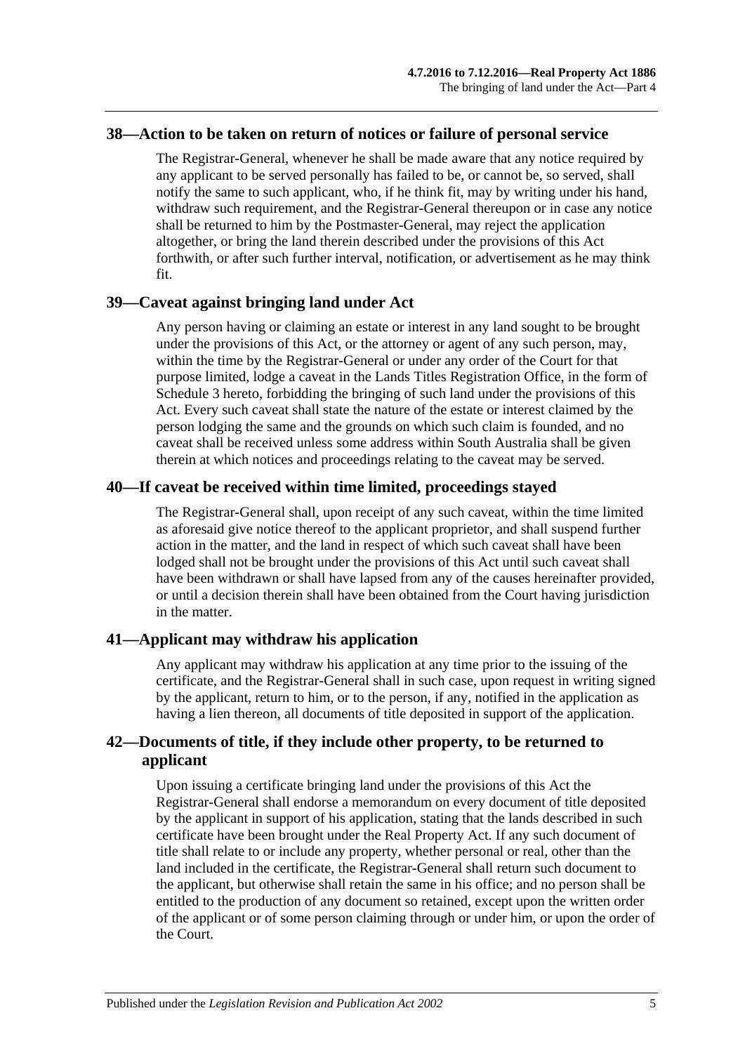## 38—Action to be taken on return of notices or failure of personal service

The Registrar-General, whenever he shall be made aware that any notice required by any applicant to be served personally has failed to be, or cannot be, so served, shall notify the same to such applicant, who, if he think fit, may by writing under his hand, withdraw such requirement, and the Registrar-General thereupon or in case any notice shall be returned to him by the Postmaster-General, may reject the application altogether, or bring the land therein described under the provisions of this Act forthwith, or after such further interval, notification, or advertisement as he may think fit.

## 39—Caveat against bringing land under Act

Any person having or claiming an estate or interest in any land sought to be brought under the provisions of this Act, or the attorney or agent of any such person, may, within the time by the Registrar-General or under any order of the Court for that purpose limited, lodge a caveat in the Lands Titles Registration Office, in the form of Schedule 3 hereto, forbidding the bringing of such land under the provisions of this Act. Every such caveat shall state the nature of the estate or interest claimed by the person lodging the same and the grounds on which such claim is founded, and no caveat shall be received unless some address within South Australia shall be given therein at which notices and proceedings relating to the caveat may be served.

## 40—If caveat be received within time limited, proceedings stayed

The Registrar-General shall, upon receipt of any such caveat, within the time limited as aforesaid give notice thereof to the applicant proprietor, and shall suspend further action in the matter, and the land in respect of which such caveat shall have been lodged shall not be brought under the provisions of this Act until such caveat shall have been withdrawn or shall have lapsed from any of the causes hereinafter provided, or until a decision therein shall have been obtained from the Court having jurisdiction in the matter.

## 41—Applicant may withdraw his application

Any applicant may withdraw his application at any time prior to the issuing of the certificate, and the Registrar-General shall in such case, upon request in writing signed by the applicant, return to him, or to the person, if any, notified in the application as having a lien thereon, all documents of title deposited in support of the application.

## 42—Documents of title, if they include other property, to be returned to applicant

Upon issuing a certificate bringing land under the provisions of this Act the Registrar-General shall endorse a memorandum on every document of title deposited by the applicant in support of his application, stating that the lands described in such certificate have been brought under the Real Property Act. If any such document of title shall relate to or include any property, whether personal or real, other than the land included in the certificate, the Registrar-General shall return such document to the applicant, but otherwise shall retain the same in his office; and no person shall be entitled to the production of any document so retained, except upon the written order of the applicant or of some person claiming through or under him, or upon the order of the Court.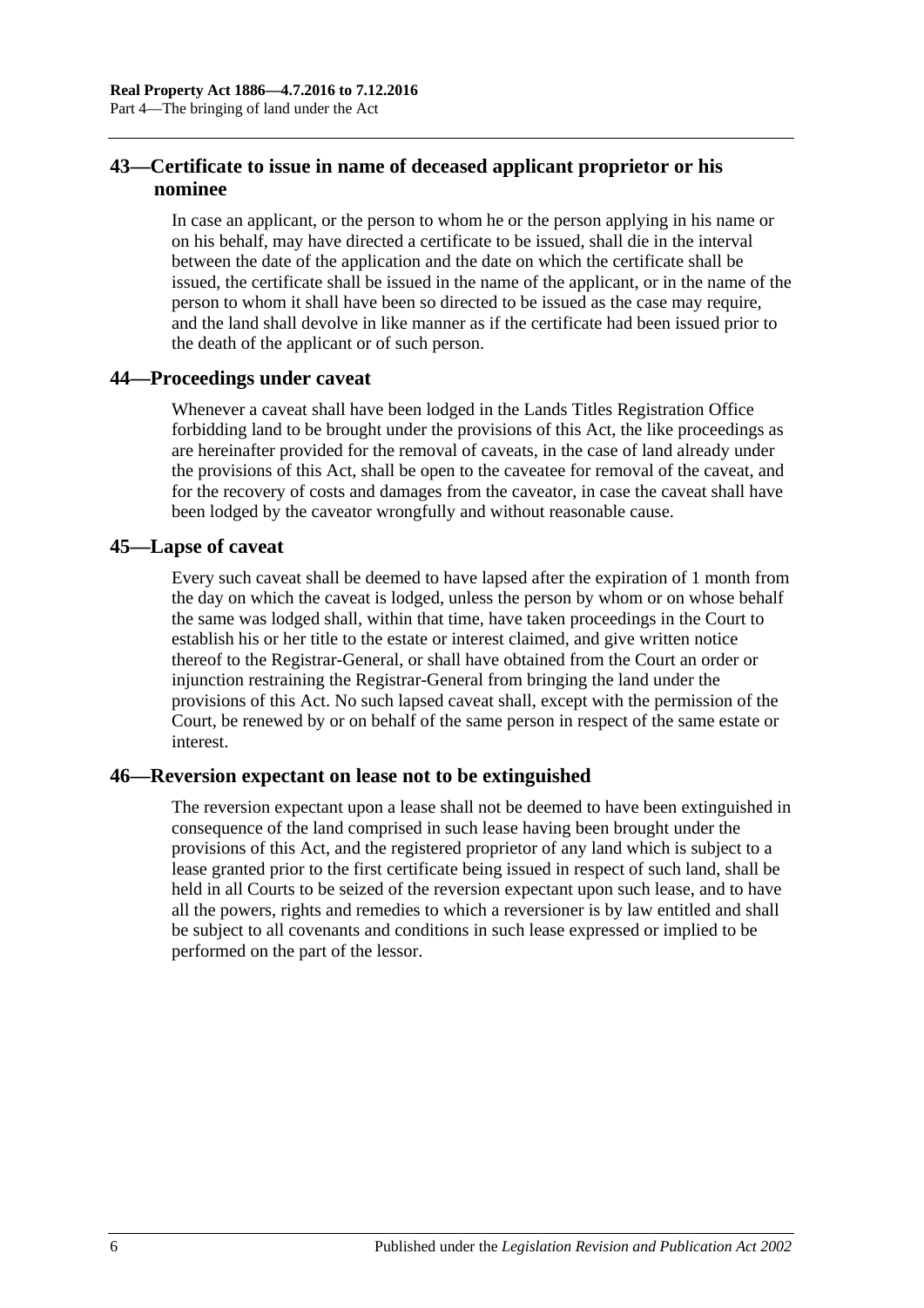## 43—Certificate to issue in name of deceased applicant proprietor or his nominee

In case an applicant, or the person to whom he or the person applying in his name or on his behalf, may have directed a certificate to be issued, shall die in the interval between the date of the application and the date on which the certificate shall be issued, the certificate shall be issued in the name of the applicant, or in the name of the person to whom it shall have been so directed to be issued as the case may require, and the land shall devolve in like manner as if the certificate had been issued prior to the death of the applicant or of such person.

## 44—Proceedings under caveat

Whenever a caveat shall have been lodged in the Lands Titles Registration Office forbidding land to be brought under the provisions of this Act, the like proceedings as are hereinafter provided for the removal of caveats, in the case of land already under the provisions of this Act, shall be open to the caveatee for removal of the caveat, and for the recovery of costs and damages from the caveator, in case the caveat shall have been lodged by the caveator wrongfully and without reasonable cause.

## 45—Lapse of caveat

Every such caveat shall be deemed to have lapsed after the expiration of 1 month from the day on which the caveat is lodged, unless the person by whom or on whose behalf the same was lodged shall, within that time, have taken proceedings in the Court to establish his or her title to the estate or interest claimed, and give written notice thereof to the Registrar-General, or shall have obtained from the Court an order or injunction restraining the Registrar-General from bringing the land under the provisions of this Act. No such lapsed caveat shall, except with the permission of the Court, be renewed by or on behalf of the same person in respect of the same estate or interest.

## 46—Reversion expectant on lease not to be extinguished

The reversion expectant upon a lease shall not be deemed to have been extinguished in consequence of the land comprised in such lease having been brought under the provisions of this Act, and the registered proprietor of any land which is subject to a lease granted prior to the first certificate being issued in respect of such land, shall be held in all Courts to be seized of the reversion expectant upon such lease, and to have all the powers, rights and remedies to which a reversioner is by law entitled and shall be subject to all covenants and conditions in such lease expressed or implied to be performed on the part of the lessor.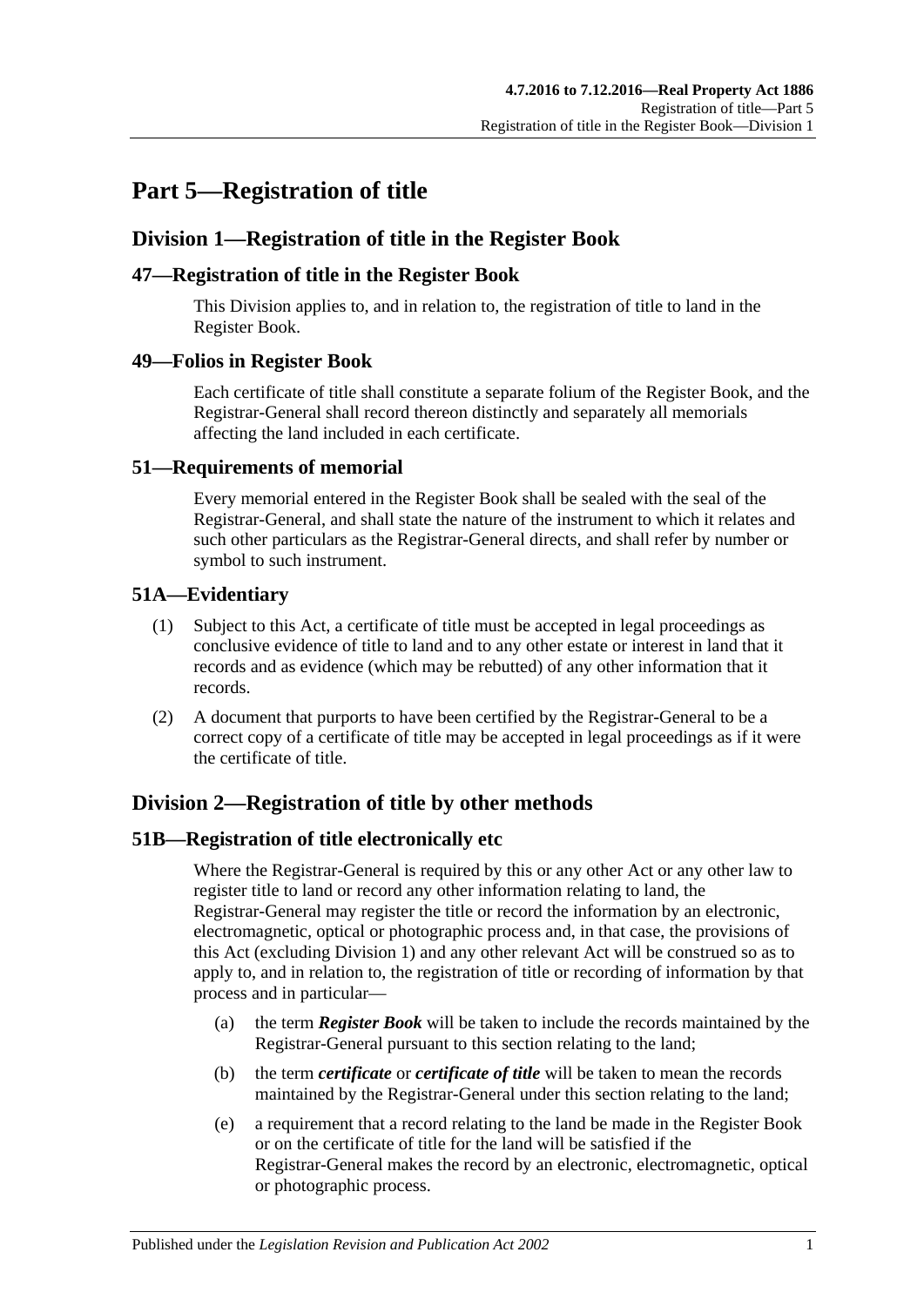# Part 5—Registration of title

## Division 1—Registration of title in the Register Book

### 47—Registration of title in the Register Book

This Division applies to, and in relation to, the registration of title to land in the Register Book.

### 49—Folios in Register Book

Each certificate of title shall constitute a separate folium of the Register Book, and the Registrar-General shall record thereon distinctly and separately all memorials affecting the land included in each certificate.

### 51—Requirements of memorial

Every memorial entered in the Register Book shall be sealed with the seal of the Registrar-General, and shall state the nature of the instrument to which it relates and such other particulars as the Registrar-General directs, and shall refer by number or symbol to such instrument.

### 51A—Evidentiary

(1) Subject to this Act, a certificate of title must be accepted in legal proceedings as conclusive evidence of title to land and to any other estate or interest in land that it records and as evidence (which may be rebutted) of any other information that it records.

(2) A document that purports to have been certified by the Registrar-General to be a correct copy of a certificate of title may be accepted in legal proceedings as if it were the certificate of title.

## Division 2—Registration of title by other methods

### 51B—Registration of title electronically etc

Where the Registrar-General is required by this or any other Act or any other law to register title to land or record any other information relating to land, the Registrar-General may register the title or record the information by an electronic, electromagnetic, optical or photographic process and, in that case, the provisions of this Act (excluding Division 1) and any other relevant Act will be construed so as to apply to, and in relation to, the registration of title or recording of information by that process and in particular—

(a) the term ***Register Book*** will be taken to include the records maintained by the Registrar-General pursuant to this section relating to the land;

(b) the term ***certificate*** or ***certificate of title*** will be taken to mean the records maintained by the Registrar-General under this section relating to the land;

(e) a requirement that a record relating to the land be made in the Register Book or on the certificate of title for the land will be satisfied if the Registrar-General makes the record by an electronic, electromagnetic, optical or photographic process.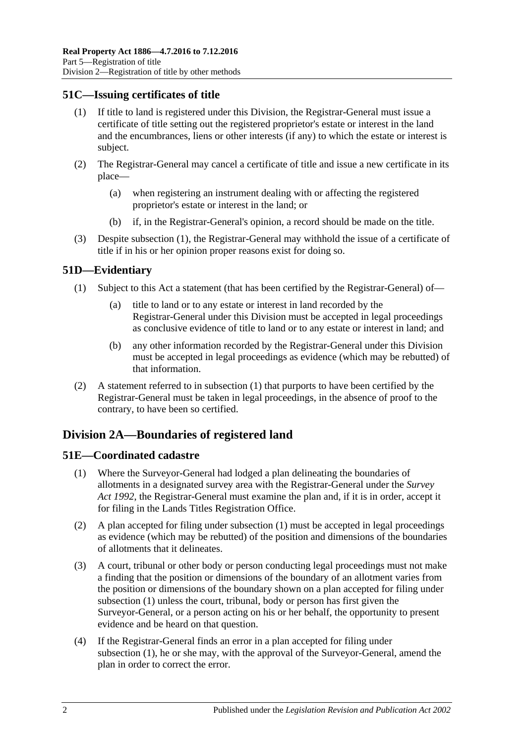## 51C—Issuing certificates of title

(1) If title to land is registered under this Division, the Registrar-General must issue a certificate of title setting out the registered proprietor's estate or interest in the land and the encumbrances, liens or other interests (if any) to which the estate or interest is subject.

(2) The Registrar-General may cancel a certificate of title and issue a new certificate in its place—

(a) when registering an instrument dealing with or affecting the registered proprietor's estate or interest in the land; or

(b) if, in the Registrar-General's opinion, a record should be made on the title.

(3) Despite subsection (1), the Registrar-General may withhold the issue of a certificate of title if in his or her opinion proper reasons exist for doing so.

## 51D—Evidentiary

(1) Subject to this Act a statement (that has been certified by the Registrar-General) of—

(a) title to land or to any estate or interest in land recorded by the Registrar-General under this Division must be accepted in legal proceedings as conclusive evidence of title to land or to any estate or interest in land; and

(b) any other information recorded by the Registrar-General under this Division must be accepted in legal proceedings as evidence (which may be rebutted) of that information.

(2) A statement referred to in subsection (1) that purports to have been certified by the Registrar-General must be taken in legal proceedings, in the absence of proof to the contrary, to have been so certified.

# Division 2A—Boundaries of registered land

## 51E—Coordinated cadastre

(1) Where the Surveyor-General had lodged a plan delineating the boundaries of allotments in a designated survey area with the Registrar-General under the *Survey Act 1992*, the Registrar-General must examine the plan and, if it is in order, accept it for filing in the Lands Titles Registration Office.

(2) A plan accepted for filing under subsection (1) must be accepted in legal proceedings as evidence (which may be rebutted) of the position and dimensions of the boundaries of allotments that it delineates.

(3) A court, tribunal or other body or person conducting legal proceedings must not make a finding that the position or dimensions of the boundary of an allotment varies from the position or dimensions of the boundary shown on a plan accepted for filing under subsection (1) unless the court, tribunal, body or person has first given the Surveyor-General, or a person acting on his or her behalf, the opportunity to present evidence and be heard on that question.

(4) If the Registrar-General finds an error in a plan accepted for filing under subsection (1), he or she may, with the approval of the Surveyor-General, amend the plan in order to correct the error.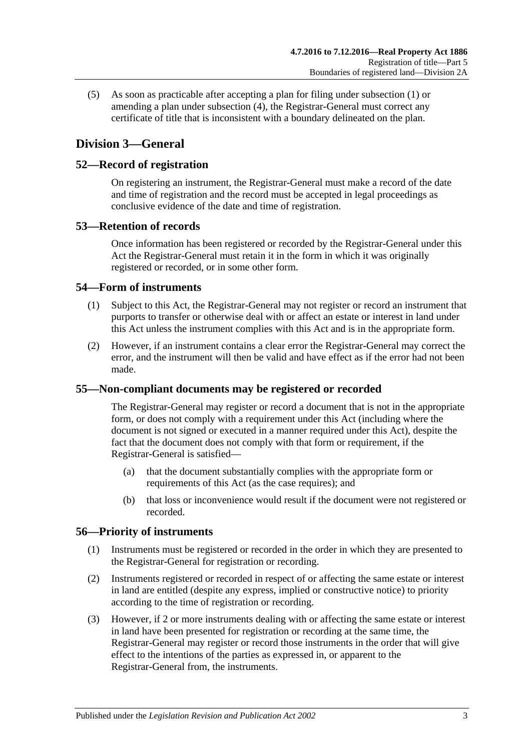(5) As soon as practicable after accepting a plan for filing under subsection (1) or amending a plan under subsection (4), the Registrar-General must correct any certificate of title that is inconsistent with a boundary delineated on the plan.

## Division 3—General

### 52—Record of registration

On registering an instrument, the Registrar-General must make a record of the date and time of registration and the record must be accepted in legal proceedings as conclusive evidence of the date and time of registration.

### 53—Retention of records

Once information has been registered or recorded by the Registrar-General under this Act the Registrar-General must retain it in the form in which it was originally registered or recorded, or in some other form.

### 54—Form of instruments

(1) Subject to this Act, the Registrar-General may not register or record an instrument that purports to transfer or otherwise deal with or affect an estate or interest in land under this Act unless the instrument complies with this Act and is in the appropriate form.

(2) However, if an instrument contains a clear error the Registrar-General may correct the error, and the instrument will then be valid and have effect as if the error had not been made.

### 55—Non-compliant documents may be registered or recorded

The Registrar-General may register or record a document that is not in the appropriate form, or does not comply with a requirement under this Act (including where the document is not signed or executed in a manner required under this Act), despite the fact that the document does not comply with that form or requirement, if the Registrar-General is satisfied—

(a) that the document substantially complies with the appropriate form or requirements of this Act (as the case requires); and

(b) that loss or inconvenience would result if the document were not registered or recorded.

### 56—Priority of instruments

(1) Instruments must be registered or recorded in the order in which they are presented to the Registrar-General for registration or recording.

(2) Instruments registered or recorded in respect of or affecting the same estate or interest in land are entitled (despite any express, implied or constructive notice) to priority according to the time of registration or recording.

(3) However, if 2 or more instruments dealing with or affecting the same estate or interest in land have been presented for registration or recording at the same time, the Registrar-General may register or record those instruments in the order that will give effect to the intentions of the parties as expressed in, or apparent to the Registrar-General from, the instruments.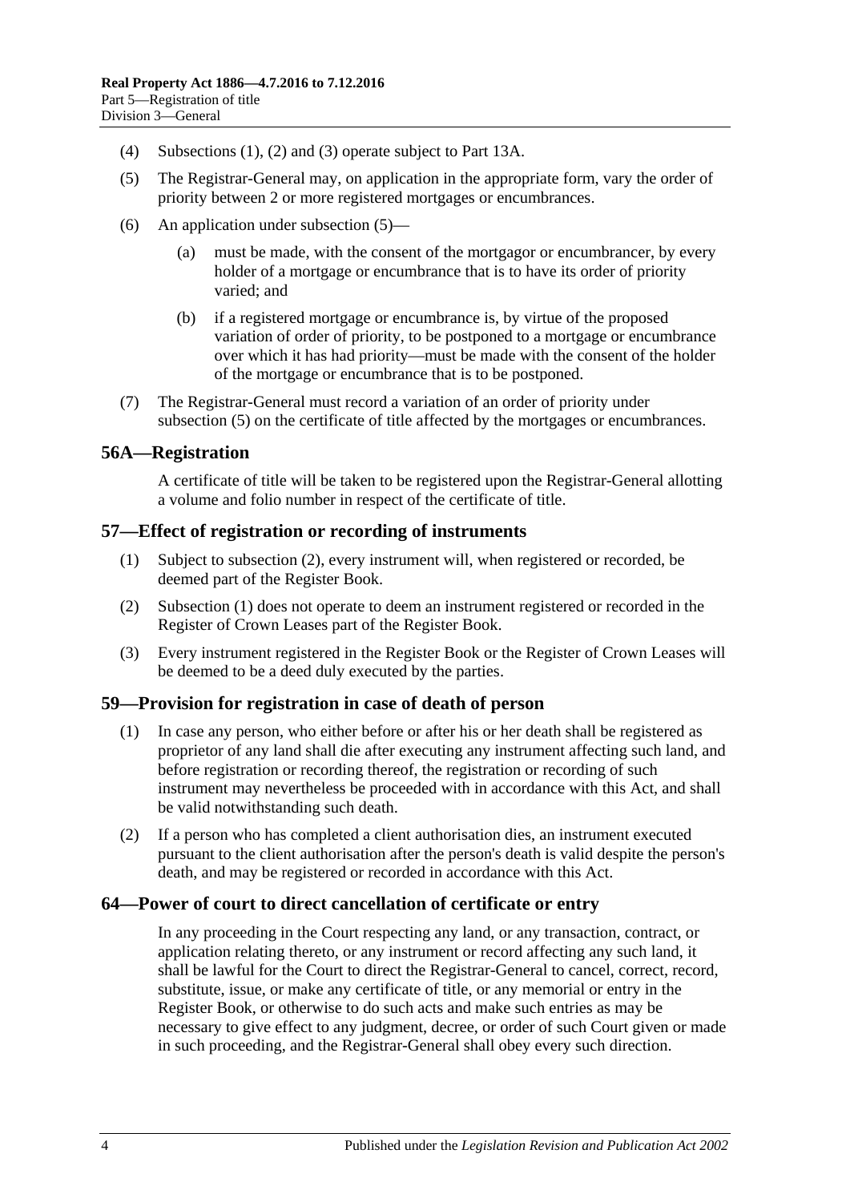(4) Subsections (1), (2) and (3) operate subject to Part 13A.

(5) The Registrar-General may, on application in the appropriate form, vary the order of priority between 2 or more registered mortgages or encumbrances.

(6) An application under subsection (5)—

(a) must be made, with the consent of the mortgagor or encumbrancer, by every holder of a mortgage or encumbrance that is to have its order of priority varied; and

(b) if a registered mortgage or encumbrance is, by virtue of the proposed variation of order of priority, to be postponed to a mortgage or encumbrance over which it has had priority—must be made with the consent of the holder of the mortgage or encumbrance that is to be postponed.

(7) The Registrar-General must record a variation of an order of priority under subsection (5) on the certificate of title affected by the mortgages or encumbrances.

## 56A—Registration

A certificate of title will be taken to be registered upon the Registrar-General allotting a volume and folio number in respect of the certificate of title.

## 57—Effect of registration or recording of instruments

(1) Subject to subsection (2), every instrument will, when registered or recorded, be deemed part of the Register Book.

(2) Subsection (1) does not operate to deem an instrument registered or recorded in the Register of Crown Leases part of the Register Book.

(3) Every instrument registered in the Register Book or the Register of Crown Leases will be deemed to be a deed duly executed by the parties.

## 59—Provision for registration in case of death of person

(1) In case any person, who either before or after his or her death shall be registered as proprietor of any land shall die after executing any instrument affecting such land, and before registration or recording thereof, the registration or recording of such instrument may nevertheless be proceeded with in accordance with this Act, and shall be valid notwithstanding such death.

(2) If a person who has completed a client authorisation dies, an instrument executed pursuant to the client authorisation after the person's death is valid despite the person's death, and may be registered or recorded in accordance with this Act.

## 64—Power of court to direct cancellation of certificate or entry

In any proceeding in the Court respecting any land, or any transaction, contract, or application relating thereto, or any instrument or record affecting any such land, it shall be lawful for the Court to direct the Registrar-General to cancel, correct, record, substitute, issue, or make any certificate of title, or any memorial or entry in the Register Book, or otherwise to do such acts and make such entries as may be necessary to give effect to any judgment, decree, or order of such Court given or made in such proceeding, and the Registrar-General shall obey every such direction.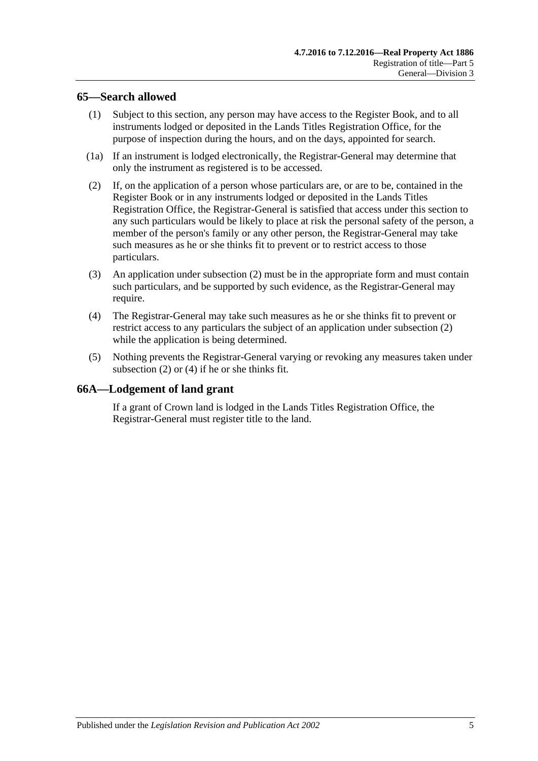## 65—Search allowed

(1) Subject to this section, any person may have access to the Register Book, and to all instruments lodged or deposited in the Lands Titles Registration Office, for the purpose of inspection during the hours, and on the days, appointed for search.

(1a) If an instrument is lodged electronically, the Registrar-General may determine that only the instrument as registered is to be accessed.

(2) If, on the application of a person whose particulars are, or are to be, contained in the Register Book or in any instruments lodged or deposited in the Lands Titles Registration Office, the Registrar-General is satisfied that access under this section to any such particulars would be likely to place at risk the personal safety of the person, a member of the person's family or any other person, the Registrar-General may take such measures as he or she thinks fit to prevent or to restrict access to those particulars.

(3) An application under subsection (2) must be in the appropriate form and must contain such particulars, and be supported by such evidence, as the Registrar-General may require.

(4) The Registrar-General may take such measures as he or she thinks fit to prevent or restrict access to any particulars the subject of an application under subsection (2) while the application is being determined.

(5) Nothing prevents the Registrar-General varying or revoking any measures taken under subsection (2) or (4) if he or she thinks fit.

## 66A—Lodgement of land grant

If a grant of Crown land is lodged in the Lands Titles Registration Office, the Registrar-General must register title to the land.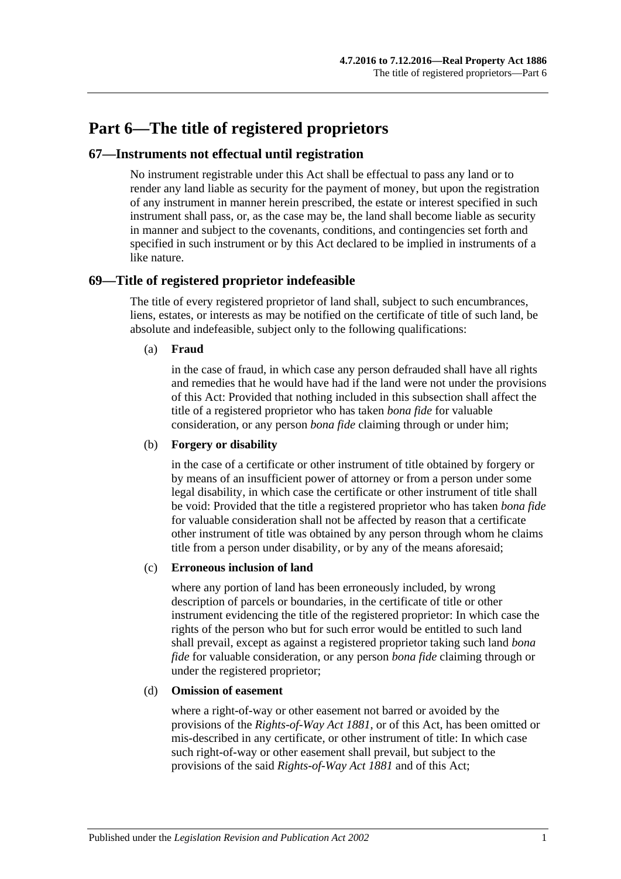# Part 6—The title of registered proprietors

## 67—Instruments not effectual until registration

No instrument registrable under this Act shall be effectual to pass any land or to render any land liable as security for the payment of money, but upon the registration of any instrument in manner herein prescribed, the estate or interest specified in such instrument shall pass, or, as the case may be, the land shall become liable as security in manner and subject to the covenants, conditions, and contingencies set forth and specified in such instrument or by this Act declared to be implied in instruments of a like nature.

## 69—Title of registered proprietor indefeasible

The title of every registered proprietor of land shall, subject to such encumbrances, liens, estates, or interests as may be notified on the certificate of title of such land, be absolute and indefeasible, subject only to the following qualifications:

(a) **Fraud**

in the case of fraud, in which case any person defrauded shall have all rights and remedies that he would have had if the land were not under the provisions of this Act: Provided that nothing included in this subsection shall affect the title of a registered proprietor who has taken *bona fide* for valuable consideration, or any person *bona fide* claiming through or under him;

(b) **Forgery or disability**

in the case of a certificate or other instrument of title obtained by forgery or by means of an insufficient power of attorney or from a person under some legal disability, in which case the certificate or other instrument of title shall be void: Provided that the title a registered proprietor who has taken *bona fide* for valuable consideration shall not be affected by reason that a certificate other instrument of title was obtained by any person through whom he claims title from a person under disability, or by any of the means aforesaid;

(c) **Erroneous inclusion of land**

where any portion of land has been erroneously included, by wrong description of parcels or boundaries, in the certificate of title or other instrument evidencing the title of the registered proprietor: In which case the rights of the person who but for such error would be entitled to such land shall prevail, except as against a registered proprietor taking such land *bona fide* for valuable consideration, or any person *bona fide* claiming through or under the registered proprietor;

(d) **Omission of easement**

where a right-of-way or other easement not barred or avoided by the provisions of the *Rights-of-Way Act 1881*, or of this Act, has been omitted or mis-described in any certificate, or other instrument of title: In which case such right-of-way or other easement shall prevail, but subject to the provisions of the said *Rights-of-Way Act 1881* and of this Act;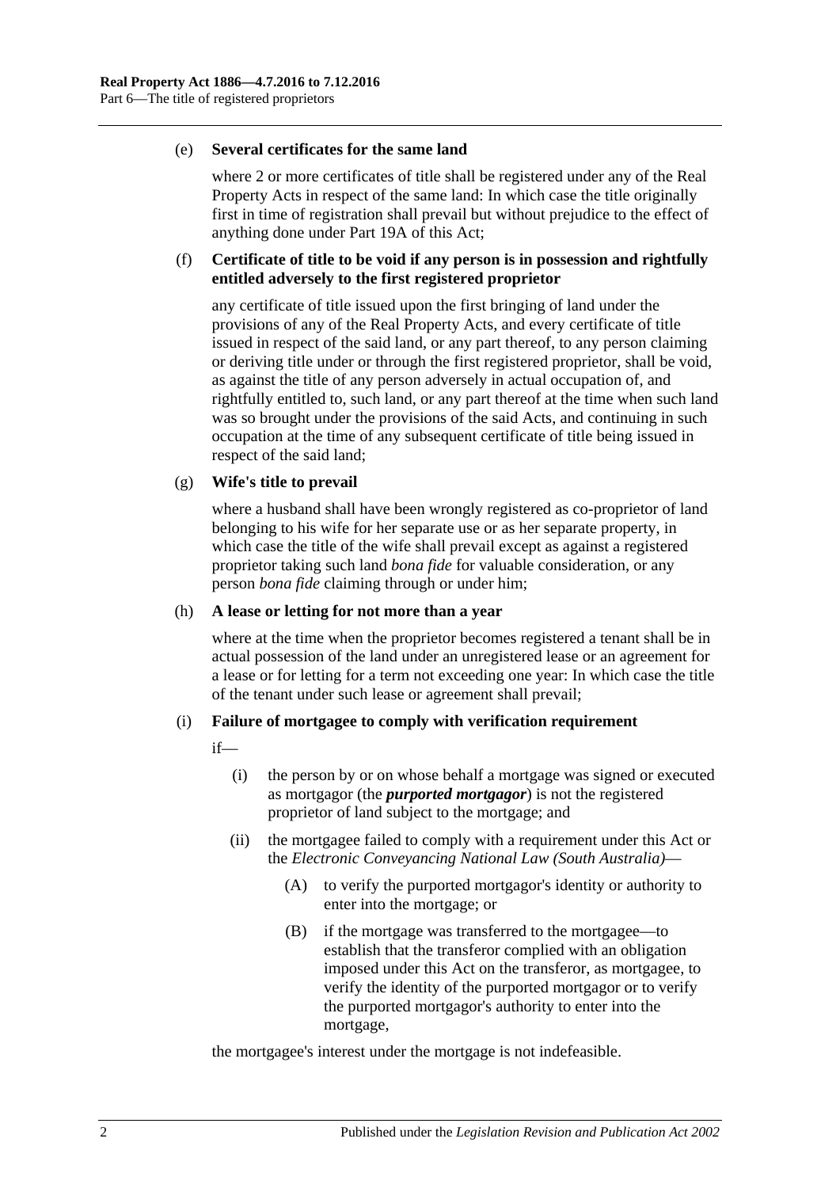(e) **Several certificates for the same land**

where 2 or more certificates of title shall be registered under any of the Real Property Acts in respect of the same land: In which case the title originally first in time of registration shall prevail but without prejudice to the effect of anything done under Part 19A of this Act;

(f) **Certificate of title to be void if any person is in possession and rightfully entitled adversely to the first registered proprietor**

any certificate of title issued upon the first bringing of land under the provisions of any of the Real Property Acts, and every certificate of title issued in respect of the said land, or any part thereof, to any person claiming or deriving title under or through the first registered proprietor, shall be void, as against the title of any person adversely in actual occupation of, and rightfully entitled to, such land, or any part thereof at the time when such land was so brought under the provisions of the said Acts, and continuing in such occupation at the time of any subsequent certificate of title being issued in respect of the said land;

(g) **Wife's title to prevail**

where a husband shall have been wrongly registered as co-proprietor of land belonging to his wife for her separate use or as her separate property, in which case the title of the wife shall prevail except as against a registered proprietor taking such land *bona fide* for valuable consideration, or any person *bona fide* claiming through or under him;

(h) **A lease or letting for not more than a year**

where at the time when the proprietor becomes registered a tenant shall be in actual possession of the land under an unregistered lease or an agreement for a lease or for letting for a term not exceeding one year: In which case the title of the tenant under such lease or agreement shall prevail;

(i) **Failure of mortgagee to comply with verification requirement**

if—

(i) the person by or on whose behalf a mortgage was signed or executed as mortgagor (the ***purported mortgagor***) is not the registered proprietor of land subject to the mortgage; and

(ii) the mortgagee failed to comply with a requirement under this Act or the *Electronic Conveyancing National Law (South Australia)*—

(A) to verify the purported mortgagor's identity or authority to enter into the mortgage; or

(B) if the mortgage was transferred to the mortgagee—to establish that the transferor complied with an obligation imposed under this Act on the transferor, as mortgagee, to verify the identity of the purported mortgagor or to verify the purported mortgagor's authority to enter into the mortgage,

the mortgagee's interest under the mortgage is not indefeasible.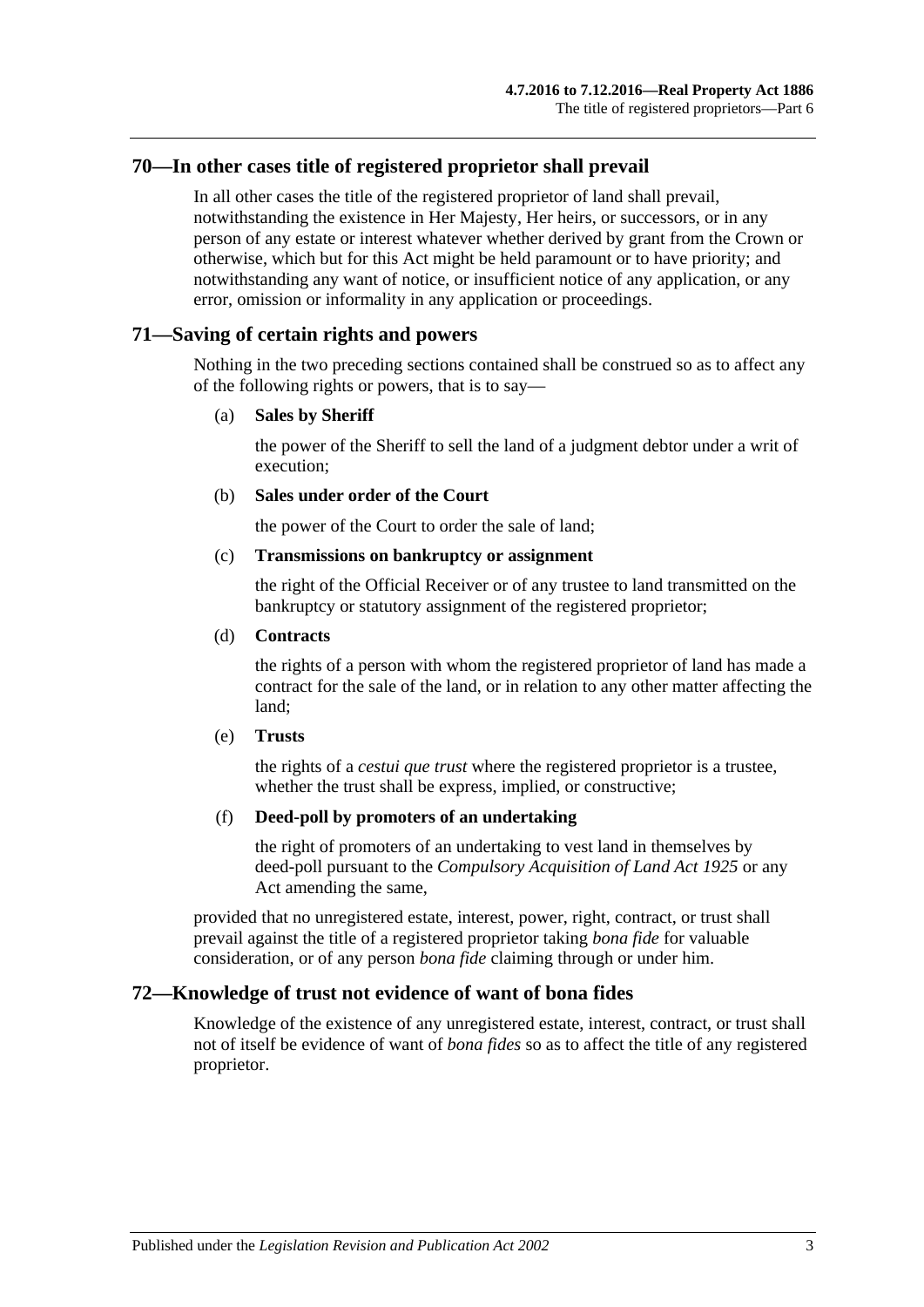## 70—In other cases title of registered proprietor shall prevail

In all other cases the title of the registered proprietor of land shall prevail, notwithstanding the existence in Her Majesty, Her heirs, or successors, or in any person of any estate or interest whatever whether derived by grant from the Crown or otherwise, which but for this Act might be held paramount or to have priority; and notwithstanding any want of notice, or insufficient notice of any application, or any error, omission or informality in any application or proceedings.

## 71—Saving of certain rights and powers

Nothing in the two preceding sections contained shall be construed so as to affect any of the following rights or powers, that is to say—

(a) **Sales by Sheriff**

the power of the Sheriff to sell the land of a judgment debtor under a writ of execution;

(b) **Sales under order of the Court**

the power of the Court to order the sale of land;

(c) **Transmissions on bankruptcy or assignment**

the right of the Official Receiver or of any trustee to land transmitted on the bankruptcy or statutory assignment of the registered proprietor;

(d) **Contracts**

the rights of a person with whom the registered proprietor of land has made a contract for the sale of the land, or in relation to any other matter affecting the land;

(e) **Trusts**

the rights of a *cestui que trust* where the registered proprietor is a trustee, whether the trust shall be express, implied, or constructive;

(f) **Deed-poll by promoters of an undertaking**

the right of promoters of an undertaking to vest land in themselves by deed-poll pursuant to the *Compulsory Acquisition of Land Act 1925* or any Act amending the same,

provided that no unregistered estate, interest, power, right, contract, or trust shall prevail against the title of a registered proprietor taking *bona fide* for valuable consideration, or of any person *bona fide* claiming through or under him.

## 72—Knowledge of trust not evidence of want of bona fides

Knowledge of the existence of any unregistered estate, interest, contract, or trust shall not of itself be evidence of want of *bona fides* so as to affect the title of any registered proprietor.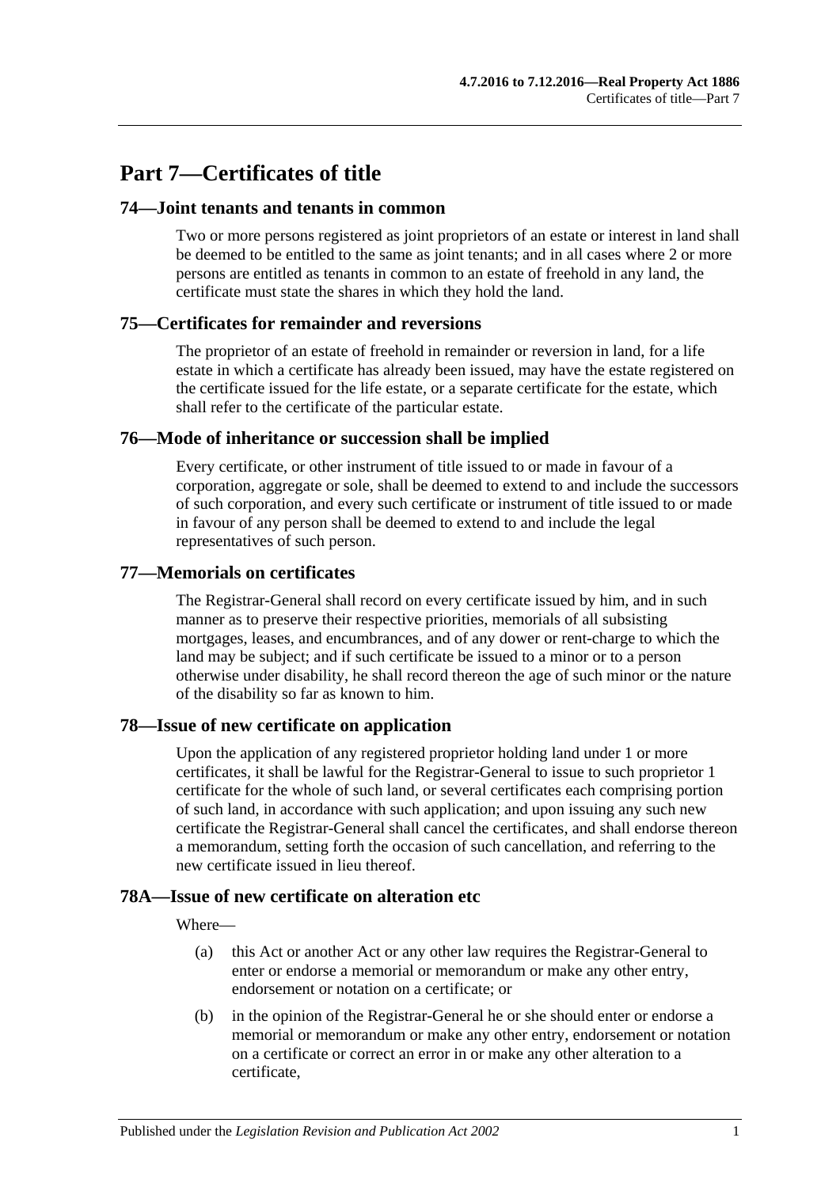# Part 7—Certificates of title

## 74—Joint tenants and tenants in common

Two or more persons registered as joint proprietors of an estate or interest in land shall be deemed to be entitled to the same as joint tenants; and in all cases where 2 or more persons are entitled as tenants in common to an estate of freehold in any land, the certificate must state the shares in which they hold the land.

## 75—Certificates for remainder and reversions

The proprietor of an estate of freehold in remainder or reversion in land, for a life estate in which a certificate has already been issued, may have the estate registered on the certificate issued for the life estate, or a separate certificate for the estate, which shall refer to the certificate of the particular estate.

## 76—Mode of inheritance or succession shall be implied

Every certificate, or other instrument of title issued to or made in favour of a corporation, aggregate or sole, shall be deemed to extend to and include the successors of such corporation, and every such certificate or instrument of title issued to or made in favour of any person shall be deemed to extend to and include the legal representatives of such person.

## 77—Memorials on certificates

The Registrar-General shall record on every certificate issued by him, and in such manner as to preserve their respective priorities, memorials of all subsisting mortgages, leases, and encumbrances, and of any dower or rent-charge to which the land may be subject; and if such certificate be issued to a minor or to a person otherwise under disability, he shall record thereon the age of such minor or the nature of the disability so far as known to him.

## 78—Issue of new certificate on application

Upon the application of any registered proprietor holding land under 1 or more certificates, it shall be lawful for the Registrar-General to issue to such proprietor 1 certificate for the whole of such land, or several certificates each comprising portion of such land, in accordance with such application; and upon issuing any such new certificate the Registrar-General shall cancel the certificates, and shall endorse thereon a memorandum, setting forth the occasion of such cancellation, and referring to the new certificate issued in lieu thereof.

## 78A—Issue of new certificate on alteration etc

Where—

(a) this Act or another Act or any other law requires the Registrar-General to enter or endorse a memorial or memorandum or make any other entry, endorsement or notation on a certificate; or

(b) in the opinion of the Registrar-General he or she should enter or endorse a memorial or memorandum or make any other entry, endorsement or notation on a certificate or correct an error in or make any other alteration to a certificate,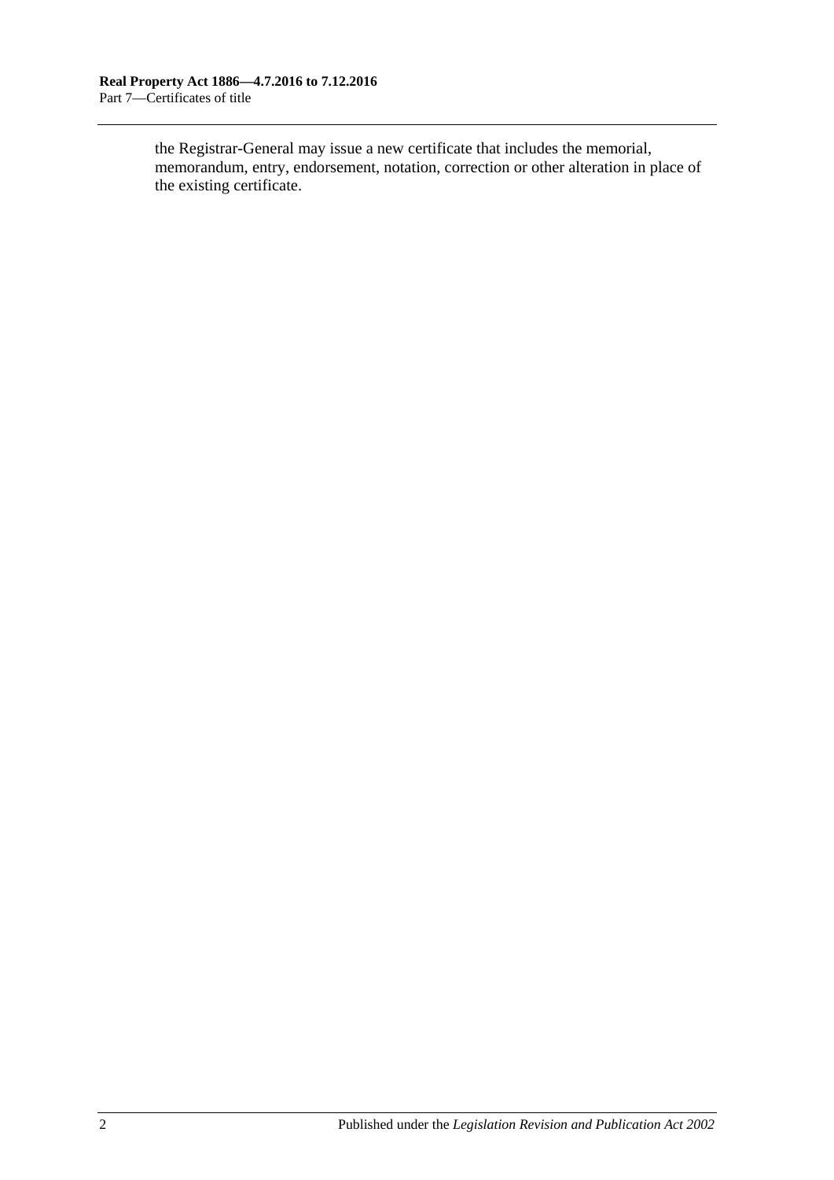the Registrar-General may issue a new certificate that includes the memorial, memorandum, entry, endorsement, notation, correction or other alteration in place of the existing certificate.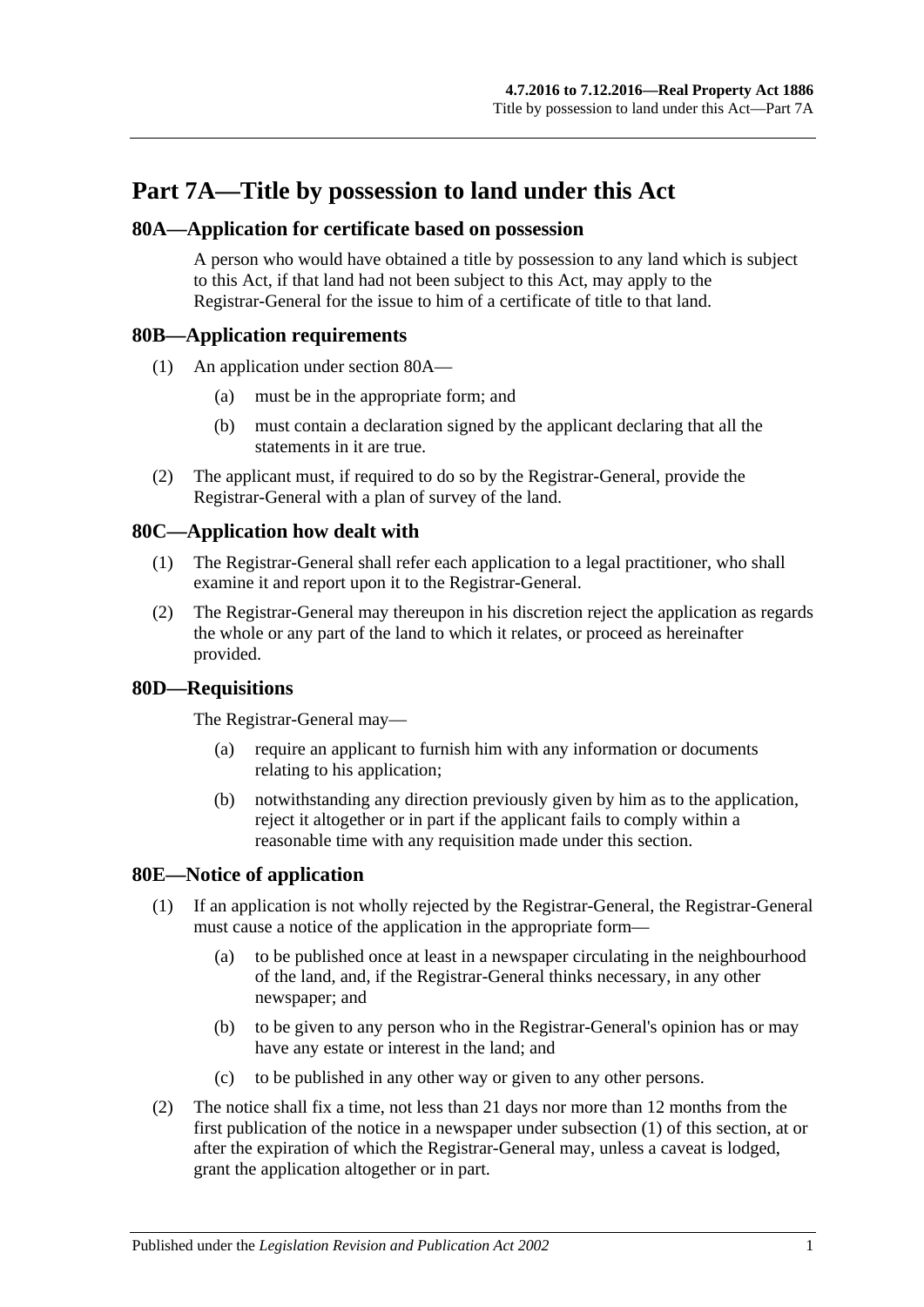# Part 7A—Title by possession to land under this Act

## 80A—Application for certificate based on possession

A person who would have obtained a title by possession to any land which is subject to this Act, if that land had not been subject to this Act, may apply to the Registrar-General for the issue to him of a certificate of title to that land.

## 80B—Application requirements

(1) An application under section 80A—

(a) must be in the appropriate form; and

(b) must contain a declaration signed by the applicant declaring that all the statements in it are true.

(2) The applicant must, if required to do so by the Registrar-General, provide the Registrar-General with a plan of survey of the land.

## 80C—Application how dealt with

(1) The Registrar-General shall refer each application to a legal practitioner, who shall examine it and report upon it to the Registrar-General.

(2) The Registrar-General may thereupon in his discretion reject the application as regards the whole or any part of the land to which it relates, or proceed as hereinafter provided.

## 80D—Requisitions

The Registrar-General may—

(a) require an applicant to furnish him with any information or documents relating to his application;

(b) notwithstanding any direction previously given by him as to the application, reject it altogether or in part if the applicant fails to comply within a reasonable time with any requisition made under this section.

## 80E—Notice of application

(1) If an application is not wholly rejected by the Registrar-General, the Registrar-General must cause a notice of the application in the appropriate form—

(a) to be published once at least in a newspaper circulating in the neighbourhood of the land, and, if the Registrar-General thinks necessary, in any other newspaper; and

(b) to be given to any person who in the Registrar-General's opinion has or may have any estate or interest in the land; and

(c) to be published in any other way or given to any other persons.

(2) The notice shall fix a time, not less than 21 days nor more than 12 months from the first publication of the notice in a newspaper under subsection (1) of this section, at or after the expiration of which the Registrar-General may, unless a caveat is lodged, grant the application altogether or in part.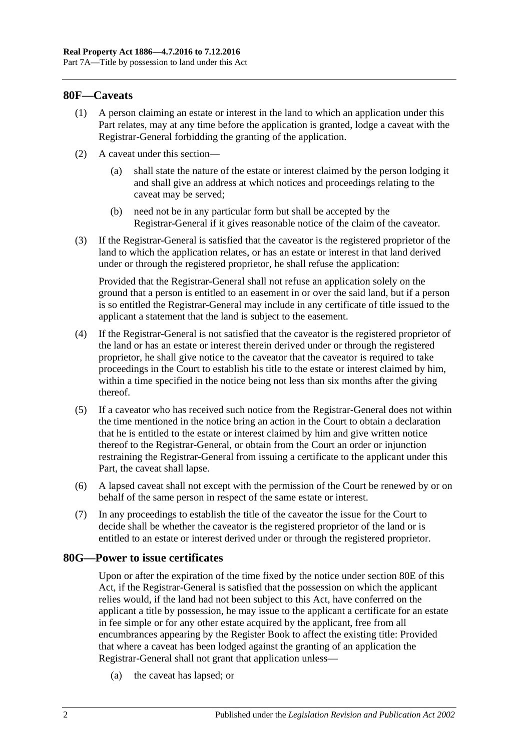## 80F—Caveats

(1) A person claiming an estate or interest in the land to which an application under this Part relates, may at any time before the application is granted, lodge a caveat with the Registrar-General forbidding the granting of the application.

(2) A caveat under this section—

(a) shall state the nature of the estate or interest claimed by the person lodging it and shall give an address at which notices and proceedings relating to the caveat may be served;

(b) need not be in any particular form but shall be accepted by the Registrar-General if it gives reasonable notice of the claim of the caveator.

(3) If the Registrar-General is satisfied that the caveator is the registered proprietor of the land to which the application relates, or has an estate or interest in that land derived under or through the registered proprietor, he shall refuse the application:

Provided that the Registrar-General shall not refuse an application solely on the ground that a person is entitled to an easement in or over the said land, but if a person is so entitled the Registrar-General may include in any certificate of title issued to the applicant a statement that the land is subject to the easement.

(4) If the Registrar-General is not satisfied that the caveator is the registered proprietor of the land or has an estate or interest therein derived under or through the registered proprietor, he shall give notice to the caveator that the caveator is required to take proceedings in the Court to establish his title to the estate or interest claimed by him, within a time specified in the notice being not less than six months after the giving thereof.

(5) If a caveator who has received such notice from the Registrar-General does not within the time mentioned in the notice bring an action in the Court to obtain a declaration that he is entitled to the estate or interest claimed by him and give written notice thereof to the Registrar-General, or obtain from the Court an order or injunction restraining the Registrar-General from issuing a certificate to the applicant under this Part, the caveat shall lapse.

(6) A lapsed caveat shall not except with the permission of the Court be renewed by or on behalf of the same person in respect of the same estate or interest.

(7) In any proceedings to establish the title of the caveator the issue for the Court to decide shall be whether the caveator is the registered proprietor of the land or is entitled to an estate or interest derived under or through the registered proprietor.

## 80G—Power to issue certificates

Upon or after the expiration of the time fixed by the notice under section 80E of this Act, if the Registrar-General is satisfied that the possession on which the applicant relies would, if the land had not been subject to this Act, have conferred on the applicant a title by possession, he may issue to the applicant a certificate for an estate in fee simple or for any other estate acquired by the applicant, free from all encumbrances appearing by the Register Book to affect the existing title: Provided that where a caveat has been lodged against the granting of an application the Registrar-General shall not grant that application unless—

(a) the caveat has lapsed; or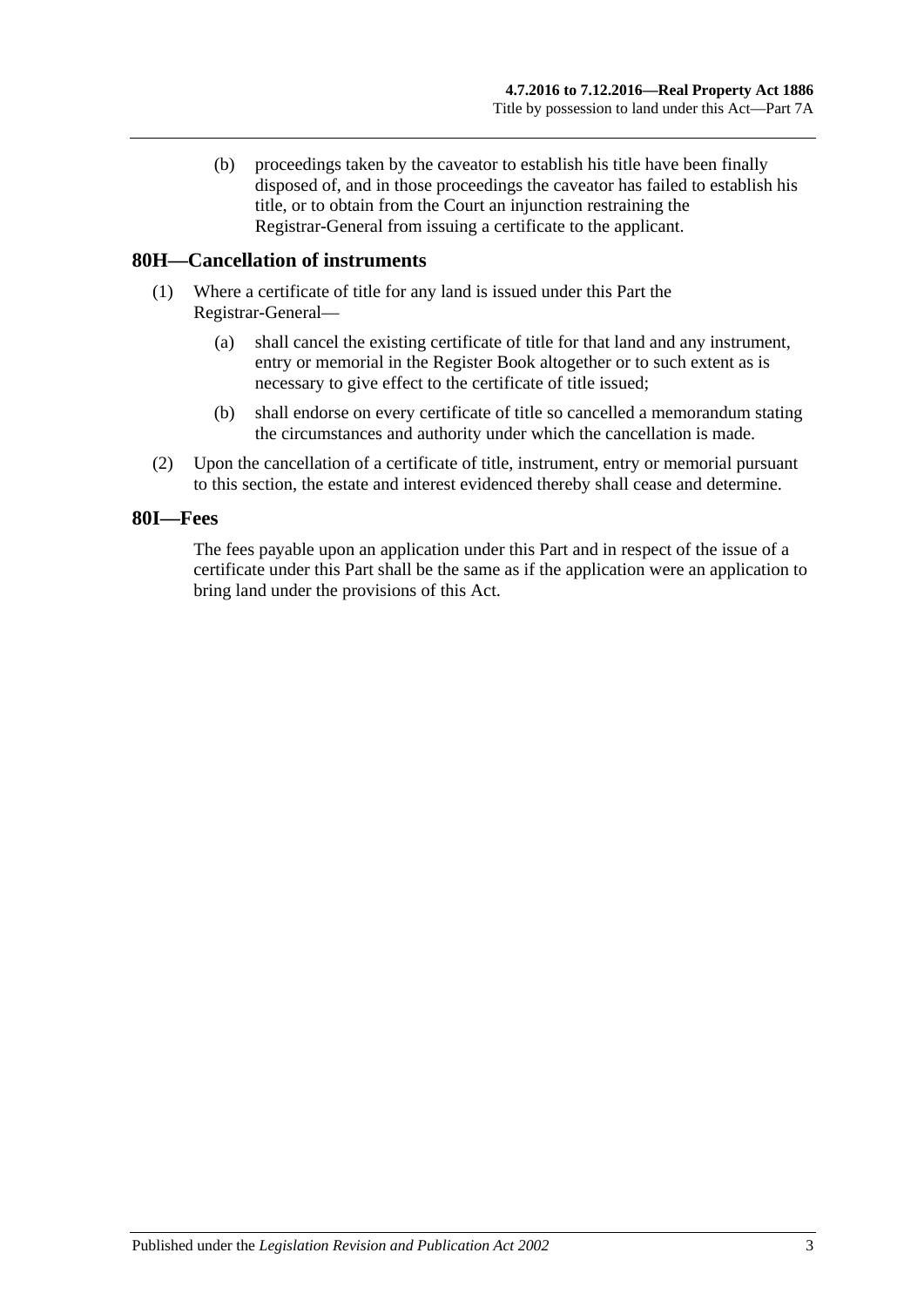(b) proceedings taken by the caveator to establish his title have been finally disposed of, and in those proceedings the caveator has failed to establish his title, or to obtain from the Court an injunction restraining the Registrar-General from issuing a certificate to the applicant.

## 80H—Cancellation of instruments

(1) Where a certificate of title for any land is issued under this Part the Registrar-General—

(a) shall cancel the existing certificate of title for that land and any instrument, entry or memorial in the Register Book altogether or to such extent as is necessary to give effect to the certificate of title issued;

(b) shall endorse on every certificate of title so cancelled a memorandum stating the circumstances and authority under which the cancellation is made.

(2) Upon the cancellation of a certificate of title, instrument, entry or memorial pursuant to this section, the estate and interest evidenced thereby shall cease and determine.

## 80I—Fees

The fees payable upon an application under this Part and in respect of the issue of a certificate under this Part shall be the same as if the application were an application to bring land under the provisions of this Act.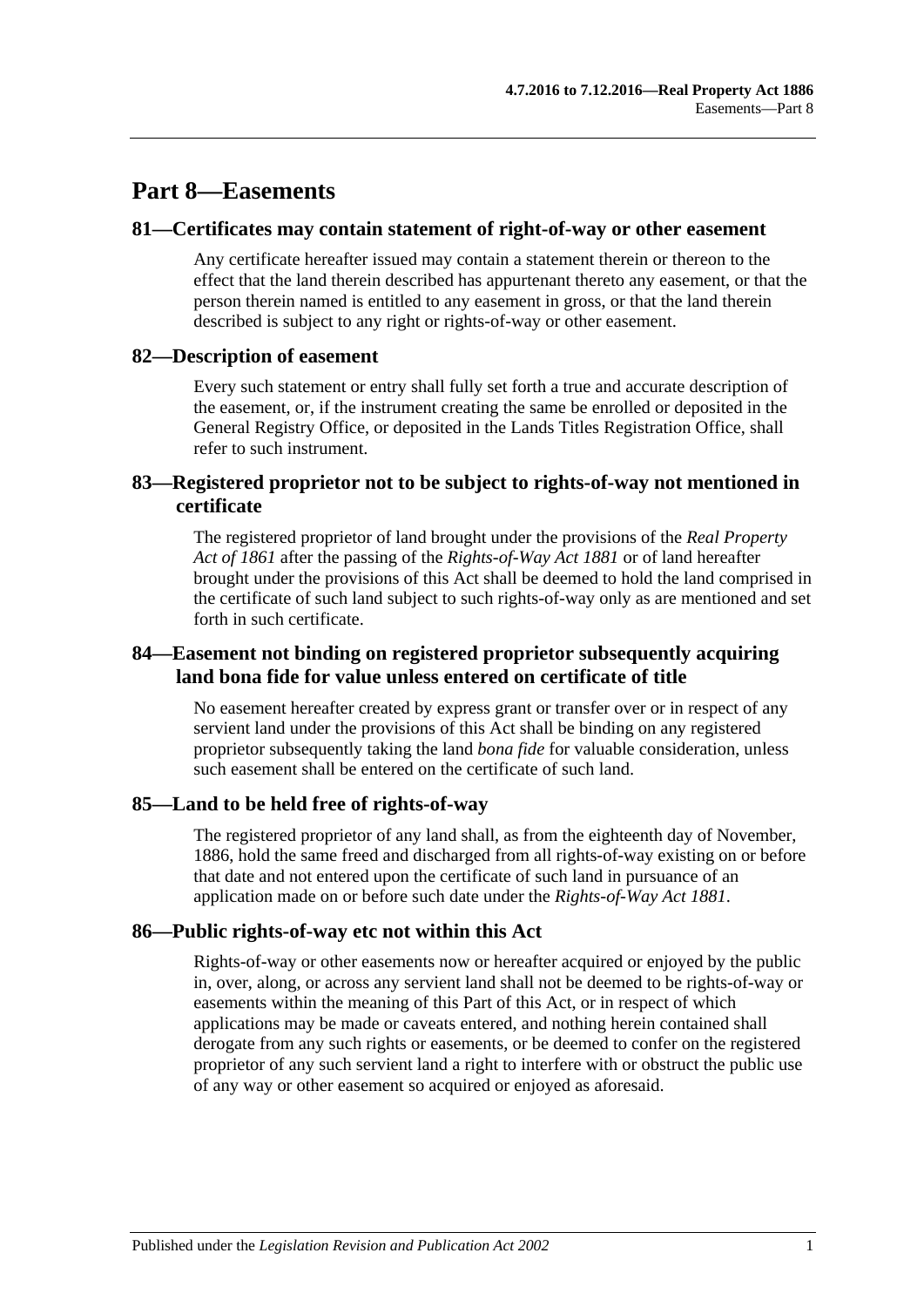# Part 8—Easements

## 81—Certificates may contain statement of right-of-way or other easement

Any certificate hereafter issued may contain a statement therein or thereon to the effect that the land therein described has appurtenant thereto any easement, or that the person therein named is entitled to any easement in gross, or that the land therein described is subject to any right or rights-of-way or other easement.

## 82—Description of easement

Every such statement or entry shall fully set forth a true and accurate description of the easement, or, if the instrument creating the same be enrolled or deposited in the General Registry Office, or deposited in the Lands Titles Registration Office, shall refer to such instrument.

## 83—Registered proprietor not to be subject to rights-of-way not mentioned in certificate

The registered proprietor of land brought under the provisions of the *Real Property Act of 1861* after the passing of the *Rights-of-Way Act 1881* or of land hereafter brought under the provisions of this Act shall be deemed to hold the land comprised in the certificate of such land subject to such rights-of-way only as are mentioned and set forth in such certificate.

## 84—Easement not binding on registered proprietor subsequently acquiring land bona fide for value unless entered on certificate of title

No easement hereafter created by express grant or transfer over or in respect of any servient land under the provisions of this Act shall be binding on any registered proprietor subsequently taking the land *bona fide* for valuable consideration, unless such easement shall be entered on the certificate of such land.

## 85—Land to be held free of rights-of-way

The registered proprietor of any land shall, as from the eighteenth day of November, 1886, hold the same freed and discharged from all rights-of-way existing on or before that date and not entered upon the certificate of such land in pursuance of an application made on or before such date under the *Rights-of-Way Act 1881*.

## 86—Public rights-of-way etc not within this Act

Rights-of-way or other easements now or hereafter acquired or enjoyed by the public in, over, along, or across any servient land shall not be deemed to be rights-of-way or easements within the meaning of this Part of this Act, or in respect of which applications may be made or caveats entered, and nothing herein contained shall derogate from any such rights or easements, or be deemed to confer on the registered proprietor of any such servient land a right to interfere with or obstruct the public use of any way or other easement so acquired or enjoyed as aforesaid.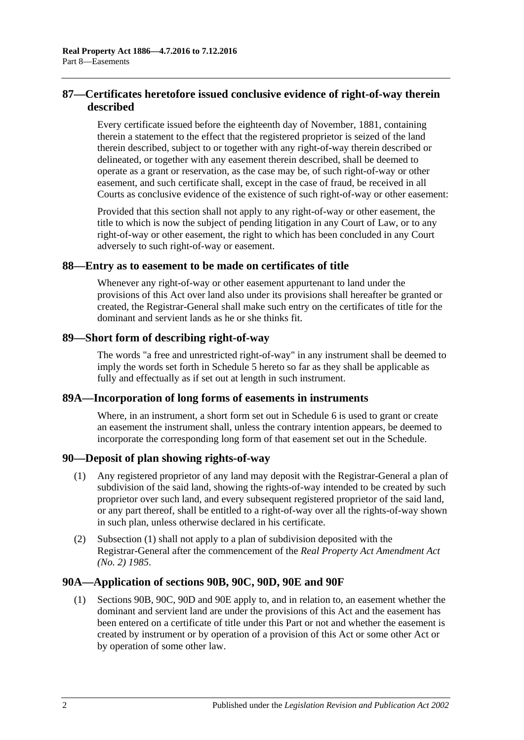## 87—Certificates heretofore issued conclusive evidence of right-of-way therein described

Every certificate issued before the eighteenth day of November, 1881, containing therein a statement to the effect that the registered proprietor is seized of the land therein described, subject to or together with any right-of-way therein described or delineated, or together with any easement therein described, shall be deemed to operate as a grant or reservation, as the case may be, of such right-of-way or other easement, and such certificate shall, except in the case of fraud, be received in all Courts as conclusive evidence of the existence of such right-of-way or other easement:

Provided that this section shall not apply to any right-of-way or other easement, the title to which is now the subject of pending litigation in any Court of Law, or to any right-of-way or other easement, the right to which has been concluded in any Court adversely to such right-of-way or easement.

## 88—Entry as to easement to be made on certificates of title

Whenever any right-of-way or other easement appurtenant to land under the provisions of this Act over land also under its provisions shall hereafter be granted or created, the Registrar-General shall make such entry on the certificates of title for the dominant and servient lands as he or she thinks fit.

## 89—Short form of describing right-of-way

The words "a free and unrestricted right-of-way" in any instrument shall be deemed to imply the words set forth in Schedule 5 hereto so far as they shall be applicable as fully and effectually as if set out at length in such instrument.

## 89A—Incorporation of long forms of easements in instruments

Where, in an instrument, a short form set out in Schedule 6 is used to grant or create an easement the instrument shall, unless the contrary intention appears, be deemed to incorporate the corresponding long form of that easement set out in the Schedule.

## 90—Deposit of plan showing rights-of-way

(1) Any registered proprietor of any land may deposit with the Registrar-General a plan of subdivision of the said land, showing the rights-of-way intended to be created by such proprietor over such land, and every subsequent registered proprietor of the said land, or any part thereof, shall be entitled to a right-of-way over all the rights-of-way shown in such plan, unless otherwise declared in his certificate.

(2) Subsection (1) shall not apply to a plan of subdivision deposited with the Registrar-General after the commencement of the *Real Property Act Amendment Act (No. 2) 1985*.

## 90A—Application of sections 90B, 90C, 90D, 90E and 90F

(1) Sections 90B, 90C, 90D and 90E apply to, and in relation to, an easement whether the dominant and servient land are under the provisions of this Act and the easement has been entered on a certificate of title under this Part or not and whether the easement is created by instrument or by operation of a provision of this Act or some other Act or by operation of some other law.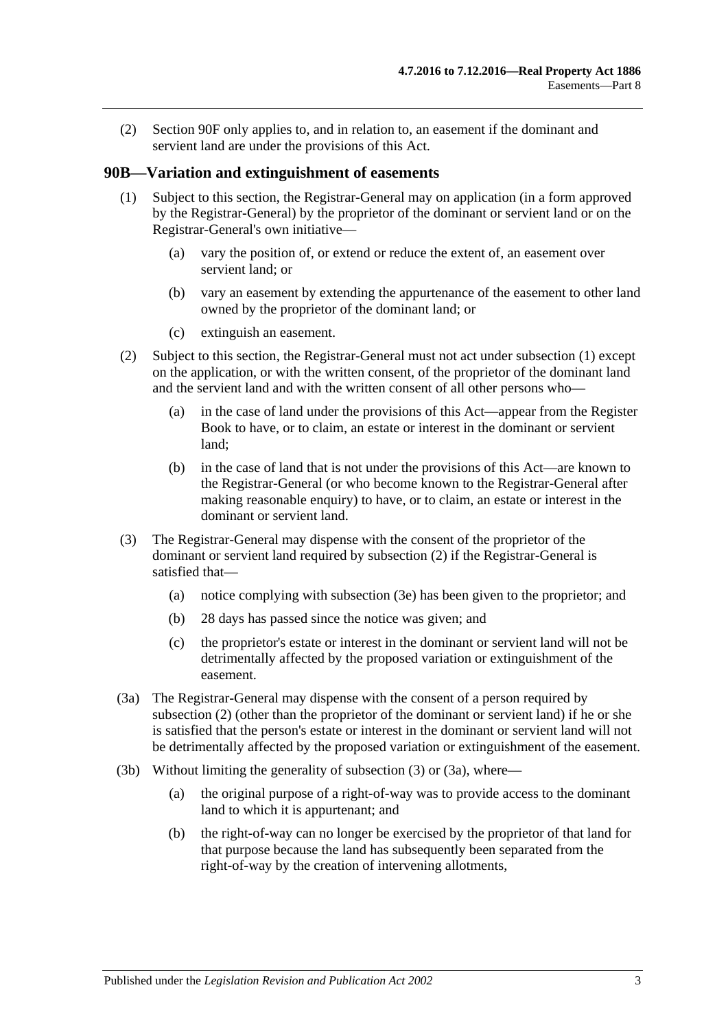(2) Section 90F only applies to, and in relation to, an easement if the dominant and servient land are under the provisions of this Act.

## 90B—Variation and extinguishment of easements

(1) Subject to this section, the Registrar-General may on application (in a form approved by the Registrar-General) by the proprietor of the dominant or servient land or on the Registrar-General's own initiative—

(a) vary the position of, or extend or reduce the extent of, an easement over servient land; or

(b) vary an easement by extending the appurtenance of the easement to other land owned by the proprietor of the dominant land; or

(c) extinguish an easement.

(2) Subject to this section, the Registrar-General must not act under subsection (1) except on the application, or with the written consent, of the proprietor of the dominant land and the servient land and with the written consent of all other persons who—

(a) in the case of land under the provisions of this Act—appear from the Register Book to have, or to claim, an estate or interest in the dominant or servient land;

(b) in the case of land that is not under the provisions of this Act—are known to the Registrar-General (or who become known to the Registrar-General after making reasonable enquiry) to have, or to claim, an estate or interest in the dominant or servient land.

(3) The Registrar-General may dispense with the consent of the proprietor of the dominant or servient land required by subsection (2) if the Registrar-General is satisfied that—

(a) notice complying with subsection (3e) has been given to the proprietor; and

(b) 28 days has passed since the notice was given; and

(c) the proprietor's estate or interest in the dominant or servient land will not be detrimentally affected by the proposed variation or extinguishment of the easement.

(3a) The Registrar-General may dispense with the consent of a person required by subsection (2) (other than the proprietor of the dominant or servient land) if he or she is satisfied that the person's estate or interest in the dominant or servient land will not be detrimentally affected by the proposed variation or extinguishment of the easement.

(3b) Without limiting the generality of subsection (3) or (3a), where—

(a) the original purpose of a right-of-way was to provide access to the dominant land to which it is appurtenant; and

(b) the right-of-way can no longer be exercised by the proprietor of that land for that purpose because the land has subsequently been separated from the right-of-way by the creation of intervening allotments,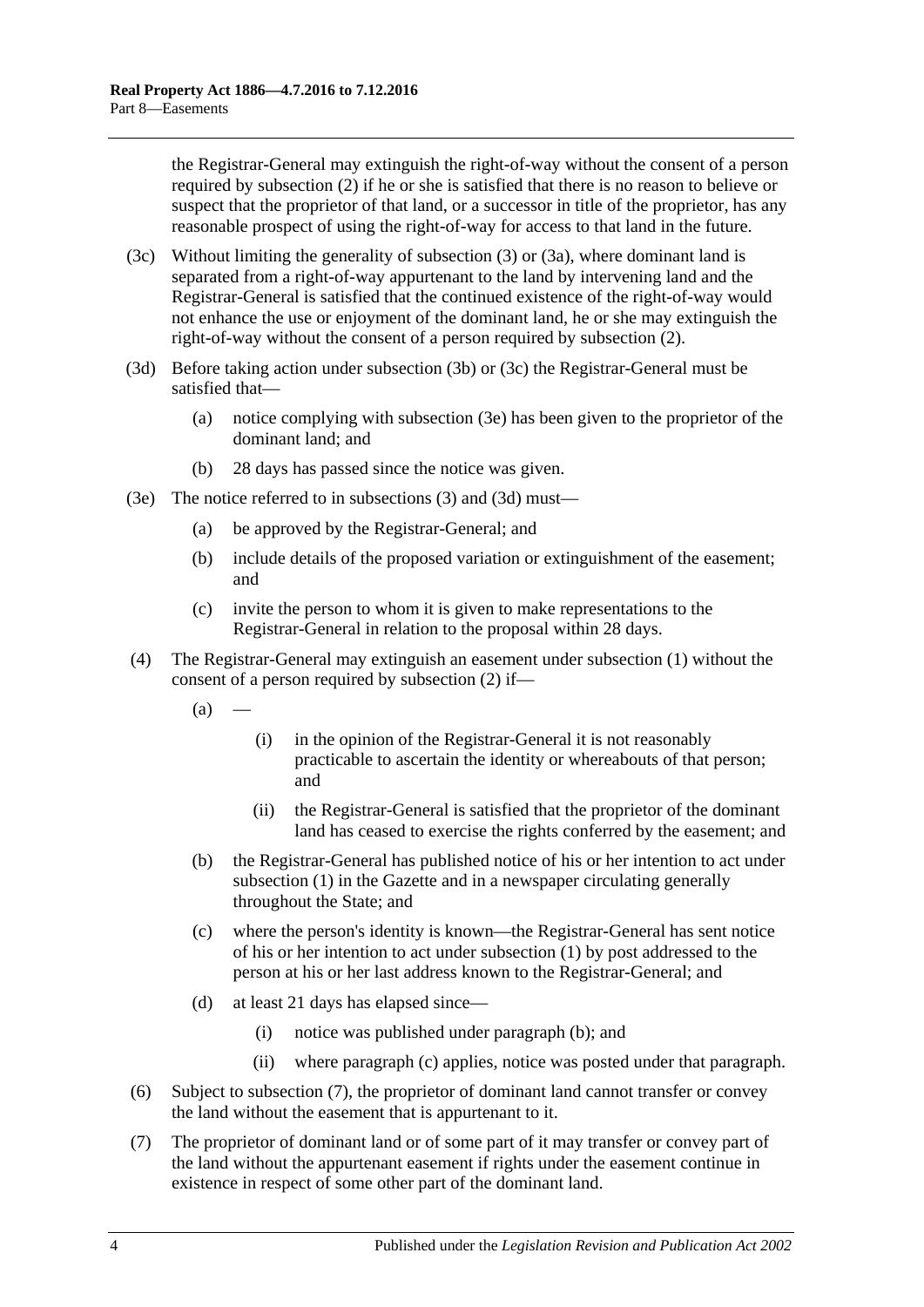the Registrar-General may extinguish the right-of-way without the consent of a person required by subsection (2) if he or she is satisfied that there is no reason to believe or suspect that the proprietor of that land, or a successor in title of the proprietor, has any reasonable prospect of using the right-of-way for access to that land in the future.

(3c) Without limiting the generality of subsection (3) or (3a), where dominant land is separated from a right-of-way appurtenant to the land by intervening land and the Registrar-General is satisfied that the continued existence of the right-of-way would not enhance the use or enjoyment of the dominant land, he or she may extinguish the right-of-way without the consent of a person required by subsection (2).

(3d) Before taking action under subsection (3b) or (3c) the Registrar-General must be satisfied that—

- (a) notice complying with subsection (3e) has been given to the proprietor of the dominant land; and
- (b) 28 days has passed since the notice was given.

(3e) The notice referred to in subsections (3) and (3d) must—

- (a) be approved by the Registrar-General; and
- (b) include details of the proposed variation or extinguishment of the easement; and
- (c) invite the person to whom it is given to make representations to the Registrar-General in relation to the proposal within 28 days.

(4) The Registrar-General may extinguish an easement under subsection (1) without the consent of a person required by subsection (2) if—

- (a) —
  - (i) in the opinion of the Registrar-General it is not reasonably practicable to ascertain the identity or whereabouts of that person; and
  - (ii) the Registrar-General is satisfied that the proprietor of the dominant land has ceased to exercise the rights conferred by the easement; and
- (b) the Registrar-General has published notice of his or her intention to act under subsection (1) in the Gazette and in a newspaper circulating generally throughout the State; and
- (c) where the person's identity is known—the Registrar-General has sent notice of his or her intention to act under subsection (1) by post addressed to the person at his or her last address known to the Registrar-General; and
- (d) at least 21 days has elapsed since—
  - (i) notice was published under paragraph (b); and
  - (ii) where paragraph (c) applies, notice was posted under that paragraph.

(6) Subject to subsection (7), the proprietor of dominant land cannot transfer or convey the land without the easement that is appurtenant to it.

(7) The proprietor of dominant land or of some part of it may transfer or convey part of the land without the appurtenant easement if rights under the easement continue in existence in respect of some other part of the dominant land.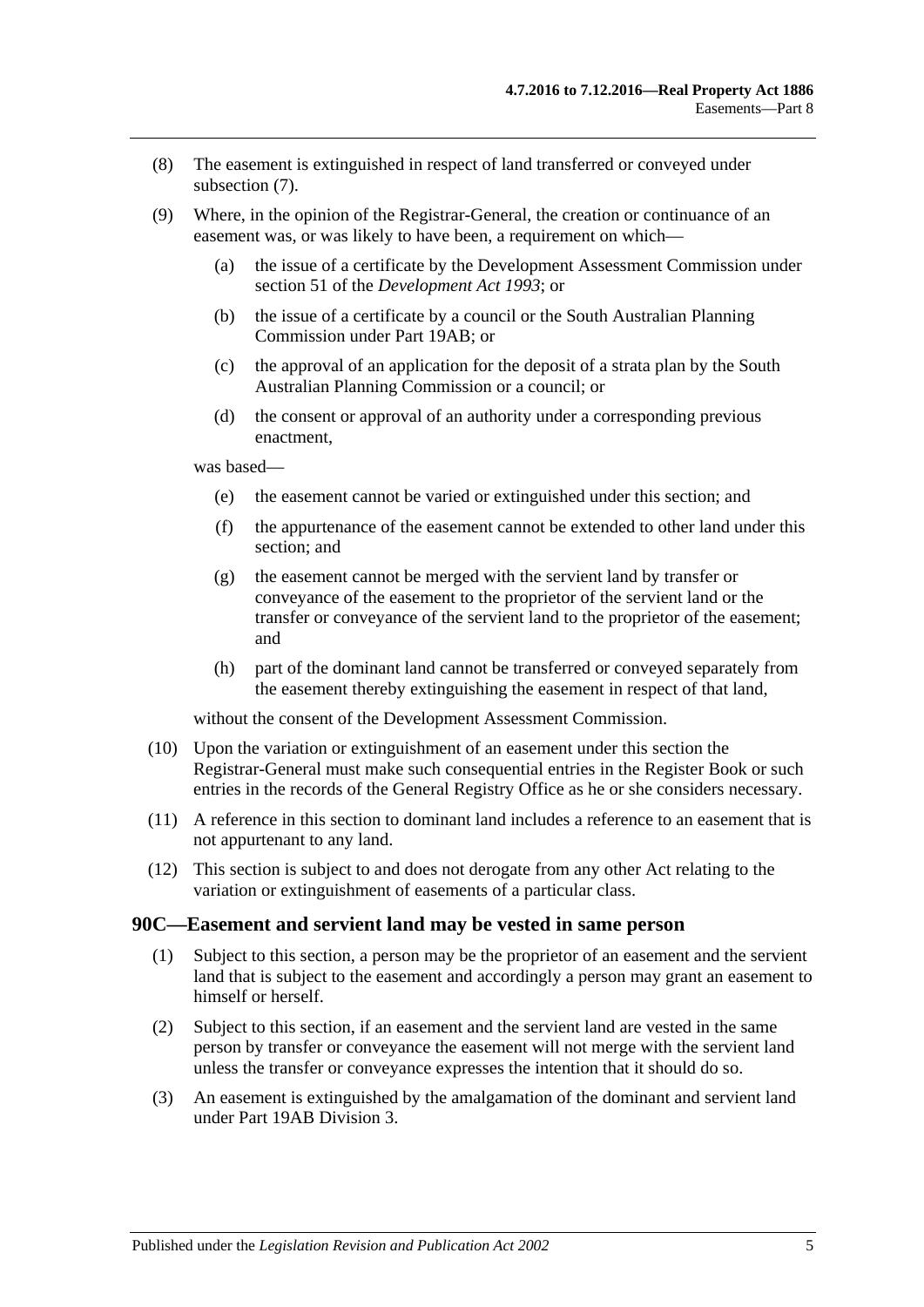(8) The easement is extinguished in respect of land transferred or conveyed under subsection (7).

(9) Where, in the opinion of the Registrar-General, the creation or continuance of an easement was, or was likely to have been, a requirement on which—

(a) the issue of a certificate by the Development Assessment Commission under section 51 of the *Development Act 1993*; or

(b) the issue of a certificate by a council or the South Australian Planning Commission under Part 19AB; or

(c) the approval of an application for the deposit of a strata plan by the South Australian Planning Commission or a council; or

(d) the consent or approval of an authority under a corresponding previous enactment,

was based—

(e) the easement cannot be varied or extinguished under this section; and

(f) the appurtenance of the easement cannot be extended to other land under this section; and

(g) the easement cannot be merged with the servient land by transfer or conveyance of the easement to the proprietor of the servient land or the transfer or conveyance of the servient land to the proprietor of the easement; and

(h) part of the dominant land cannot be transferred or conveyed separately from the easement thereby extinguishing the easement in respect of that land,

without the consent of the Development Assessment Commission.

(10) Upon the variation or extinguishment of an easement under this section the Registrar-General must make such consequential entries in the Register Book or such entries in the records of the General Registry Office as he or she considers necessary.

(11) A reference in this section to dominant land includes a reference to an easement that is not appurtenant to any land.

(12) This section is subject to and does not derogate from any other Act relating to the variation or extinguishment of easements of a particular class.

## 90C—Easement and servient land may be vested in same person

(1) Subject to this section, a person may be the proprietor of an easement and the servient land that is subject to the easement and accordingly a person may grant an easement to himself or herself.

(2) Subject to this section, if an easement and the servient land are vested in the same person by transfer or conveyance the easement will not merge with the servient land unless the transfer or conveyance expresses the intention that it should do so.

(3) An easement is extinguished by the amalgamation of the dominant and servient land under Part 19AB Division 3.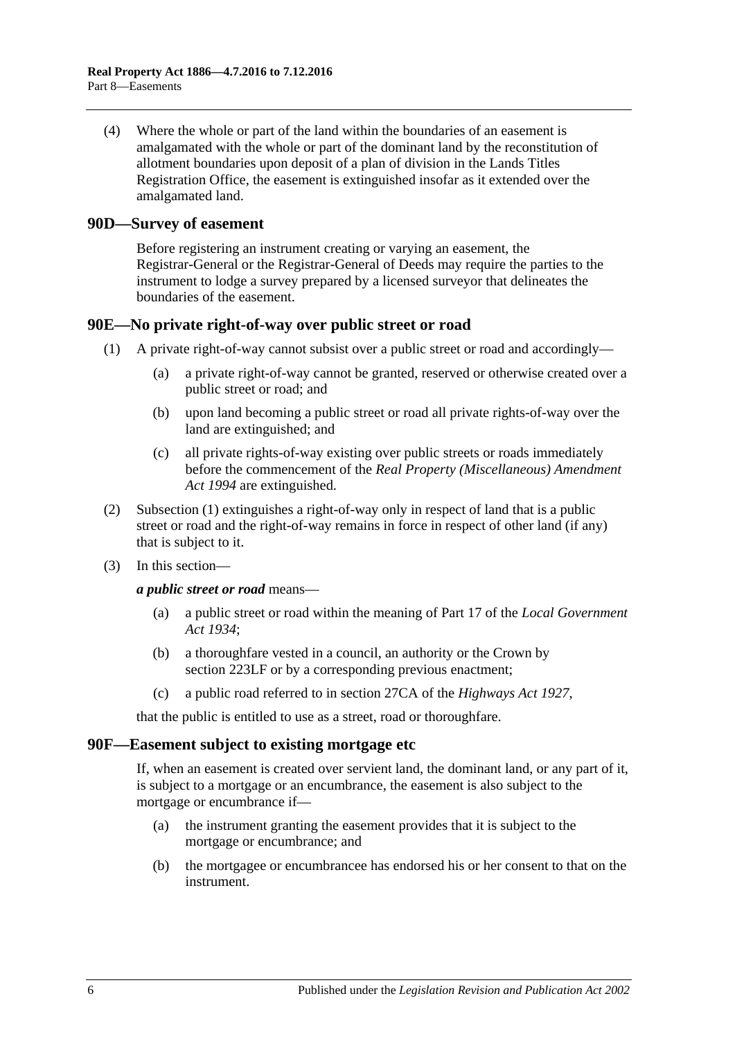(4) Where the whole or part of the land within the boundaries of an easement is amalgamated with the whole or part of the dominant land by the reconstitution of allotment boundaries upon deposit of a plan of division in the Lands Titles Registration Office, the easement is extinguished insofar as it extended over the amalgamated land.

## 90D—Survey of easement

Before registering an instrument creating or varying an easement, the Registrar-General or the Registrar-General of Deeds may require the parties to the instrument to lodge a survey prepared by a licensed surveyor that delineates the boundaries of the easement.

## 90E—No private right-of-way over public street or road

(1) A private right-of-way cannot subsist over a public street or road and accordingly—

(a) a private right-of-way cannot be granted, reserved or otherwise created over a public street or road; and

(b) upon land becoming a public street or road all private rights-of-way over the land are extinguished; and

(c) all private rights-of-way existing over public streets or roads immediately before the commencement of the *Real Property (Miscellaneous) Amendment Act 1994* are extinguished.

(2) Subsection (1) extinguishes a right-of-way only in respect of land that is a public street or road and the right-of-way remains in force in respect of other land (if any) that is subject to it.

(3) In this section—

***a public street or road*** means—

(a) a public street or road within the meaning of Part 17 of the *Local Government Act 1934*;

(b) a thoroughfare vested in a council, an authority or the Crown by section 223LF or by a corresponding previous enactment;

(c) a public road referred to in section 27CA of the *Highways Act 1927*,

that the public is entitled to use as a street, road or thoroughfare.

## 90F—Easement subject to existing mortgage etc

If, when an easement is created over servient land, the dominant land, or any part of it, is subject to a mortgage or an encumbrance, the easement is also subject to the mortgage or encumbrance if—

(a) the instrument granting the easement provides that it is subject to the mortgage or encumbrance; and

(b) the mortgagee or encumbrancee has endorsed his or her consent to that on the instrument.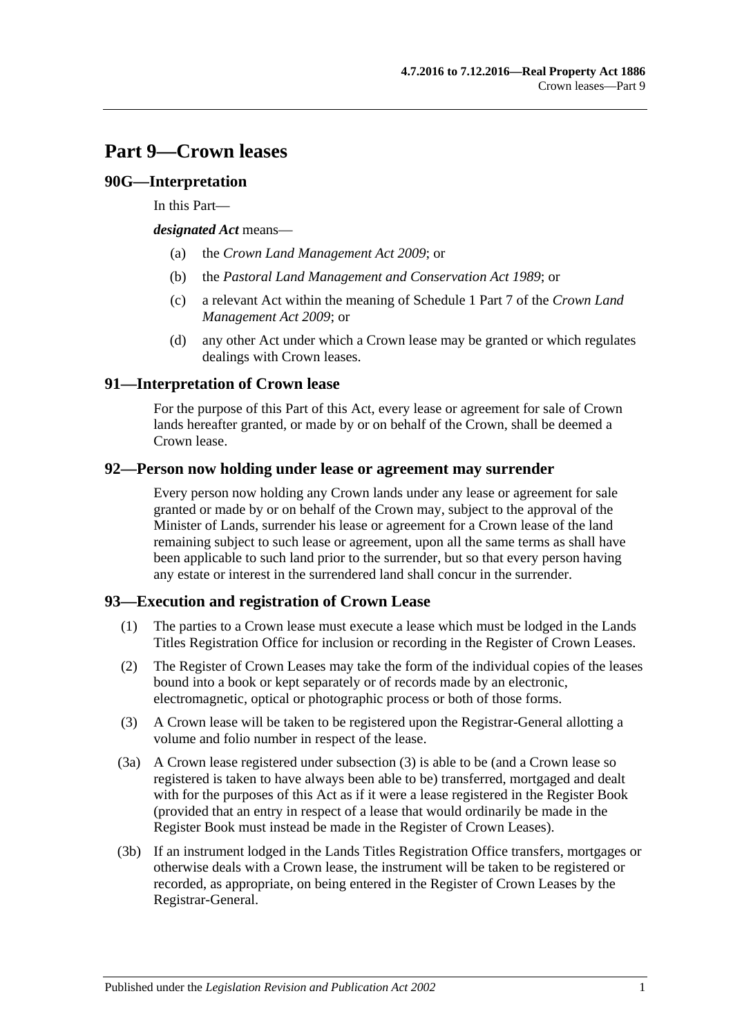# Part 9—Crown leases

## 90G—Interpretation

In this Part—

***designated Act*** means—

- (a) the *Crown Land Management Act 2009*; or
- (b) the *Pastoral Land Management and Conservation Act 1989*; or
- (c) a relevant Act within the meaning of Schedule 1 Part 7 of the *Crown Land Management Act 2009*; or
- (d) any other Act under which a Crown lease may be granted or which regulates dealings with Crown leases.

## 91—Interpretation of Crown lease

For the purpose of this Part of this Act, every lease or agreement for sale of Crown lands hereafter granted, or made by or on behalf of the Crown, shall be deemed a Crown lease.

## 92—Person now holding under lease or agreement may surrender

Every person now holding any Crown lands under any lease or agreement for sale granted or made by or on behalf of the Crown may, subject to the approval of the Minister of Lands, surrender his lease or agreement for a Crown lease of the land remaining subject to such lease or agreement, upon all the same terms as shall have been applicable to such land prior to the surrender, but so that every person having any estate or interest in the surrendered land shall concur in the surrender.

## 93—Execution and registration of Crown Lease

(1) The parties to a Crown lease must execute a lease which must be lodged in the Lands Titles Registration Office for inclusion or recording in the Register of Crown Leases.

(2) The Register of Crown Leases may take the form of the individual copies of the leases bound into a book or kept separately or of records made by an electronic, electromagnetic, optical or photographic process or both of those forms.

(3) A Crown lease will be taken to be registered upon the Registrar-General allotting a volume and folio number in respect of the lease.

(3a) A Crown lease registered under subsection (3) is able to be (and a Crown lease so registered is taken to have always been able to be) transferred, mortgaged and dealt with for the purposes of this Act as if it were a lease registered in the Register Book (provided that an entry in respect of a lease that would ordinarily be made in the Register Book must instead be made in the Register of Crown Leases).

(3b) If an instrument lodged in the Lands Titles Registration Office transfers, mortgages or otherwise deals with a Crown lease, the instrument will be taken to be registered or recorded, as appropriate, on being entered in the Register of Crown Leases by the Registrar-General.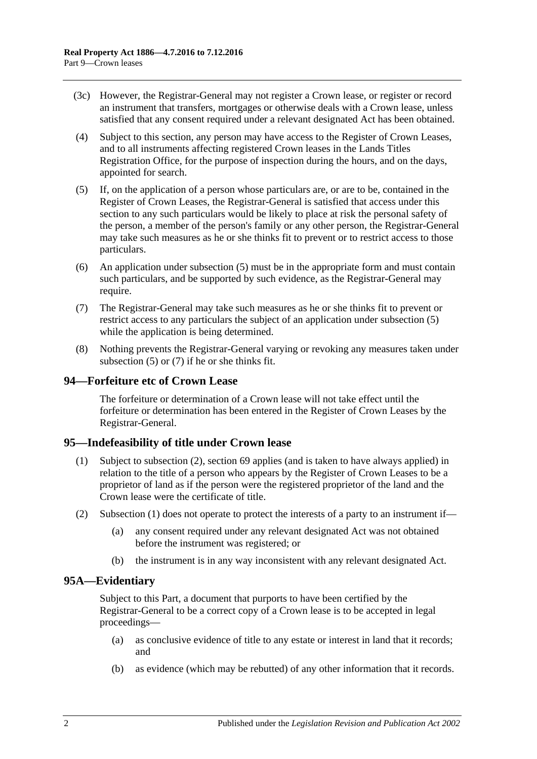(3c) However, the Registrar-General may not register a Crown lease, or register or record an instrument that transfers, mortgages or otherwise deals with a Crown lease, unless satisfied that any consent required under a relevant designated Act has been obtained.

(4) Subject to this section, any person may have access to the Register of Crown Leases, and to all instruments affecting registered Crown leases in the Lands Titles Registration Office, for the purpose of inspection during the hours, and on the days, appointed for search.

(5) If, on the application of a person whose particulars are, or are to be, contained in the Register of Crown Leases, the Registrar-General is satisfied that access under this section to any such particulars would be likely to place at risk the personal safety of the person, a member of the person's family or any other person, the Registrar-General may take such measures as he or she thinks fit to prevent or to restrict access to those particulars.

(6) An application under subsection (5) must be in the appropriate form and must contain such particulars, and be supported by such evidence, as the Registrar-General may require.

(7) The Registrar-General may take such measures as he or she thinks fit to prevent or restrict access to any particulars the subject of an application under subsection (5) while the application is being determined.

(8) Nothing prevents the Registrar-General varying or revoking any measures taken under subsection (5) or (7) if he or she thinks fit.

## 94—Forfeiture etc of Crown Lease

The forfeiture or determination of a Crown lease will not take effect until the forfeiture or determination has been entered in the Register of Crown Leases by the Registrar-General.

## 95—Indefeasibility of title under Crown lease

(1) Subject to subsection (2), section 69 applies (and is taken to have always applied) in relation to the title of a person who appears by the Register of Crown Leases to be a proprietor of land as if the person were the registered proprietor of the land and the Crown lease were the certificate of title.

(2) Subsection (1) does not operate to protect the interests of a party to an instrument if—

(a) any consent required under any relevant designated Act was not obtained before the instrument was registered; or

(b) the instrument is in any way inconsistent with any relevant designated Act.

## 95A—Evidentiary

Subject to this Part, a document that purports to have been certified by the Registrar-General to be a correct copy of a Crown lease is to be accepted in legal proceedings—

(a) as conclusive evidence of title to any estate or interest in land that it records; and

(b) as evidence (which may be rebutted) of any other information that it records.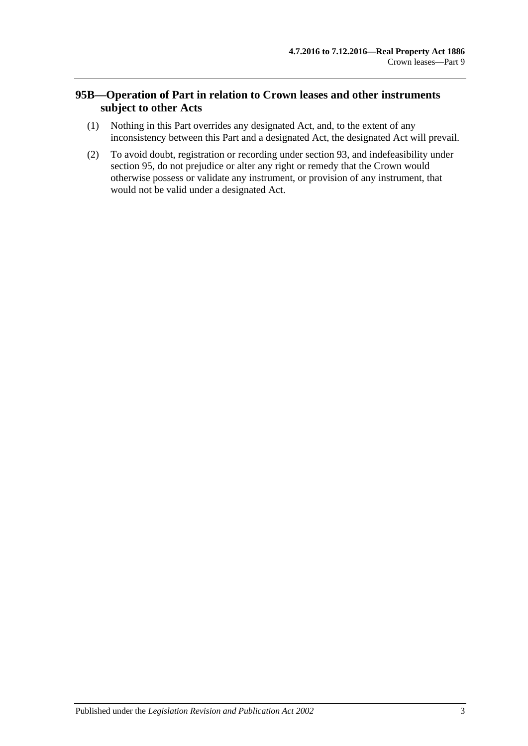## 95B—Operation of Part in relation to Crown leases and other instruments subject to other Acts

(1) Nothing in this Part overrides any designated Act, and, to the extent of any inconsistency between this Part and a designated Act, the designated Act will prevail.

(2) To avoid doubt, registration or recording under section 93, and indefeasibility under section 95, do not prejudice or alter any right or remedy that the Crown would otherwise possess or validate any instrument, or provision of any instrument, that would not be valid under a designated Act.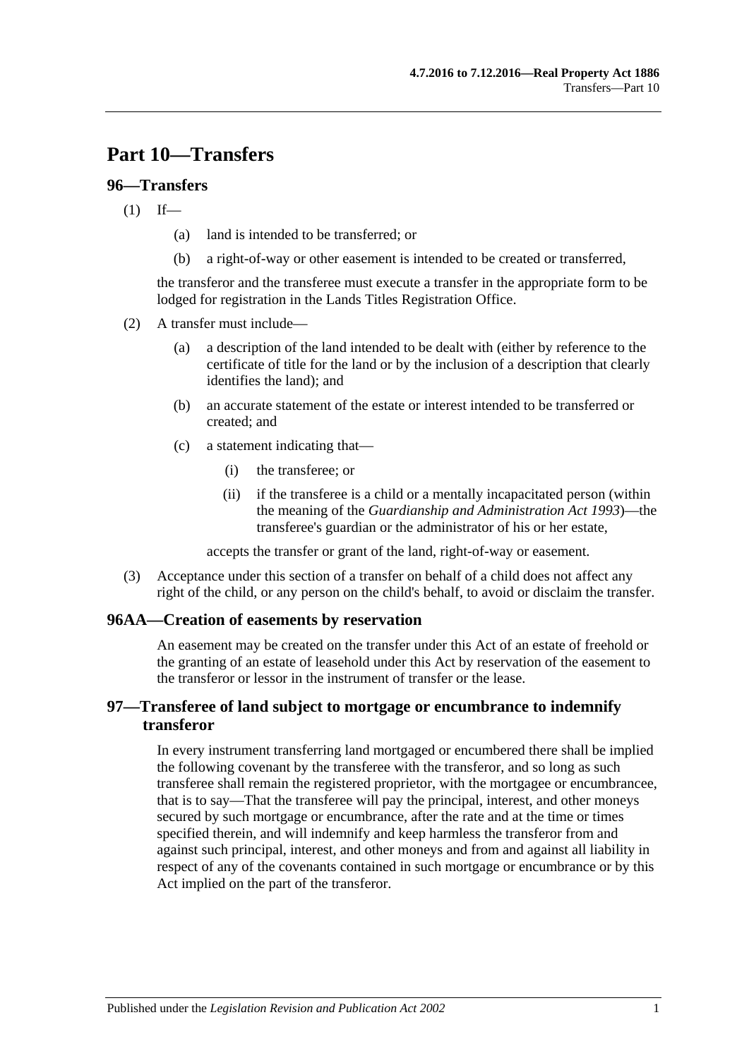# Part 10—Transfers

## 96—Transfers

(1) If—

(a) land is intended to be transferred; or

(b) a right-of-way or other easement is intended to be created or transferred,

the transferor and the transferee must execute a transfer in the appropriate form to be lodged for registration in the Lands Titles Registration Office.

(2) A transfer must include—

(a) a description of the land intended to be dealt with (either by reference to the certificate of title for the land or by the inclusion of a description that clearly identifies the land); and

(b) an accurate statement of the estate or interest intended to be transferred or created; and

(c) a statement indicating that—

(i) the transferee; or

(ii) if the transferee is a child or a mentally incapacitated person (within the meaning of the *Guardianship and Administration Act 1993*)—the transferee's guardian or the administrator of his or her estate,

accepts the transfer or grant of the land, right-of-way or easement.

(3) Acceptance under this section of a transfer on behalf of a child does not affect any right of the child, or any person on the child's behalf, to avoid or disclaim the transfer.

## 96AA—Creation of easements by reservation

An easement may be created on the transfer under this Act of an estate of freehold or the granting of an estate of leasehold under this Act by reservation of the easement to the transferor or lessor in the instrument of transfer or the lease.

## 97—Transferee of land subject to mortgage or encumbrance to indemnify transferor

In every instrument transferring land mortgaged or encumbered there shall be implied the following covenant by the transferee with the transferor, and so long as such transferee shall remain the registered proprietor, with the mortgagee or encumbrancee, that is to say—That the transferee will pay the principal, interest, and other moneys secured by such mortgage or encumbrance, after the rate and at the time or times specified therein, and will indemnify and keep harmless the transferor from and against such principal, interest, and other moneys and from and against all liability in respect of any of the covenants contained in such mortgage or encumbrance or by this Act implied on the part of the transferor.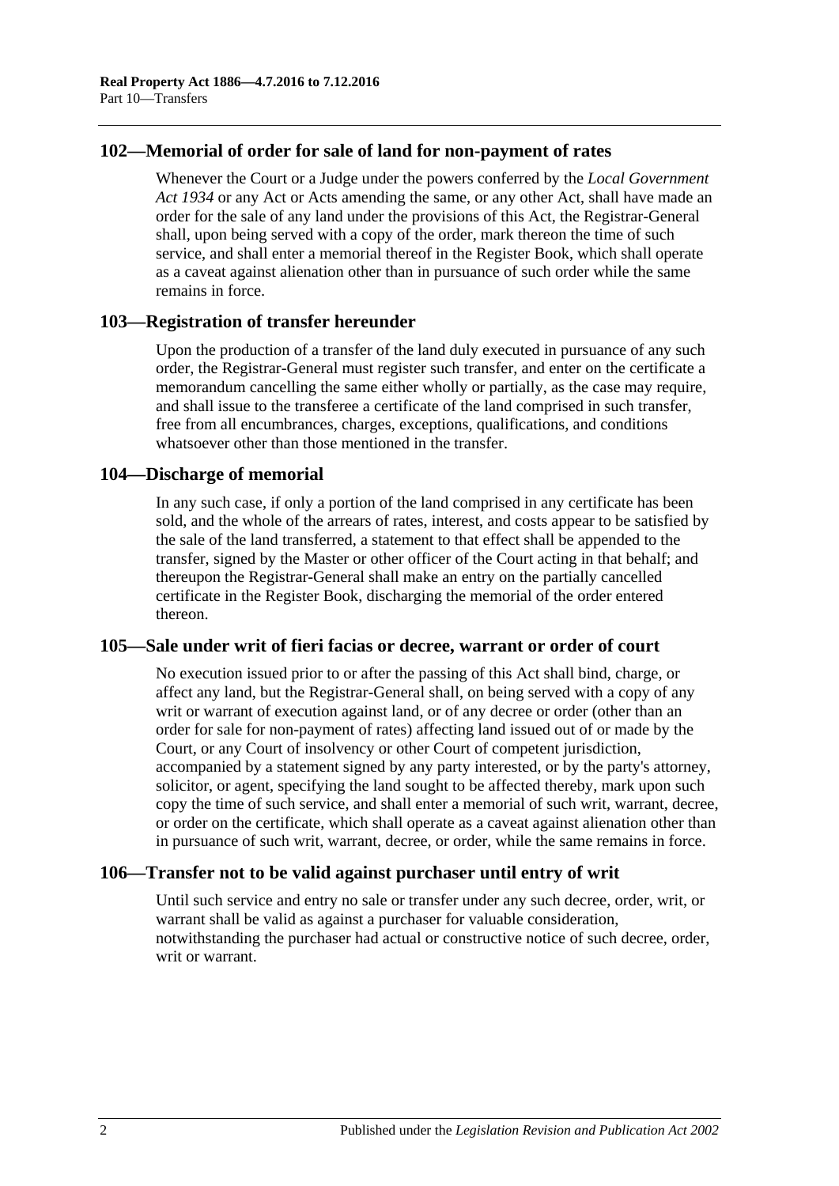## 102—Memorial of order for sale of land for non-payment of rates

Whenever the Court or a Judge under the powers conferred by the *Local Government Act 1934* or any Act or Acts amending the same, or any other Act, shall have made an order for the sale of any land under the provisions of this Act, the Registrar-General shall, upon being served with a copy of the order, mark thereon the time of such service, and shall enter a memorial thereof in the Register Book, which shall operate as a caveat against alienation other than in pursuance of such order while the same remains in force.

## 103—Registration of transfer hereunder

Upon the production of a transfer of the land duly executed in pursuance of any such order, the Registrar-General must register such transfer, and enter on the certificate a memorandum cancelling the same either wholly or partially, as the case may require, and shall issue to the transferee a certificate of the land comprised in such transfer, free from all encumbrances, charges, exceptions, qualifications, and conditions whatsoever other than those mentioned in the transfer.

## 104—Discharge of memorial

In any such case, if only a portion of the land comprised in any certificate has been sold, and the whole of the arrears of rates, interest, and costs appear to be satisfied by the sale of the land transferred, a statement to that effect shall be appended to the transfer, signed by the Master or other officer of the Court acting in that behalf; and thereupon the Registrar-General shall make an entry on the partially cancelled certificate in the Register Book, discharging the memorial of the order entered thereon.

## 105—Sale under writ of fieri facias or decree, warrant or order of court

No execution issued prior to or after the passing of this Act shall bind, charge, or affect any land, but the Registrar-General shall, on being served with a copy of any writ or warrant of execution against land, or of any decree or order (other than an order for sale for non-payment of rates) affecting land issued out of or made by the Court, or any Court of insolvency or other Court of competent jurisdiction, accompanied by a statement signed by any party interested, or by the party's attorney, solicitor, or agent, specifying the land sought to be affected thereby, mark upon such copy the time of such service, and shall enter a memorial of such writ, warrant, decree, or order on the certificate, which shall operate as a caveat against alienation other than in pursuance of such writ, warrant, decree, or order, while the same remains in force.

## 106—Transfer not to be valid against purchaser until entry of writ

Until such service and entry no sale or transfer under any such decree, order, writ, or warrant shall be valid as against a purchaser for valuable consideration, notwithstanding the purchaser had actual or constructive notice of such decree, order, writ or warrant.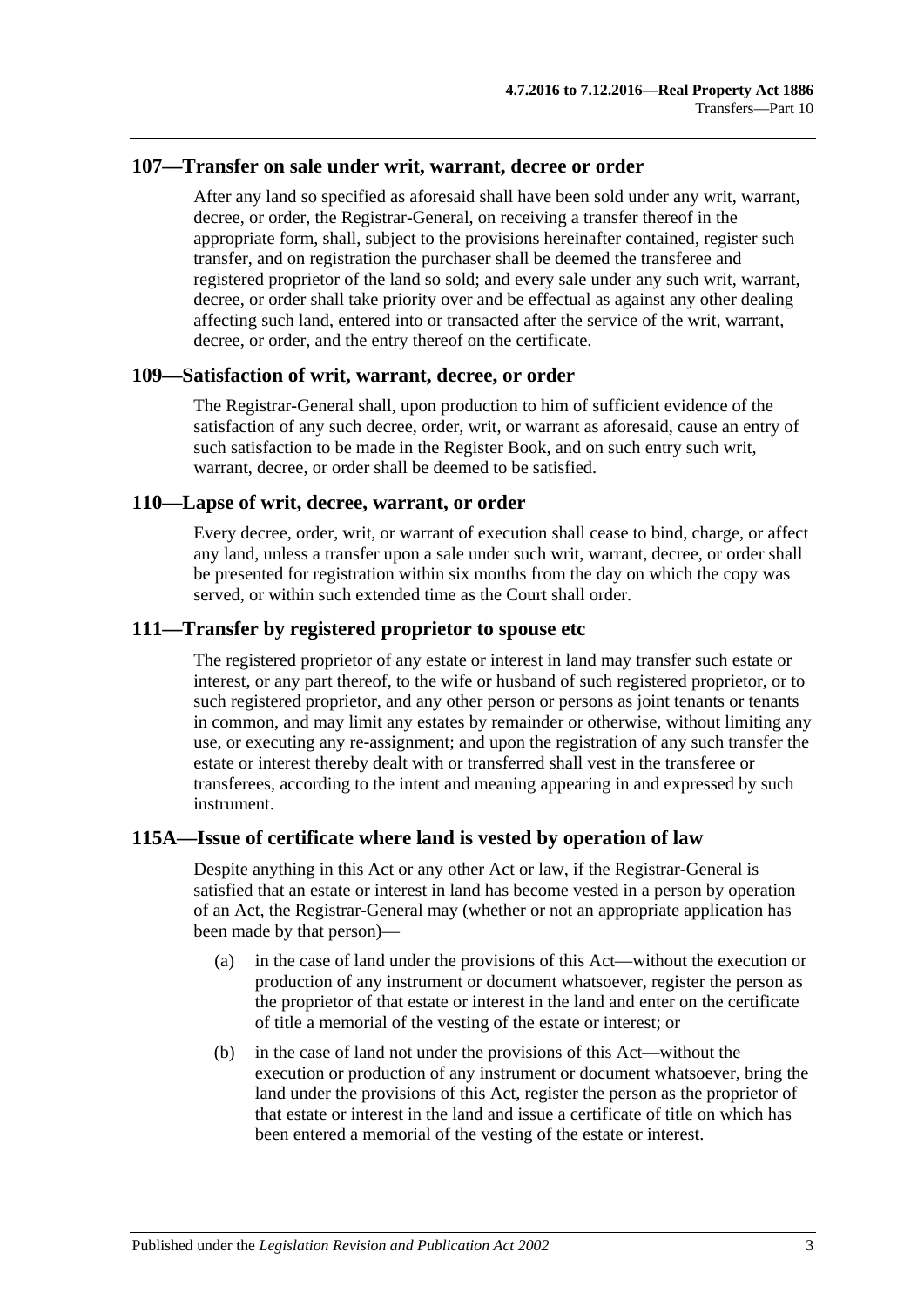## 107—Transfer on sale under writ, warrant, decree or order

After any land so specified as aforesaid shall have been sold under any writ, warrant, decree, or order, the Registrar-General, on receiving a transfer thereof in the appropriate form, shall, subject to the provisions hereinafter contained, register such transfer, and on registration the purchaser shall be deemed the transferee and registered proprietor of the land so sold; and every sale under any such writ, warrant, decree, or order shall take priority over and be effectual as against any other dealing affecting such land, entered into or transacted after the service of the writ, warrant, decree, or order, and the entry thereof on the certificate.

## 109—Satisfaction of writ, warrant, decree, or order

The Registrar-General shall, upon production to him of sufficient evidence of the satisfaction of any such decree, order, writ, or warrant as aforesaid, cause an entry of such satisfaction to be made in the Register Book, and on such entry such writ, warrant, decree, or order shall be deemed to be satisfied.

## 110—Lapse of writ, decree, warrant, or order

Every decree, order, writ, or warrant of execution shall cease to bind, charge, or affect any land, unless a transfer upon a sale under such writ, warrant, decree, or order shall be presented for registration within six months from the day on which the copy was served, or within such extended time as the Court shall order.

## 111—Transfer by registered proprietor to spouse etc

The registered proprietor of any estate or interest in land may transfer such estate or interest, or any part thereof, to the wife or husband of such registered proprietor, or to such registered proprietor, and any other person or persons as joint tenants or tenants in common, and may limit any estates by remainder or otherwise, without limiting any use, or executing any re-assignment; and upon the registration of any such transfer the estate or interest thereby dealt with or transferred shall vest in the transferee or transferees, according to the intent and meaning appearing in and expressed by such instrument.

## 115A—Issue of certificate where land is vested by operation of law

Despite anything in this Act or any other Act or law, if the Registrar-General is satisfied that an estate or interest in land has become vested in a person by operation of an Act, the Registrar-General may (whether or not an appropriate application has been made by that person)—

(a) in the case of land under the provisions of this Act—without the execution or production of any instrument or document whatsoever, register the person as the proprietor of that estate or interest in the land and enter on the certificate of title a memorial of the vesting of the estate or interest; or

(b) in the case of land not under the provisions of this Act—without the execution or production of any instrument or document whatsoever, bring the land under the provisions of this Act, register the person as the proprietor of that estate or interest in the land and issue a certificate of title on which has been entered a memorial of the vesting of the estate or interest.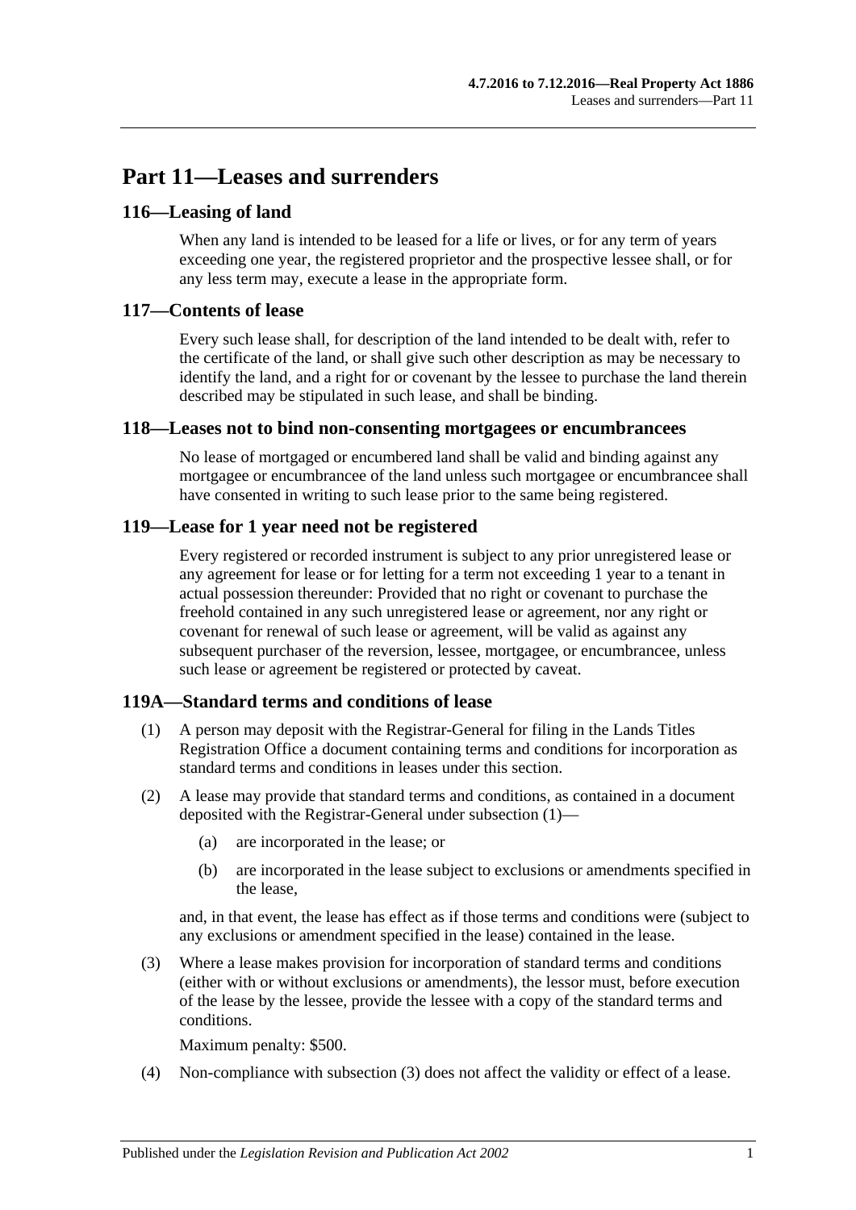# Part 11—Leases and surrenders

## 116—Leasing of land

When any land is intended to be leased for a life or lives, or for any term of years exceeding one year, the registered proprietor and the prospective lessee shall, or for any less term may, execute a lease in the appropriate form.

## 117—Contents of lease

Every such lease shall, for description of the land intended to be dealt with, refer to the certificate of the land, or shall give such other description as may be necessary to identify the land, and a right for or covenant by the lessee to purchase the land therein described may be stipulated in such lease, and shall be binding.

## 118—Leases not to bind non-consenting mortgagees or encumbrancees

No lease of mortgaged or encumbered land shall be valid and binding against any mortgagee or encumbrancee of the land unless such mortgagee or encumbrancee shall have consented in writing to such lease prior to the same being registered.

## 119—Lease for 1 year need not be registered

Every registered or recorded instrument is subject to any prior unregistered lease or any agreement for lease or for letting for a term not exceeding 1 year to a tenant in actual possession thereunder: Provided that no right or covenant to purchase the freehold contained in any such unregistered lease or agreement, nor any right or covenant for renewal of such lease or agreement, will be valid as against any subsequent purchaser of the reversion, lessee, mortgagee, or encumbrancee, unless such lease or agreement be registered or protected by caveat.

## 119A—Standard terms and conditions of lease

(1) A person may deposit with the Registrar-General for filing in the Lands Titles Registration Office a document containing terms and conditions for incorporation as standard terms and conditions in leases under this section.

(2) A lease may provide that standard terms and conditions, as contained in a document deposited with the Registrar-General under subsection (1)—

(a) are incorporated in the lease; or

(b) are incorporated in the lease subject to exclusions or amendments specified in the lease,

and, in that event, the lease has effect as if those terms and conditions were (subject to any exclusions or amendment specified in the lease) contained in the lease.

(3) Where a lease makes provision for incorporation of standard terms and conditions (either with or without exclusions or amendments), the lessor must, before execution of the lease by the lessee, provide the lessee with a copy of the standard terms and conditions.

Maximum penalty: $500.

(4) Non-compliance with subsection (3) does not affect the validity or effect of a lease.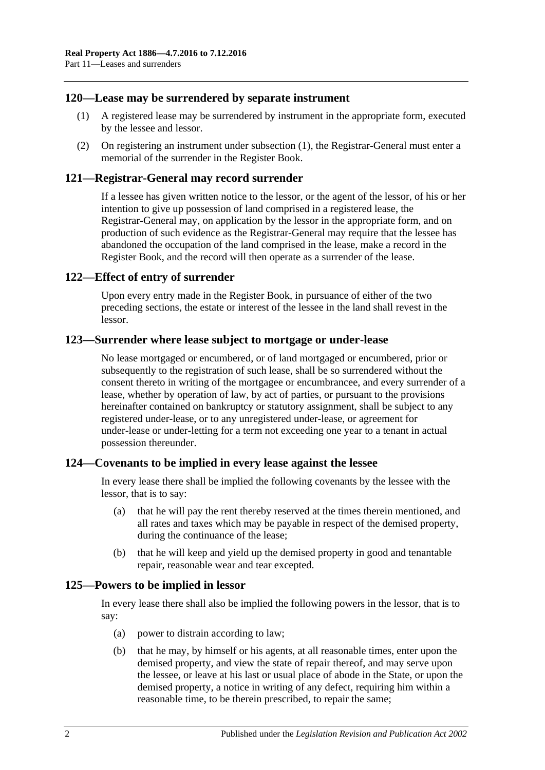## 120—Lease may be surrendered by separate instrument

(1) A registered lease may be surrendered by instrument in the appropriate form, executed by the lessee and lessor.

(2) On registering an instrument under subsection (1), the Registrar-General must enter a memorial of the surrender in the Register Book.

## 121—Registrar-General may record surrender

If a lessee has given written notice to the lessor, or the agent of the lessor, of his or her intention to give up possession of land comprised in a registered lease, the Registrar-General may, on application by the lessor in the appropriate form, and on production of such evidence as the Registrar-General may require that the lessee has abandoned the occupation of the land comprised in the lease, make a record in the Register Book, and the record will then operate as a surrender of the lease.

## 122—Effect of entry of surrender

Upon every entry made in the Register Book, in pursuance of either of the two preceding sections, the estate or interest of the lessee in the land shall revest in the lessor.

## 123—Surrender where lease subject to mortgage or under-lease

No lease mortgaged or encumbered, or of land mortgaged or encumbered, prior or subsequently to the registration of such lease, shall be so surrendered without the consent thereto in writing of the mortgagee or encumbrancee, and every surrender of a lease, whether by operation of law, by act of parties, or pursuant to the provisions hereinafter contained on bankruptcy or statutory assignment, shall be subject to any registered under-lease, or to any unregistered under-lease, or agreement for under-lease or under-letting for a term not exceeding one year to a tenant in actual possession thereunder.

## 124—Covenants to be implied in every lease against the lessee

In every lease there shall be implied the following covenants by the lessee with the lessor, that is to say:

(a) that he will pay the rent thereby reserved at the times therein mentioned, and all rates and taxes which may be payable in respect of the demised property, during the continuance of the lease;

(b) that he will keep and yield up the demised property in good and tenantable repair, reasonable wear and tear excepted.

## 125—Powers to be implied in lessor

In every lease there shall also be implied the following powers in the lessor, that is to say:

(a) power to distrain according to law;

(b) that he may, by himself or his agents, at all reasonable times, enter upon the demised property, and view the state of repair thereof, and may serve upon the lessee, or leave at his last or usual place of abode in the State, or upon the demised property, a notice in writing of any defect, requiring him within a reasonable time, to be therein prescribed, to repair the same;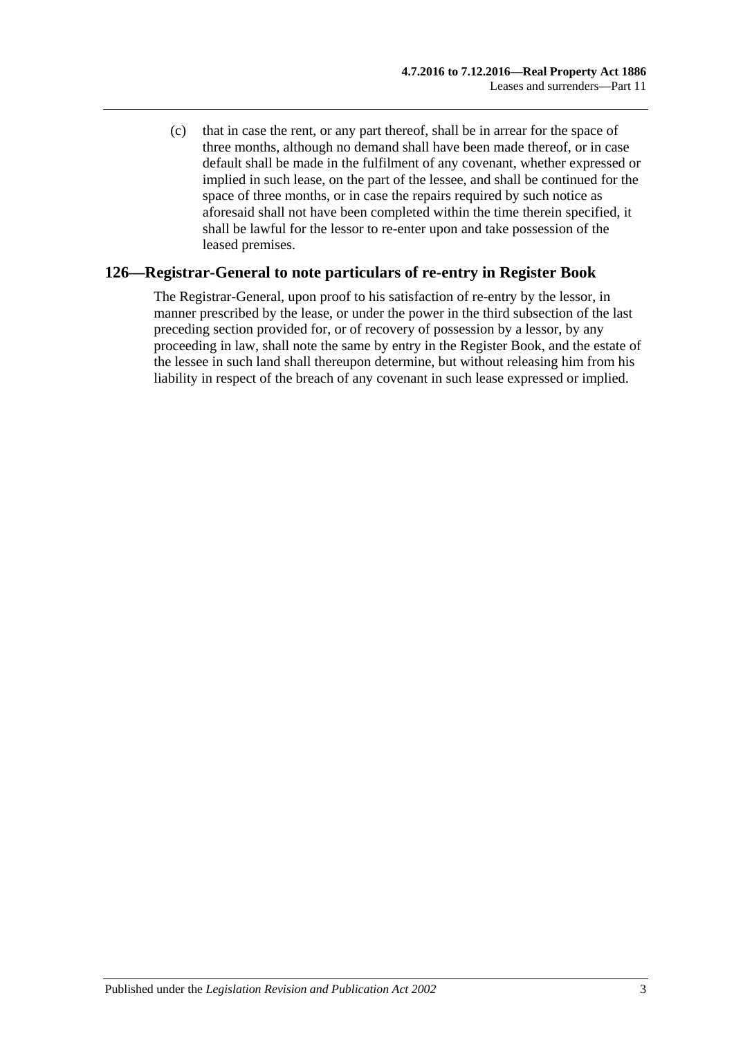(c) that in case the rent, or any part thereof, shall be in arrear for the space of three months, although no demand shall have been made thereof, or in case default shall be made in the fulfilment of any covenant, whether expressed or implied in such lease, on the part of the lessee, and shall be continued for the space of three months, or in case the repairs required by such notice as aforesaid shall not have been completed within the time therein specified, it shall be lawful for the lessor to re-enter upon and take possession of the leased premises.

## 126—Registrar-General to note particulars of re-entry in Register Book

The Registrar-General, upon proof to his satisfaction of re-entry by the lessor, in manner prescribed by the lease, or under the power in the third subsection of the last preceding section provided for, or of recovery of possession by a lessor, by any proceeding in law, shall note the same by entry in the Register Book, and the estate of the lessee in such land shall thereupon determine, but without releasing him from his liability in respect of the breach of any covenant in such lease expressed or implied.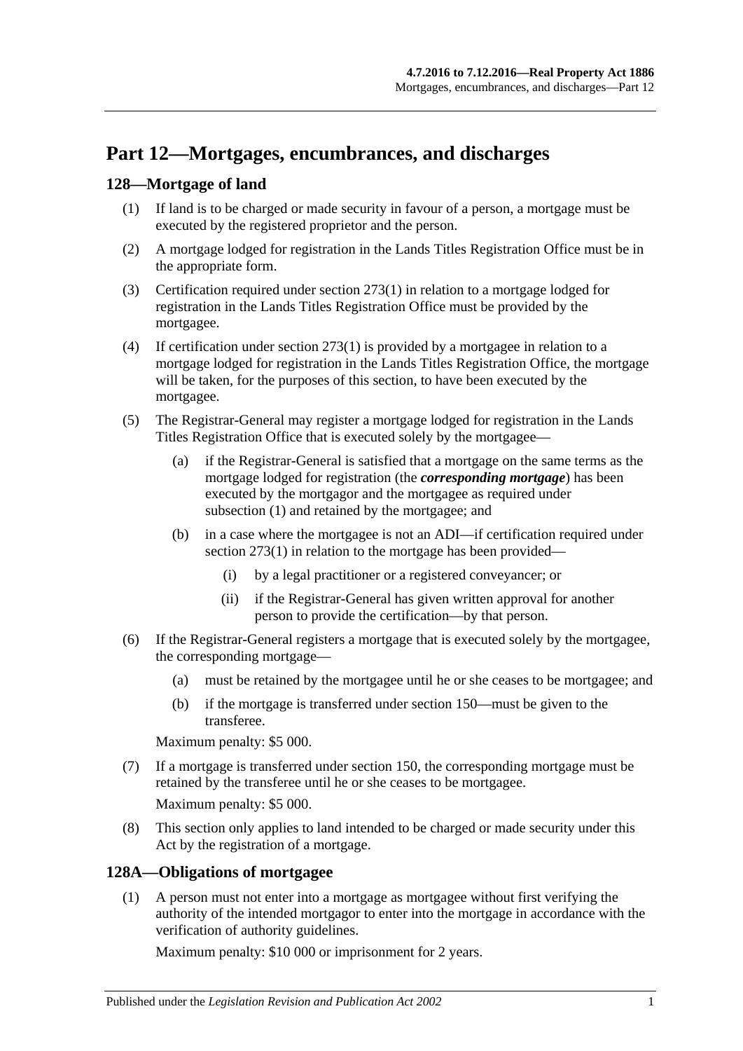# Part 12—Mortgages, encumbrances, and discharges

## 128—Mortgage of land

(1) If land is to be charged or made security in favour of a person, a mortgage must be executed by the registered proprietor and the person.

(2) A mortgage lodged for registration in the Lands Titles Registration Office must be in the appropriate form.

(3) Certification required under section 273(1) in relation to a mortgage lodged for registration in the Lands Titles Registration Office must be provided by the mortgagee.

(4) If certification under section 273(1) is provided by a mortgagee in relation to a mortgage lodged for registration in the Lands Titles Registration Office, the mortgage will be taken, for the purposes of this section, to have been executed by the mortgagee.

(5) The Registrar-General may register a mortgage lodged for registration in the Lands Titles Registration Office that is executed solely by the mortgagee—

(a) if the Registrar-General is satisfied that a mortgage on the same terms as the mortgage lodged for registration (the ***corresponding mortgage***) has been executed by the mortgagor and the mortgagee as required under subsection (1) and retained by the mortgagee; and

(b) in a case where the mortgagee is not an ADI—if certification required under section 273(1) in relation to the mortgage has been provided—

(i) by a legal practitioner or a registered conveyancer; or

(ii) if the Registrar-General has given written approval for another person to provide the certification—by that person.

(6) If the Registrar-General registers a mortgage that is executed solely by the mortgagee, the corresponding mortgage—

(a) must be retained by the mortgagee until he or she ceases to be mortgagee; and

(b) if the mortgage is transferred under section 150—must be given to the transferee.

Maximum penalty: $5 000.

(7) If a mortgage is transferred under section 150, the corresponding mortgage must be retained by the transferee until he or she ceases to be mortgagee.

Maximum penalty: $5 000.

(8) This section only applies to land intended to be charged or made security under this Act by the registration of a mortgage.

## 128A—Obligations of mortgagee

(1) A person must not enter into a mortgage as mortgagee without first verifying the authority of the intended mortgagor to enter into the mortgage in accordance with the verification of authority guidelines.

Maximum penalty: $10 000 or imprisonment for 2 years.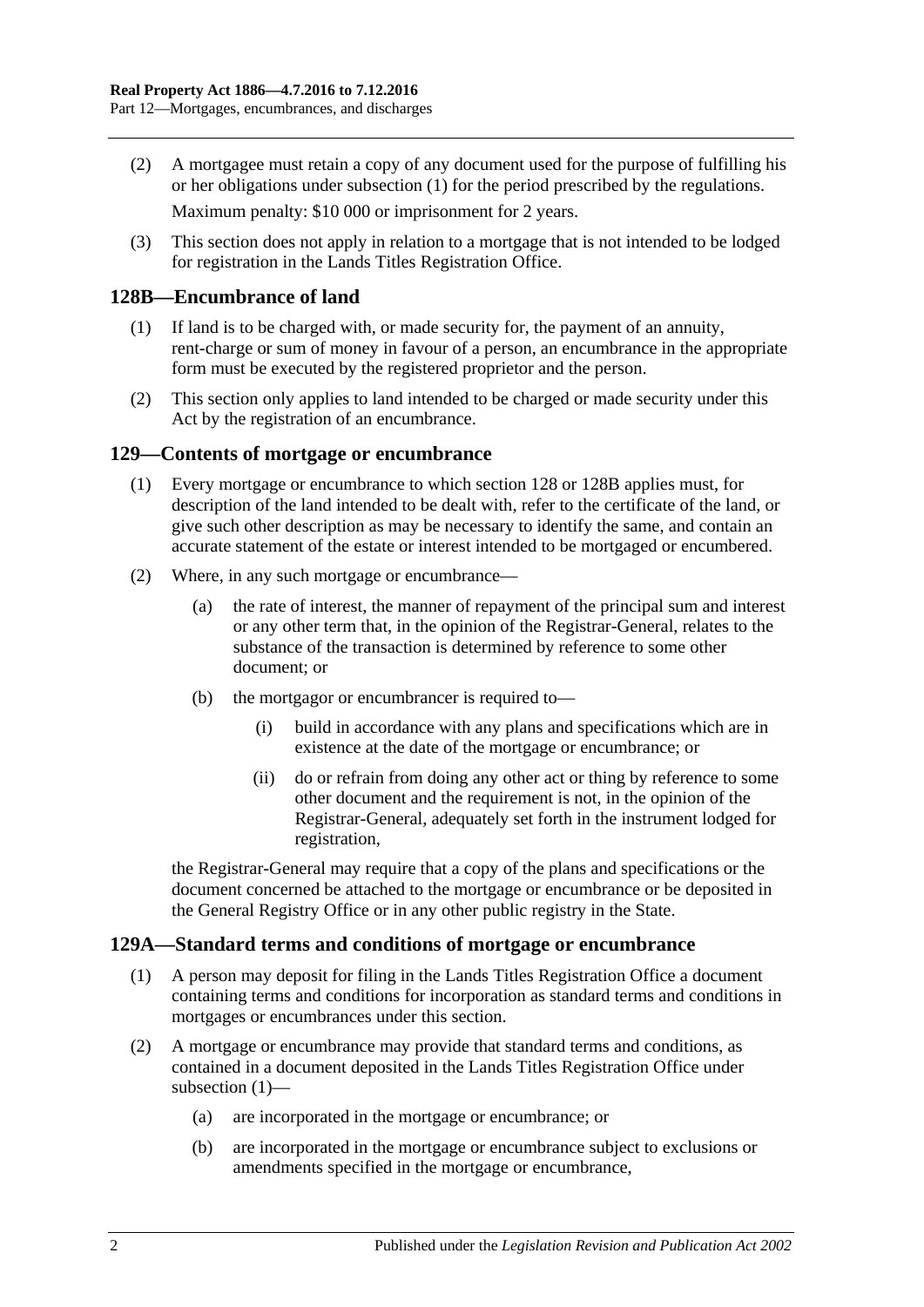(2) A mortgagee must retain a copy of any document used for the purpose of fulfilling his or her obligations under subsection (1) for the period prescribed by the regulations.

Maximum penalty: $10 000 or imprisonment for 2 years.

(3) This section does not apply in relation to a mortgage that is not intended to be lodged for registration in the Lands Titles Registration Office.

## 128B—Encumbrance of land

(1) If land is to be charged with, or made security for, the payment of an annuity, rent-charge or sum of money in favour of a person, an encumbrance in the appropriate form must be executed by the registered proprietor and the person.

(2) This section only applies to land intended to be charged or made security under this Act by the registration of an encumbrance.

## 129—Contents of mortgage or encumbrance

(1) Every mortgage or encumbrance to which section 128 or 128B applies must, for description of the land intended to be dealt with, refer to the certificate of the land, or give such other description as may be necessary to identify the same, and contain an accurate statement of the estate or interest intended to be mortgaged or encumbered.

(2) Where, in any such mortgage or encumbrance—

(a) the rate of interest, the manner of repayment of the principal sum and interest or any other term that, in the opinion of the Registrar-General, relates to the substance of the transaction is determined by reference to some other document; or

(b) the mortgagor or encumbrancer is required to—

(i) build in accordance with any plans and specifications which are in existence at the date of the mortgage or encumbrance; or

(ii) do or refrain from doing any other act or thing by reference to some other document and the requirement is not, in the opinion of the Registrar-General, adequately set forth in the instrument lodged for registration,

the Registrar-General may require that a copy of the plans and specifications or the document concerned be attached to the mortgage or encumbrance or be deposited in the General Registry Office or in any other public registry in the State.

## 129A—Standard terms and conditions of mortgage or encumbrance

(1) A person may deposit for filing in the Lands Titles Registration Office a document containing terms and conditions for incorporation as standard terms and conditions in mortgages or encumbrances under this section.

(2) A mortgage or encumbrance may provide that standard terms and conditions, as contained in a document deposited in the Lands Titles Registration Office under subsection (1)—

(a) are incorporated in the mortgage or encumbrance; or

(b) are incorporated in the mortgage or encumbrance subject to exclusions or amendments specified in the mortgage or encumbrance,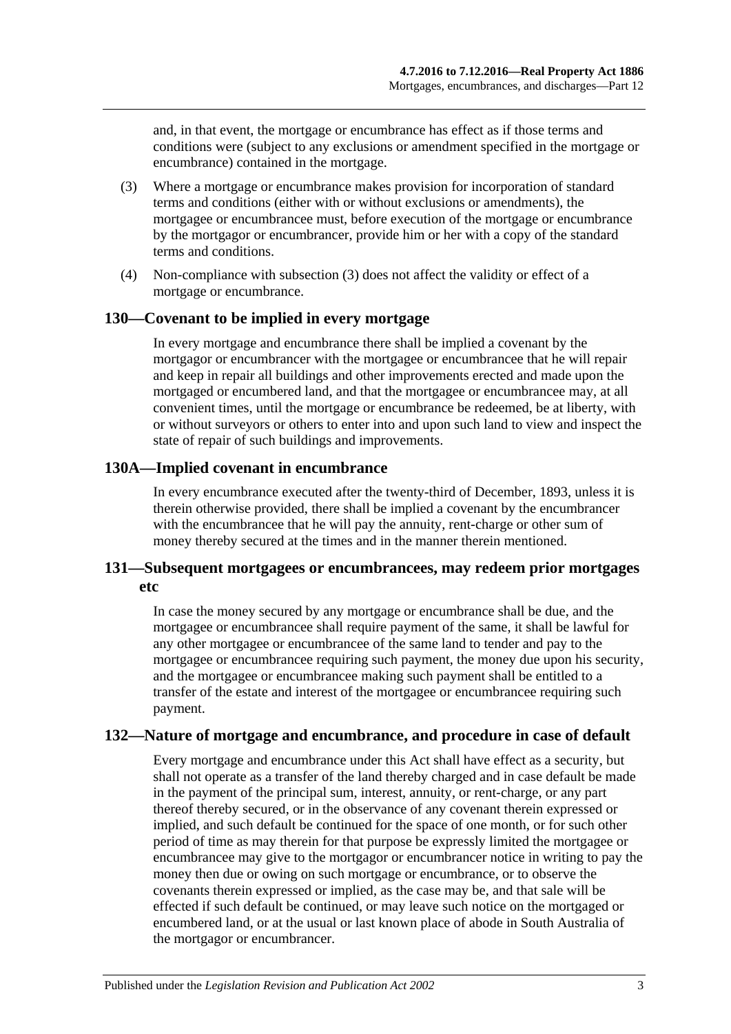and, in that event, the mortgage or encumbrance has effect as if those terms and conditions were (subject to any exclusions or amendment specified in the mortgage or encumbrance) contained in the mortgage.

(3) Where a mortgage or encumbrance makes provision for incorporation of standard terms and conditions (either with or without exclusions or amendments), the mortgagee or encumbrancee must, before execution of the mortgage or encumbrance by the mortgagor or encumbrancer, provide him or her with a copy of the standard terms and conditions.

(4) Non-compliance with subsection (3) does not affect the validity or effect of a mortgage or encumbrance.

## 130—Covenant to be implied in every mortgage

In every mortgage and encumbrance there shall be implied a covenant by the mortgagor or encumbrancer with the mortgagee or encumbrancee that he will repair and keep in repair all buildings and other improvements erected and made upon the mortgaged or encumbered land, and that the mortgagee or encumbrancee may, at all convenient times, until the mortgage or encumbrance be redeemed, be at liberty, with or without surveyors or others to enter into and upon such land to view and inspect the state of repair of such buildings and improvements.

## 130A—Implied covenant in encumbrance

In every encumbrance executed after the twenty-third of December, 1893, unless it is therein otherwise provided, there shall be implied a covenant by the encumbrancer with the encumbrancee that he will pay the annuity, rent-charge or other sum of money thereby secured at the times and in the manner therein mentioned.

## 131—Subsequent mortgagees or encumbrancees, may redeem prior mortgages etc

In case the money secured by any mortgage or encumbrance shall be due, and the mortgagee or encumbrancee shall require payment of the same, it shall be lawful for any other mortgagee or encumbrancee of the same land to tender and pay to the mortgagee or encumbrancee requiring such payment, the money due upon his security, and the mortgagee or encumbrancee making such payment shall be entitled to a transfer of the estate and interest of the mortgagee or encumbrancee requiring such payment.

## 132—Nature of mortgage and encumbrance, and procedure in case of default

Every mortgage and encumbrance under this Act shall have effect as a security, but shall not operate as a transfer of the land thereby charged and in case default be made in the payment of the principal sum, interest, annuity, or rent-charge, or any part thereof thereby secured, or in the observance of any covenant therein expressed or implied, and such default be continued for the space of one month, or for such other period of time as may therein for that purpose be expressly limited the mortgagee or encumbrancee may give to the mortgagor or encumbrancer notice in writing to pay the money then due or owing on such mortgage or encumbrance, or to observe the covenants therein expressed or implied, as the case may be, and that sale will be effected if such default be continued, or may leave such notice on the mortgaged or encumbered land, or at the usual or last known place of abode in South Australia of the mortgagor or encumbrancer.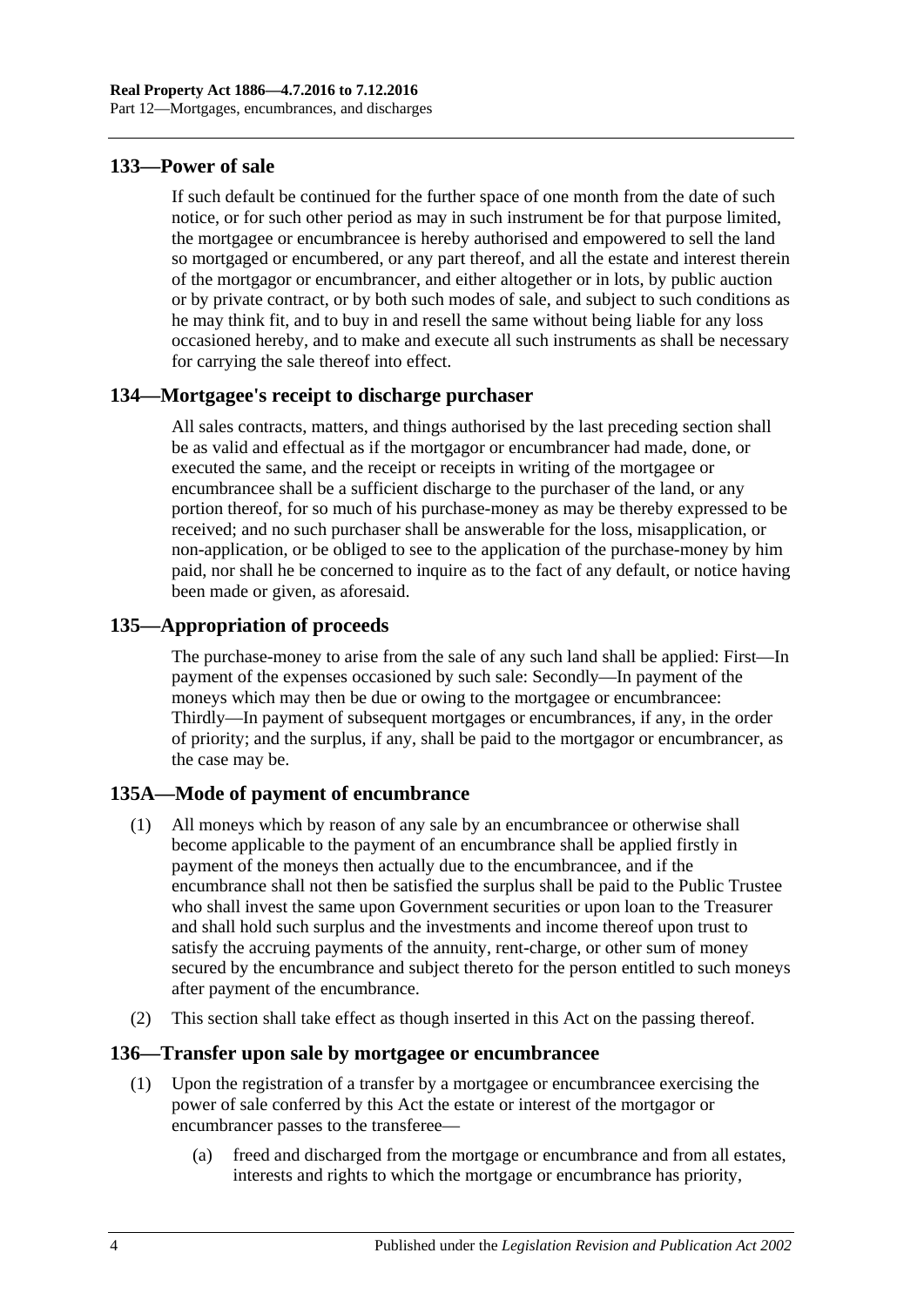## 133—Power of sale

If such default be continued for the further space of one month from the date of such notice, or for such other period as may in such instrument be for that purpose limited, the mortgagee or encumbrancee is hereby authorised and empowered to sell the land so mortgaged or encumbered, or any part thereof, and all the estate and interest therein of the mortgagor or encumbrancer, and either altogether or in lots, by public auction or by private contract, or by both such modes of sale, and subject to such conditions as he may think fit, and to buy in and resell the same without being liable for any loss occasioned hereby, and to make and execute all such instruments as shall be necessary for carrying the sale thereof into effect.

## 134—Mortgagee's receipt to discharge purchaser

All sales contracts, matters, and things authorised by the last preceding section shall be as valid and effectual as if the mortgagor or encumbrancer had made, done, or executed the same, and the receipt or receipts in writing of the mortgagee or encumbrancee shall be a sufficient discharge to the purchaser of the land, or any portion thereof, for so much of his purchase-money as may be thereby expressed to be received; and no such purchaser shall be answerable for the loss, misapplication, or non-application, or be obliged to see to the application of the purchase-money by him paid, nor shall he be concerned to inquire as to the fact of any default, or notice having been made or given, as aforesaid.

## 135—Appropriation of proceeds

The purchase-money to arise from the sale of any such land shall be applied: First—In payment of the expenses occasioned by such sale: Secondly—In payment of the moneys which may then be due or owing to the mortgagee or encumbrancee: Thirdly—In payment of subsequent mortgages or encumbrances, if any, in the order of priority; and the surplus, if any, shall be paid to the mortgagor or encumbrancer, as the case may be.

## 135A—Mode of payment of encumbrance

(1) All moneys which by reason of any sale by an encumbrancee or otherwise shall become applicable to the payment of an encumbrance shall be applied firstly in payment of the moneys then actually due to the encumbrancee, and if the encumbrance shall not then be satisfied the surplus shall be paid to the Public Trustee who shall invest the same upon Government securities or upon loan to the Treasurer and shall hold such surplus and the investments and income thereof upon trust to satisfy the accruing payments of the annuity, rent-charge, or other sum of money secured by the encumbrance and subject thereto for the person entitled to such moneys after payment of the encumbrance.

(2) This section shall take effect as though inserted in this Act on the passing thereof.

## 136—Transfer upon sale by mortgagee or encumbrancee

(1) Upon the registration of a transfer by a mortgagee or encumbrancee exercising the power of sale conferred by this Act the estate or interest of the mortgagor or encumbrancer passes to the transferee—

(a) freed and discharged from the mortgage or encumbrance and from all estates, interests and rights to which the mortgage or encumbrance has priority,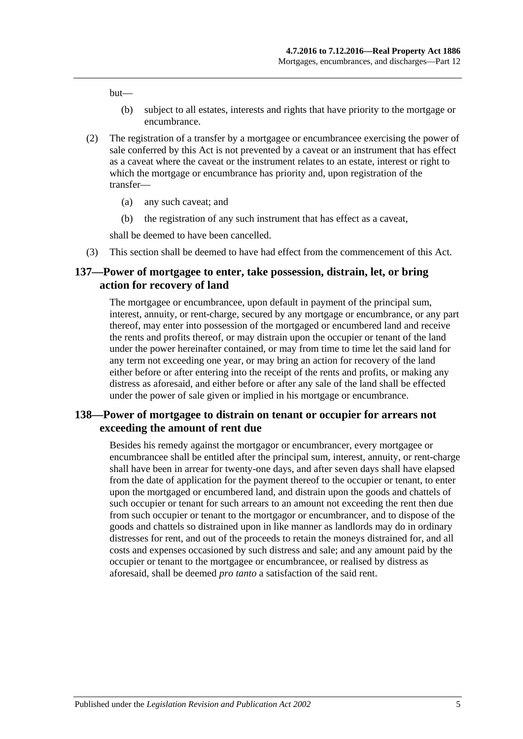but—

- (b) subject to all estates, interests and rights that have priority to the mortgage or encumbrance.

(2) The registration of a transfer by a mortgagee or encumbrancee exercising the power of sale conferred by this Act is not prevented by a caveat or an instrument that has effect as a caveat where the caveat or the instrument relates to an estate, interest or right to which the mortgage or encumbrance has priority and, upon registration of the transfer—

- (a) any such caveat; and
- (b) the registration of any such instrument that has effect as a caveat,

shall be deemed to have been cancelled.

(3) This section shall be deemed to have had effect from the commencement of this Act.

## 137—Power of mortgagee to enter, take possession, distrain, let, or bring action for recovery of land

The mortgagee or encumbrancee, upon default in payment of the principal sum, interest, annuity, or rent-charge, secured by any mortgage or encumbrance, or any part thereof, may enter into possession of the mortgaged or encumbered land and receive the rents and profits thereof, or may distrain upon the occupier or tenant of the land under the power hereinafter contained, or may from time to time let the said land for any term not exceeding one year, or may bring an action for recovery of the land either before or after entering into the receipt of the rents and profits, or making any distress as aforesaid, and either before or after any sale of the land shall be effected under the power of sale given or implied in his mortgage or encumbrance.

## 138—Power of mortgagee to distrain on tenant or occupier for arrears not exceeding the amount of rent due

Besides his remedy against the mortgagor or encumbrancer, every mortgagee or encumbrancee shall be entitled after the principal sum, interest, annuity, or rent-charge shall have been in arrear for twenty-one days, and after seven days shall have elapsed from the date of application for the payment thereof to the occupier or tenant, to enter upon the mortgaged or encumbered land, and distrain upon the goods and chattels of such occupier or tenant for such arrears to an amount not exceeding the rent then due from such occupier or tenant to the mortgagor or encumbrancer, and to dispose of the goods and chattels so distrained upon in like manner as landlords may do in ordinary distresses for rent, and out of the proceeds to retain the moneys distrained for, and all costs and expenses occasioned by such distress and sale; and any amount paid by the occupier or tenant to the mortgagee or encumbrancee, or realised by distress as aforesaid, shall be deemed *pro tanto* a satisfaction of the said rent.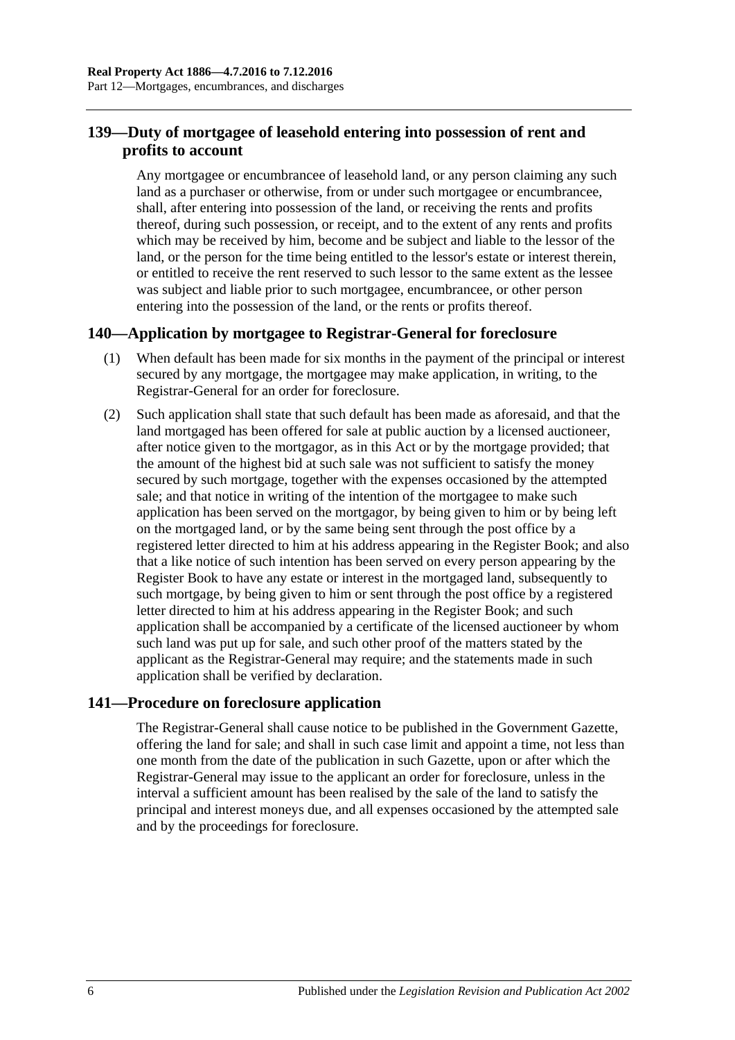## 139—Duty of mortgagee of leasehold entering into possession of rent and profits to account

Any mortgagee or encumbrancee of leasehold land, or any person claiming any such land as a purchaser or otherwise, from or under such mortgagee or encumbrancee, shall, after entering into possession of the land, or receiving the rents and profits thereof, during such possession, or receipt, and to the extent of any rents and profits which may be received by him, become and be subject and liable to the lessor of the land, or the person for the time being entitled to the lessor's estate or interest therein, or entitled to receive the rent reserved to such lessor to the same extent as the lessee was subject and liable prior to such mortgagee, encumbrancee, or other person entering into the possession of the land, or the rents or profits thereof.

## 140—Application by mortgagee to Registrar-General for foreclosure

(1) When default has been made for six months in the payment of the principal or interest secured by any mortgage, the mortgagee may make application, in writing, to the Registrar-General for an order for foreclosure.

(2) Such application shall state that such default has been made as aforesaid, and that the land mortgaged has been offered for sale at public auction by a licensed auctioneer, after notice given to the mortgagor, as in this Act or by the mortgage provided; that the amount of the highest bid at such sale was not sufficient to satisfy the money secured by such mortgage, together with the expenses occasioned by the attempted sale; and that notice in writing of the intention of the mortgagee to make such application has been served on the mortgagor, by being given to him or by being left on the mortgaged land, or by the same being sent through the post office by a registered letter directed to him at his address appearing in the Register Book; and also that a like notice of such intention has been served on every person appearing by the Register Book to have any estate or interest in the mortgaged land, subsequently to such mortgage, by being given to him or sent through the post office by a registered letter directed to him at his address appearing in the Register Book; and such application shall be accompanied by a certificate of the licensed auctioneer by whom such land was put up for sale, and such other proof of the matters stated by the applicant as the Registrar-General may require; and the statements made in such application shall be verified by declaration.

## 141—Procedure on foreclosure application

The Registrar-General shall cause notice to be published in the Government Gazette, offering the land for sale; and shall in such case limit and appoint a time, not less than one month from the date of the publication in such Gazette, upon or after which the Registrar-General may issue to the applicant an order for foreclosure, unless in the interval a sufficient amount has been realised by the sale of the land to satisfy the principal and interest moneys due, and all expenses occasioned by the attempted sale and by the proceedings for foreclosure.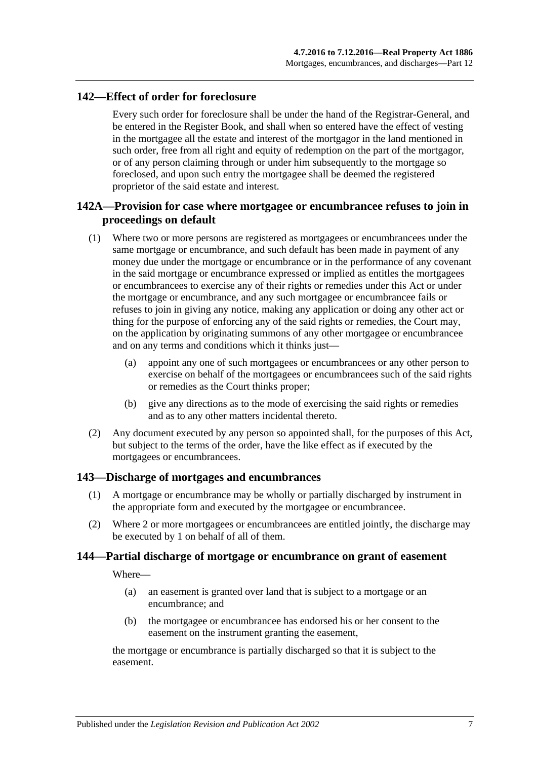## 142—Effect of order for foreclosure

Every such order for foreclosure shall be under the hand of the Registrar-General, and be entered in the Register Book, and shall when so entered have the effect of vesting in the mortgagee all the estate and interest of the mortgagor in the land mentioned in such order, free from all right and equity of redemption on the part of the mortgagor, or of any person claiming through or under him subsequently to the mortgage so foreclosed, and upon such entry the mortgagee shall be deemed the registered proprietor of the said estate and interest.

## 142A—Provision for case where mortgagee or encumbrancee refuses to join in proceedings on default

(1) Where two or more persons are registered as mortgagees or encumbrancees under the same mortgage or encumbrance, and such default has been made in payment of any money due under the mortgage or encumbrance or in the performance of any covenant in the said mortgage or encumbrance expressed or implied as entitles the mortgagees or encumbrancees to exercise any of their rights or remedies under this Act or under the mortgage or encumbrance, and any such mortgagee or encumbrancee fails or refuses to join in giving any notice, making any application or doing any other act or thing for the purpose of enforcing any of the said rights or remedies, the Court may, on the application by originating summons of any other mortgagee or encumbrancee and on any terms and conditions which it thinks just—

- (a) appoint any one of such mortgagees or encumbrancees or any other person to exercise on behalf of the mortgagees or encumbrancees such of the said rights or remedies as the Court thinks proper;
- (b) give any directions as to the mode of exercising the said rights or remedies and as to any other matters incidental thereto.

(2) Any document executed by any person so appointed shall, for the purposes of this Act, but subject to the terms of the order, have the like effect as if executed by the mortgagees or encumbrancees.

## 143—Discharge of mortgages and encumbrances

(1) A mortgage or encumbrance may be wholly or partially discharged by instrument in the appropriate form and executed by the mortgagee or encumbrancee.

(2) Where 2 or more mortgagees or encumbrancees are entitled jointly, the discharge may be executed by 1 on behalf of all of them.

## 144—Partial discharge of mortgage or encumbrance on grant of easement

Where—

- (a) an easement is granted over land that is subject to a mortgage or an encumbrance; and
- (b) the mortgagee or encumbrancee has endorsed his or her consent to the easement on the instrument granting the easement,

the mortgage or encumbrance is partially discharged so that it is subject to the easement.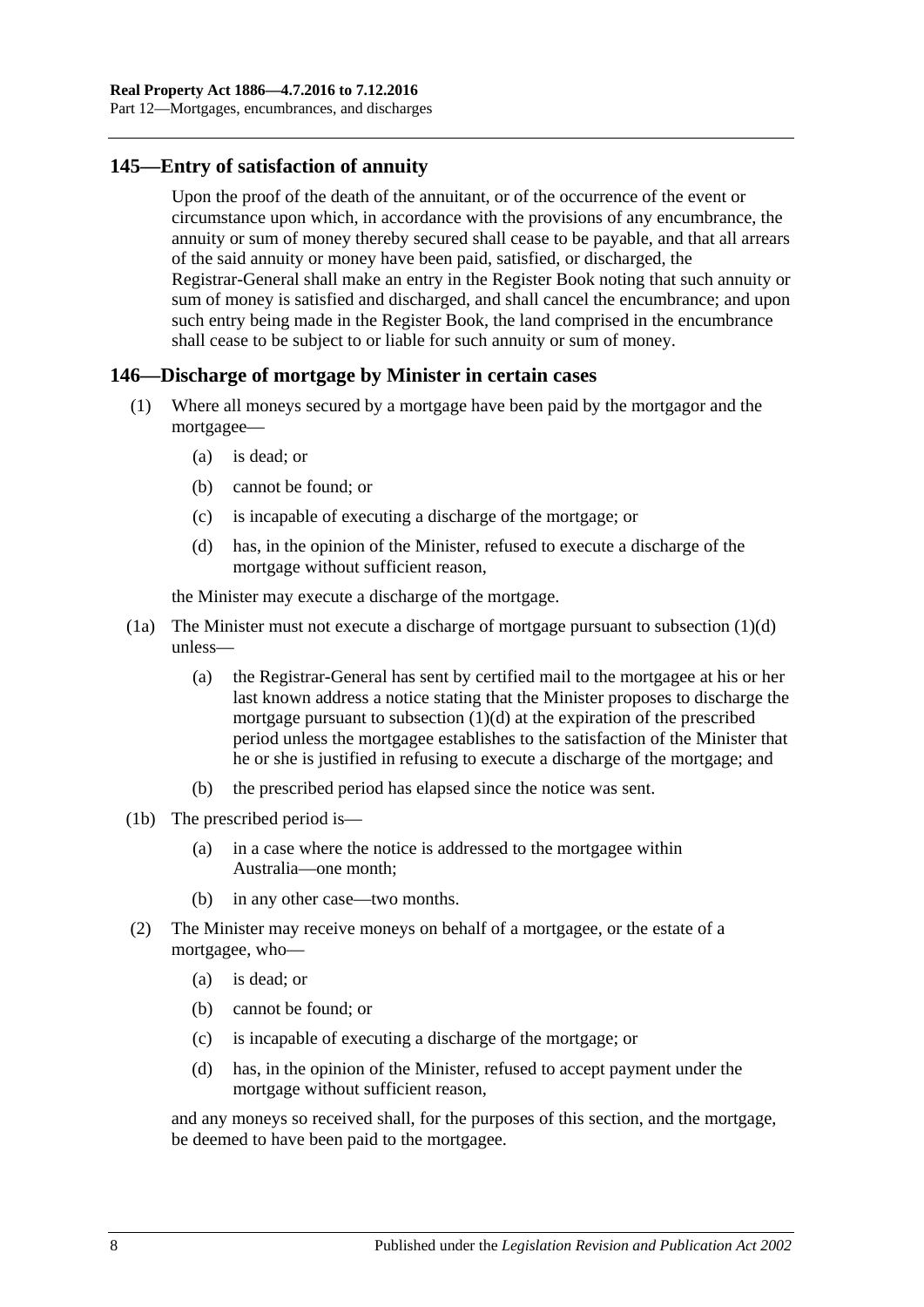## 145—Entry of satisfaction of annuity

Upon the proof of the death of the annuitant, or of the occurrence of the event or circumstance upon which, in accordance with the provisions of any encumbrance, the annuity or sum of money thereby secured shall cease to be payable, and that all arrears of the said annuity or money have been paid, satisfied, or discharged, the Registrar-General shall make an entry in the Register Book noting that such annuity or sum of money is satisfied and discharged, and shall cancel the encumbrance; and upon such entry being made in the Register Book, the land comprised in the encumbrance shall cease to be subject to or liable for such annuity or sum of money.

## 146—Discharge of mortgage by Minister in certain cases

(1) Where all moneys secured by a mortgage have been paid by the mortgagor and the mortgagee—

- (a) is dead; or
- (b) cannot be found; or
- (c) is incapable of executing a discharge of the mortgage; or
- (d) has, in the opinion of the Minister, refused to execute a discharge of the mortgage without sufficient reason,

the Minister may execute a discharge of the mortgage.

(1a) The Minister must not execute a discharge of mortgage pursuant to subsection (1)(d) unless—

- (a) the Registrar-General has sent by certified mail to the mortgagee at his or her last known address a notice stating that the Minister proposes to discharge the mortgage pursuant to subsection (1)(d) at the expiration of the prescribed period unless the mortgagee establishes to the satisfaction of the Minister that he or she is justified in refusing to execute a discharge of the mortgage; and
- (b) the prescribed period has elapsed since the notice was sent.

(1b) The prescribed period is—

- (a) in a case where the notice is addressed to the mortgagee within Australia—one month;
- (b) in any other case—two months.

(2) The Minister may receive moneys on behalf of a mortgagee, or the estate of a mortgagee, who—

- (a) is dead; or
- (b) cannot be found; or
- (c) is incapable of executing a discharge of the mortgage; or
- (d) has, in the opinion of the Minister, refused to accept payment under the mortgage without sufficient reason,

and any moneys so received shall, for the purposes of this section, and the mortgage, be deemed to have been paid to the mortgagee.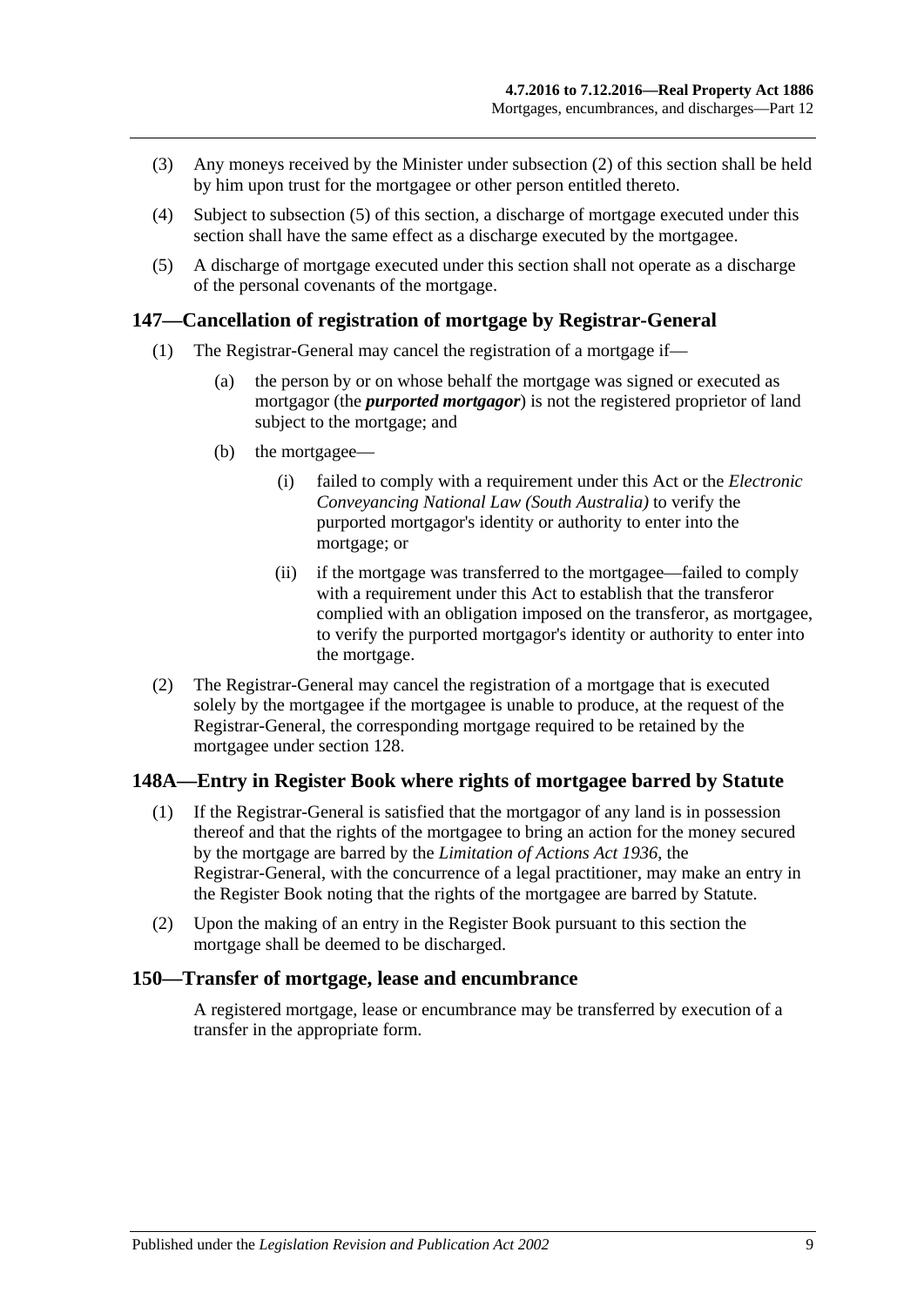(3) Any moneys received by the Minister under subsection (2) of this section shall be held by him upon trust for the mortgagee or other person entitled thereto.

(4) Subject to subsection (5) of this section, a discharge of mortgage executed under this section shall have the same effect as a discharge executed by the mortgagee.

(5) A discharge of mortgage executed under this section shall not operate as a discharge of the personal covenants of the mortgage.

## 147—Cancellation of registration of mortgage by Registrar-General

(1) The Registrar-General may cancel the registration of a mortgage if—

(a) the person by or on whose behalf the mortgage was signed or executed as mortgagor (the ***purported mortgagor***) is not the registered proprietor of land subject to the mortgage; and

(b) the mortgagee—

(i) failed to comply with a requirement under this Act or the *Electronic Conveyancing National Law (South Australia)* to verify the purported mortgagor's identity or authority to enter into the mortgage; or

(ii) if the mortgage was transferred to the mortgagee—failed to comply with a requirement under this Act to establish that the transferor complied with an obligation imposed on the transferor, as mortgagee, to verify the purported mortgagor's identity or authority to enter into the mortgage.

(2) The Registrar-General may cancel the registration of a mortgage that is executed solely by the mortgagee if the mortgagee is unable to produce, at the request of the Registrar-General, the corresponding mortgage required to be retained by the mortgagee under section 128.

## 148A—Entry in Register Book where rights of mortgagee barred by Statute

(1) If the Registrar-General is satisfied that the mortgagor of any land is in possession thereof and that the rights of the mortgagee to bring an action for the money secured by the mortgage are barred by the *Limitation of Actions Act 1936*, the Registrar-General, with the concurrence of a legal practitioner, may make an entry in the Register Book noting that the rights of the mortgagee are barred by Statute.

(2) Upon the making of an entry in the Register Book pursuant to this section the mortgage shall be deemed to be discharged.

## 150—Transfer of mortgage, lease and encumbrance

A registered mortgage, lease or encumbrance may be transferred by execution of a transfer in the appropriate form.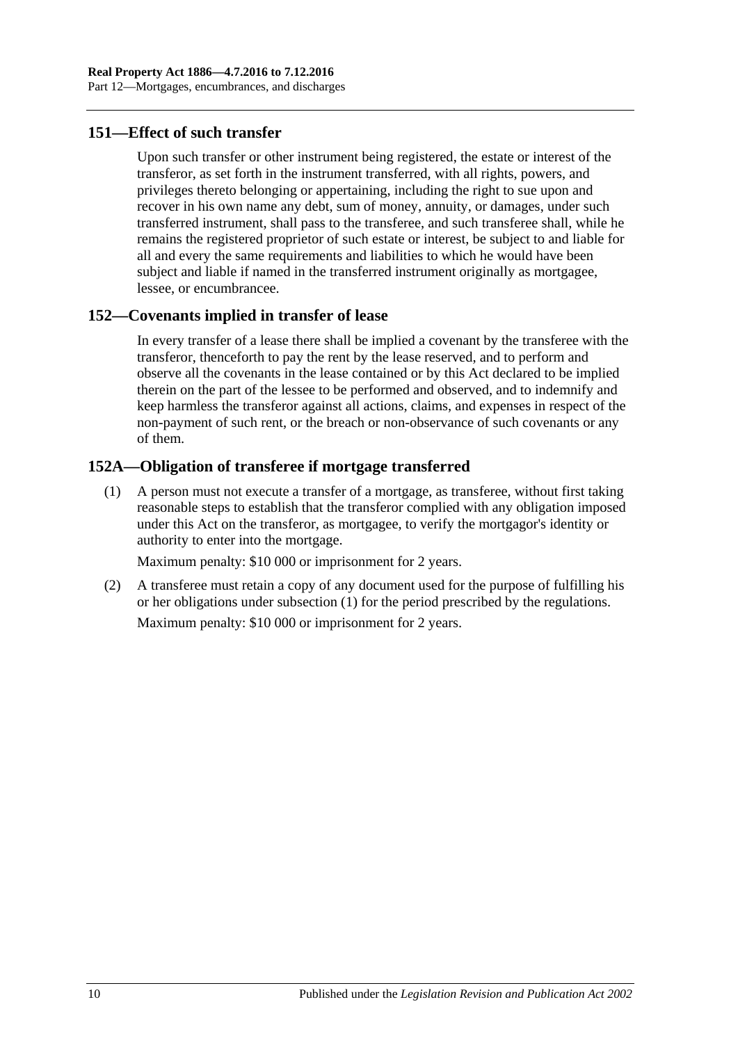## 151—Effect of such transfer

Upon such transfer or other instrument being registered, the estate or interest of the transferor, as set forth in the instrument transferred, with all rights, powers, and privileges thereto belonging or appertaining, including the right to sue upon and recover in his own name any debt, sum of money, annuity, or damages, under such transferred instrument, shall pass to the transferee, and such transferee shall, while he remains the registered proprietor of such estate or interest, be subject to and liable for all and every the same requirements and liabilities to which he would have been subject and liable if named in the transferred instrument originally as mortgagee, lessee, or encumbrancee.

## 152—Covenants implied in transfer of lease

In every transfer of a lease there shall be implied a covenant by the transferee with the transferor, thenceforth to pay the rent by the lease reserved, and to perform and observe all the covenants in the lease contained or by this Act declared to be implied therein on the part of the lessee to be performed and observed, and to indemnify and keep harmless the transferor against all actions, claims, and expenses in respect of the non-payment of such rent, or the breach or non-observance of such covenants or any of them.

## 152A—Obligation of transferee if mortgage transferred

(1) A person must not execute a transfer of a mortgage, as transferee, without first taking reasonable steps to establish that the transferor complied with any obligation imposed under this Act on the transferor, as mortgagee, to verify the mortgagor's identity or authority to enter into the mortgage.

Maximum penalty: $10 000 or imprisonment for 2 years.

(2) A transferee must retain a copy of any document used for the purpose of fulfilling his or her obligations under subsection (1) for the period prescribed by the regulations.

Maximum penalty: $10 000 or imprisonment for 2 years.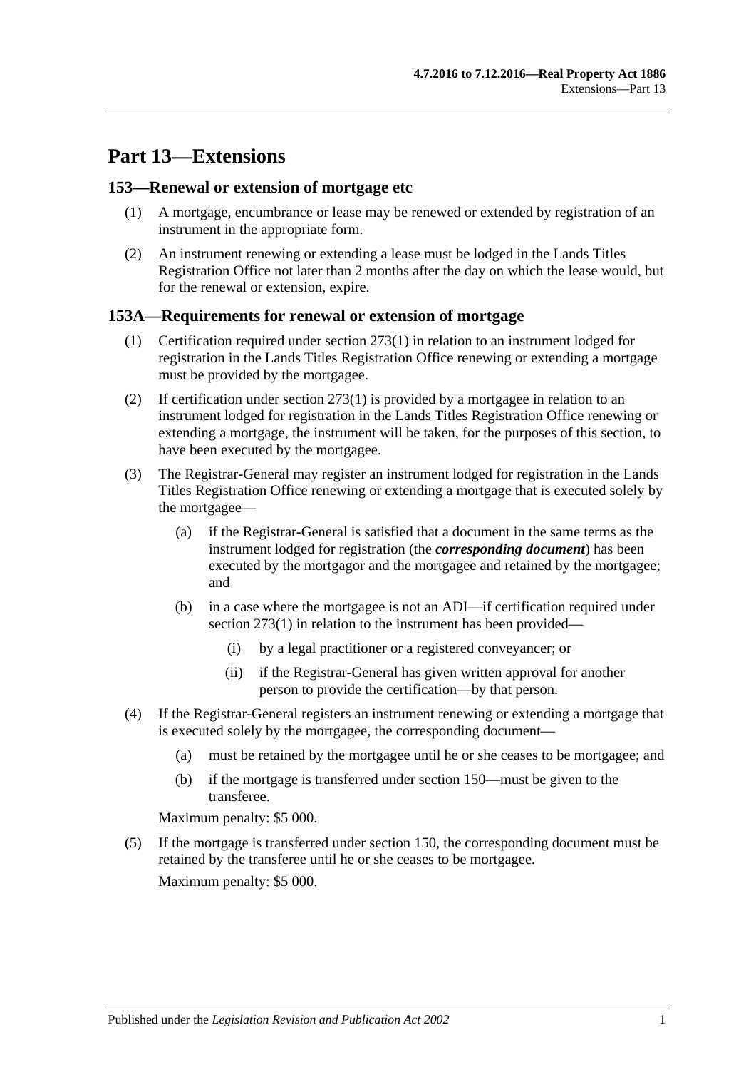# Part 13—Extensions

## 153—Renewal or extension of mortgage etc

(1) A mortgage, encumbrance or lease may be renewed or extended by registration of an instrument in the appropriate form.

(2) An instrument renewing or extending a lease must be lodged in the Lands Titles Registration Office not later than 2 months after the day on which the lease would, but for the renewal or extension, expire.

## 153A—Requirements for renewal or extension of mortgage

(1) Certification required under section 273(1) in relation to an instrument lodged for registration in the Lands Titles Registration Office renewing or extending a mortgage must be provided by the mortgagee.

(2) If certification under section 273(1) is provided by a mortgagee in relation to an instrument lodged for registration in the Lands Titles Registration Office renewing or extending a mortgage, the instrument will be taken, for the purposes of this section, to have been executed by the mortgagee.

(3) The Registrar-General may register an instrument lodged for registration in the Lands Titles Registration Office renewing or extending a mortgage that is executed solely by the mortgagee—

(a) if the Registrar-General is satisfied that a document in the same terms as the instrument lodged for registration (the ***corresponding document***) has been executed by the mortgagor and the mortgagee and retained by the mortgagee; and

(b) in a case where the mortgagee is not an ADI—if certification required under section 273(1) in relation to the instrument has been provided—

(i) by a legal practitioner or a registered conveyancer; or

(ii) if the Registrar-General has given written approval for another person to provide the certification—by that person.

(4) If the Registrar-General registers an instrument renewing or extending a mortgage that is executed solely by the mortgagee, the corresponding document—

(a) must be retained by the mortgagee until he or she ceases to be mortgagee; and

(b) if the mortgage is transferred under section 150—must be given to the transferee.

Maximum penalty: $5 000.

(5) If the mortgage is transferred under section 150, the corresponding document must be retained by the transferee until he or she ceases to be mortgagee.

Maximum penalty: $5 000.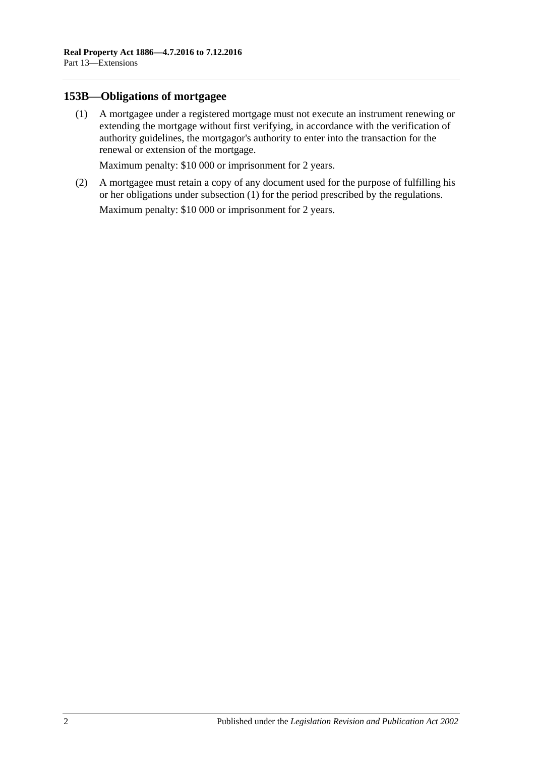## 153B—Obligations of mortgagee

(1) A mortgagee under a registered mortgage must not execute an instrument renewing or extending the mortgage without first verifying, in accordance with the verification of authority guidelines, the mortgagor's authority to enter into the transaction for the renewal or extension of the mortgage.

Maximum penalty: $10 000 or imprisonment for 2 years.

(2) A mortgagee must retain a copy of any document used for the purpose of fulfilling his or her obligations under subsection (1) for the period prescribed by the regulations.

Maximum penalty: $10 000 or imprisonment for 2 years.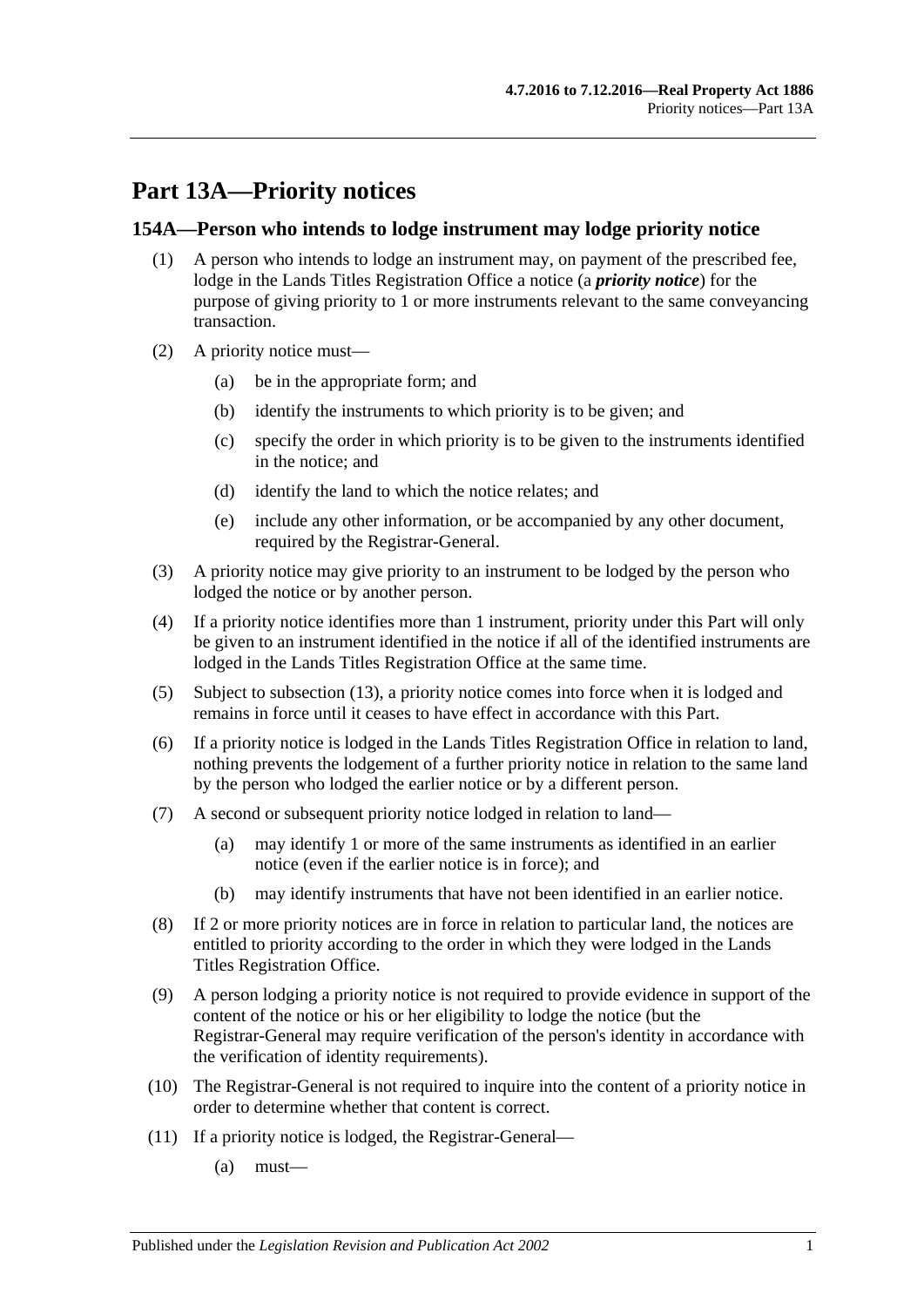# Part 13A—Priority notices

## 154A—Person who intends to lodge instrument may lodge priority notice

(1) A person who intends to lodge an instrument may, on payment of the prescribed fee, lodge in the Lands Titles Registration Office a notice (a ***priority notice***) for the purpose of giving priority to 1 or more instruments relevant to the same conveyancing transaction.

(2) A priority notice must—

- (a) be in the appropriate form; and
- (b) identify the instruments to which priority is to be given; and
- (c) specify the order in which priority is to be given to the instruments identified in the notice; and
- (d) identify the land to which the notice relates; and
- (e) include any other information, or be accompanied by any other document, required by the Registrar-General.

(3) A priority notice may give priority to an instrument to be lodged by the person who lodged the notice or by another person.

(4) If a priority notice identifies more than 1 instrument, priority under this Part will only be given to an instrument identified in the notice if all of the identified instruments are lodged in the Lands Titles Registration Office at the same time.

(5) Subject to subsection (13), a priority notice comes into force when it is lodged and remains in force until it ceases to have effect in accordance with this Part.

(6) If a priority notice is lodged in the Lands Titles Registration Office in relation to land, nothing prevents the lodgement of a further priority notice in relation to the same land by the person who lodged the earlier notice or by a different person.

(7) A second or subsequent priority notice lodged in relation to land—

- (a) may identify 1 or more of the same instruments as identified in an earlier notice (even if the earlier notice is in force); and
- (b) may identify instruments that have not been identified in an earlier notice.

(8) If 2 or more priority notices are in force in relation to particular land, the notices are entitled to priority according to the order in which they were lodged in the Lands Titles Registration Office.

(9) A person lodging a priority notice is not required to provide evidence in support of the content of the notice or his or her eligibility to lodge the notice (but the Registrar-General may require verification of the person's identity in accordance with the verification of identity requirements).

(10) The Registrar-General is not required to inquire into the content of a priority notice in order to determine whether that content is correct.

(11) If a priority notice is lodged, the Registrar-General—

- (a) must—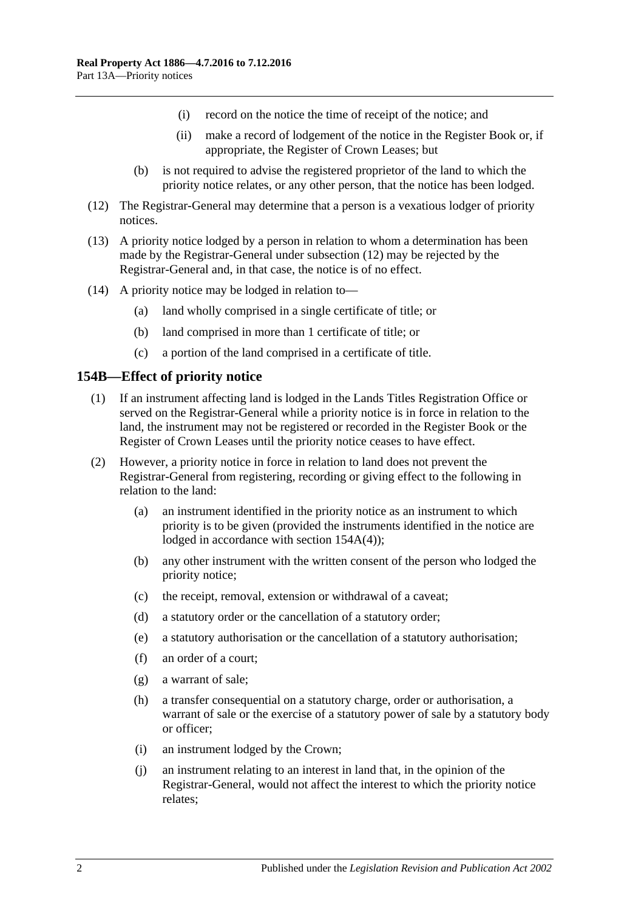(i) record on the notice the time of receipt of the notice; and

(ii) make a record of lodgement of the notice in the Register Book or, if appropriate, the Register of Crown Leases; but

(b) is not required to advise the registered proprietor of the land to which the priority notice relates, or any other person, that the notice has been lodged.

(12) The Registrar-General may determine that a person is a vexatious lodger of priority notices.

(13) A priority notice lodged by a person in relation to whom a determination has been made by the Registrar-General under subsection (12) may be rejected by the Registrar-General and, in that case, the notice is of no effect.

(14) A priority notice may be lodged in relation to—

(a) land wholly comprised in a single certificate of title; or

(b) land comprised in more than 1 certificate of title; or

(c) a portion of the land comprised in a certificate of title.

## 154B—Effect of priority notice

(1) If an instrument affecting land is lodged in the Lands Titles Registration Office or served on the Registrar-General while a priority notice is in force in relation to the land, the instrument may not be registered or recorded in the Register Book or the Register of Crown Leases until the priority notice ceases to have effect.

(2) However, a priority notice in force in relation to land does not prevent the Registrar-General from registering, recording or giving effect to the following in relation to the land:

(a) an instrument identified in the priority notice as an instrument to which priority is to be given (provided the instruments identified in the notice are lodged in accordance with section 154A(4));

(b) any other instrument with the written consent of the person who lodged the priority notice;

(c) the receipt, removal, extension or withdrawal of a caveat;

(d) a statutory order or the cancellation of a statutory order;

(e) a statutory authorisation or the cancellation of a statutory authorisation;

(f) an order of a court;

(g) a warrant of sale;

(h) a transfer consequential on a statutory charge, order or authorisation, a warrant of sale or the exercise of a statutory power of sale by a statutory body or officer;

(i) an instrument lodged by the Crown;

(j) an instrument relating to an interest in land that, in the opinion of the Registrar-General, would not affect the interest to which the priority notice relates;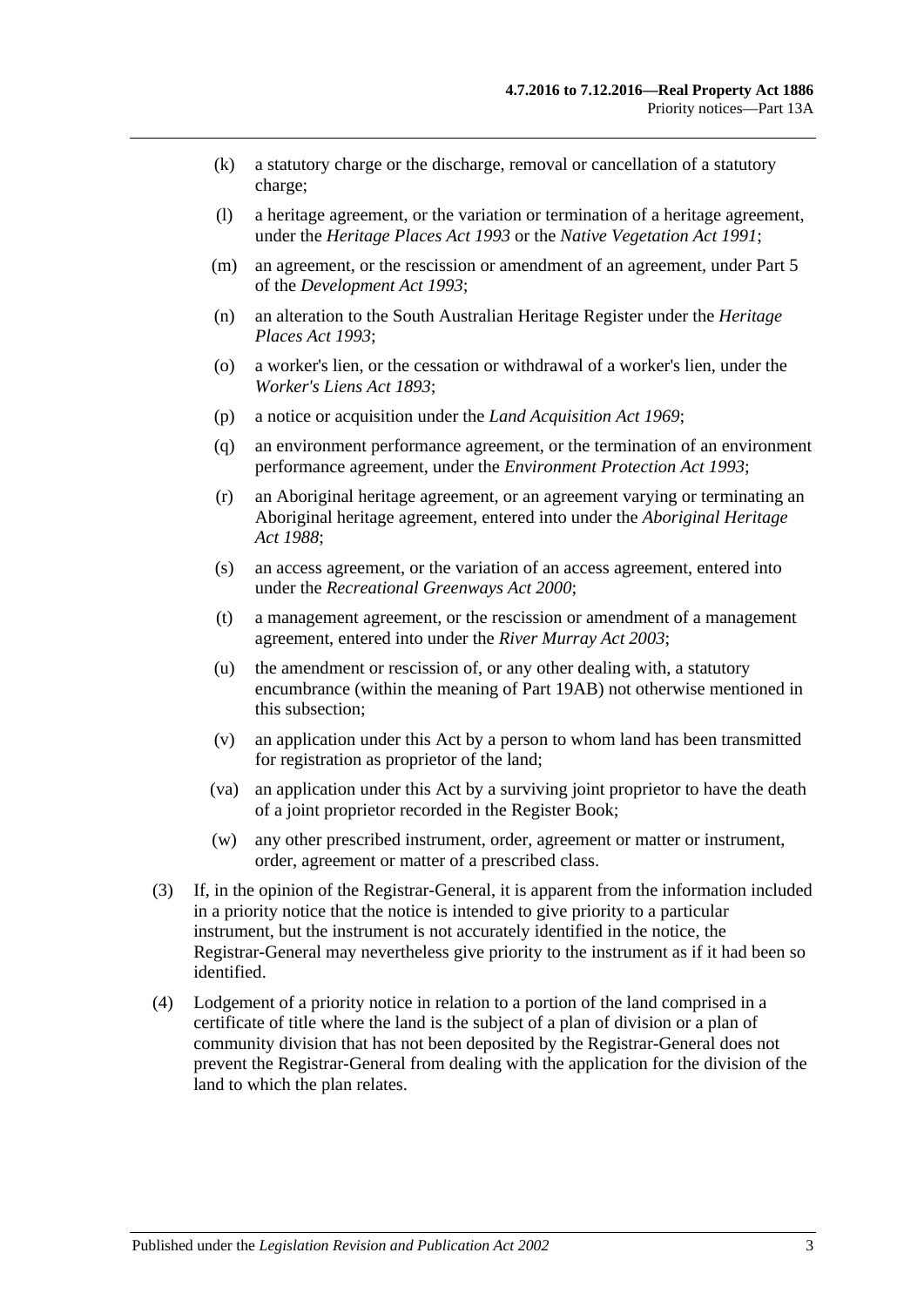(k) a statutory charge or the discharge, removal or cancellation of a statutory charge;

(l) a heritage agreement, or the variation or termination of a heritage agreement, under the *Heritage Places Act 1993* or the *Native Vegetation Act 1991*;

(m) an agreement, or the rescission or amendment of an agreement, under Part 5 of the *Development Act 1993*;

(n) an alteration to the South Australian Heritage Register under the *Heritage Places Act 1993*;

(o) a worker's lien, or the cessation or withdrawal of a worker's lien, under the *Worker's Liens Act 1893*;

(p) a notice or acquisition under the *Land Acquisition Act 1969*;

(q) an environment performance agreement, or the termination of an environment performance agreement, under the *Environment Protection Act 1993*;

(r) an Aboriginal heritage agreement, or an agreement varying or terminating an Aboriginal heritage agreement, entered into under the *Aboriginal Heritage Act 1988*;

(s) an access agreement, or the variation of an access agreement, entered into under the *Recreational Greenways Act 2000*;

(t) a management agreement, or the rescission or amendment of a management agreement, entered into under the *River Murray Act 2003*;

(u) the amendment or rescission of, or any other dealing with, a statutory encumbrance (within the meaning of Part 19AB) not otherwise mentioned in this subsection;

(v) an application under this Act by a person to whom land has been transmitted for registration as proprietor of the land;

(va) an application under this Act by a surviving joint proprietor to have the death of a joint proprietor recorded in the Register Book;

(w) any other prescribed instrument, order, agreement or matter or instrument, order, agreement or matter of a prescribed class.

(3) If, in the opinion of the Registrar-General, it is apparent from the information included in a priority notice that the notice is intended to give priority to a particular instrument, but the instrument is not accurately identified in the notice, the Registrar-General may nevertheless give priority to the instrument as if it had been so identified.

(4) Lodgement of a priority notice in relation to a portion of the land comprised in a certificate of title where the land is the subject of a plan of division or a plan of community division that has not been deposited by the Registrar-General does not prevent the Registrar-General from dealing with the application for the division of the land to which the plan relates.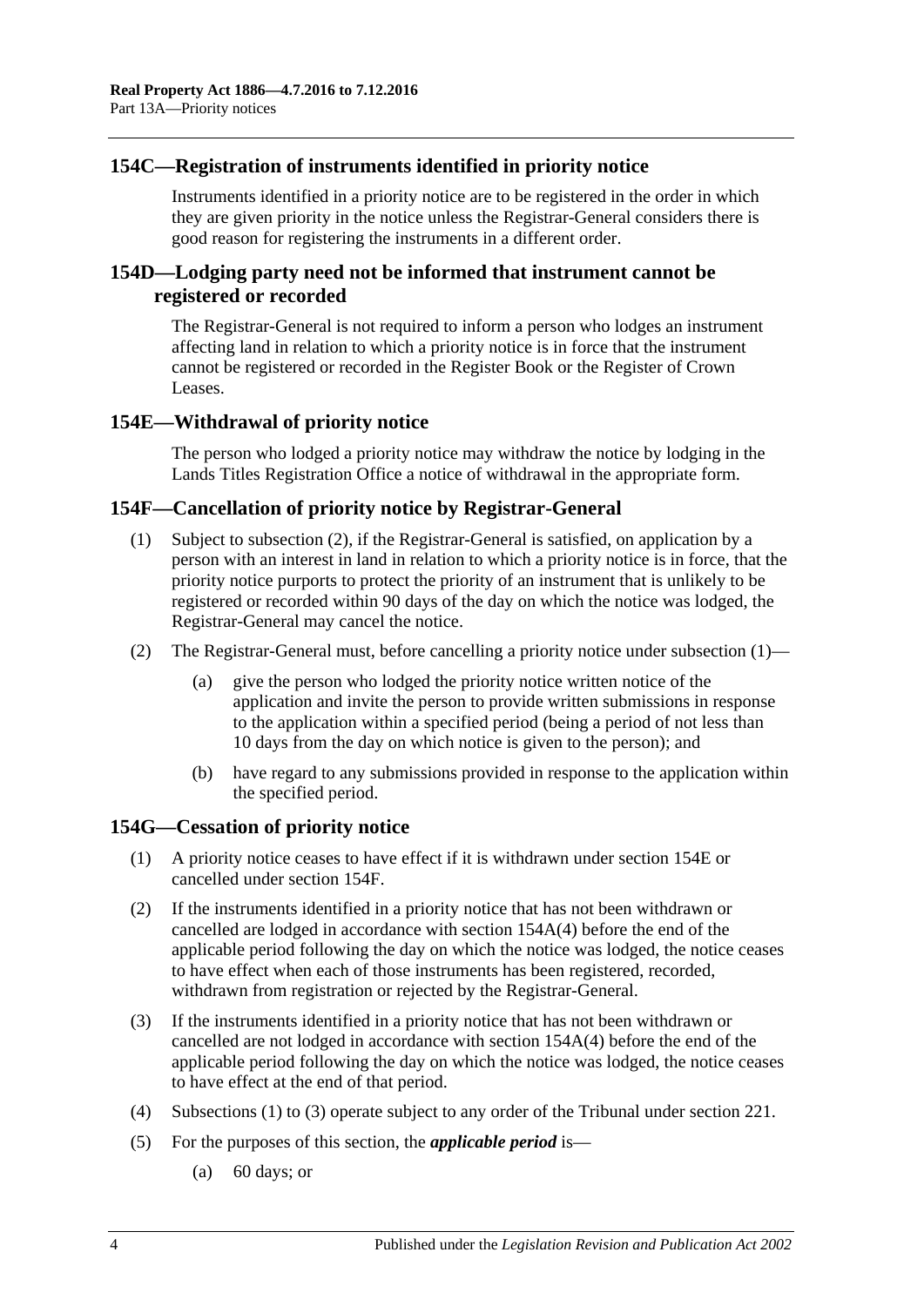## 154C—Registration of instruments identified in priority notice

Instruments identified in a priority notice are to be registered in the order in which they are given priority in the notice unless the Registrar-General considers there is good reason for registering the instruments in a different order.

## 154D—Lodging party need not be informed that instrument cannot be registered or recorded

The Registrar-General is not required to inform a person who lodges an instrument affecting land in relation to which a priority notice is in force that the instrument cannot be registered or recorded in the Register Book or the Register of Crown Leases.

## 154E—Withdrawal of priority notice

The person who lodged a priority notice may withdraw the notice by lodging in the Lands Titles Registration Office a notice of withdrawal in the appropriate form.

## 154F—Cancellation of priority notice by Registrar-General

(1) Subject to subsection (2), if the Registrar-General is satisfied, on application by a person with an interest in land in relation to which a priority notice is in force, that the priority notice purports to protect the priority of an instrument that is unlikely to be registered or recorded within 90 days of the day on which the notice was lodged, the Registrar-General may cancel the notice.

(2) The Registrar-General must, before cancelling a priority notice under subsection (1)—

(a) give the person who lodged the priority notice written notice of the application and invite the person to provide written submissions in response to the application within a specified period (being a period of not less than 10 days from the day on which notice is given to the person); and

(b) have regard to any submissions provided in response to the application within the specified period.

## 154G—Cessation of priority notice

(1) A priority notice ceases to have effect if it is withdrawn under section 154E or cancelled under section 154F.

(2) If the instruments identified in a priority notice that has not been withdrawn or cancelled are lodged in accordance with section 154A(4) before the end of the applicable period following the day on which the notice was lodged, the notice ceases to have effect when each of those instruments has been registered, recorded, withdrawn from registration or rejected by the Registrar-General.

(3) If the instruments identified in a priority notice that has not been withdrawn or cancelled are not lodged in accordance with section 154A(4) before the end of the applicable period following the day on which the notice was lodged, the notice ceases to have effect at the end of that period.

(4) Subsections (1) to (3) operate subject to any order of the Tribunal under section 221.

(5) For the purposes of this section, the ***applicable period*** is—

(a) 60 days; or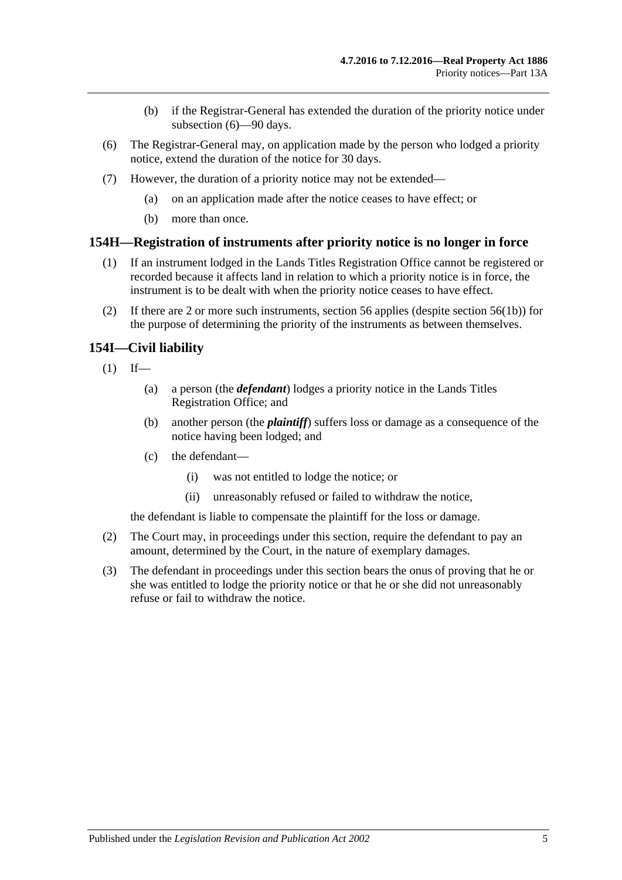(b) if the Registrar-General has extended the duration of the priority notice under subsection (6)—90 days.

(6) The Registrar-General may, on application made by the person who lodged a priority notice, extend the duration of the notice for 30 days.

(7) However, the duration of a priority notice may not be extended—

(a) on an application made after the notice ceases to have effect; or

(b) more than once.

## 154H—Registration of instruments after priority notice is no longer in force

(1) If an instrument lodged in the Lands Titles Registration Office cannot be registered or recorded because it affects land in relation to which a priority notice is in force, the instrument is to be dealt with when the priority notice ceases to have effect.

(2) If there are 2 or more such instruments, section 56 applies (despite section 56(1b)) for the purpose of determining the priority of the instruments as between themselves.

## 154I—Civil liability

(1) If—

(a) a person (the ***defendant***) lodges a priority notice in the Lands Titles Registration Office; and

(b) another person (the ***plaintiff***) suffers loss or damage as a consequence of the notice having been lodged; and

(c) the defendant—

(i) was not entitled to lodge the notice; or

(ii) unreasonably refused or failed to withdraw the notice,

the defendant is liable to compensate the plaintiff for the loss or damage.

(2) The Court may, in proceedings under this section, require the defendant to pay an amount, determined by the Court, in the nature of exemplary damages.

(3) The defendant in proceedings under this section bears the onus of proving that he or she was entitled to lodge the priority notice or that he or she did not unreasonably refuse or fail to withdraw the notice.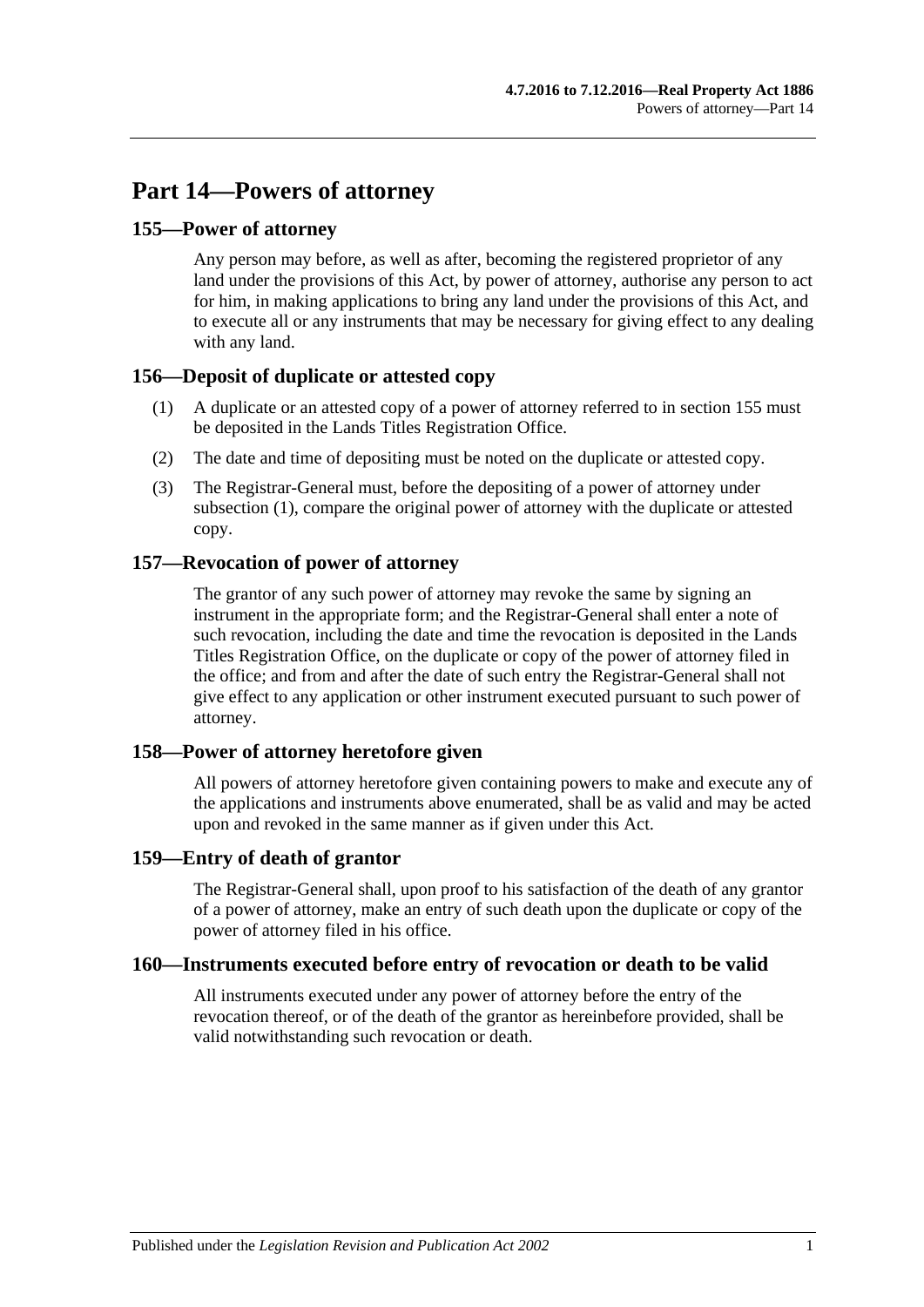# Part 14—Powers of attorney

## 155—Power of attorney

Any person may before, as well as after, becoming the registered proprietor of any land under the provisions of this Act, by power of attorney, authorise any person to act for him, in making applications to bring any land under the provisions of this Act, and to execute all or any instruments that may be necessary for giving effect to any dealing with any land.

## 156—Deposit of duplicate or attested copy

(1) A duplicate or an attested copy of a power of attorney referred to in section 155 must be deposited in the Lands Titles Registration Office.

(2) The date and time of depositing must be noted on the duplicate or attested copy.

(3) The Registrar-General must, before the depositing of a power of attorney under subsection (1), compare the original power of attorney with the duplicate or attested copy.

## 157—Revocation of power of attorney

The grantor of any such power of attorney may revoke the same by signing an instrument in the appropriate form; and the Registrar-General shall enter a note of such revocation, including the date and time the revocation is deposited in the Lands Titles Registration Office, on the duplicate or copy of the power of attorney filed in the office; and from and after the date of such entry the Registrar-General shall not give effect to any application or other instrument executed pursuant to such power of attorney.

## 158—Power of attorney heretofore given

All powers of attorney heretofore given containing powers to make and execute any of the applications and instruments above enumerated, shall be as valid and may be acted upon and revoked in the same manner as if given under this Act.

## 159—Entry of death of grantor

The Registrar-General shall, upon proof to his satisfaction of the death of any grantor of a power of attorney, make an entry of such death upon the duplicate or copy of the power of attorney filed in his office.

## 160—Instruments executed before entry of revocation or death to be valid

All instruments executed under any power of attorney before the entry of the revocation thereof, or of the death of the grantor as hereinbefore provided, shall be valid notwithstanding such revocation or death.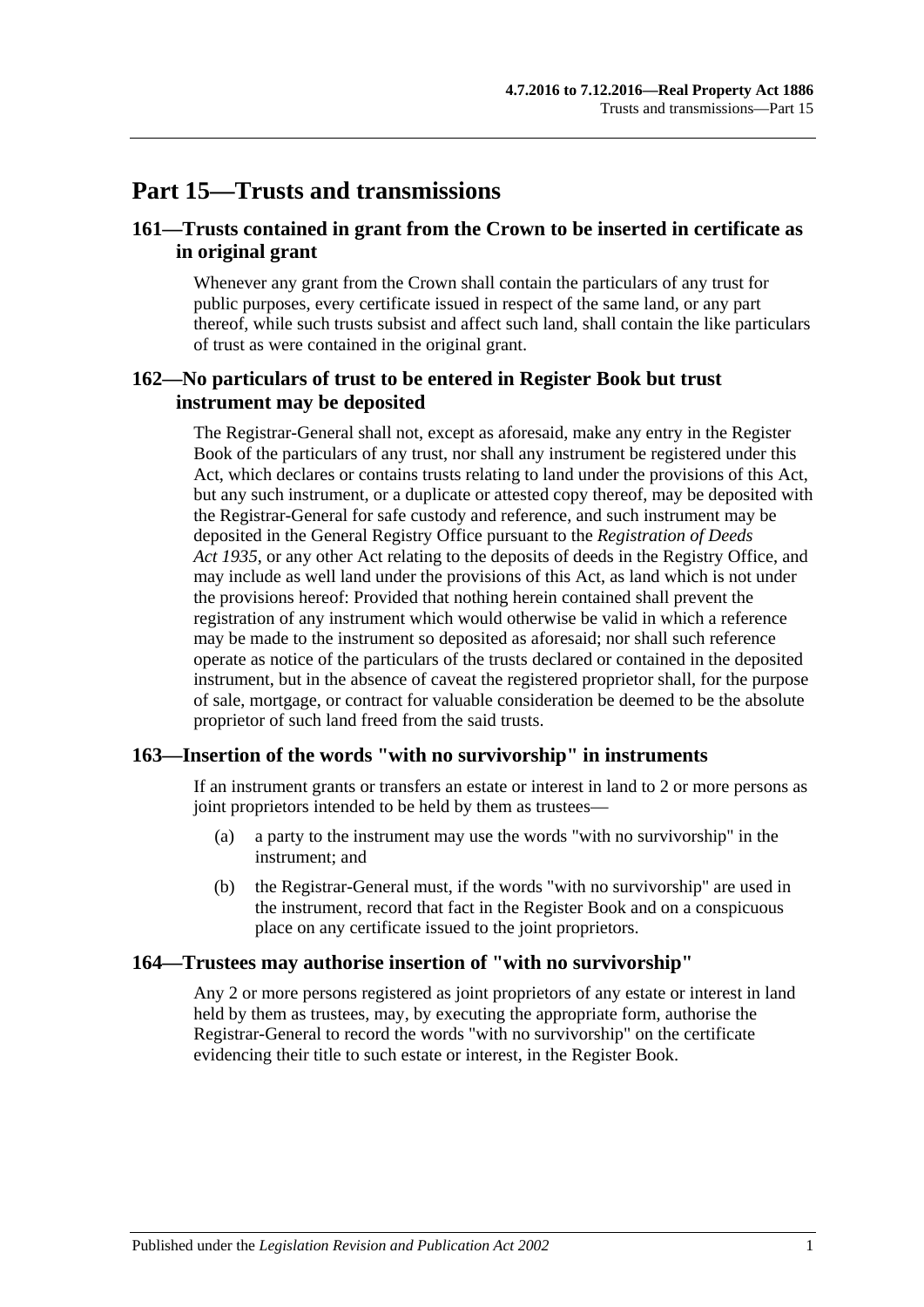# Part 15—Trusts and transmissions

## 161—Trusts contained in grant from the Crown to be inserted in certificate as in original grant

Whenever any grant from the Crown shall contain the particulars of any trust for public purposes, every certificate issued in respect of the same land, or any part thereof, while such trusts subsist and affect such land, shall contain the like particulars of trust as were contained in the original grant.

## 162—No particulars of trust to be entered in Register Book but trust instrument may be deposited

The Registrar-General shall not, except as aforesaid, make any entry in the Register Book of the particulars of any trust, nor shall any instrument be registered under this Act, which declares or contains trusts relating to land under the provisions of this Act, but any such instrument, or a duplicate or attested copy thereof, may be deposited with the Registrar-General for safe custody and reference, and such instrument may be deposited in the General Registry Office pursuant to the *Registration of Deeds Act 1935*, or any other Act relating to the deposits of deeds in the Registry Office, and may include as well land under the provisions of this Act, as land which is not under the provisions hereof: Provided that nothing herein contained shall prevent the registration of any instrument which would otherwise be valid in which a reference may be made to the instrument so deposited as aforesaid; nor shall such reference operate as notice of the particulars of the trusts declared or contained in the deposited instrument, but in the absence of caveat the registered proprietor shall, for the purpose of sale, mortgage, or contract for valuable consideration be deemed to be the absolute proprietor of such land freed from the said trusts.

## 163—Insertion of the words "with no survivorship" in instruments

If an instrument grants or transfers an estate or interest in land to 2 or more persons as joint proprietors intended to be held by them as trustees—

(a) a party to the instrument may use the words "with no survivorship" in the instrument; and

(b) the Registrar-General must, if the words "with no survivorship" are used in the instrument, record that fact in the Register Book and on a conspicuous place on any certificate issued to the joint proprietors.

## 164—Trustees may authorise insertion of "with no survivorship"

Any 2 or more persons registered as joint proprietors of any estate or interest in land held by them as trustees, may, by executing the appropriate form, authorise the Registrar-General to record the words "with no survivorship" on the certificate evidencing their title to such estate or interest, in the Register Book.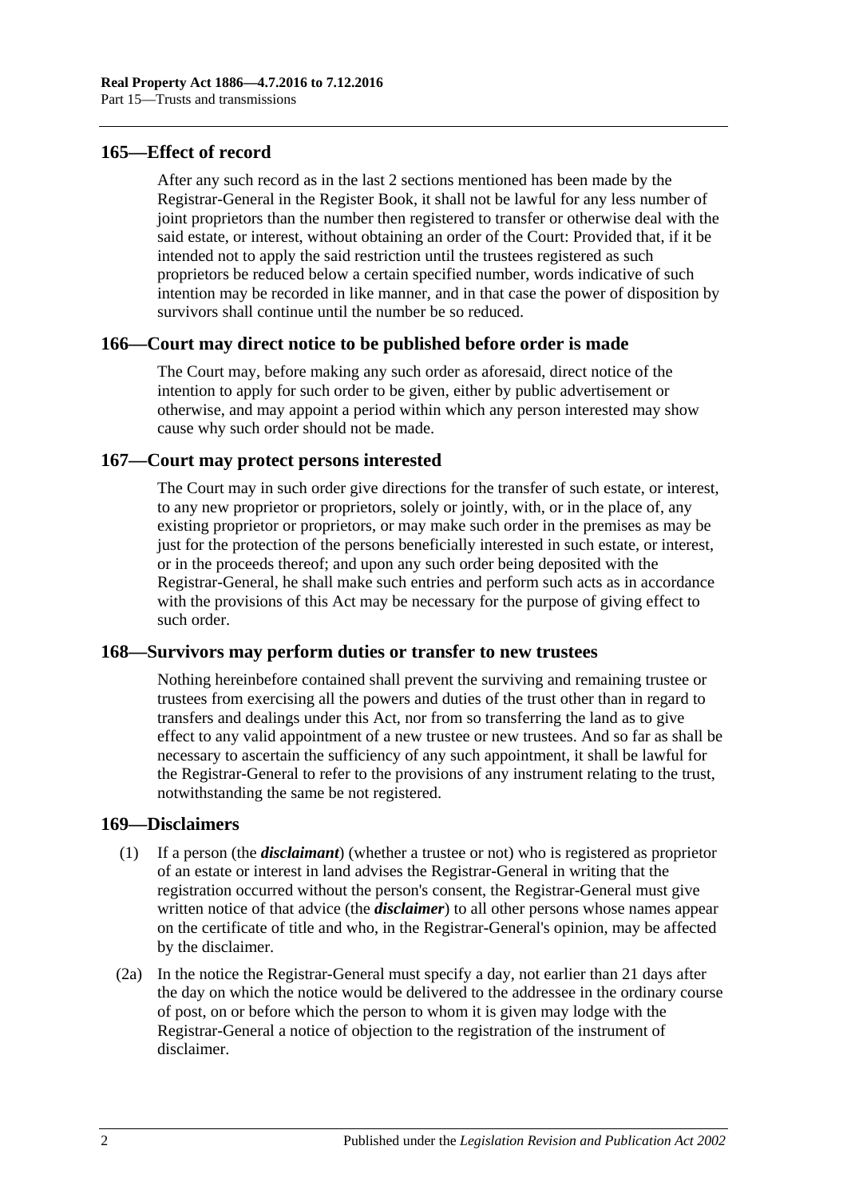## 165—Effect of record

After any such record as in the last 2 sections mentioned has been made by the Registrar-General in the Register Book, it shall not be lawful for any less number of joint proprietors than the number then registered to transfer or otherwise deal with the said estate, or interest, without obtaining an order of the Court: Provided that, if it be intended not to apply the said restriction until the trustees registered as such proprietors be reduced below a certain specified number, words indicative of such intention may be recorded in like manner, and in that case the power of disposition by survivors shall continue until the number be so reduced.

## 166—Court may direct notice to be published before order is made

The Court may, before making any such order as aforesaid, direct notice of the intention to apply for such order to be given, either by public advertisement or otherwise, and may appoint a period within which any person interested may show cause why such order should not be made.

## 167—Court may protect persons interested

The Court may in such order give directions for the transfer of such estate, or interest, to any new proprietor or proprietors, solely or jointly, with, or in the place of, any existing proprietor or proprietors, or may make such order in the premises as may be just for the protection of the persons beneficially interested in such estate, or interest, or in the proceeds thereof; and upon any such order being deposited with the Registrar-General, he shall make such entries and perform such acts as in accordance with the provisions of this Act may be necessary for the purpose of giving effect to such order.

## 168—Survivors may perform duties or transfer to new trustees

Nothing hereinbefore contained shall prevent the surviving and remaining trustee or trustees from exercising all the powers and duties of the trust other than in regard to transfers and dealings under this Act, nor from so transferring the land as to give effect to any valid appointment of a new trustee or new trustees. And so far as shall be necessary to ascertain the sufficiency of any such appointment, it shall be lawful for the Registrar-General to refer to the provisions of any instrument relating to the trust, notwithstanding the same be not registered.

## 169—Disclaimers

(1) If a person (the ***disclaimant***) (whether a trustee or not) who is registered as proprietor of an estate or interest in land advises the Registrar-General in writing that the registration occurred without the person's consent, the Registrar-General must give written notice of that advice (the ***disclaimer***) to all other persons whose names appear on the certificate of title and who, in the Registrar-General's opinion, may be affected by the disclaimer.

(2a) In the notice the Registrar-General must specify a day, not earlier than 21 days after the day on which the notice would be delivered to the addressee in the ordinary course of post, on or before which the person to whom it is given may lodge with the Registrar-General a notice of objection to the registration of the instrument of disclaimer.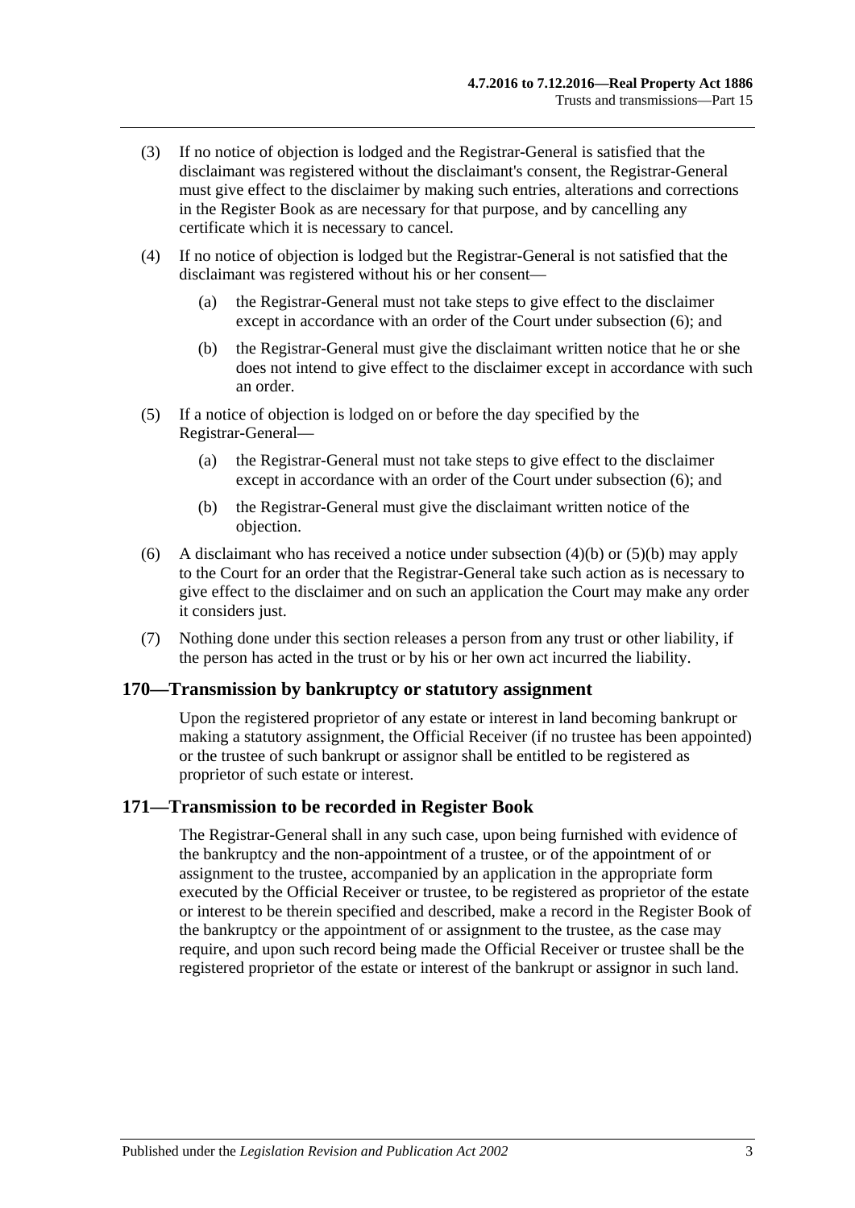(3) If no notice of objection is lodged and the Registrar-General is satisfied that the disclaimant was registered without the disclaimant's consent, the Registrar-General must give effect to the disclaimer by making such entries, alterations and corrections in the Register Book as are necessary for that purpose, and by cancelling any certificate which it is necessary to cancel.

(4) If no notice of objection is lodged but the Registrar-General is not satisfied that the disclaimant was registered without his or her consent—

(a) the Registrar-General must not take steps to give effect to the disclaimer except in accordance with an order of the Court under subsection (6); and

(b) the Registrar-General must give the disclaimant written notice that he or she does not intend to give effect to the disclaimer except in accordance with such an order.

(5) If a notice of objection is lodged on or before the day specified by the Registrar-General—

(a) the Registrar-General must not take steps to give effect to the disclaimer except in accordance with an order of the Court under subsection (6); and

(b) the Registrar-General must give the disclaimant written notice of the objection.

(6) A disclaimant who has received a notice under subsection (4)(b) or (5)(b) may apply to the Court for an order that the Registrar-General take such action as is necessary to give effect to the disclaimer and on such an application the Court may make any order it considers just.

(7) Nothing done under this section releases a person from any trust or other liability, if the person has acted in the trust or by his or her own act incurred the liability.

## 170—Transmission by bankruptcy or statutory assignment

Upon the registered proprietor of any estate or interest in land becoming bankrupt or making a statutory assignment, the Official Receiver (if no trustee has been appointed) or the trustee of such bankrupt or assignor shall be entitled to be registered as proprietor of such estate or interest.

## 171—Transmission to be recorded in Register Book

The Registrar-General shall in any such case, upon being furnished with evidence of the bankruptcy and the non-appointment of a trustee, or of the appointment of or assignment to the trustee, accompanied by an application in the appropriate form executed by the Official Receiver or trustee, to be registered as proprietor of the estate or interest to be therein specified and described, make a record in the Register Book of the bankruptcy or the appointment of or assignment to the trustee, as the case may require, and upon such record being made the Official Receiver or trustee shall be the registered proprietor of the estate or interest of the bankrupt or assignor in such land.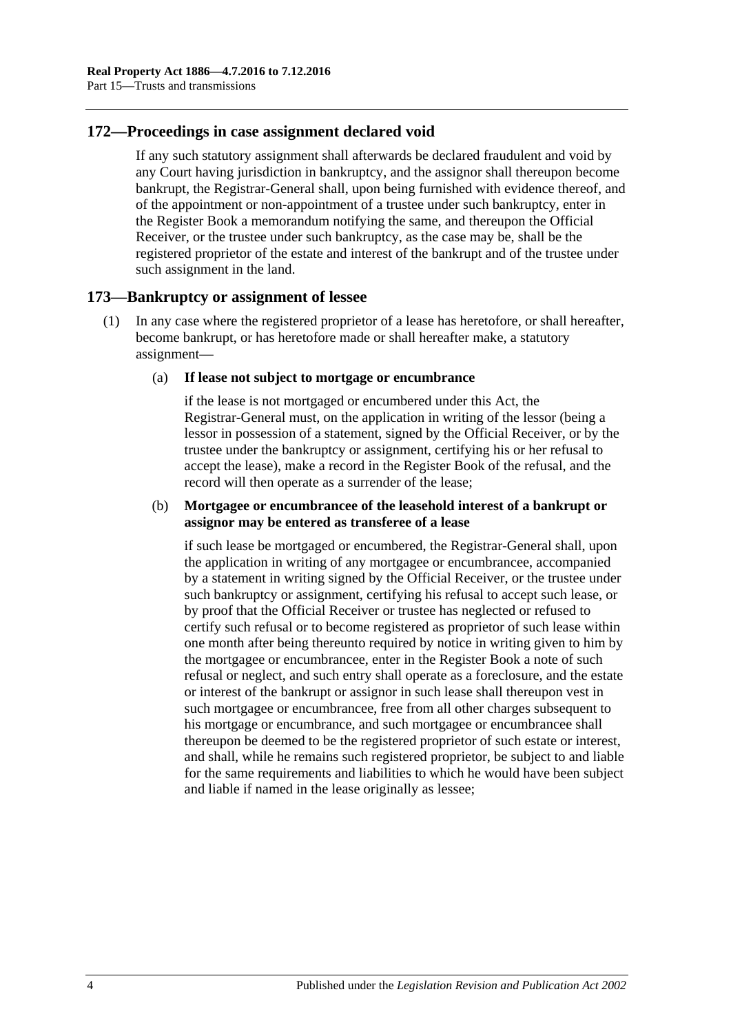## 172—Proceedings in case assignment declared void

If any such statutory assignment shall afterwards be declared fraudulent and void by any Court having jurisdiction in bankruptcy, and the assignor shall thereupon become bankrupt, the Registrar-General shall, upon being furnished with evidence thereof, and of the appointment or non-appointment of a trustee under such bankruptcy, enter in the Register Book a memorandum notifying the same, and thereupon the Official Receiver, or the trustee under such bankruptcy, as the case may be, shall be the registered proprietor of the estate and interest of the bankrupt and of the trustee under such assignment in the land.

## 173—Bankruptcy or assignment of lessee

(1) In any case where the registered proprietor of a lease has heretofore, or shall hereafter, become bankrupt, or has heretofore made or shall hereafter make, a statutory assignment—

(a) **If lease not subject to mortgage or encumbrance**

if the lease is not mortgaged or encumbered under this Act, the Registrar-General must, on the application in writing of the lessor (being a lessor in possession of a statement, signed by the Official Receiver, or by the trustee under the bankruptcy or assignment, certifying his or her refusal to accept the lease), make a record in the Register Book of the refusal, and the record will then operate as a surrender of the lease;

(b) **Mortgagee or encumbrancee of the leasehold interest of a bankrupt or assignor may be entered as transferee of a lease**

if such lease be mortgaged or encumbered, the Registrar-General shall, upon the application in writing of any mortgagee or encumbrancee, accompanied by a statement in writing signed by the Official Receiver, or the trustee under such bankruptcy or assignment, certifying his refusal to accept such lease, or by proof that the Official Receiver or trustee has neglected or refused to certify such refusal or to become registered as proprietor of such lease within one month after being thereunto required by notice in writing given to him by the mortgagee or encumbrancee, enter in the Register Book a note of such refusal or neglect, and such entry shall operate as a foreclosure, and the estate or interest of the bankrupt or assignor in such lease shall thereupon vest in such mortgagee or encumbrancee, free from all other charges subsequent to his mortgage or encumbrance, and such mortgagee or encumbrancee shall thereupon be deemed to be the registered proprietor of such estate or interest, and shall, while he remains such registered proprietor, be subject to and liable for the same requirements and liabilities to which he would have been subject and liable if named in the lease originally as lessee;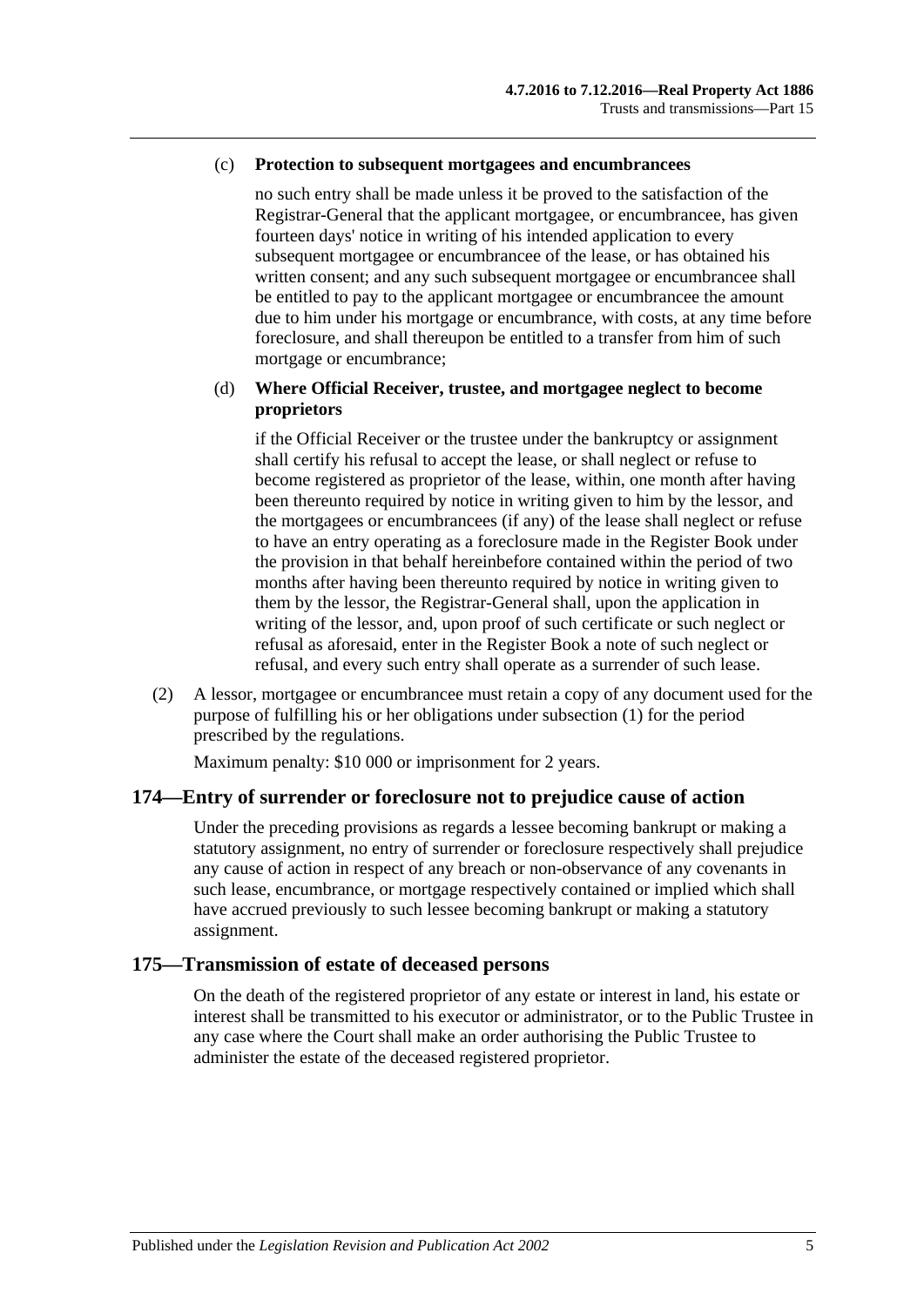(c) **Protection to subsequent mortgagees and encumbrancees**

no such entry shall be made unless it be proved to the satisfaction of the Registrar-General that the applicant mortgagee, or encumbrancee, has given fourteen days' notice in writing of his intended application to every subsequent mortgagee or encumbrancee of the lease, or has obtained his written consent; and any such subsequent mortgagee or encumbrancee shall be entitled to pay to the applicant mortgagee or encumbrancee the amount due to him under his mortgage or encumbrance, with costs, at any time before foreclosure, and shall thereupon be entitled to a transfer from him of such mortgage or encumbrance;

(d) **Where Official Receiver, trustee, and mortgagee neglect to become proprietors**

if the Official Receiver or the trustee under the bankruptcy or assignment shall certify his refusal to accept the lease, or shall neglect or refuse to become registered as proprietor of the lease, within, one month after having been thereunto required by notice in writing given to him by the lessor, and the mortgagees or encumbrancees (if any) of the lease shall neglect or refuse to have an entry operating as a foreclosure made in the Register Book under the provision in that behalf hereinbefore contained within the period of two months after having been thereunto required by notice in writing given to them by the lessor, the Registrar-General shall, upon the application in writing of the lessor, and, upon proof of such certificate or such neglect or refusal as aforesaid, enter in the Register Book a note of such neglect or refusal, and every such entry shall operate as a surrender of such lease.

(2) A lessor, mortgagee or encumbrancee must retain a copy of any document used for the purpose of fulfilling his or her obligations under subsection (1) for the period prescribed by the regulations.

Maximum penalty: $10 000 or imprisonment for 2 years.

## 174—Entry of surrender or foreclosure not to prejudice cause of action

Under the preceding provisions as regards a lessee becoming bankrupt or making a statutory assignment, no entry of surrender or foreclosure respectively shall prejudice any cause of action in respect of any breach or non-observance of any covenants in such lease, encumbrance, or mortgage respectively contained or implied which shall have accrued previously to such lessee becoming bankrupt or making a statutory assignment.

## 175—Transmission of estate of deceased persons

On the death of the registered proprietor of any estate or interest in land, his estate or interest shall be transmitted to his executor or administrator, or to the Public Trustee in any case where the Court shall make an order authorising the Public Trustee to administer the estate of the deceased registered proprietor.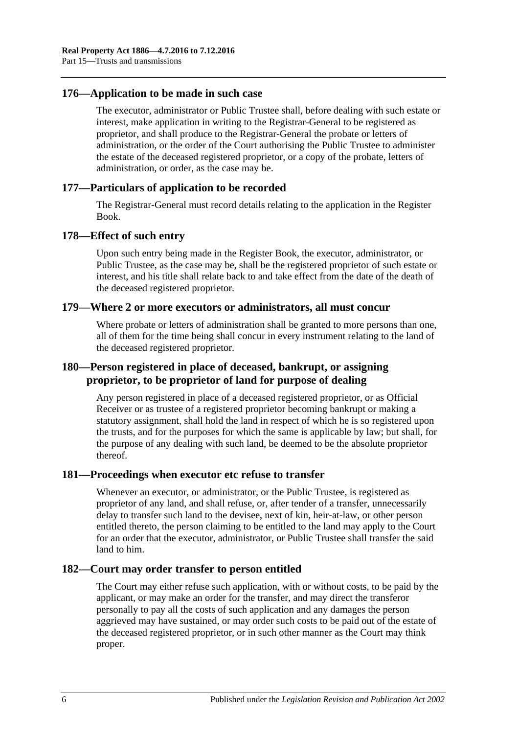## 176—Application to be made in such case

The executor, administrator or Public Trustee shall, before dealing with such estate or interest, make application in writing to the Registrar-General to be registered as proprietor, and shall produce to the Registrar-General the probate or letters of administration, or the order of the Court authorising the Public Trustee to administer the estate of the deceased registered proprietor, or a copy of the probate, letters of administration, or order, as the case may be.

## 177—Particulars of application to be recorded

The Registrar-General must record details relating to the application in the Register Book.

## 178—Effect of such entry

Upon such entry being made in the Register Book, the executor, administrator, or Public Trustee, as the case may be, shall be the registered proprietor of such estate or interest, and his title shall relate back to and take effect from the date of the death of the deceased registered proprietor.

## 179—Where 2 or more executors or administrators, all must concur

Where probate or letters of administration shall be granted to more persons than one, all of them for the time being shall concur in every instrument relating to the land of the deceased registered proprietor.

## 180—Person registered in place of deceased, bankrupt, or assigning proprietor, to be proprietor of land for purpose of dealing

Any person registered in place of a deceased registered proprietor, or as Official Receiver or as trustee of a registered proprietor becoming bankrupt or making a statutory assignment, shall hold the land in respect of which he is so registered upon the trusts, and for the purposes for which the same is applicable by law; but shall, for the purpose of any dealing with such land, be deemed to be the absolute proprietor thereof.

## 181—Proceedings when executor etc refuse to transfer

Whenever an executor, or administrator, or the Public Trustee, is registered as proprietor of any land, and shall refuse, or, after tender of a transfer, unnecessarily delay to transfer such land to the devisee, next of kin, heir-at-law, or other person entitled thereto, the person claiming to be entitled to the land may apply to the Court for an order that the executor, administrator, or Public Trustee shall transfer the said land to him.

## 182—Court may order transfer to person entitled

The Court may either refuse such application, with or without costs, to be paid by the applicant, or may make an order for the transfer, and may direct the transferor personally to pay all the costs of such application and any damages the person aggrieved may have sustained, or may order such costs to be paid out of the estate of the deceased registered proprietor, or in such other manner as the Court may think proper.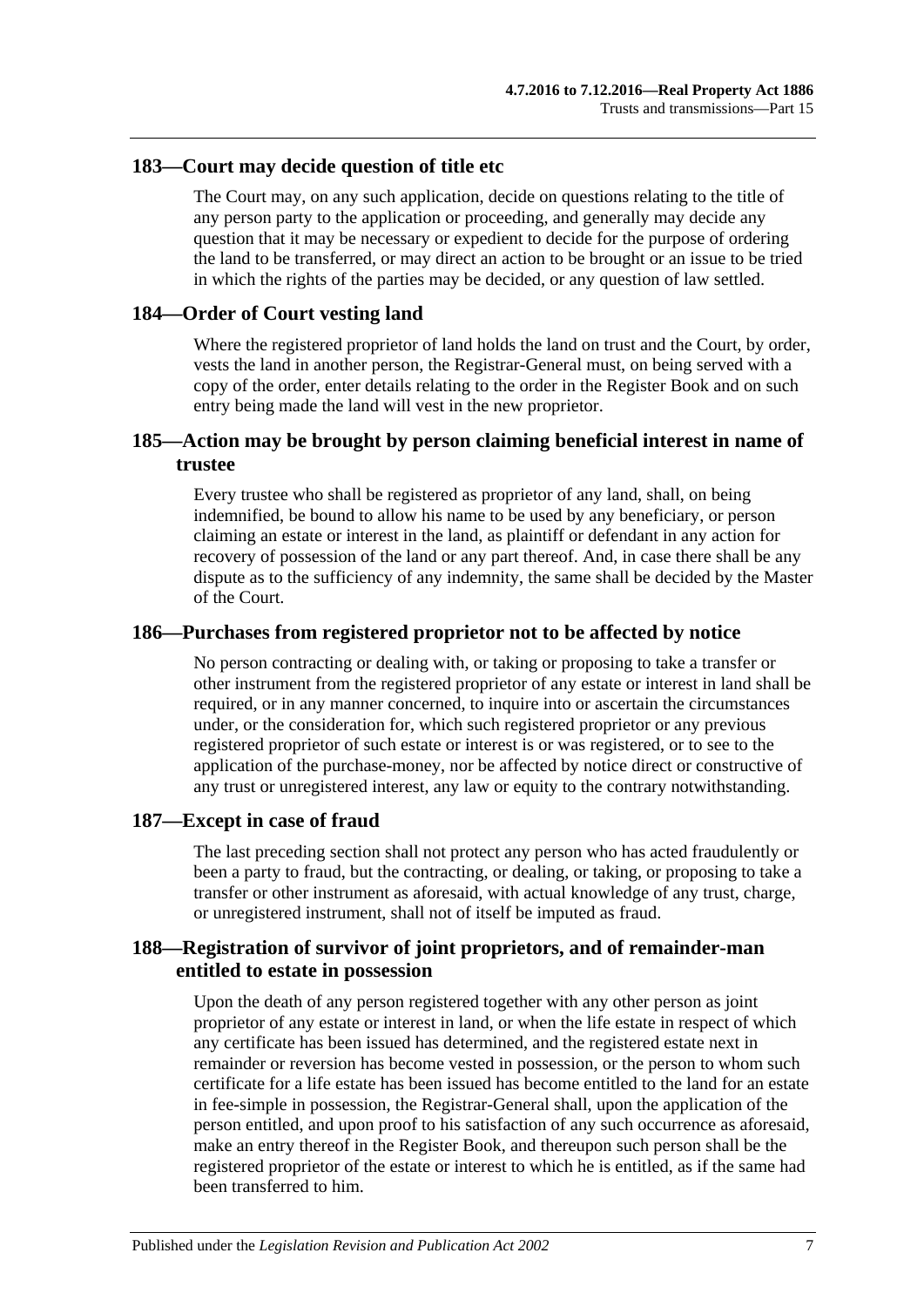## 183—Court may decide question of title etc

The Court may, on any such application, decide on questions relating to the title of any person party to the application or proceeding, and generally may decide any question that it may be necessary or expedient to decide for the purpose of ordering the land to be transferred, or may direct an action to be brought or an issue to be tried in which the rights of the parties may be decided, or any question of law settled.

## 184—Order of Court vesting land

Where the registered proprietor of land holds the land on trust and the Court, by order, vests the land in another person, the Registrar-General must, on being served with a copy of the order, enter details relating to the order in the Register Book and on such entry being made the land will vest in the new proprietor.

## 185—Action may be brought by person claiming beneficial interest in name of trustee

Every trustee who shall be registered as proprietor of any land, shall, on being indemnified, be bound to allow his name to be used by any beneficiary, or person claiming an estate or interest in the land, as plaintiff or defendant in any action for recovery of possession of the land or any part thereof. And, in case there shall be any dispute as to the sufficiency of any indemnity, the same shall be decided by the Master of the Court.

## 186—Purchases from registered proprietor not to be affected by notice

No person contracting or dealing with, or taking or proposing to take a transfer or other instrument from the registered proprietor of any estate or interest in land shall be required, or in any manner concerned, to inquire into or ascertain the circumstances under, or the consideration for, which such registered proprietor or any previous registered proprietor of such estate or interest is or was registered, or to see to the application of the purchase-money, nor be affected by notice direct or constructive of any trust or unregistered interest, any law or equity to the contrary notwithstanding.

## 187—Except in case of fraud

The last preceding section shall not protect any person who has acted fraudulently or been a party to fraud, but the contracting, or dealing, or taking, or proposing to take a transfer or other instrument as aforesaid, with actual knowledge of any trust, charge, or unregistered instrument, shall not of itself be imputed as fraud.

## 188—Registration of survivor of joint proprietors, and of remainder-man entitled to estate in possession

Upon the death of any person registered together with any other person as joint proprietor of any estate or interest in land, or when the life estate in respect of which any certificate has been issued has determined, and the registered estate next in remainder or reversion has become vested in possession, or the person to whom such certificate for a life estate has been issued has become entitled to the land for an estate in fee-simple in possession, the Registrar-General shall, upon the application of the person entitled, and upon proof to his satisfaction of any such occurrence as aforesaid, make an entry thereof in the Register Book, and thereupon such person shall be the registered proprietor of the estate or interest to which he is entitled, as if the same had been transferred to him.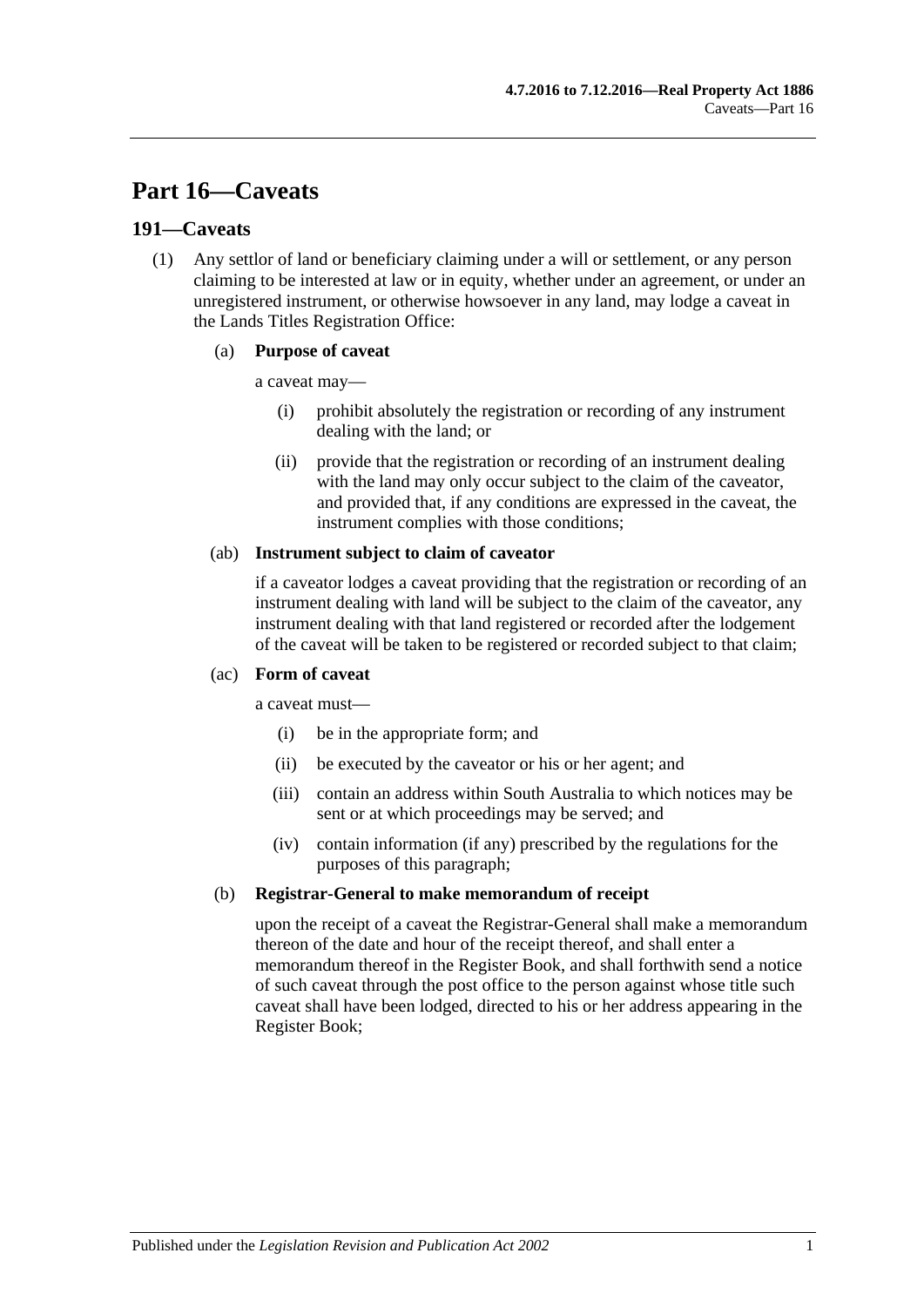# Part 16—Caveats

## 191—Caveats

(1) Any settlor of land or beneficiary claiming under a will or settlement, or any person claiming to be interested at law or in equity, whether under an agreement, or under an unregistered instrument, or otherwise howsoever in any land, may lodge a caveat in the Lands Titles Registration Office:

(a) **Purpose of caveat**

a caveat may—

(i) prohibit absolutely the registration or recording of any instrument dealing with the land; or

(ii) provide that the registration or recording of an instrument dealing with the land may only occur subject to the claim of the caveator, and provided that, if any conditions are expressed in the caveat, the instrument complies with those conditions;

(ab) **Instrument subject to claim of caveator**

if a caveator lodges a caveat providing that the registration or recording of an instrument dealing with land will be subject to the claim of the caveator, any instrument dealing with that land registered or recorded after the lodgement of the caveat will be taken to be registered or recorded subject to that claim;

(ac) **Form of caveat**

a caveat must—

(i) be in the appropriate form; and

(ii) be executed by the caveator or his or her agent; and

(iii) contain an address within South Australia to which notices may be sent or at which proceedings may be served; and

(iv) contain information (if any) prescribed by the regulations for the purposes of this paragraph;

(b) **Registrar-General to make memorandum of receipt**

upon the receipt of a caveat the Registrar-General shall make a memorandum thereon of the date and hour of the receipt thereof, and shall enter a memorandum thereof in the Register Book, and shall forthwith send a notice of such caveat through the post office to the person against whose title such caveat shall have been lodged, directed to his or her address appearing in the Register Book;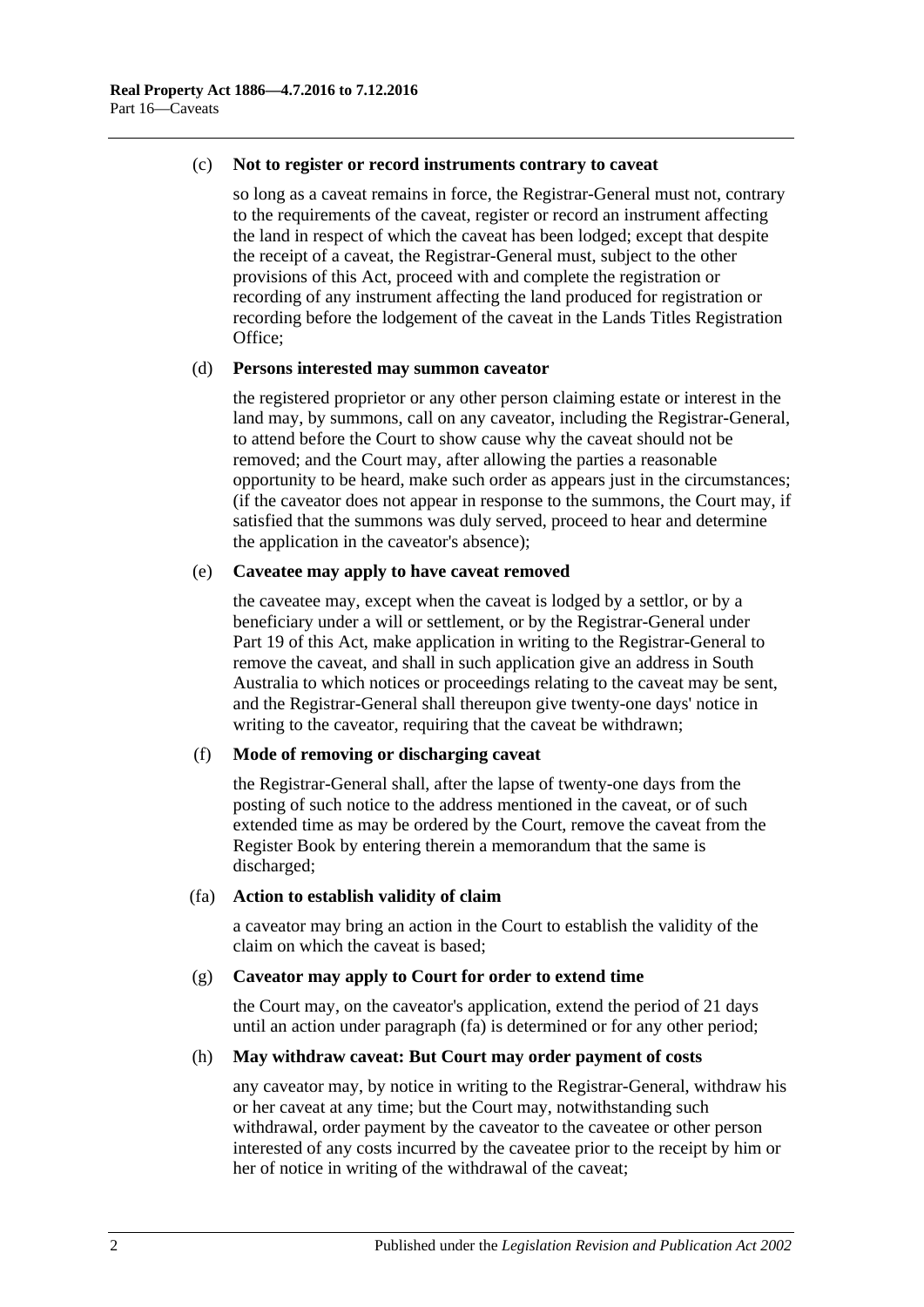(c) **Not to register or record instruments contrary to caveat**

so long as a caveat remains in force, the Registrar-General must not, contrary to the requirements of the caveat, register or record an instrument affecting the land in respect of which the caveat has been lodged; except that despite the receipt of a caveat, the Registrar-General must, subject to the other provisions of this Act, proceed with and complete the registration or recording of any instrument affecting the land produced for registration or recording before the lodgement of the caveat in the Lands Titles Registration Office;

(d) **Persons interested may summon caveator**

the registered proprietor or any other person claiming estate or interest in the land may, by summons, call on any caveator, including the Registrar-General, to attend before the Court to show cause why the caveat should not be removed; and the Court may, after allowing the parties a reasonable opportunity to be heard, make such order as appears just in the circumstances; (if the caveator does not appear in response to the summons, the Court may, if satisfied that the summons was duly served, proceed to hear and determine the application in the caveator's absence);

(e) **Caveatee may apply to have caveat removed**

the caveatee may, except when the caveat is lodged by a settlor, or by a beneficiary under a will or settlement, or by the Registrar-General under Part 19 of this Act, make application in writing to the Registrar-General to remove the caveat, and shall in such application give an address in South Australia to which notices or proceedings relating to the caveat may be sent, and the Registrar-General shall thereupon give twenty-one days' notice in writing to the caveator, requiring that the caveat be withdrawn;

(f) **Mode of removing or discharging caveat**

the Registrar-General shall, after the lapse of twenty-one days from the posting of such notice to the address mentioned in the caveat, or of such extended time as may be ordered by the Court, remove the caveat from the Register Book by entering therein a memorandum that the same is discharged;

(fa) **Action to establish validity of claim**

a caveator may bring an action in the Court to establish the validity of the claim on which the caveat is based;

(g) **Caveator may apply to Court for order to extend time**

the Court may, on the caveator's application, extend the period of 21 days until an action under paragraph (fa) is determined or for any other period;

(h) **May withdraw caveat: But Court may order payment of costs**

any caveator may, by notice in writing to the Registrar-General, withdraw his or her caveat at any time; but the Court may, notwithstanding such withdrawal, order payment by the caveator to the caveatee or other person interested of any costs incurred by the caveatee prior to the receipt by him or her of notice in writing of the withdrawal of the caveat;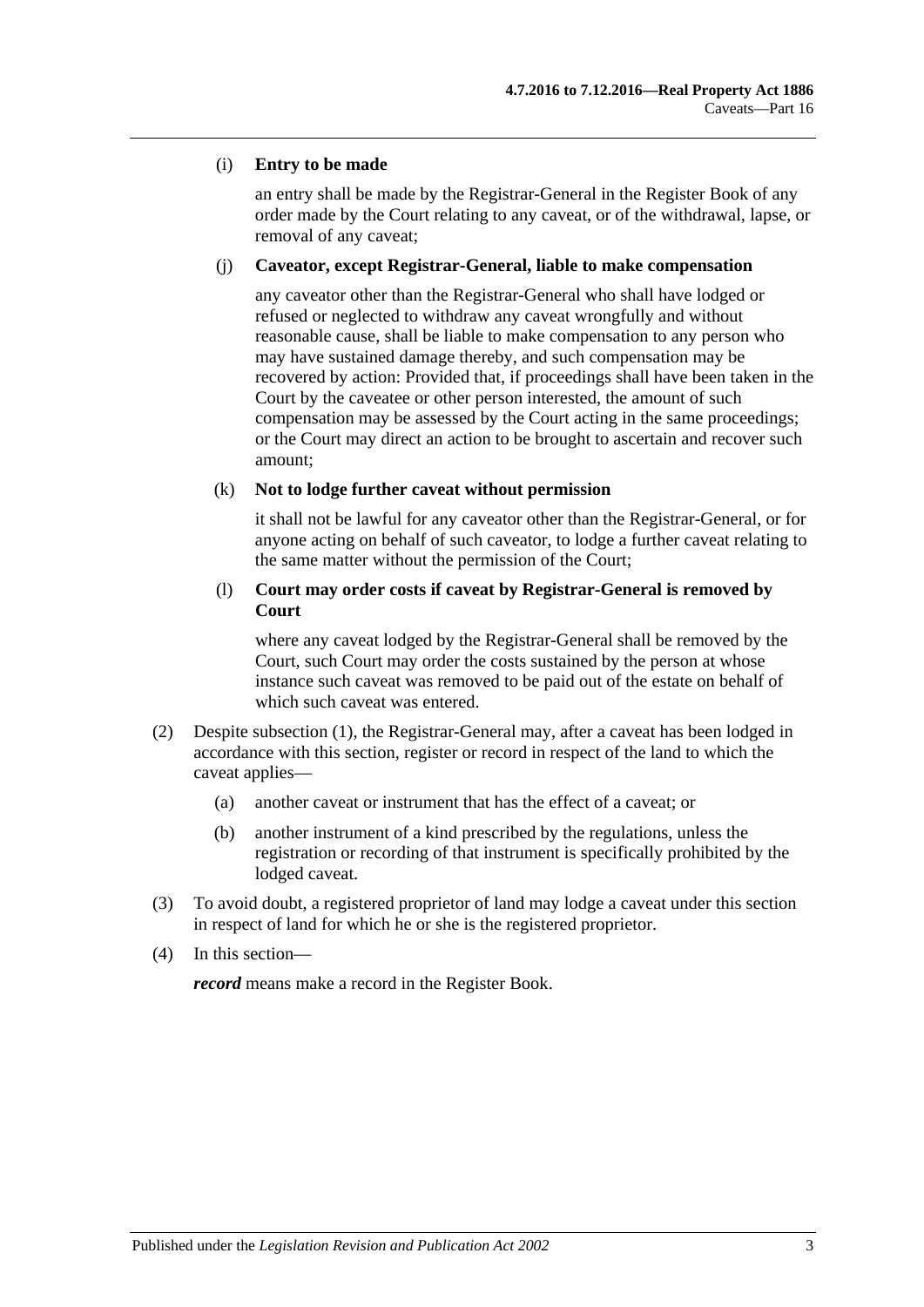(i) **Entry to be made**

an entry shall be made by the Registrar-General in the Register Book of any order made by the Court relating to any caveat, or of the withdrawal, lapse, or removal of any caveat;

(j) **Caveator, except Registrar-General, liable to make compensation**

any caveator other than the Registrar-General who shall have lodged or refused or neglected to withdraw any caveat wrongfully and without reasonable cause, shall be liable to make compensation to any person who may have sustained damage thereby, and such compensation may be recovered by action: Provided that, if proceedings shall have been taken in the Court by the caveatee or other person interested, the amount of such compensation may be assessed by the Court acting in the same proceedings; or the Court may direct an action to be brought to ascertain and recover such amount;

(k) **Not to lodge further caveat without permission**

it shall not be lawful for any caveator other than the Registrar-General, or for anyone acting on behalf of such caveator, to lodge a further caveat relating to the same matter without the permission of the Court;

(l) **Court may order costs if caveat by Registrar-General is removed by Court**

where any caveat lodged by the Registrar-General shall be removed by the Court, such Court may order the costs sustained by the person at whose instance such caveat was removed to be paid out of the estate on behalf of which such caveat was entered.

(2) Despite subsection (1), the Registrar-General may, after a caveat has been lodged in accordance with this section, register or record in respect of the land to which the caveat applies—

(a) another caveat or instrument that has the effect of a caveat; or

(b) another instrument of a kind prescribed by the regulations, unless the registration or recording of that instrument is specifically prohibited by the lodged caveat.

(3) To avoid doubt, a registered proprietor of land may lodge a caveat under this section in respect of land for which he or she is the registered proprietor.

(4) In this section—

***record*** means make a record in the Register Book.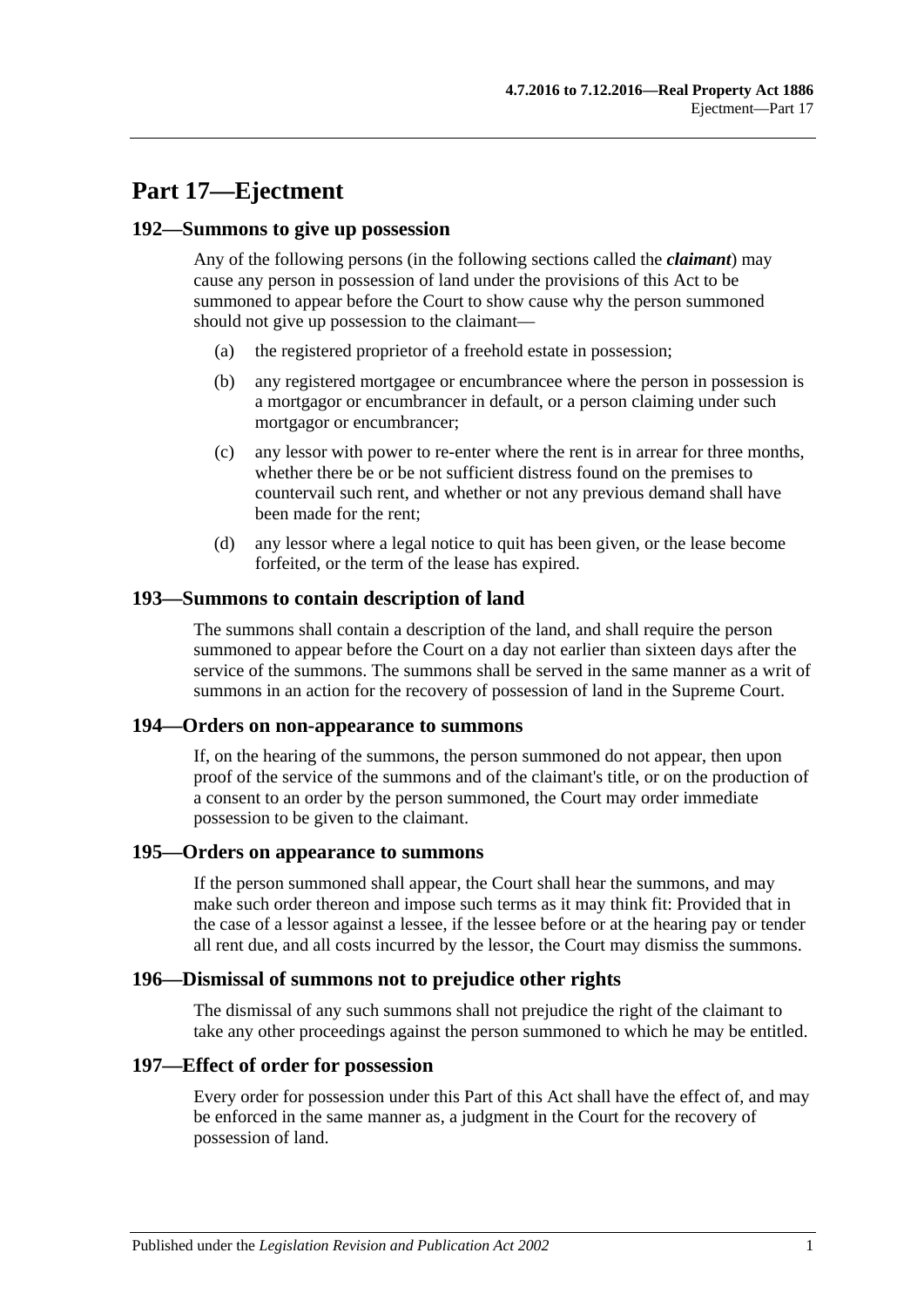# Part 17—Ejectment

## 192—Summons to give up possession

Any of the following persons (in the following sections called the ***claimant***) may cause any person in possession of land under the provisions of this Act to be summoned to appear before the Court to show cause why the person summoned should not give up possession to the claimant—

(a) the registered proprietor of a freehold estate in possession;

(b) any registered mortgagee or encumbrancee where the person in possession is a mortgagor or encumbrancer in default, or a person claiming under such mortgagor or encumbrancer;

(c) any lessor with power to re-enter where the rent is in arrear for three months, whether there be or be not sufficient distress found on the premises to countervail such rent, and whether or not any previous demand shall have been made for the rent;

(d) any lessor where a legal notice to quit has been given, or the lease become forfeited, or the term of the lease has expired.

## 193—Summons to contain description of land

The summons shall contain a description of the land, and shall require the person summoned to appear before the Court on a day not earlier than sixteen days after the service of the summons. The summons shall be served in the same manner as a writ of summons in an action for the recovery of possession of land in the Supreme Court.

## 194—Orders on non-appearance to summons

If, on the hearing of the summons, the person summoned do not appear, then upon proof of the service of the summons and of the claimant's title, or on the production of a consent to an order by the person summoned, the Court may order immediate possession to be given to the claimant.

## 195—Orders on appearance to summons

If the person summoned shall appear, the Court shall hear the summons, and may make such order thereon and impose such terms as it may think fit: Provided that in the case of a lessor against a lessee, if the lessee before or at the hearing pay or tender all rent due, and all costs incurred by the lessor, the Court may dismiss the summons.

## 196—Dismissal of summons not to prejudice other rights

The dismissal of any such summons shall not prejudice the right of the claimant to take any other proceedings against the person summoned to which he may be entitled.

## 197—Effect of order for possession

Every order for possession under this Part of this Act shall have the effect of, and may be enforced in the same manner as, a judgment in the Court for the recovery of possession of land.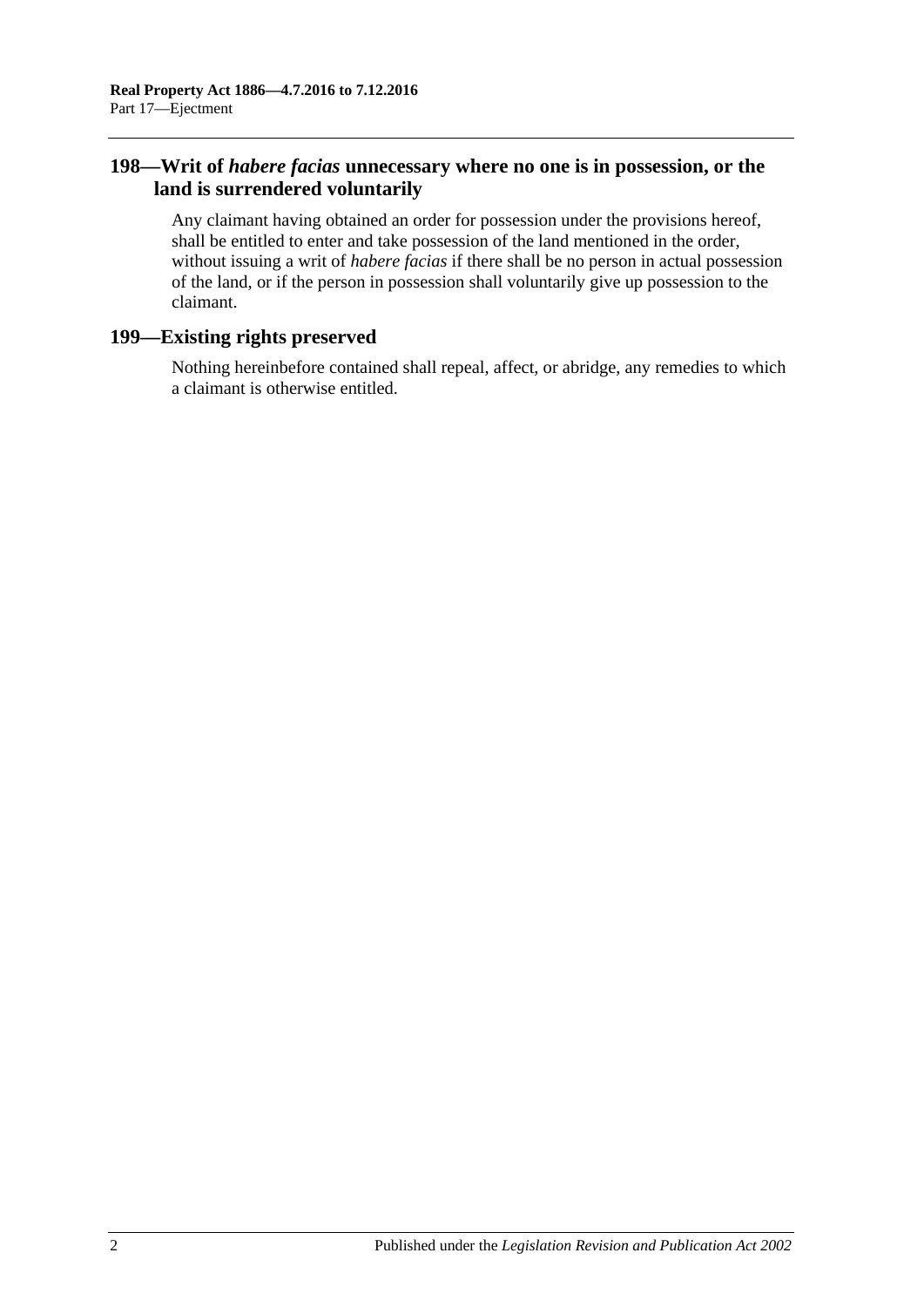## 198—Writ of *habere facias* unnecessary where no one is in possession, or the land is surrendered voluntarily

Any claimant having obtained an order for possession under the provisions hereof, shall be entitled to enter and take possession of the land mentioned in the order, without issuing a writ of *habere facias* if there shall be no person in actual possession of the land, or if the person in possession shall voluntarily give up possession to the claimant.

## 199—Existing rights preserved

Nothing hereinbefore contained shall repeal, affect, or abridge, any remedies to which a claimant is otherwise entitled.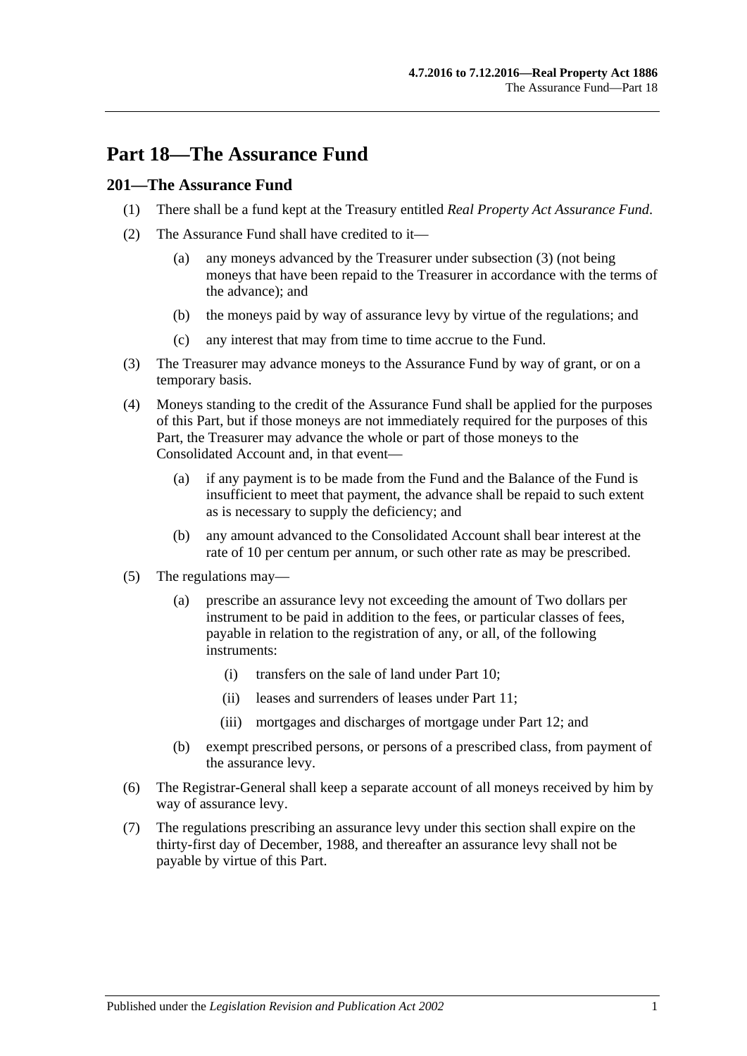# Part 18—The Assurance Fund

## 201—The Assurance Fund

(1) There shall be a fund kept at the Treasury entitled *Real Property Act Assurance Fund*.

(2) The Assurance Fund shall have credited to it—

   (a) any moneys advanced by the Treasurer under subsection (3) (not being moneys that have been repaid to the Treasurer in accordance with the terms of the advance); and

   (b) the moneys paid by way of assurance levy by virtue of the regulations; and

   (c) any interest that may from time to time accrue to the Fund.

(3) The Treasurer may advance moneys to the Assurance Fund by way of grant, or on a temporary basis.

(4) Moneys standing to the credit of the Assurance Fund shall be applied for the purposes of this Part, but if those moneys are not immediately required for the purposes of this Part, the Treasurer may advance the whole or part of those moneys to the Consolidated Account and, in that event—

   (a) if any payment is to be made from the Fund and the Balance of the Fund is insufficient to meet that payment, the advance shall be repaid to such extent as is necessary to supply the deficiency; and

   (b) any amount advanced to the Consolidated Account shall bear interest at the rate of 10 per centum per annum, or such other rate as may be prescribed.

(5) The regulations may—

   (a) prescribe an assurance levy not exceeding the amount of Two dollars per instrument to be paid in addition to the fees, or particular classes of fees, payable in relation to the registration of any, or all, of the following instruments:

      (i) transfers on the sale of land under Part 10;

      (ii) leases and surrenders of leases under Part 11;

      (iii) mortgages and discharges of mortgage under Part 12; and

   (b) exempt prescribed persons, or persons of a prescribed class, from payment of the assurance levy.

(6) The Registrar-General shall keep a separate account of all moneys received by him by way of assurance levy.

(7) The regulations prescribing an assurance levy under this section shall expire on the thirty-first day of December, 1988, and thereafter an assurance levy shall not be payable by virtue of this Part.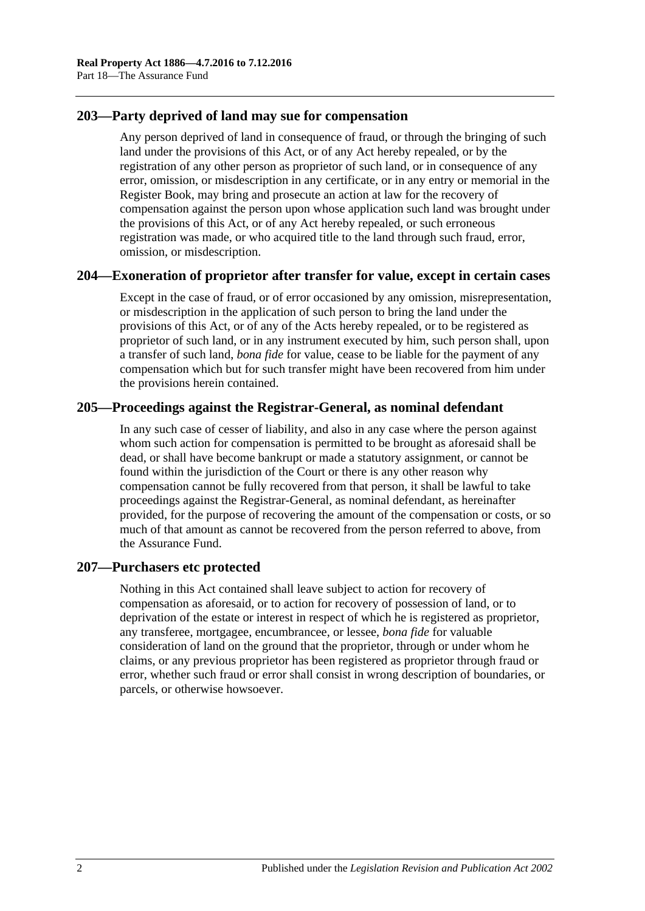## 203—Party deprived of land may sue for compensation

Any person deprived of land in consequence of fraud, or through the bringing of such land under the provisions of this Act, or of any Act hereby repealed, or by the registration of any other person as proprietor of such land, or in consequence of any error, omission, or misdescription in any certificate, or in any entry or memorial in the Register Book, may bring and prosecute an action at law for the recovery of compensation against the person upon whose application such land was brought under the provisions of this Act, or of any Act hereby repealed, or such erroneous registration was made, or who acquired title to the land through such fraud, error, omission, or misdescription.

## 204—Exoneration of proprietor after transfer for value, except in certain cases

Except in the case of fraud, or of error occasioned by any omission, misrepresentation, or misdescription in the application of such person to bring the land under the provisions of this Act, or of any of the Acts hereby repealed, or to be registered as proprietor of such land, or in any instrument executed by him, such person shall, upon a transfer of such land, *bona fide* for value, cease to be liable for the payment of any compensation which but for such transfer might have been recovered from him under the provisions herein contained.

## 205—Proceedings against the Registrar-General, as nominal defendant

In any such case of cesser of liability, and also in any case where the person against whom such action for compensation is permitted to be brought as aforesaid shall be dead, or shall have become bankrupt or made a statutory assignment, or cannot be found within the jurisdiction of the Court or there is any other reason why compensation cannot be fully recovered from that person, it shall be lawful to take proceedings against the Registrar-General, as nominal defendant, as hereinafter provided, for the purpose of recovering the amount of the compensation or costs, or so much of that amount as cannot be recovered from the person referred to above, from the Assurance Fund.

## 207—Purchasers etc protected

Nothing in this Act contained shall leave subject to action for recovery of compensation as aforesaid, or to action for recovery of possession of land, or to deprivation of the estate or interest in respect of which he is registered as proprietor, any transferee, mortgagee, encumbrancee, or lessee, *bona fide* for valuable consideration of land on the ground that the proprietor, through or under whom he claims, or any previous proprietor has been registered as proprietor through fraud or error, whether such fraud or error shall consist in wrong description of boundaries, or parcels, or otherwise howsoever.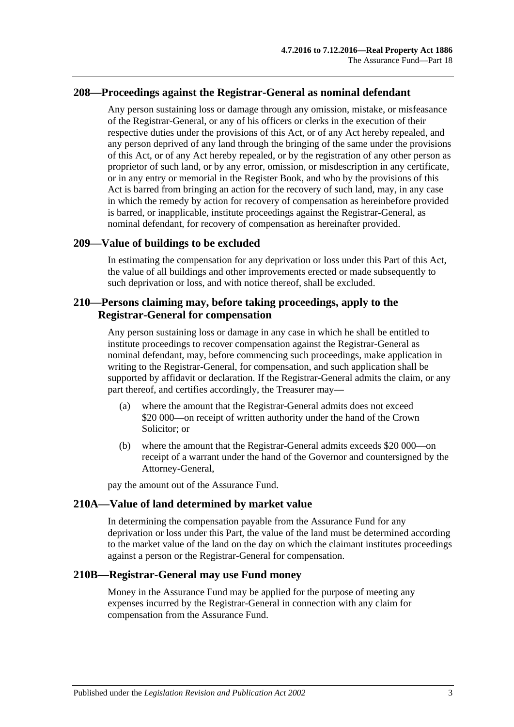## 208—Proceedings against the Registrar-General as nominal defendant

Any person sustaining loss or damage through any omission, mistake, or misfeasance of the Registrar-General, or any of his officers or clerks in the execution of their respective duties under the provisions of this Act, or of any Act hereby repealed, and any person deprived of any land through the bringing of the same under the provisions of this Act, or of any Act hereby repealed, or by the registration of any other person as proprietor of such land, or by any error, omission, or misdescription in any certificate, or in any entry or memorial in the Register Book, and who by the provisions of this Act is barred from bringing an action for the recovery of such land, may, in any case in which the remedy by action for recovery of compensation as hereinbefore provided is barred, or inapplicable, institute proceedings against the Registrar-General, as nominal defendant, for recovery of compensation as hereinafter provided.

## 209—Value of buildings to be excluded

In estimating the compensation for any deprivation or loss under this Part of this Act, the value of all buildings and other improvements erected or made subsequently to such deprivation or loss, and with notice thereof, shall be excluded.

## 210—Persons claiming may, before taking proceedings, apply to the Registrar-General for compensation

Any person sustaining loss or damage in any case in which he shall be entitled to institute proceedings to recover compensation against the Registrar-General as nominal defendant, may, before commencing such proceedings, make application in writing to the Registrar-General, for compensation, and such application shall be supported by affidavit or declaration. If the Registrar-General admits the claim, or any part thereof, and certifies accordingly, the Treasurer may—

(a) where the amount that the Registrar-General admits does not exceed $20 000—on receipt of written authority under the hand of the Crown Solicitor; or

(b) where the amount that the Registrar-General admits exceeds $20 000—on receipt of a warrant under the hand of the Governor and countersigned by the Attorney-General,

pay the amount out of the Assurance Fund.

## 210A—Value of land determined by market value

In determining the compensation payable from the Assurance Fund for any deprivation or loss under this Part, the value of the land must be determined according to the market value of the land on the day on which the claimant institutes proceedings against a person or the Registrar-General for compensation.

## 210B—Registrar-General may use Fund money

Money in the Assurance Fund may be applied for the purpose of meeting any expenses incurred by the Registrar-General in connection with any claim for compensation from the Assurance Fund.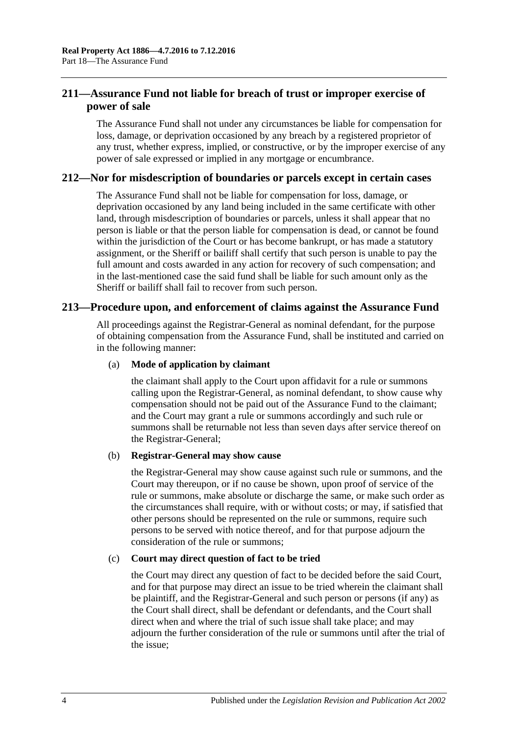## 211—Assurance Fund not liable for breach of trust or improper exercise of power of sale

The Assurance Fund shall not under any circumstances be liable for compensation for loss, damage, or deprivation occasioned by any breach by a registered proprietor of any trust, whether express, implied, or constructive, or by the improper exercise of any power of sale expressed or implied in any mortgage or encumbrance.

## 212—Nor for misdescription of boundaries or parcels except in certain cases

The Assurance Fund shall not be liable for compensation for loss, damage, or deprivation occasioned by any land being included in the same certificate with other land, through misdescription of boundaries or parcels, unless it shall appear that no person is liable or that the person liable for compensation is dead, or cannot be found within the jurisdiction of the Court or has become bankrupt, or has made a statutory assignment, or the Sheriff or bailiff shall certify that such person is unable to pay the full amount and costs awarded in any action for recovery of such compensation; and in the last-mentioned case the said fund shall be liable for such amount only as the Sheriff or bailiff shall fail to recover from such person.

## 213—Procedure upon, and enforcement of claims against the Assurance Fund

All proceedings against the Registrar-General as nominal defendant, for the purpose of obtaining compensation from the Assurance Fund, shall be instituted and carried on in the following manner:

(a) **Mode of application by claimant**

the claimant shall apply to the Court upon affidavit for a rule or summons calling upon the Registrar-General, as nominal defendant, to show cause why compensation should not be paid out of the Assurance Fund to the claimant; and the Court may grant a rule or summons accordingly and such rule or summons shall be returnable not less than seven days after service thereof on the Registrar-General;

(b) **Registrar-General may show cause**

the Registrar-General may show cause against such rule or summons, and the Court may thereupon, or if no cause be shown, upon proof of service of the rule or summons, make absolute or discharge the same, or make such order as the circumstances shall require, with or without costs; or may, if satisfied that other persons should be represented on the rule or summons, require such persons to be served with notice thereof, and for that purpose adjourn the consideration of the rule or summons;

(c) **Court may direct question of fact to be tried**

the Court may direct any question of fact to be decided before the said Court, and for that purpose may direct an issue to be tried wherein the claimant shall be plaintiff, and the Registrar-General and such person or persons (if any) as the Court shall direct, shall be defendant or defendants, and the Court shall direct when and where the trial of such issue shall take place; and may adjourn the further consideration of the rule or summons until after the trial of the issue;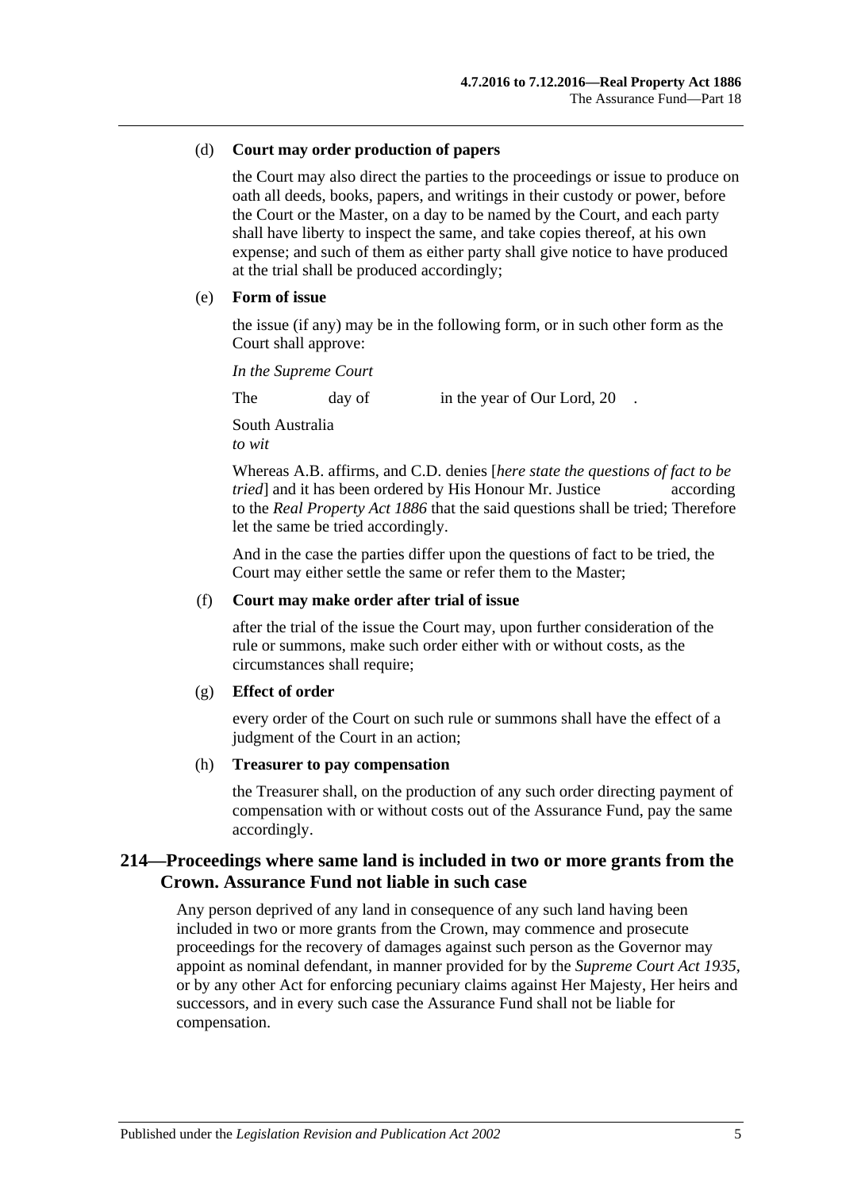(d) **Court may order production of papers**

the Court may also direct the parties to the proceedings or issue to produce on oath all deeds, books, papers, and writings in their custody or power, before the Court or the Master, on a day to be named by the Court, and each party shall have liberty to inspect the same, and take copies thereof, at his own expense; and such of them as either party shall give notice to have produced at the trial shall be produced accordingly;

(e) **Form of issue**

the issue (if any) may be in the following form, or in such other form as the Court shall approve:

*In the Supreme Court*

The day of in the year of Our Lord, 20 .

South Australia
*to wit*

Whereas A.B. affirms, and C.D. denies [*here state the questions of fact to be tried*] and it has been ordered by His Honour Mr. Justice according to the *Real Property Act 1886* that the said questions shall be tried; Therefore let the same be tried accordingly.

And in the case the parties differ upon the questions of fact to be tried, the Court may either settle the same or refer them to the Master;

(f) **Court may make order after trial of issue**

after the trial of the issue the Court may, upon further consideration of the rule or summons, make such order either with or without costs, as the circumstances shall require;

(g) **Effect of order**

every order of the Court on such rule or summons shall have the effect of a judgment of the Court in an action;

(h) **Treasurer to pay compensation**

the Treasurer shall, on the production of any such order directing payment of compensation with or without costs out of the Assurance Fund, pay the same accordingly.

## 214—Proceedings where same land is included in two or more grants from the Crown. Assurance Fund not liable in such case

Any person deprived of any land in consequence of any such land having been included in two or more grants from the Crown, may commence and prosecute proceedings for the recovery of damages against such person as the Governor may appoint as nominal defendant, in manner provided for by the *Supreme Court Act 1935*, or by any other Act for enforcing pecuniary claims against Her Majesty, Her heirs and successors, and in every such case the Assurance Fund shall not be liable for compensation.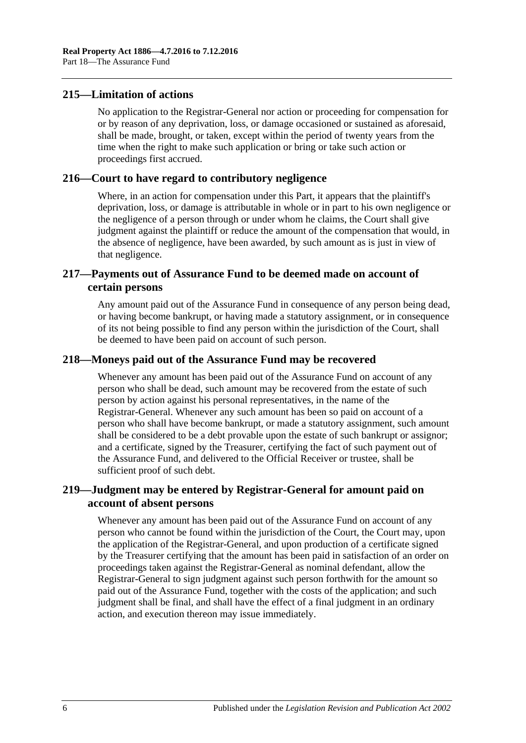## 215—Limitation of actions

No application to the Registrar-General nor action or proceeding for compensation for or by reason of any deprivation, loss, or damage occasioned or sustained as aforesaid, shall be made, brought, or taken, except within the period of twenty years from the time when the right to make such application or bring or take such action or proceedings first accrued.

## 216—Court to have regard to contributory negligence

Where, in an action for compensation under this Part, it appears that the plaintiff's deprivation, loss, or damage is attributable in whole or in part to his own negligence or the negligence of a person through or under whom he claims, the Court shall give judgment against the plaintiff or reduce the amount of the compensation that would, in the absence of negligence, have been awarded, by such amount as is just in view of that negligence.

## 217—Payments out of Assurance Fund to be deemed made on account of certain persons

Any amount paid out of the Assurance Fund in consequence of any person being dead, or having become bankrupt, or having made a statutory assignment, or in consequence of its not being possible to find any person within the jurisdiction of the Court, shall be deemed to have been paid on account of such person.

## 218—Moneys paid out of the Assurance Fund may be recovered

Whenever any amount has been paid out of the Assurance Fund on account of any person who shall be dead, such amount may be recovered from the estate of such person by action against his personal representatives, in the name of the Registrar-General. Whenever any such amount has been so paid on account of a person who shall have become bankrupt, or made a statutory assignment, such amount shall be considered to be a debt provable upon the estate of such bankrupt or assignor; and a certificate, signed by the Treasurer, certifying the fact of such payment out of the Assurance Fund, and delivered to the Official Receiver or trustee, shall be sufficient proof of such debt.

## 219—Judgment may be entered by Registrar-General for amount paid on account of absent persons

Whenever any amount has been paid out of the Assurance Fund on account of any person who cannot be found within the jurisdiction of the Court, the Court may, upon the application of the Registrar-General, and upon production of a certificate signed by the Treasurer certifying that the amount has been paid in satisfaction of an order on proceedings taken against the Registrar-General as nominal defendant, allow the Registrar-General to sign judgment against such person forthwith for the amount so paid out of the Assurance Fund, together with the costs of the application; and such judgment shall be final, and shall have the effect of a final judgment in an ordinary action, and execution thereon may issue immediately.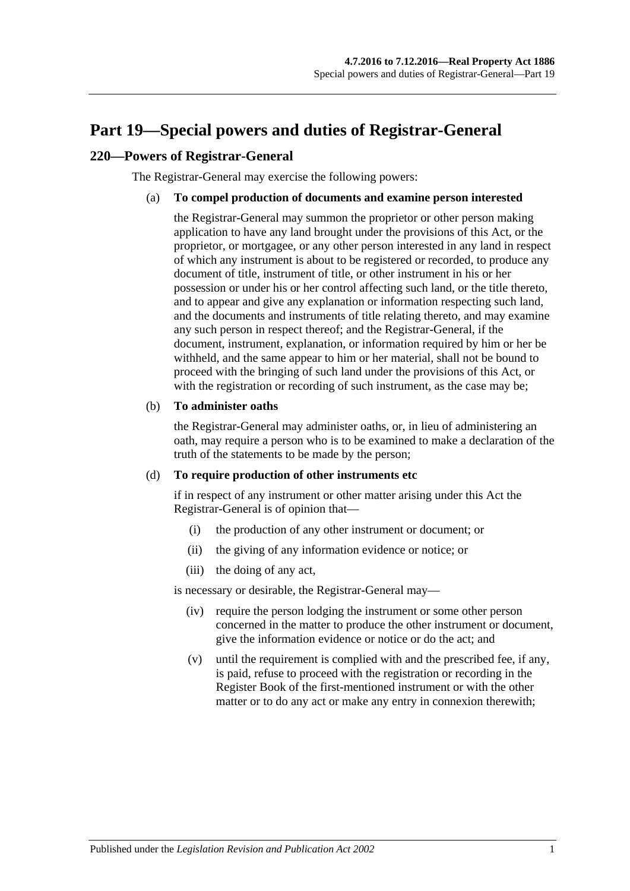# Part 19—Special powers and duties of Registrar-General

## 220—Powers of Registrar-General

The Registrar-General may exercise the following powers:

(a) **To compel production of documents and examine person interested**

the Registrar-General may summon the proprietor or other person making application to have any land brought under the provisions of this Act, or the proprietor, or mortgagee, or any other person interested in any land in respect of which any instrument is about to be registered or recorded, to produce any document of title, instrument of title, or other instrument in his or her possession or under his or her control affecting such land, or the title thereto, and to appear and give any explanation or information respecting such land, and the documents and instruments of title relating thereto, and may examine any such person in respect thereof; and the Registrar-General, if the document, instrument, explanation, or information required by him or her be withheld, and the same appear to him or her material, shall not be bound to proceed with the bringing of such land under the provisions of this Act, or with the registration or recording of such instrument, as the case may be;

(b) **To administer oaths**

the Registrar-General may administer oaths, or, in lieu of administering an oath, may require a person who is to be examined to make a declaration of the truth of the statements to be made by the person;

(d) **To require production of other instruments etc**

if in respect of any instrument or other matter arising under this Act the Registrar-General is of opinion that—

(i) the production of any other instrument or document; or

(ii) the giving of any information evidence or notice; or

(iii) the doing of any act,

is necessary or desirable, the Registrar-General may—

(iv) require the person lodging the instrument or some other person concerned in the matter to produce the other instrument or document, give the information evidence or notice or do the act; and

(v) until the requirement is complied with and the prescribed fee, if any, is paid, refuse to proceed with the registration or recording in the Register Book of the first-mentioned instrument or with the other matter or to do any act or make any entry in connexion therewith;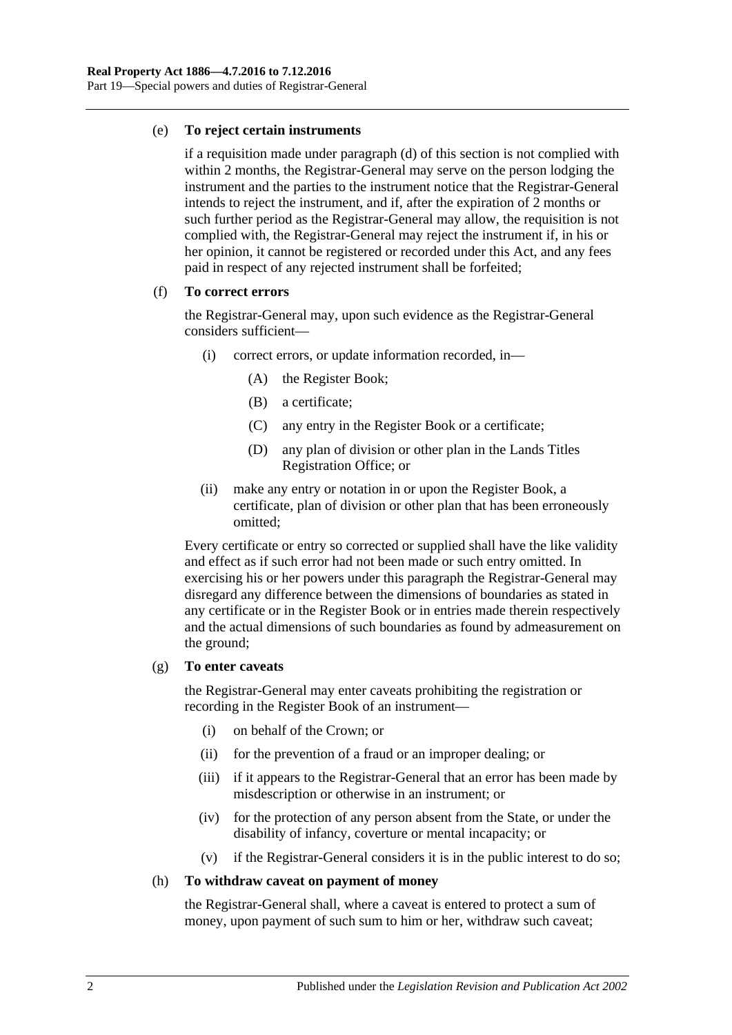(e) **To reject certain instruments**

if a requisition made under paragraph (d) of this section is not complied with within 2 months, the Registrar-General may serve on the person lodging the instrument and the parties to the instrument notice that the Registrar-General intends to reject the instrument, and if, after the expiration of 2 months or such further period as the Registrar-General may allow, the requisition is not complied with, the Registrar-General may reject the instrument if, in his or her opinion, it cannot be registered or recorded under this Act, and any fees paid in respect of any rejected instrument shall be forfeited;

(f) **To correct errors**

the Registrar-General may, upon such evidence as the Registrar-General considers sufficient—

(i) correct errors, or update information recorded, in—

(A) the Register Book;

(B) a certificate;

(C) any entry in the Register Book or a certificate;

(D) any plan of division or other plan in the Lands Titles Registration Office; or

(ii) make any entry or notation in or upon the Register Book, a certificate, plan of division or other plan that has been erroneously omitted;

Every certificate or entry so corrected or supplied shall have the like validity and effect as if such error had not been made or such entry omitted. In exercising his or her powers under this paragraph the Registrar-General may disregard any difference between the dimensions of boundaries as stated in any certificate or in the Register Book or in entries made therein respectively and the actual dimensions of such boundaries as found by admeasurement on the ground;

(g) **To enter caveats**

the Registrar-General may enter caveats prohibiting the registration or recording in the Register Book of an instrument—

(i) on behalf of the Crown; or

(ii) for the prevention of a fraud or an improper dealing; or

(iii) if it appears to the Registrar-General that an error has been made by misdescription or otherwise in an instrument; or

(iv) for the protection of any person absent from the State, or under the disability of infancy, coverture or mental incapacity; or

(v) if the Registrar-General considers it is in the public interest to do so;

(h) **To withdraw caveat on payment of money**

the Registrar-General shall, where a caveat is entered to protect a sum of money, upon payment of such sum to him or her, withdraw such caveat;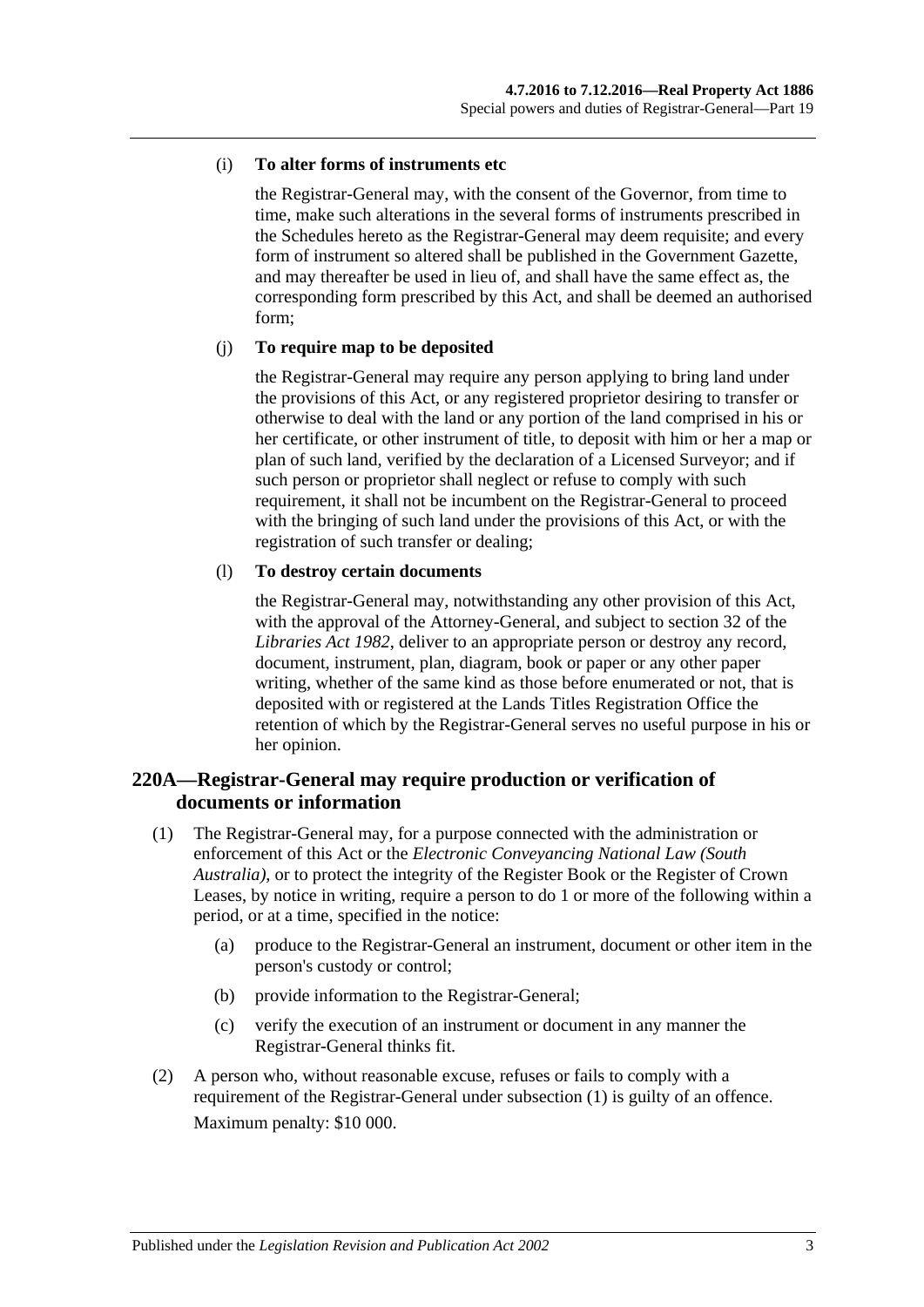(i) **To alter forms of instruments etc**

the Registrar-General may, with the consent of the Governor, from time to time, make such alterations in the several forms of instruments prescribed in the Schedules hereto as the Registrar-General may deem requisite; and every form of instrument so altered shall be published in the Government Gazette, and may thereafter be used in lieu of, and shall have the same effect as, the corresponding form prescribed by this Act, and shall be deemed an authorised form;

(j) **To require map to be deposited**

the Registrar-General may require any person applying to bring land under the provisions of this Act, or any registered proprietor desiring to transfer or otherwise to deal with the land or any portion of the land comprised in his or her certificate, or other instrument of title, to deposit with him or her a map or plan of such land, verified by the declaration of a Licensed Surveyor; and if such person or proprietor shall neglect or refuse to comply with such requirement, it shall not be incumbent on the Registrar-General to proceed with the bringing of such land under the provisions of this Act, or with the registration of such transfer or dealing;

(l) **To destroy certain documents**

the Registrar-General may, notwithstanding any other provision of this Act, with the approval of the Attorney-General, and subject to section 32 of the *Libraries Act 1982*, deliver to an appropriate person or destroy any record, document, instrument, plan, diagram, book or paper or any other paper writing, whether of the same kind as those before enumerated or not, that is deposited with or registered at the Lands Titles Registration Office the retention of which by the Registrar-General serves no useful purpose in his or her opinion.

## 220A—Registrar-General may require production or verification of documents or information

(1) The Registrar-General may, for a purpose connected with the administration or enforcement of this Act or the *Electronic Conveyancing National Law (South Australia)*, or to protect the integrity of the Register Book or the Register of Crown Leases, by notice in writing, require a person to do 1 or more of the following within a period, or at a time, specified in the notice:

(a) produce to the Registrar-General an instrument, document or other item in the person's custody or control;

(b) provide information to the Registrar-General;

(c) verify the execution of an instrument or document in any manner the Registrar-General thinks fit.

(2) A person who, without reasonable excuse, refuses or fails to comply with a requirement of the Registrar-General under subsection (1) is guilty of an offence.

Maximum penalty: $10 000.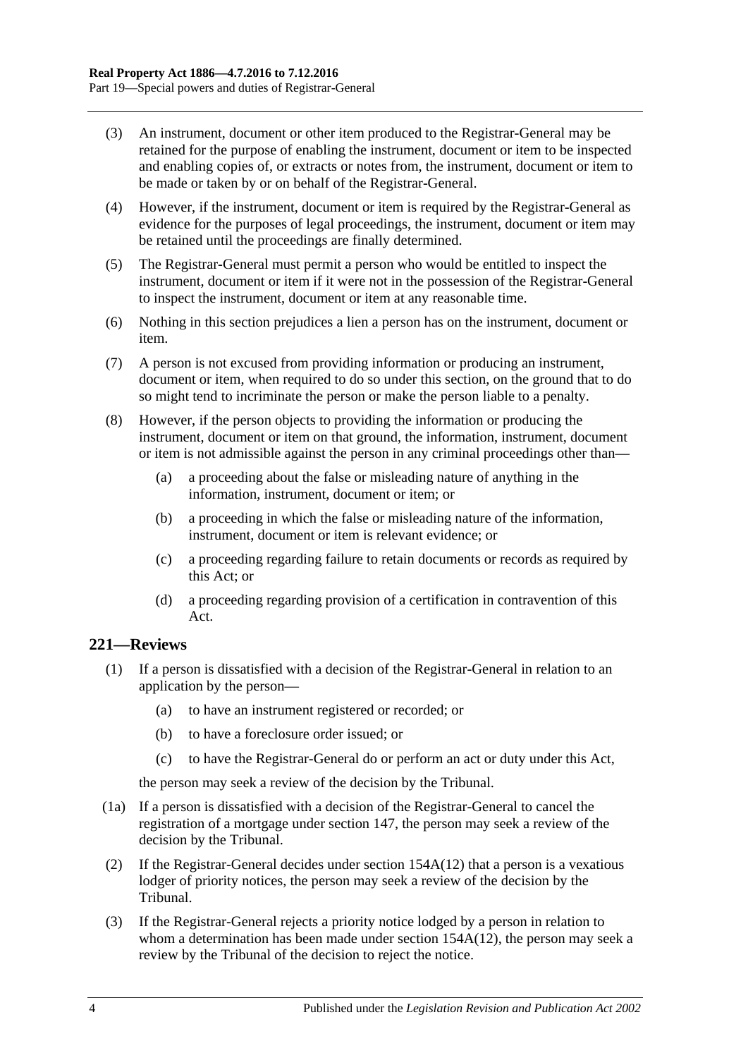(3) An instrument, document or other item produced to the Registrar-General may be retained for the purpose of enabling the instrument, document or item to be inspected and enabling copies of, or extracts or notes from, the instrument, document or item to be made or taken by or on behalf of the Registrar-General.

(4) However, if the instrument, document or item is required by the Registrar-General as evidence for the purposes of legal proceedings, the instrument, document or item may be retained until the proceedings are finally determined.

(5) The Registrar-General must permit a person who would be entitled to inspect the instrument, document or item if it were not in the possession of the Registrar-General to inspect the instrument, document or item at any reasonable time.

(6) Nothing in this section prejudices a lien a person has on the instrument, document or item.

(7) A person is not excused from providing information or producing an instrument, document or item, when required to do so under this section, on the ground that to do so might tend to incriminate the person or make the person liable to a penalty.

(8) However, if the person objects to providing the information or producing the instrument, document or item on that ground, the information, instrument, document or item is not admissible against the person in any criminal proceedings other than—

- (a) a proceeding about the false or misleading nature of anything in the information, instrument, document or item; or
- (b) a proceeding in which the false or misleading nature of the information, instrument, document or item is relevant evidence; or
- (c) a proceeding regarding failure to retain documents or records as required by this Act; or
- (d) a proceeding regarding provision of a certification in contravention of this Act.

## 221—Reviews

(1) If a person is dissatisfied with a decision of the Registrar-General in relation to an application by the person—

- (a) to have an instrument registered or recorded; or
- (b) to have a foreclosure order issued; or
- (c) to have the Registrar-General do or perform an act or duty under this Act,

the person may seek a review of the decision by the Tribunal.

(1a) If a person is dissatisfied with a decision of the Registrar-General to cancel the registration of a mortgage under section 147, the person may seek a review of the decision by the Tribunal.

(2) If the Registrar-General decides under section 154A(12) that a person is a vexatious lodger of priority notices, the person may seek a review of the decision by the Tribunal.

(3) If the Registrar-General rejects a priority notice lodged by a person in relation to whom a determination has been made under section 154A(12), the person may seek a review by the Tribunal of the decision to reject the notice.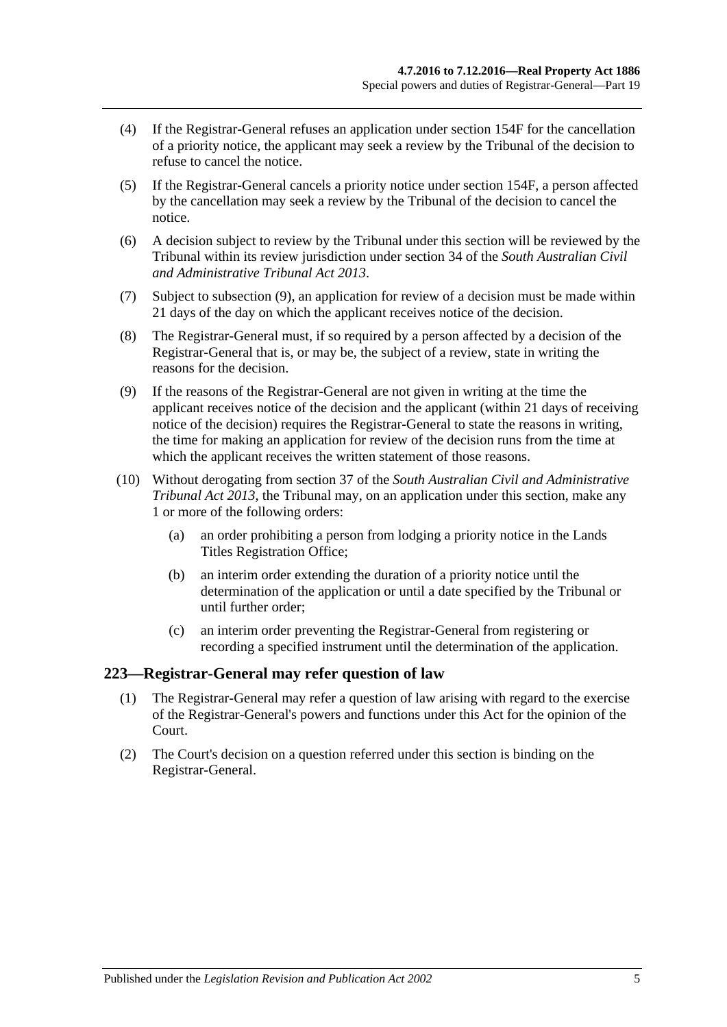(4) If the Registrar-General refuses an application under section 154F for the cancellation of a priority notice, the applicant may seek a review by the Tribunal of the decision to refuse to cancel the notice.

(5) If the Registrar-General cancels a priority notice under section 154F, a person affected by the cancellation may seek a review by the Tribunal of the decision to cancel the notice.

(6) A decision subject to review by the Tribunal under this section will be reviewed by the Tribunal within its review jurisdiction under section 34 of the *South Australian Civil and Administrative Tribunal Act 2013*.

(7) Subject to subsection (9), an application for review of a decision must be made within 21 days of the day on which the applicant receives notice of the decision.

(8) The Registrar-General must, if so required by a person affected by a decision of the Registrar-General that is, or may be, the subject of a review, state in writing the reasons for the decision.

(9) If the reasons of the Registrar-General are not given in writing at the time the applicant receives notice of the decision and the applicant (within 21 days of receiving notice of the decision) requires the Registrar-General to state the reasons in writing, the time for making an application for review of the decision runs from the time at which the applicant receives the written statement of those reasons.

(10) Without derogating from section 37 of the *South Australian Civil and Administrative Tribunal Act 2013*, the Tribunal may, on an application under this section, make any 1 or more of the following orders:

- (a) an order prohibiting a person from lodging a priority notice in the Lands Titles Registration Office;
- (b) an interim order extending the duration of a priority notice until the determination of the application or until a date specified by the Tribunal or until further order;
- (c) an interim order preventing the Registrar-General from registering or recording a specified instrument until the determination of the application.

## 223—Registrar-General may refer question of law

(1) The Registrar-General may refer a question of law arising with regard to the exercise of the Registrar-General's powers and functions under this Act for the opinion of the Court.

(2) The Court's decision on a question referred under this section is binding on the Registrar-General.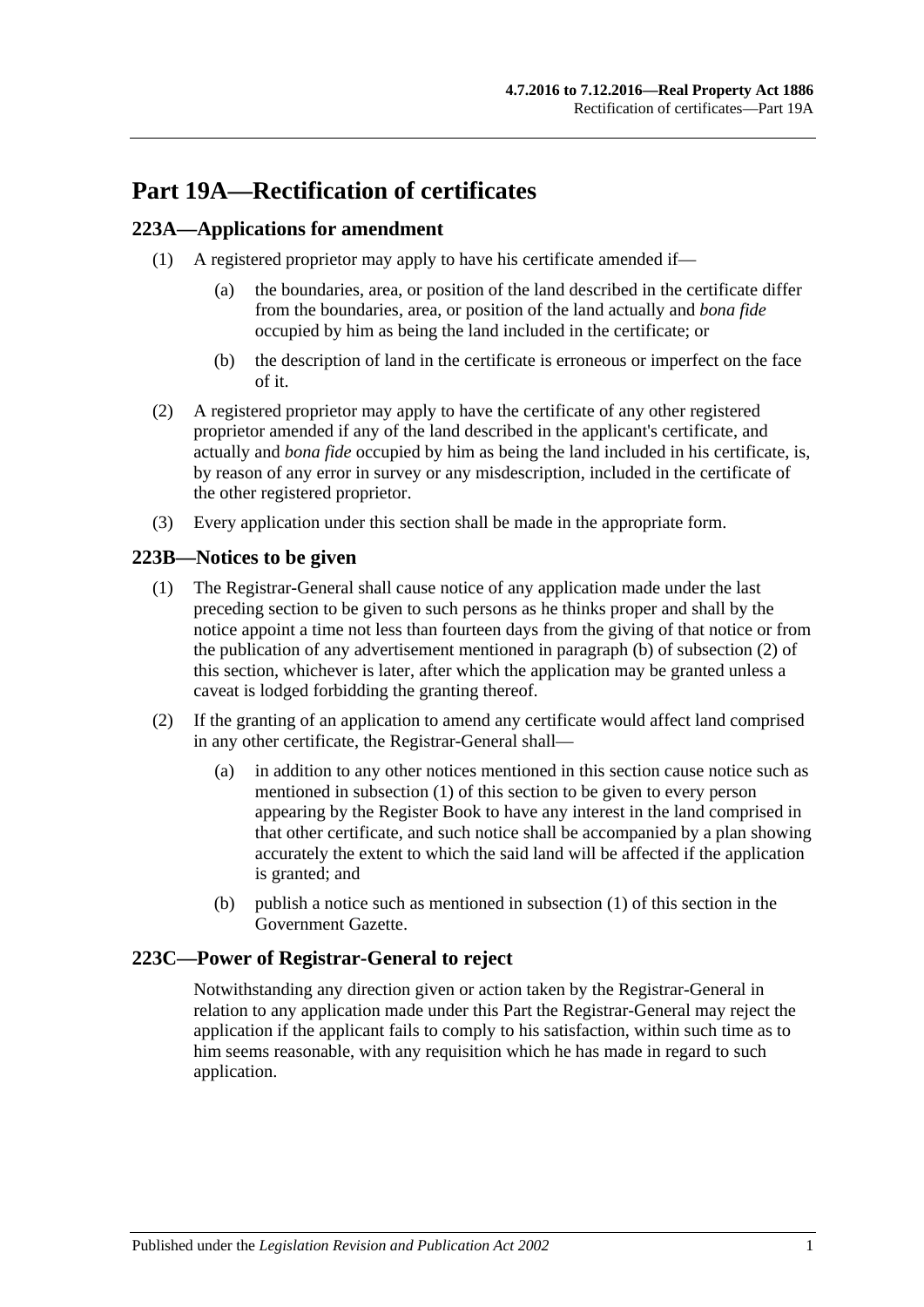# Part 19A—Rectification of certificates

## 223A—Applications for amendment

(1) A registered proprietor may apply to have his certificate amended if—

(a) the boundaries, area, or position of the land described in the certificate differ from the boundaries, area, or position of the land actually and *bona fide* occupied by him as being the land included in the certificate; or

(b) the description of land in the certificate is erroneous or imperfect on the face of it.

(2) A registered proprietor may apply to have the certificate of any other registered proprietor amended if any of the land described in the applicant's certificate, and actually and *bona fide* occupied by him as being the land included in his certificate, is, by reason of any error in survey or any misdescription, included in the certificate of the other registered proprietor.

(3) Every application under this section shall be made in the appropriate form.

## 223B—Notices to be given

(1) The Registrar-General shall cause notice of any application made under the last preceding section to be given to such persons as he thinks proper and shall by the notice appoint a time not less than fourteen days from the giving of that notice or from the publication of any advertisement mentioned in paragraph (b) of subsection (2) of this section, whichever is later, after which the application may be granted unless a caveat is lodged forbidding the granting thereof.

(2) If the granting of an application to amend any certificate would affect land comprised in any other certificate, the Registrar-General shall—

(a) in addition to any other notices mentioned in this section cause notice such as mentioned in subsection (1) of this section to be given to every person appearing by the Register Book to have any interest in the land comprised in that other certificate, and such notice shall be accompanied by a plan showing accurately the extent to which the said land will be affected if the application is granted; and

(b) publish a notice such as mentioned in subsection (1) of this section in the Government Gazette.

## 223C—Power of Registrar-General to reject

Notwithstanding any direction given or action taken by the Registrar-General in relation to any application made under this Part the Registrar-General may reject the application if the applicant fails to comply to his satisfaction, within such time as to him seems reasonable, with any requisition which he has made in regard to such application.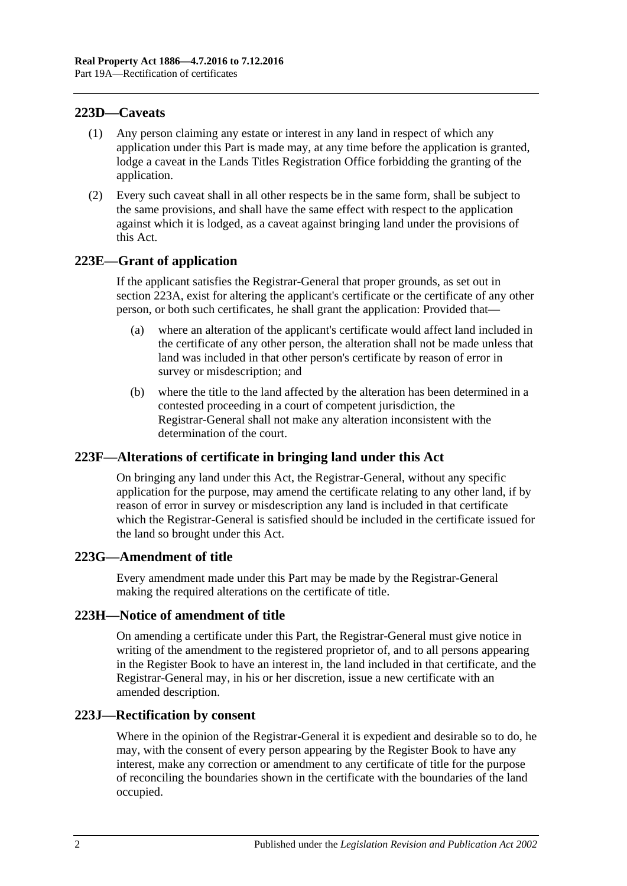## 223D—Caveats

(1) Any person claiming any estate or interest in any land in respect of which any application under this Part is made may, at any time before the application is granted, lodge a caveat in the Lands Titles Registration Office forbidding the granting of the application.

(2) Every such caveat shall in all other respects be in the same form, shall be subject to the same provisions, and shall have the same effect with respect to the application against which it is lodged, as a caveat against bringing land under the provisions of this Act.

## 223E—Grant of application

If the applicant satisfies the Registrar-General that proper grounds, as set out in section 223A, exist for altering the applicant's certificate or the certificate of any other person, or both such certificates, he shall grant the application: Provided that—

(a) where an alteration of the applicant's certificate would affect land included in the certificate of any other person, the alteration shall not be made unless that land was included in that other person's certificate by reason of error in survey or misdescription; and

(b) where the title to the land affected by the alteration has been determined in a contested proceeding in a court of competent jurisdiction, the Registrar-General shall not make any alteration inconsistent with the determination of the court.

## 223F—Alterations of certificate in bringing land under this Act

On bringing any land under this Act, the Registrar-General, without any specific application for the purpose, may amend the certificate relating to any other land, if by reason of error in survey or misdescription any land is included in that certificate which the Registrar-General is satisfied should be included in the certificate issued for the land so brought under this Act.

## 223G—Amendment of title

Every amendment made under this Part may be made by the Registrar-General making the required alterations on the certificate of title.

## 223H—Notice of amendment of title

On amending a certificate under this Part, the Registrar-General must give notice in writing of the amendment to the registered proprietor of, and to all persons appearing in the Register Book to have an interest in, the land included in that certificate, and the Registrar-General may, in his or her discretion, issue a new certificate with an amended description.

## 223J—Rectification by consent

Where in the opinion of the Registrar-General it is expedient and desirable so to do, he may, with the consent of every person appearing by the Register Book to have any interest, make any correction or amendment to any certificate of title for the purpose of reconciling the boundaries shown in the certificate with the boundaries of the land occupied.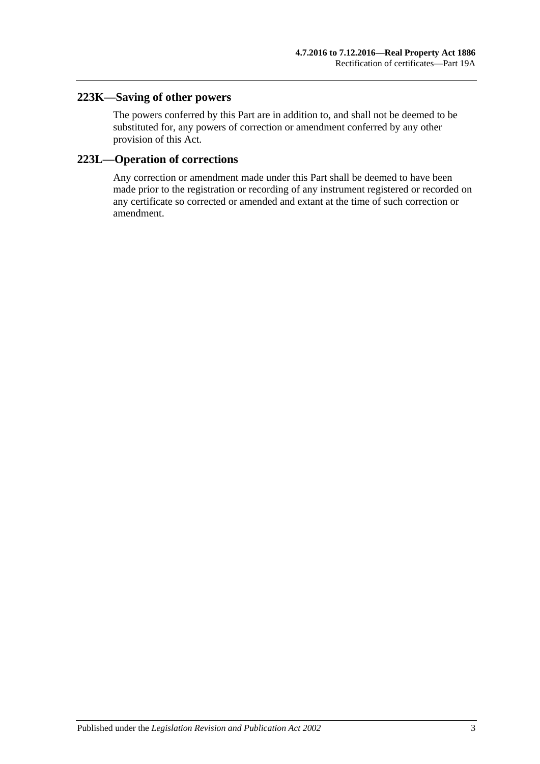## 223K—Saving of other powers

The powers conferred by this Part are in addition to, and shall not be deemed to be substituted for, any powers of correction or amendment conferred by any other provision of this Act.

## 223L—Operation of corrections

Any correction or amendment made under this Part shall be deemed to have been made prior to the registration or recording of any instrument registered or recorded on any certificate so corrected or amended and extant at the time of such correction or amendment.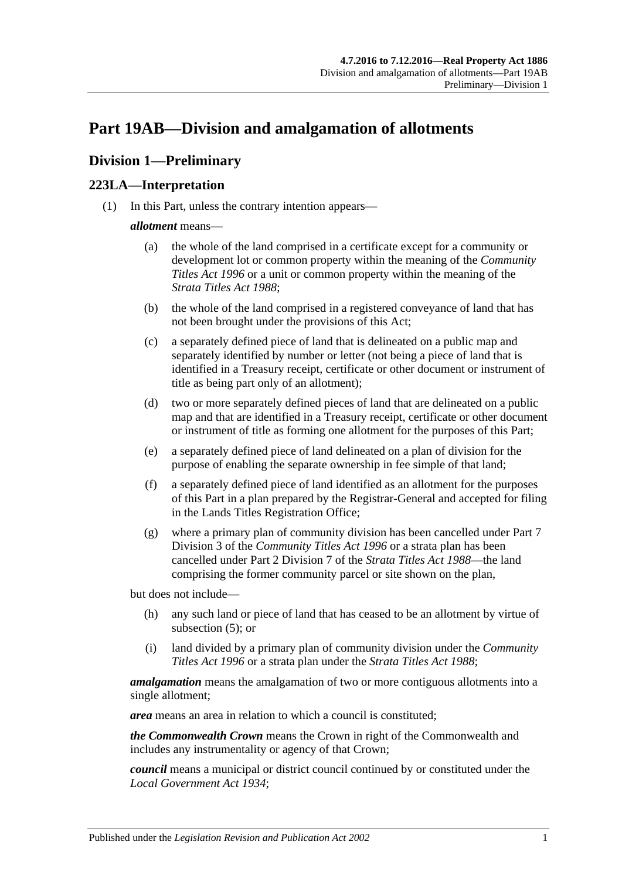# Part 19AB—Division and amalgamation of allotments

## Division 1—Preliminary

### 223LA—Interpretation

(1) In this Part, unless the contrary intention appears—

***allotment*** means—

(a) the whole of the land comprised in a certificate except for a community or development lot or common property within the meaning of the *Community Titles Act 1996* or a unit or common property within the meaning of the *Strata Titles Act 1988*;

(b) the whole of the land comprised in a registered conveyance of land that has not been brought under the provisions of this Act;

(c) a separately defined piece of land that is delineated on a public map and separately identified by number or letter (not being a piece of land that is identified in a Treasury receipt, certificate or other document or instrument of title as being part only of an allotment);

(d) two or more separately defined pieces of land that are delineated on a public map and that are identified in a Treasury receipt, certificate or other document or instrument of title as forming one allotment for the purposes of this Part;

(e) a separately defined piece of land delineated on a plan of division for the purpose of enabling the separate ownership in fee simple of that land;

(f) a separately defined piece of land identified as an allotment for the purposes of this Part in a plan prepared by the Registrar-General and accepted for filing in the Lands Titles Registration Office;

(g) where a primary plan of community division has been cancelled under Part 7 Division 3 of the *Community Titles Act 1996* or a strata plan has been cancelled under Part 2 Division 7 of the *Strata Titles Act 1988*—the land comprising the former community parcel or site shown on the plan,

but does not include—

(h) any such land or piece of land that has ceased to be an allotment by virtue of subsection (5); or

(i) land divided by a primary plan of community division under the *Community Titles Act 1996* or a strata plan under the *Strata Titles Act 1988*;

***amalgamation*** means the amalgamation of two or more contiguous allotments into a single allotment;

***area*** means an area in relation to which a council is constituted;

***the Commonwealth Crown*** means the Crown in right of the Commonwealth and includes any instrumentality or agency of that Crown;

***council*** means a municipal or district council continued by or constituted under the *Local Government Act 1934*;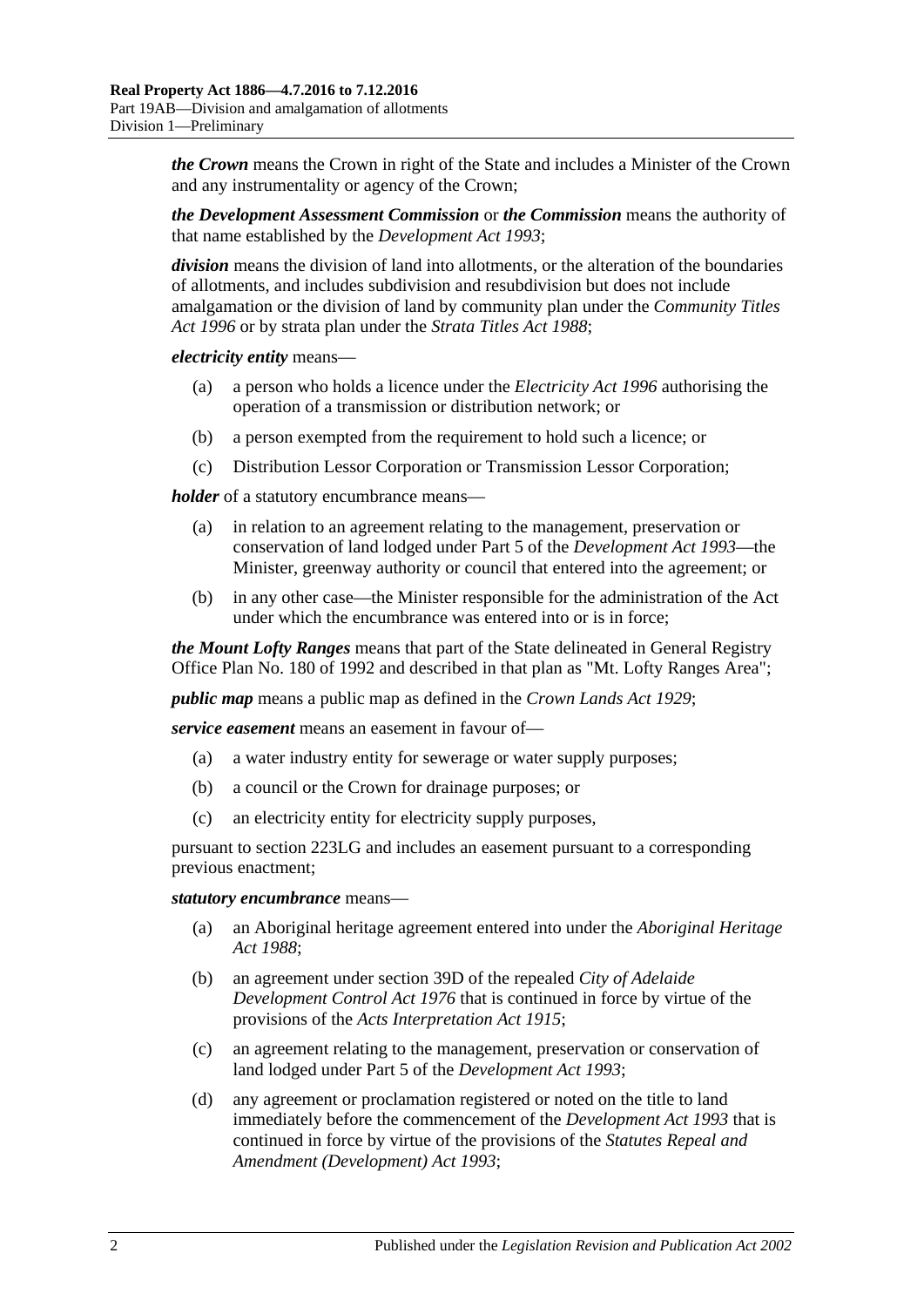***the Crown*** means the Crown in right of the State and includes a Minister of the Crown and any instrumentality or agency of the Crown;

***the Development Assessment Commission*** or ***the Commission*** means the authority of that name established by the *Development Act 1993*;

***division*** means the division of land into allotments, or the alteration of the boundaries of allotments, and includes subdivision and resubdivision but does not include amalgamation or the division of land by community plan under the *Community Titles Act 1996* or by strata plan under the *Strata Titles Act 1988*;

***electricity entity*** means—

- (a) a person who holds a licence under the *Electricity Act 1996* authorising the operation of a transmission or distribution network; or
- (b) a person exempted from the requirement to hold such a licence; or
- (c) Distribution Lessor Corporation or Transmission Lessor Corporation;

***holder*** of a statutory encumbrance means—

- (a) in relation to an agreement relating to the management, preservation or conservation of land lodged under Part 5 of the *Development Act 1993*—the Minister, greenway authority or council that entered into the agreement; or
- (b) in any other case—the Minister responsible for the administration of the Act under which the encumbrance was entered into or is in force;

***the Mount Lofty Ranges*** means that part of the State delineated in General Registry Office Plan No. 180 of 1992 and described in that plan as "Mt. Lofty Ranges Area";

***public map*** means a public map as defined in the *Crown Lands Act 1929*;

***service easement*** means an easement in favour of—

- (a) a water industry entity for sewerage or water supply purposes;
- (b) a council or the Crown for drainage purposes; or
- (c) an electricity entity for electricity supply purposes,

pursuant to section 223LG and includes an easement pursuant to a corresponding previous enactment;

***statutory encumbrance*** means—

- (a) an Aboriginal heritage agreement entered into under the *Aboriginal Heritage Act 1988*;
- (b) an agreement under section 39D of the repealed *City of Adelaide Development Control Act 1976* that is continued in force by virtue of the provisions of the *Acts Interpretation Act 1915*;
- (c) an agreement relating to the management, preservation or conservation of land lodged under Part 5 of the *Development Act 1993*;
- (d) any agreement or proclamation registered or noted on the title to land immediately before the commencement of the *Development Act 1993* that is continued in force by virtue of the provisions of the *Statutes Repeal and Amendment (Development) Act 1993*;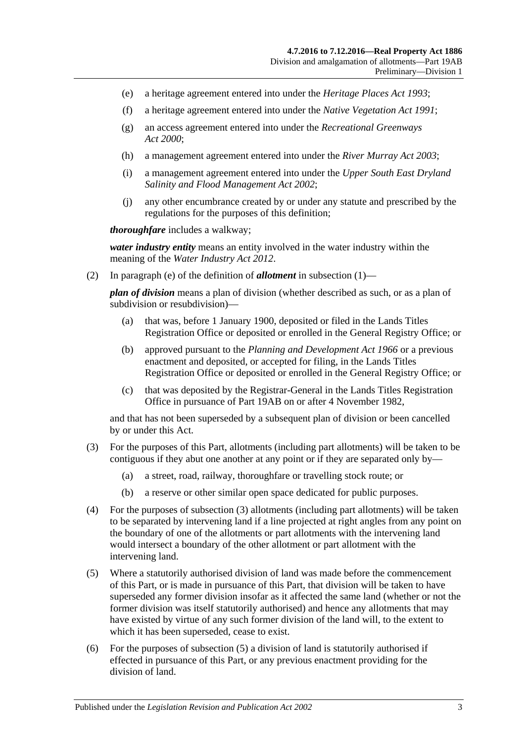(e) a heritage agreement entered into under the *Heritage Places Act 1993*;

(f) a heritage agreement entered into under the *Native Vegetation Act 1991*;

(g) an access agreement entered into under the *Recreational Greenways Act 2000*;

(h) a management agreement entered into under the *River Murray Act 2003*;

(i) a management agreement entered into under the *Upper South East Dryland Salinity and Flood Management Act 2002*;

(j) any other encumbrance created by or under any statute and prescribed by the regulations for the purposes of this definition;

***thoroughfare*** includes a walkway;

***water industry entity*** means an entity involved in the water industry within the meaning of the *Water Industry Act 2012*.

(2) In paragraph (e) of the definition of ***allotment*** in subsection (1)—

***plan of division*** means a plan of division (whether described as such, or as a plan of subdivision or resubdivision)—

(a) that was, before 1 January 1900, deposited or filed in the Lands Titles Registration Office or deposited or enrolled in the General Registry Office; or

(b) approved pursuant to the *Planning and Development Act 1966* or a previous enactment and deposited, or accepted for filing, in the Lands Titles Registration Office or deposited or enrolled in the General Registry Office; or

(c) that was deposited by the Registrar-General in the Lands Titles Registration Office in pursuance of Part 19AB on or after 4 November 1982,

and that has not been superseded by a subsequent plan of division or been cancelled by or under this Act.

(3) For the purposes of this Part, allotments (including part allotments) will be taken to be contiguous if they abut one another at any point or if they are separated only by—

(a) a street, road, railway, thoroughfare or travelling stock route; or

(b) a reserve or other similar open space dedicated for public purposes.

(4) For the purposes of subsection (3) allotments (including part allotments) will be taken to be separated by intervening land if a line projected at right angles from any point on the boundary of one of the allotments or part allotments with the intervening land would intersect a boundary of the other allotment or part allotment with the intervening land.

(5) Where a statutorily authorised division of land was made before the commencement of this Part, or is made in pursuance of this Part, that division will be taken to have superseded any former division insofar as it affected the same land (whether or not the former division was itself statutorily authorised) and hence any allotments that may have existed by virtue of any such former division of the land will, to the extent to which it has been superseded, cease to exist.

(6) For the purposes of subsection (5) a division of land is statutorily authorised if effected in pursuance of this Part, or any previous enactment providing for the division of land.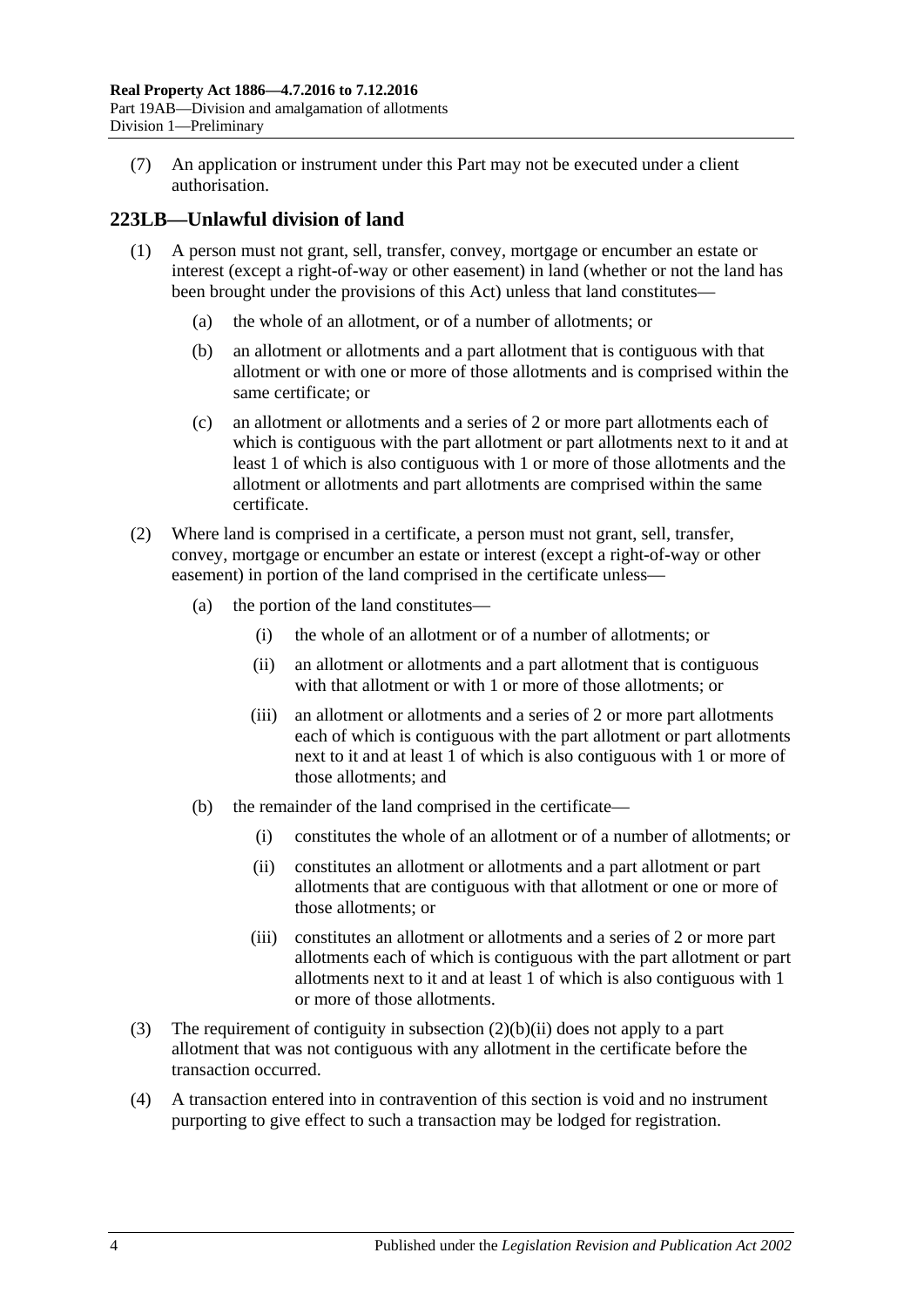(7) An application or instrument under this Part may not be executed under a client authorisation.

## 223LB—Unlawful division of land

(1) A person must not grant, sell, transfer, convey, mortgage or encumber an estate or interest (except a right-of-way or other easement) in land (whether or not the land has been brought under the provisions of this Act) unless that land constitutes—

(a) the whole of an allotment, or of a number of allotments; or

(b) an allotment or allotments and a part allotment that is contiguous with that allotment or with one or more of those allotments and is comprised within the same certificate; or

(c) an allotment or allotments and a series of 2 or more part allotments each of which is contiguous with the part allotment or part allotments next to it and at least 1 of which is also contiguous with 1 or more of those allotments and the allotment or allotments and part allotments are comprised within the same certificate.

(2) Where land is comprised in a certificate, a person must not grant, sell, transfer, convey, mortgage or encumber an estate or interest (except a right-of-way or other easement) in portion of the land comprised in the certificate unless—

(a) the portion of the land constitutes—

(i) the whole of an allotment or of a number of allotments; or

(ii) an allotment or allotments and a part allotment that is contiguous with that allotment or with 1 or more of those allotments; or

(iii) an allotment or allotments and a series of 2 or more part allotments each of which is contiguous with the part allotment or part allotments next to it and at least 1 of which is also contiguous with 1 or more of those allotments; and

(b) the remainder of the land comprised in the certificate—

(i) constitutes the whole of an allotment or of a number of allotments; or

(ii) constitutes an allotment or allotments and a part allotment or part allotments that are contiguous with that allotment or one or more of those allotments; or

(iii) constitutes an allotment or allotments and a series of 2 or more part allotments each of which is contiguous with the part allotment or part allotments next to it and at least 1 of which is also contiguous with 1 or more of those allotments.

(3) The requirement of contiguity in subsection (2)(b)(ii) does not apply to a part allotment that was not contiguous with any allotment in the certificate before the transaction occurred.

(4) A transaction entered into in contravention of this section is void and no instrument purporting to give effect to such a transaction may be lodged for registration.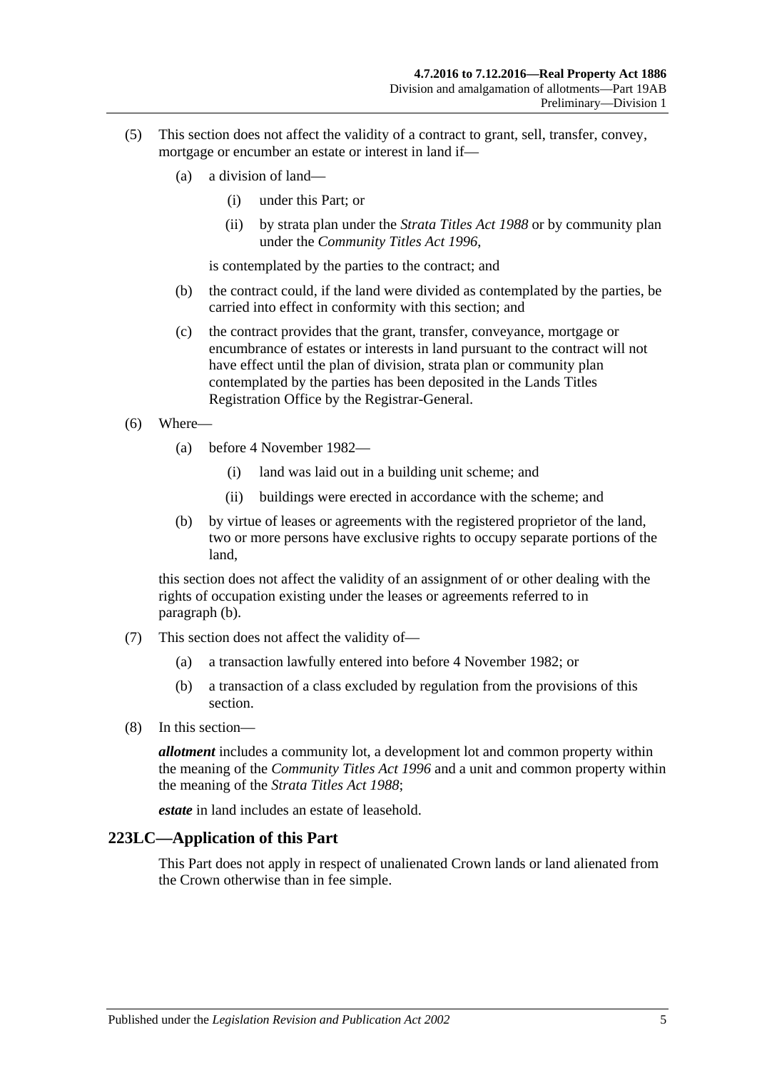(5) This section does not affect the validity of a contract to grant, sell, transfer, convey, mortgage or encumber an estate or interest in land if—

(a) a division of land—

(i) under this Part; or

(ii) by strata plan under the *Strata Titles Act 1988* or by community plan under the *Community Titles Act 1996*,

is contemplated by the parties to the contract; and

(b) the contract could, if the land were divided as contemplated by the parties, be carried into effect in conformity with this section; and

(c) the contract provides that the grant, transfer, conveyance, mortgage or encumbrance of estates or interests in land pursuant to the contract will not have effect until the plan of division, strata plan or community plan contemplated by the parties has been deposited in the Lands Titles Registration Office by the Registrar-General.

(6) Where—

(a) before 4 November 1982—

(i) land was laid out in a building unit scheme; and

(ii) buildings were erected in accordance with the scheme; and

(b) by virtue of leases or agreements with the registered proprietor of the land, two or more persons have exclusive rights to occupy separate portions of the land,

this section does not affect the validity of an assignment of or other dealing with the rights of occupation existing under the leases or agreements referred to in paragraph (b).

(7) This section does not affect the validity of—

(a) a transaction lawfully entered into before 4 November 1982; or

(b) a transaction of a class excluded by regulation from the provisions of this section.

(8) In this section—

***allotment*** includes a community lot, a development lot and common property within the meaning of the *Community Titles Act 1996* and a unit and common property within the meaning of the *Strata Titles Act 1988*;

***estate*** in land includes an estate of leasehold.

## 223LC—Application of this Part

This Part does not apply in respect of unalienated Crown lands or land alienated from the Crown otherwise than in fee simple.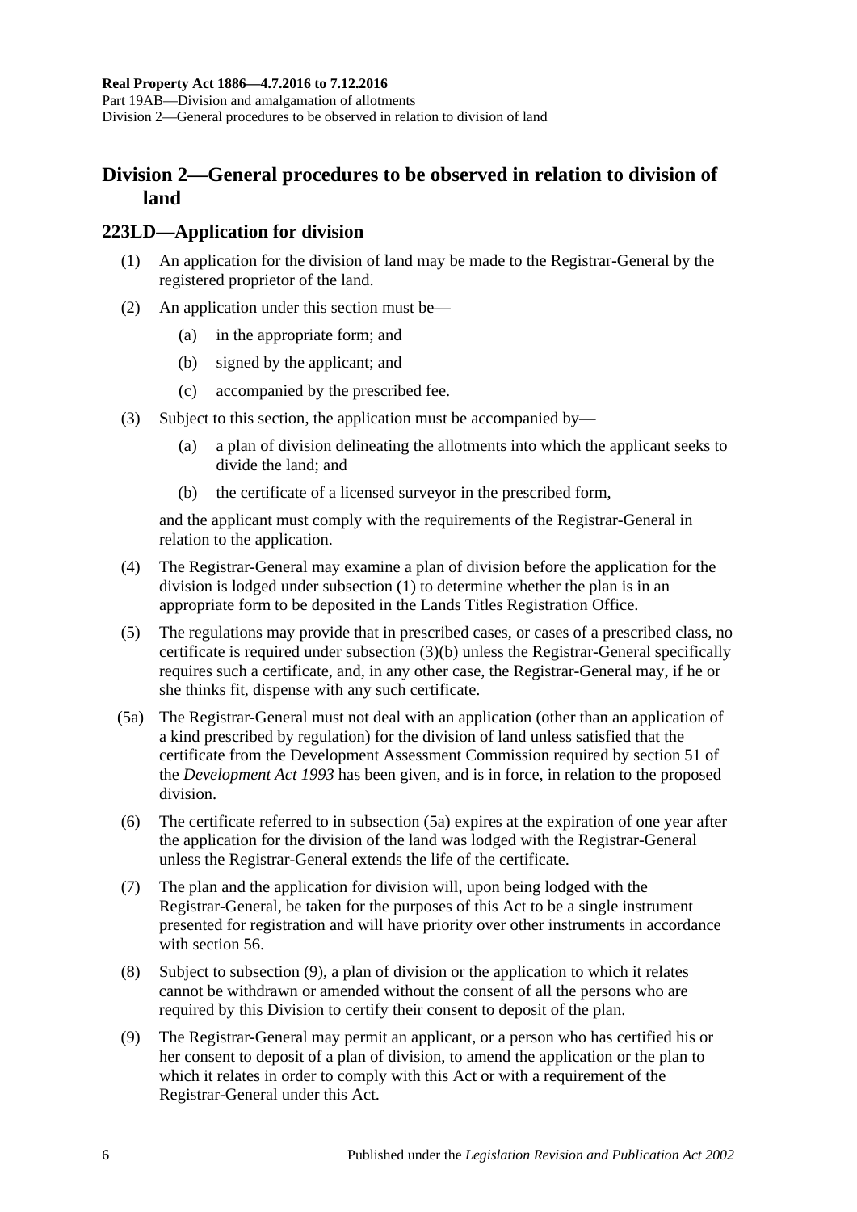## Division 2—General procedures to be observed in relation to division of land

### 223LD—Application for division

(1) An application for the division of land may be made to the Registrar-General by the registered proprietor of the land.

(2) An application under this section must be—

(a) in the appropriate form; and

(b) signed by the applicant; and

(c) accompanied by the prescribed fee.

(3) Subject to this section, the application must be accompanied by—

(a) a plan of division delineating the allotments into which the applicant seeks to divide the land; and

(b) the certificate of a licensed surveyor in the prescribed form,

and the applicant must comply with the requirements of the Registrar-General in relation to the application.

(4) The Registrar-General may examine a plan of division before the application for the division is lodged under subsection (1) to determine whether the plan is in an appropriate form to be deposited in the Lands Titles Registration Office.

(5) The regulations may provide that in prescribed cases, or cases of a prescribed class, no certificate is required under subsection (3)(b) unless the Registrar-General specifically requires such a certificate, and, in any other case, the Registrar-General may, if he or she thinks fit, dispense with any such certificate.

(5a) The Registrar-General must not deal with an application (other than an application of a kind prescribed by regulation) for the division of land unless satisfied that the certificate from the Development Assessment Commission required by section 51 of the *Development Act 1993* has been given, and is in force, in relation to the proposed division.

(6) The certificate referred to in subsection (5a) expires at the expiration of one year after the application for the division of the land was lodged with the Registrar-General unless the Registrar-General extends the life of the certificate.

(7) The plan and the application for division will, upon being lodged with the Registrar-General, be taken for the purposes of this Act to be a single instrument presented for registration and will have priority over other instruments in accordance with section 56.

(8) Subject to subsection (9), a plan of division or the application to which it relates cannot be withdrawn or amended without the consent of all the persons who are required by this Division to certify their consent to deposit of the plan.

(9) The Registrar-General may permit an applicant, or a person who has certified his or her consent to deposit of a plan of division, to amend the application or the plan to which it relates in order to comply with this Act or with a requirement of the Registrar-General under this Act.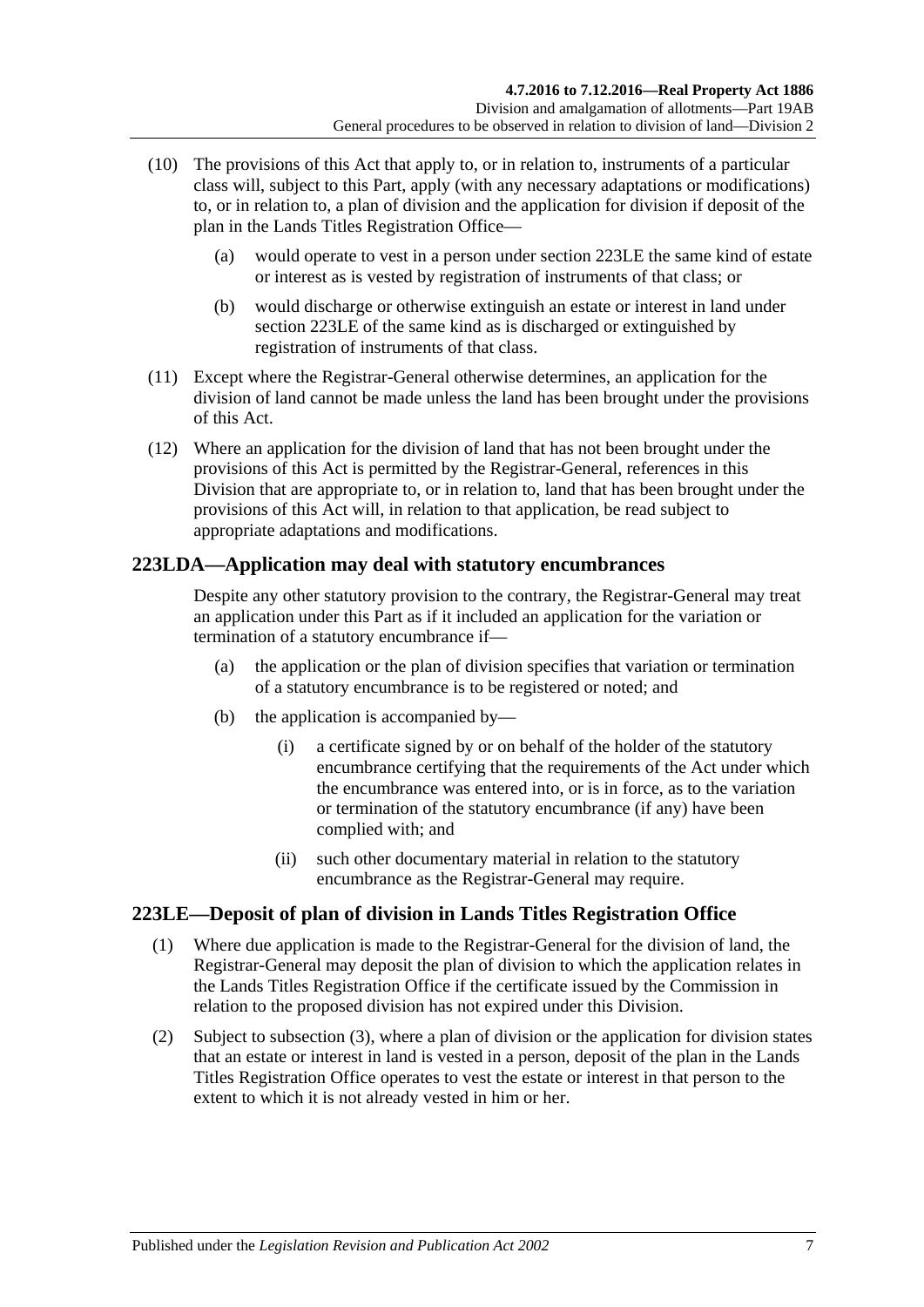(10) The provisions of this Act that apply to, or in relation to, instruments of a particular class will, subject to this Part, apply (with any necessary adaptations or modifications) to, or in relation to, a plan of division and the application for division if deposit of the plan in the Lands Titles Registration Office—

(a) would operate to vest in a person under section 223LE the same kind of estate or interest as is vested by registration of instruments of that class; or

(b) would discharge or otherwise extinguish an estate or interest in land under section 223LE of the same kind as is discharged or extinguished by registration of instruments of that class.

(11) Except where the Registrar-General otherwise determines, an application for the division of land cannot be made unless the land has been brought under the provisions of this Act.

(12) Where an application for the division of land that has not been brought under the provisions of this Act is permitted by the Registrar-General, references in this Division that are appropriate to, or in relation to, land that has been brought under the provisions of this Act will, in relation to that application, be read subject to appropriate adaptations and modifications.

## 223LDA—Application may deal with statutory encumbrances

Despite any other statutory provision to the contrary, the Registrar-General may treat an application under this Part as if it included an application for the variation or termination of a statutory encumbrance if—

(a) the application or the plan of division specifies that variation or termination of a statutory encumbrance is to be registered or noted; and

(b) the application is accompanied by—

(i) a certificate signed by or on behalf of the holder of the statutory encumbrance certifying that the requirements of the Act under which the encumbrance was entered into, or is in force, as to the variation or termination of the statutory encumbrance (if any) have been complied with; and

(ii) such other documentary material in relation to the statutory encumbrance as the Registrar-General may require.

## 223LE—Deposit of plan of division in Lands Titles Registration Office

(1) Where due application is made to the Registrar-General for the division of land, the Registrar-General may deposit the plan of division to which the application relates in the Lands Titles Registration Office if the certificate issued by the Commission in relation to the proposed division has not expired under this Division.

(2) Subject to subsection (3), where a plan of division or the application for division states that an estate or interest in land is vested in a person, deposit of the plan in the Lands Titles Registration Office operates to vest the estate or interest in that person to the extent to which it is not already vested in him or her.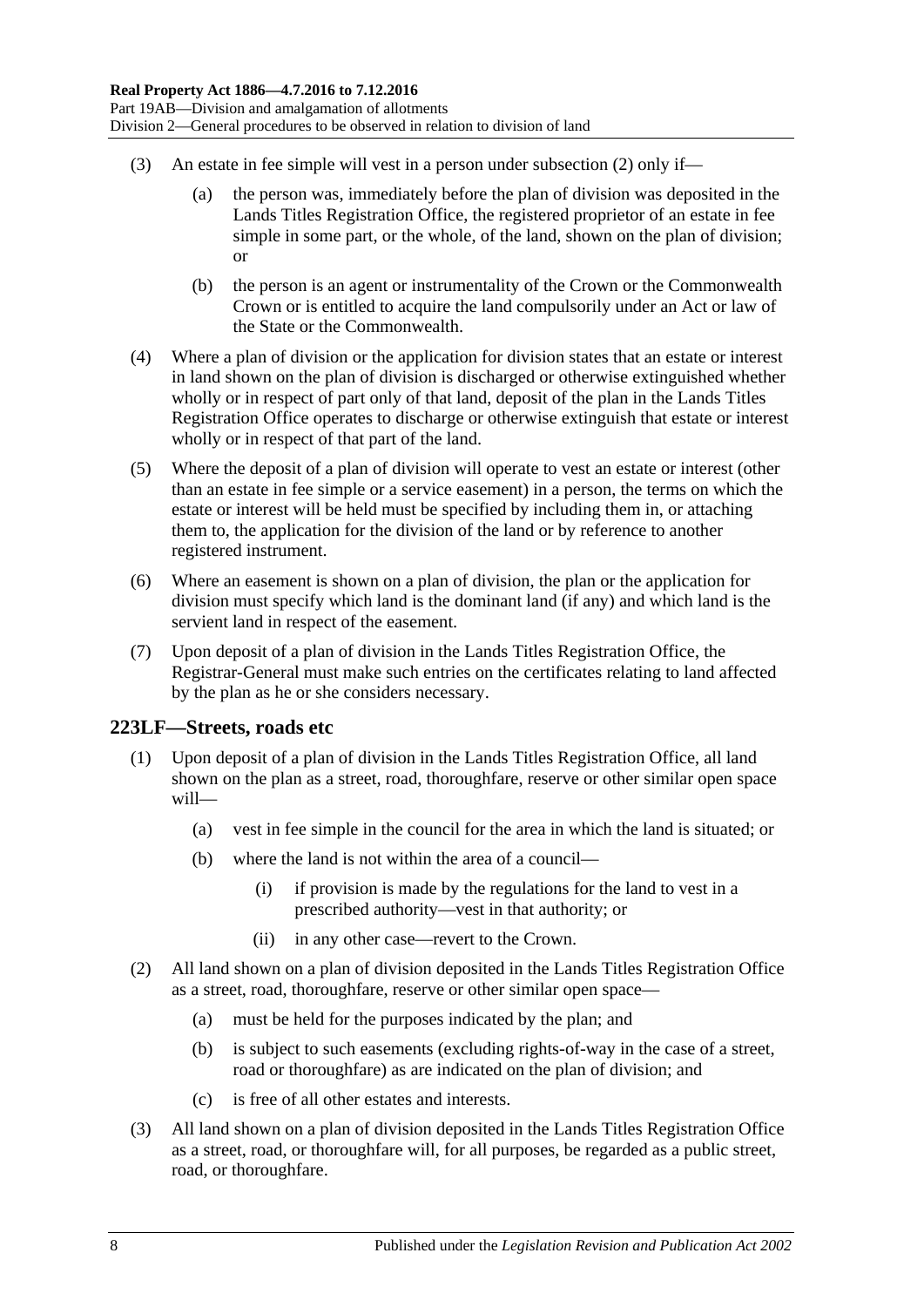(3) An estate in fee simple will vest in a person under subsection (2) only if—

(a) the person was, immediately before the plan of division was deposited in the Lands Titles Registration Office, the registered proprietor of an estate in fee simple in some part, or the whole, of the land, shown on the plan of division; or

(b) the person is an agent or instrumentality of the Crown or the Commonwealth Crown or is entitled to acquire the land compulsorily under an Act or law of the State or the Commonwealth.

(4) Where a plan of division or the application for division states that an estate or interest in land shown on the plan of division is discharged or otherwise extinguished whether wholly or in respect of part only of that land, deposit of the plan in the Lands Titles Registration Office operates to discharge or otherwise extinguish that estate or interest wholly or in respect of that part of the land.

(5) Where the deposit of a plan of division will operate to vest an estate or interest (other than an estate in fee simple or a service easement) in a person, the terms on which the estate or interest will be held must be specified by including them in, or attaching them to, the application for the division of the land or by reference to another registered instrument.

(6) Where an easement is shown on a plan of division, the plan or the application for division must specify which land is the dominant land (if any) and which land is the servient land in respect of the easement.

(7) Upon deposit of a plan of division in the Lands Titles Registration Office, the Registrar-General must make such entries on the certificates relating to land affected by the plan as he or she considers necessary.

## 223LF—Streets, roads etc

(1) Upon deposit of a plan of division in the Lands Titles Registration Office, all land shown on the plan as a street, road, thoroughfare, reserve or other similar open space will—

(a) vest in fee simple in the council for the area in which the land is situated; or

(b) where the land is not within the area of a council—

(i) if provision is made by the regulations for the land to vest in a prescribed authority—vest in that authority; or

(ii) in any other case—revert to the Crown.

(2) All land shown on a plan of division deposited in the Lands Titles Registration Office as a street, road, thoroughfare, reserve or other similar open space—

(a) must be held for the purposes indicated by the plan; and

(b) is subject to such easements (excluding rights-of-way in the case of a street, road or thoroughfare) as are indicated on the plan of division; and

(c) is free of all other estates and interests.

(3) All land shown on a plan of division deposited in the Lands Titles Registration Office as a street, road, or thoroughfare will, for all purposes, be regarded as a public street, road, or thoroughfare.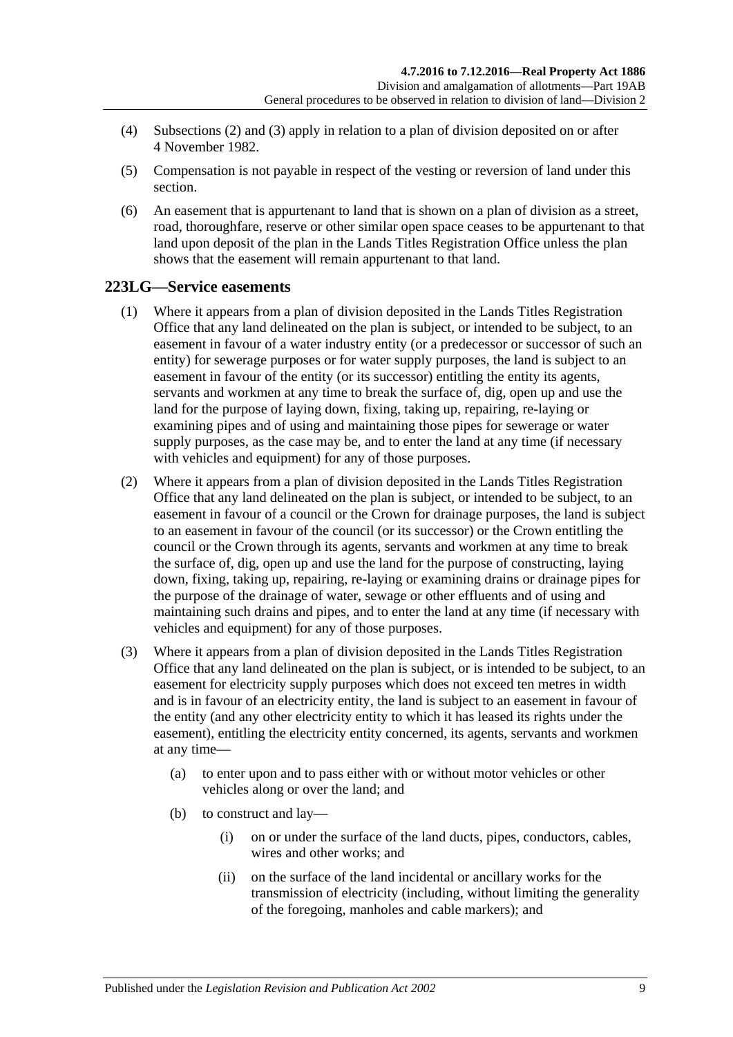(4) Subsections (2) and (3) apply in relation to a plan of division deposited on or after 4 November 1982.

(5) Compensation is not payable in respect of the vesting or reversion of land under this section.

(6) An easement that is appurtenant to land that is shown on a plan of division as a street, road, thoroughfare, reserve or other similar open space ceases to be appurtenant to that land upon deposit of the plan in the Lands Titles Registration Office unless the plan shows that the easement will remain appurtenant to that land.

## 223LG—Service easements

(1) Where it appears from a plan of division deposited in the Lands Titles Registration Office that any land delineated on the plan is subject, or intended to be subject, to an easement in favour of a water industry entity (or a predecessor or successor of such an entity) for sewerage purposes or for water supply purposes, the land is subject to an easement in favour of the entity (or its successor) entitling the entity its agents, servants and workmen at any time to break the surface of, dig, open up and use the land for the purpose of laying down, fixing, taking up, repairing, re-laying or examining pipes and of using and maintaining those pipes for sewerage or water supply purposes, as the case may be, and to enter the land at any time (if necessary with vehicles and equipment) for any of those purposes.

(2) Where it appears from a plan of division deposited in the Lands Titles Registration Office that any land delineated on the plan is subject, or intended to be subject, to an easement in favour of a council or the Crown for drainage purposes, the land is subject to an easement in favour of the council (or its successor) or the Crown entitling the council or the Crown through its agents, servants and workmen at any time to break the surface of, dig, open up and use the land for the purpose of constructing, laying down, fixing, taking up, repairing, re-laying or examining drains or drainage pipes for the purpose of the drainage of water, sewage or other effluents and of using and maintaining such drains and pipes, and to enter the land at any time (if necessary with vehicles and equipment) for any of those purposes.

(3) Where it appears from a plan of division deposited in the Lands Titles Registration Office that any land delineated on the plan is subject, or is intended to be subject, to an easement for electricity supply purposes which does not exceed ten metres in width and is in favour of an electricity entity, the land is subject to an easement in favour of the entity (and any other electricity entity to which it has leased its rights under the easement), entitling the electricity entity concerned, its agents, servants and workmen at any time—

   (a) to enter upon and to pass either with or without motor vehicles or other vehicles along or over the land; and

   (b) to construct and lay—

      (i) on or under the surface of the land ducts, pipes, conductors, cables, wires and other works; and

      (ii) on the surface of the land incidental or ancillary works for the transmission of electricity (including, without limiting the generality of the foregoing, manholes and cable markers); and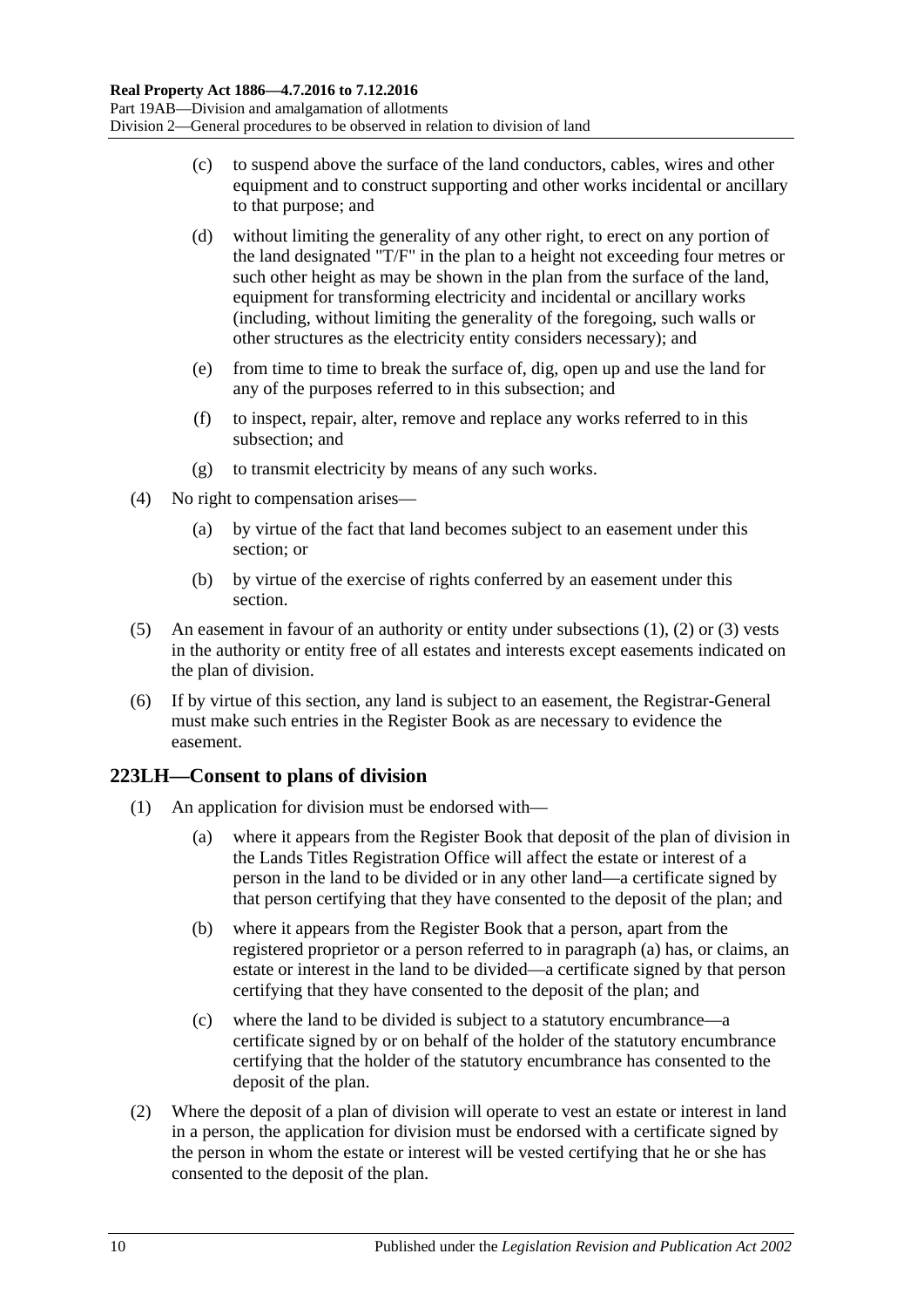(c) to suspend above the surface of the land conductors, cables, wires and other equipment and to construct supporting and other works incidental or ancillary to that purpose; and

(d) without limiting the generality of any other right, to erect on any portion of the land designated "T/F" in the plan to a height not exceeding four metres or such other height as may be shown in the plan from the surface of the land, equipment for transforming electricity and incidental or ancillary works (including, without limiting the generality of the foregoing, such walls or other structures as the electricity entity considers necessary); and

(e) from time to time to break the surface of, dig, open up and use the land for any of the purposes referred to in this subsection; and

(f) to inspect, repair, alter, remove and replace any works referred to in this subsection; and

(g) to transmit electricity by means of any such works.

(4) No right to compensation arises—

(a) by virtue of the fact that land becomes subject to an easement under this section; or

(b) by virtue of the exercise of rights conferred by an easement under this section.

(5) An easement in favour of an authority or entity under subsections (1), (2) or (3) vests in the authority or entity free of all estates and interests except easements indicated on the plan of division.

(6) If by virtue of this section, any land is subject to an easement, the Registrar-General must make such entries in the Register Book as are necessary to evidence the easement.

## 223LH—Consent to plans of division

(1) An application for division must be endorsed with—

(a) where it appears from the Register Book that deposit of the plan of division in the Lands Titles Registration Office will affect the estate or interest of a person in the land to be divided or in any other land—a certificate signed by that person certifying that they have consented to the deposit of the plan; and

(b) where it appears from the Register Book that a person, apart from the registered proprietor or a person referred to in paragraph (a) has, or claims, an estate or interest in the land to be divided—a certificate signed by that person certifying that they have consented to the deposit of the plan; and

(c) where the land to be divided is subject to a statutory encumbrance—a certificate signed by or on behalf of the holder of the statutory encumbrance certifying that the holder of the statutory encumbrance has consented to the deposit of the plan.

(2) Where the deposit of a plan of division will operate to vest an estate or interest in land in a person, the application for division must be endorsed with a certificate signed by the person in whom the estate or interest will be vested certifying that he or she has consented to the deposit of the plan.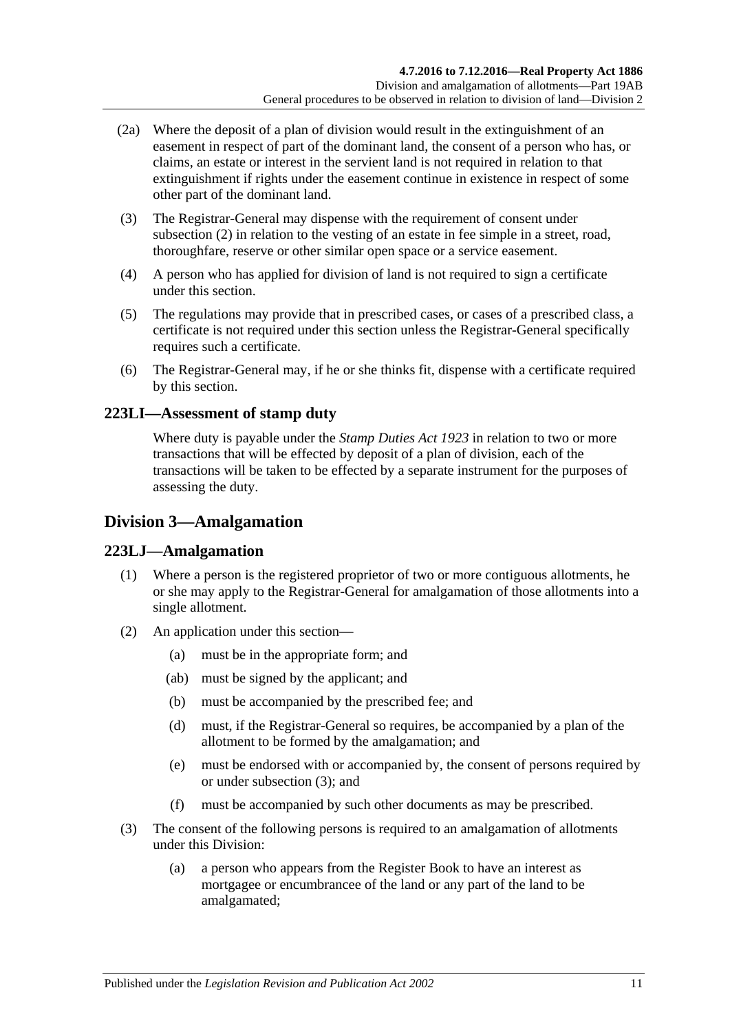(2a) Where the deposit of a plan of division would result in the extinguishment of an easement in respect of part of the dominant land, the consent of a person who has, or claims, an estate or interest in the servient land is not required in relation to that extinguishment if rights under the easement continue in existence in respect of some other part of the dominant land.

(3) The Registrar-General may dispense with the requirement of consent under subsection (2) in relation to the vesting of an estate in fee simple in a street, road, thoroughfare, reserve or other similar open space or a service easement.

(4) A person who has applied for division of land is not required to sign a certificate under this section.

(5) The regulations may provide that in prescribed cases, or cases of a prescribed class, a certificate is not required under this section unless the Registrar-General specifically requires such a certificate.

(6) The Registrar-General may, if he or she thinks fit, dispense with a certificate required by this section.

### 223LI—Assessment of stamp duty

Where duty is payable under the *Stamp Duties Act 1923* in relation to two or more transactions that will be effected by deposit of a plan of division, each of the transactions will be taken to be effected by a separate instrument for the purposes of assessing the duty.

## Division 3—Amalgamation

### 223LJ—Amalgamation

(1) Where a person is the registered proprietor of two or more contiguous allotments, he or she may apply to the Registrar-General for amalgamation of those allotments into a single allotment.

(2) An application under this section—

- (a) must be in the appropriate form; and
- (ab) must be signed by the applicant; and
- (b) must be accompanied by the prescribed fee; and
- (d) must, if the Registrar-General so requires, be accompanied by a plan of the allotment to be formed by the amalgamation; and
- (e) must be endorsed with or accompanied by, the consent of persons required by or under subsection (3); and
- (f) must be accompanied by such other documents as may be prescribed.

(3) The consent of the following persons is required to an amalgamation of allotments under this Division:

- (a) a person who appears from the Register Book to have an interest as mortgagee or encumbrancee of the land or any part of the land to be amalgamated;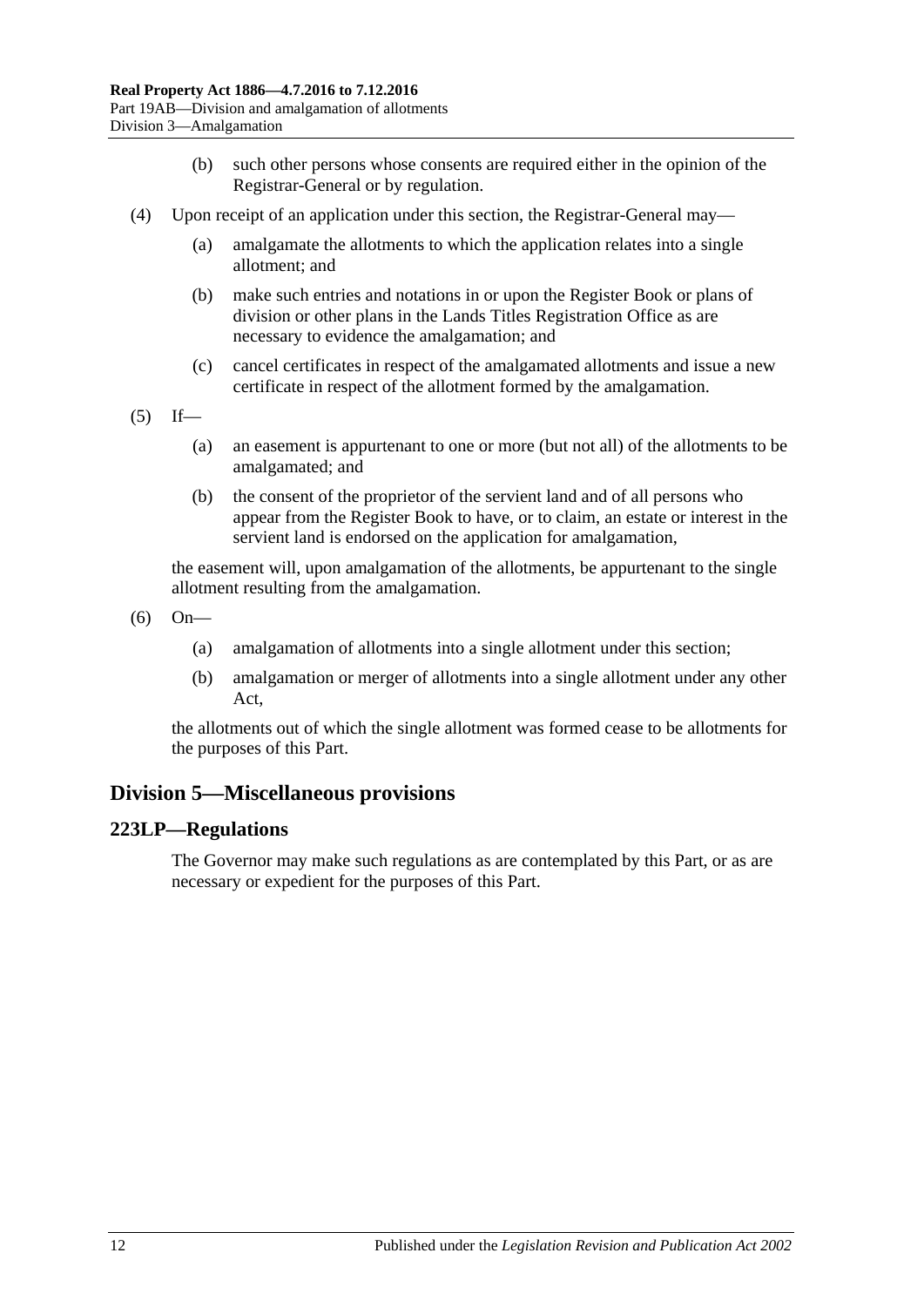(b) such other persons whose consents are required either in the opinion of the Registrar-General or by regulation.

(4) Upon receipt of an application under this section, the Registrar-General may—

(a) amalgamate the allotments to which the application relates into a single allotment; and

(b) make such entries and notations in or upon the Register Book or plans of division or other plans in the Lands Titles Registration Office as are necessary to evidence the amalgamation; and

(c) cancel certificates in respect of the amalgamated allotments and issue a new certificate in respect of the allotment formed by the amalgamation.

(5) If—

(a) an easement is appurtenant to one or more (but not all) of the allotments to be amalgamated; and

(b) the consent of the proprietor of the servient land and of all persons who appear from the Register Book to have, or to claim, an estate or interest in the servient land is endorsed on the application for amalgamation,

the easement will, upon amalgamation of the allotments, be appurtenant to the single allotment resulting from the amalgamation.

(6) On—

(a) amalgamation of allotments into a single allotment under this section;

(b) amalgamation or merger of allotments into a single allotment under any other Act,

the allotments out of which the single allotment was formed cease to be allotments for the purposes of this Part.

## Division 5—Miscellaneous provisions

### 223LP—Regulations

The Governor may make such regulations as are contemplated by this Part, or as are necessary or expedient for the purposes of this Part.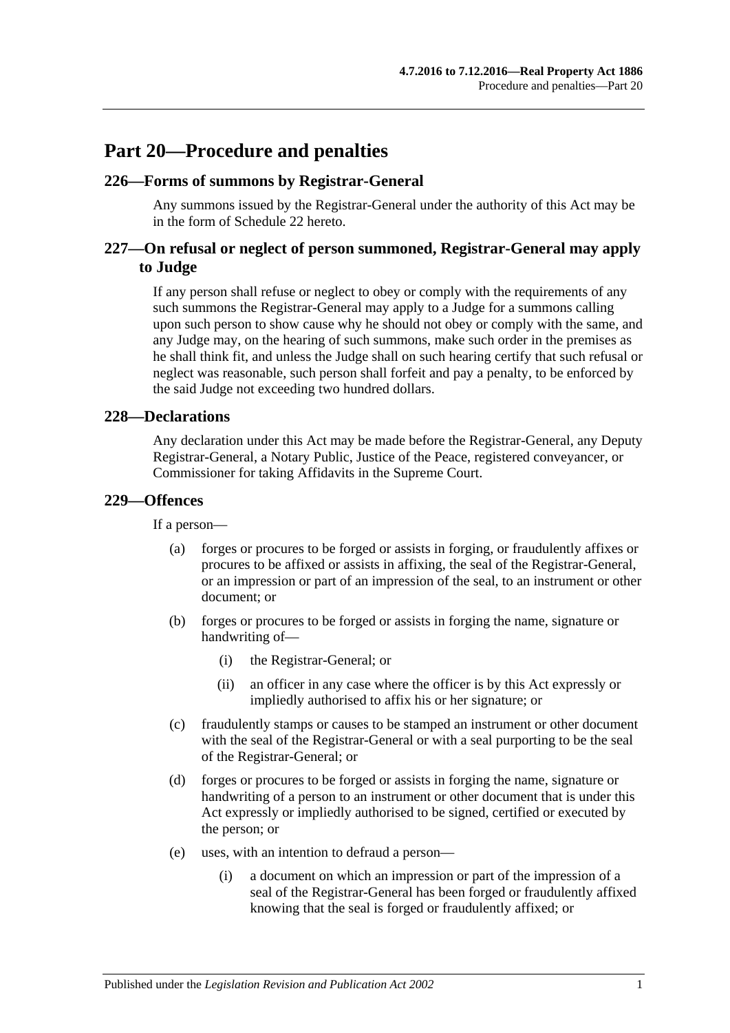# Part 20—Procedure and penalties

## 226—Forms of summons by Registrar-General

Any summons issued by the Registrar-General under the authority of this Act may be in the form of Schedule 22 hereto.

## 227—On refusal or neglect of person summoned, Registrar-General may apply to Judge

If any person shall refuse or neglect to obey or comply with the requirements of any such summons the Registrar-General may apply to a Judge for a summons calling upon such person to show cause why he should not obey or comply with the same, and any Judge may, on the hearing of such summons, make such order in the premises as he shall think fit, and unless the Judge shall on such hearing certify that such refusal or neglect was reasonable, such person shall forfeit and pay a penalty, to be enforced by the said Judge not exceeding two hundred dollars.

## 228—Declarations

Any declaration under this Act may be made before the Registrar-General, any Deputy Registrar-General, a Notary Public, Justice of the Peace, registered conveyancer, or Commissioner for taking Affidavits in the Supreme Court.

## 229—Offences

If a person—

(a) forges or procures to be forged or assists in forging, or fraudulently affixes or procures to be affixed or assists in affixing, the seal of the Registrar-General, or an impression or part of an impression of the seal, to an instrument or other document; or

(b) forges or procures to be forged or assists in forging the name, signature or handwriting of—

  (i) the Registrar-General; or

  (ii) an officer in any case where the officer is by this Act expressly or impliedly authorised to affix his or her signature; or

(c) fraudulently stamps or causes to be stamped an instrument or other document with the seal of the Registrar-General or with a seal purporting to be the seal of the Registrar-General; or

(d) forges or procures to be forged or assists in forging the name, signature or handwriting of a person to an instrument or other document that is under this Act expressly or impliedly authorised to be signed, certified or executed by the person; or

(e) uses, with an intention to defraud a person—

  (i) a document on which an impression or part of the impression of a seal of the Registrar-General has been forged or fraudulently affixed knowing that the seal is forged or fraudulently affixed; or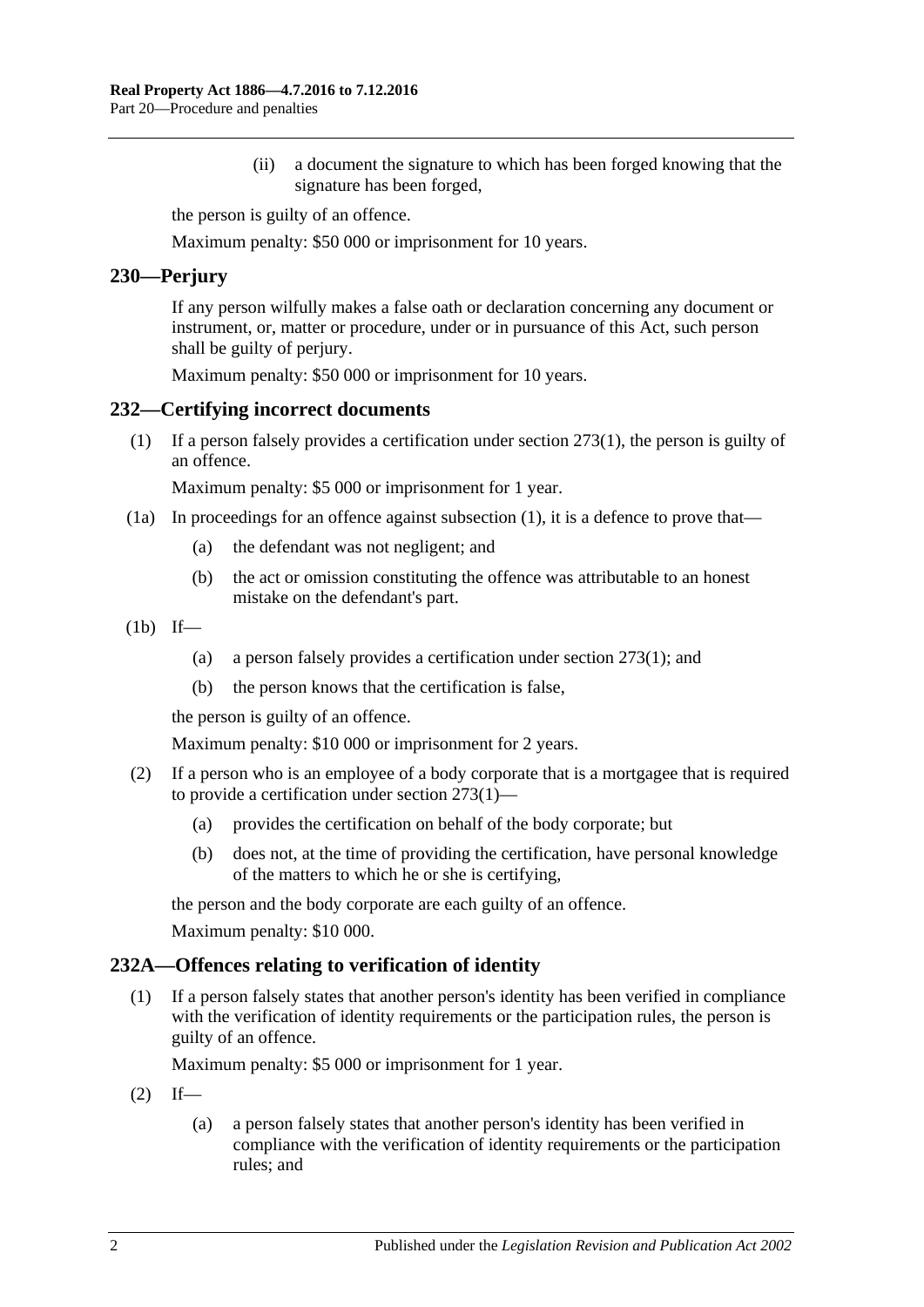(ii) a document the signature to which has been forged knowing that the signature has been forged,

the person is guilty of an offence.

Maximum penalty: $50 000 or imprisonment for 10 years.

## 230—Perjury

If any person wilfully makes a false oath or declaration concerning any document or instrument, or, matter or procedure, under or in pursuance of this Act, such person shall be guilty of perjury.

Maximum penalty: $50 000 or imprisonment for 10 years.

## 232—Certifying incorrect documents

(1) If a person falsely provides a certification under section 273(1), the person is guilty of an offence.

Maximum penalty: $5 000 or imprisonment for 1 year.

(1a) In proceedings for an offence against subsection (1), it is a defence to prove that—

(a) the defendant was not negligent; and

(b) the act or omission constituting the offence was attributable to an honest mistake on the defendant's part.

(1b) If—

(a) a person falsely provides a certification under section 273(1); and

(b) the person knows that the certification is false,

the person is guilty of an offence.

Maximum penalty: $10 000 or imprisonment for 2 years.

(2) If a person who is an employee of a body corporate that is a mortgagee that is required to provide a certification under section 273(1)—

(a) provides the certification on behalf of the body corporate; but

(b) does not, at the time of providing the certification, have personal knowledge of the matters to which he or she is certifying,

the person and the body corporate are each guilty of an offence.

Maximum penalty: $10 000.

## 232A—Offences relating to verification of identity

(1) If a person falsely states that another person's identity has been verified in compliance with the verification of identity requirements or the participation rules, the person is guilty of an offence.

Maximum penalty: $5 000 or imprisonment for 1 year.

(2) If—

(a) a person falsely states that another person's identity has been verified in compliance with the verification of identity requirements or the participation rules; and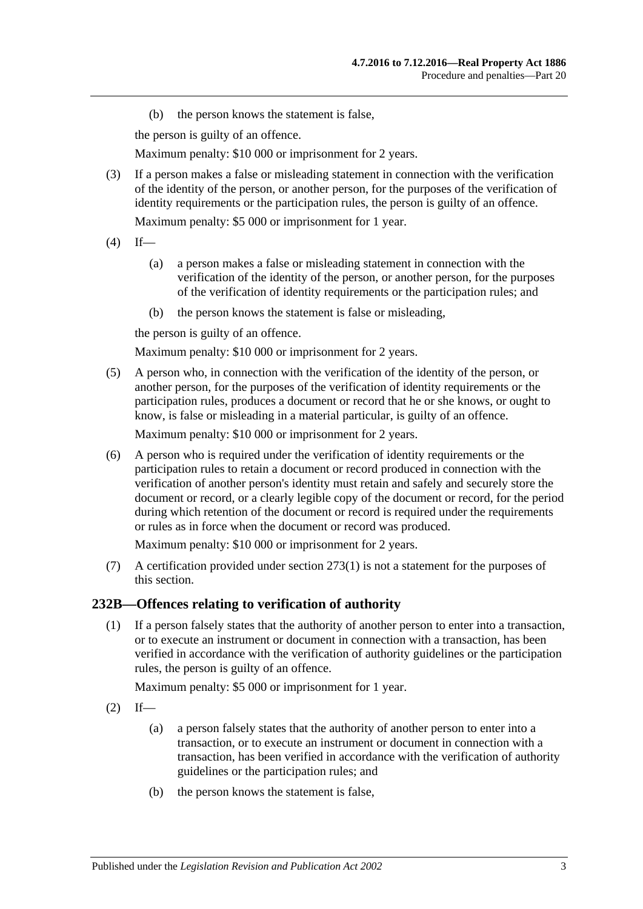(b) the person knows the statement is false,

the person is guilty of an offence.

Maximum penalty: $10 000 or imprisonment for 2 years.

(3) If a person makes a false or misleading statement in connection with the verification of the identity of the person, or another person, for the purposes of the verification of identity requirements or the participation rules, the person is guilty of an offence.

Maximum penalty: $5 000 or imprisonment for 1 year.

(4) If—

(a) a person makes a false or misleading statement in connection with the verification of the identity of the person, or another person, for the purposes of the verification of identity requirements or the participation rules; and

(b) the person knows the statement is false or misleading,

the person is guilty of an offence.

Maximum penalty: $10 000 or imprisonment for 2 years.

(5) A person who, in connection with the verification of the identity of the person, or another person, for the purposes of the verification of identity requirements or the participation rules, produces a document or record that he or she knows, or ought to know, is false or misleading in a material particular, is guilty of an offence.

Maximum penalty: $10 000 or imprisonment for 2 years.

(6) A person who is required under the verification of identity requirements or the participation rules to retain a document or record produced in connection with the verification of another person's identity must retain and safely and securely store the document or record, or a clearly legible copy of the document or record, for the period during which retention of the document or record is required under the requirements or rules as in force when the document or record was produced.

Maximum penalty: $10 000 or imprisonment for 2 years.

(7) A certification provided under section 273(1) is not a statement for the purposes of this section.

## 232B—Offences relating to verification of authority

(1) If a person falsely states that the authority of another person to enter into a transaction, or to execute an instrument or document in connection with a transaction, has been verified in accordance with the verification of authority guidelines or the participation rules, the person is guilty of an offence.

Maximum penalty: $5 000 or imprisonment for 1 year.

(2) If—

(a) a person falsely states that the authority of another person to enter into a transaction, or to execute an instrument or document in connection with a transaction, has been verified in accordance with the verification of authority guidelines or the participation rules; and

(b) the person knows the statement is false,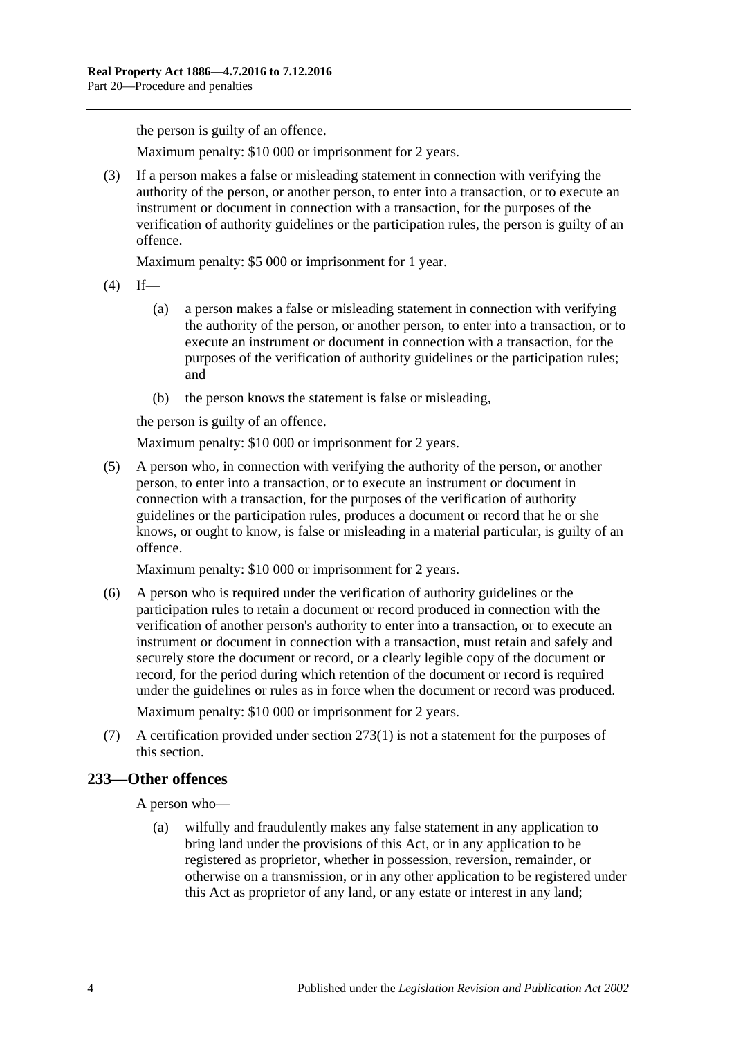the person is guilty of an offence.

Maximum penalty: $10 000 or imprisonment for 2 years.

(3) If a person makes a false or misleading statement in connection with verifying the authority of the person, or another person, to enter into a transaction, or to execute an instrument or document in connection with a transaction, for the purposes of the verification of authority guidelines or the participation rules, the person is guilty of an offence.

Maximum penalty: $5 000 or imprisonment for 1 year.

(4) If—

(a) a person makes a false or misleading statement in connection with verifying the authority of the person, or another person, to enter into a transaction, or to execute an instrument or document in connection with a transaction, for the purposes of the verification of authority guidelines or the participation rules; and

(b) the person knows the statement is false or misleading,

the person is guilty of an offence.

Maximum penalty: $10 000 or imprisonment for 2 years.

(5) A person who, in connection with verifying the authority of the person, or another person, to enter into a transaction, or to execute an instrument or document in connection with a transaction, for the purposes of the verification of authority guidelines or the participation rules, produces a document or record that he or she knows, or ought to know, is false or misleading in a material particular, is guilty of an offence.

Maximum penalty: $10 000 or imprisonment for 2 years.

(6) A person who is required under the verification of authority guidelines or the participation rules to retain a document or record produced in connection with the verification of another person's authority to enter into a transaction, or to execute an instrument or document in connection with a transaction, must retain and safely and securely store the document or record, or a clearly legible copy of the document or record, for the period during which retention of the document or record is required under the guidelines or rules as in force when the document or record was produced.

Maximum penalty: $10 000 or imprisonment for 2 years.

(7) A certification provided under section 273(1) is not a statement for the purposes of this section.

## 233—Other offences

A person who—

(a) wilfully and fraudulently makes any false statement in any application to bring land under the provisions of this Act, or in any application to be registered as proprietor, whether in possession, reversion, remainder, or otherwise on a transmission, or in any other application to be registered under this Act as proprietor of any land, or any estate or interest in any land;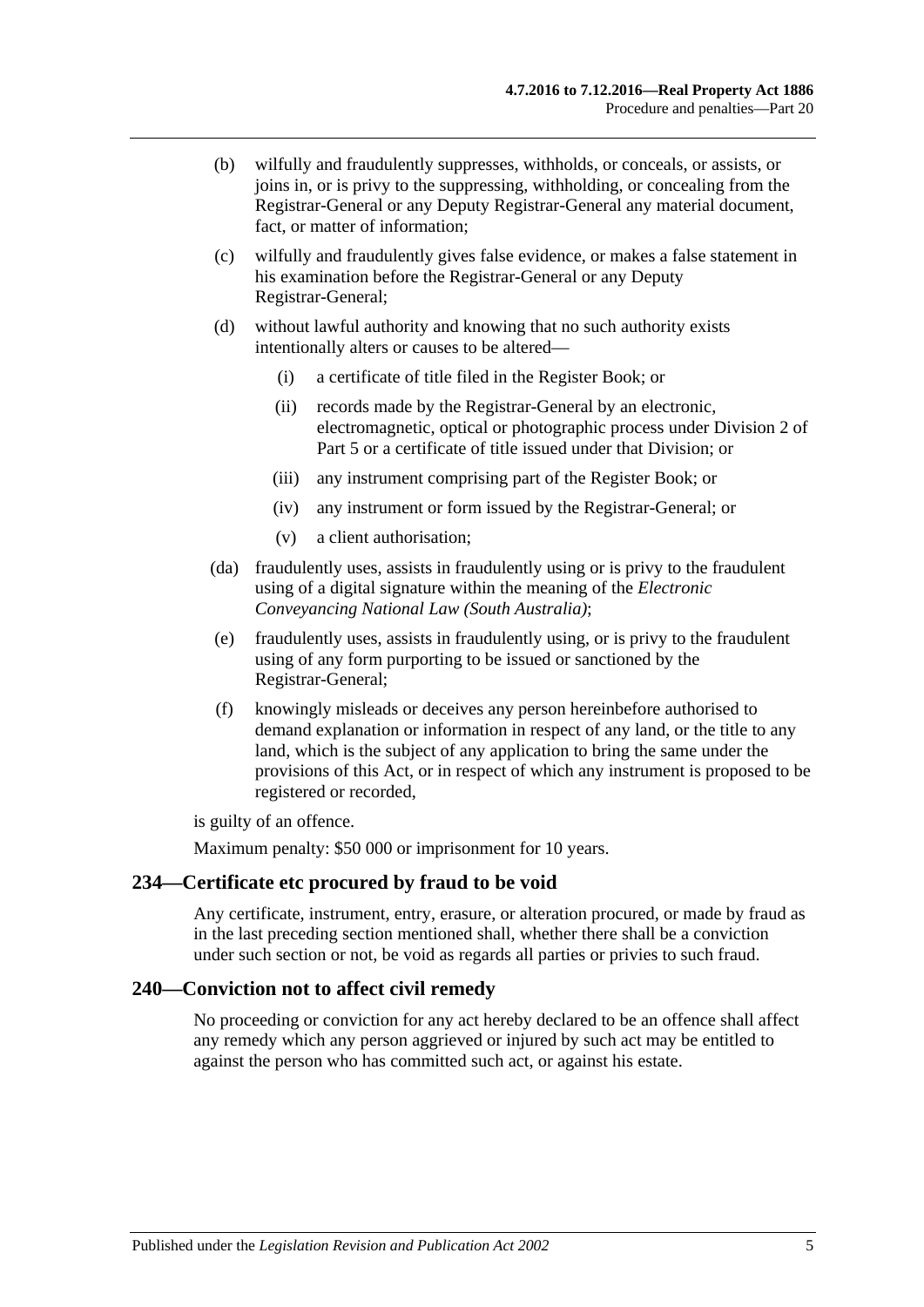(b) wilfully and fraudulently suppresses, withholds, or conceals, or assists, or joins in, or is privy to the suppressing, withholding, or concealing from the Registrar-General or any Deputy Registrar-General any material document, fact, or matter of information;

(c) wilfully and fraudulently gives false evidence, or makes a false statement in his examination before the Registrar-General or any Deputy Registrar-General;

(d) without lawful authority and knowing that no such authority exists intentionally alters or causes to be altered—

(i) a certificate of title filed in the Register Book; or

(ii) records made by the Registrar-General by an electronic, electromagnetic, optical or photographic process under Division 2 of Part 5 or a certificate of title issued under that Division; or

(iii) any instrument comprising part of the Register Book; or

(iv) any instrument or form issued by the Registrar-General; or

(v) a client authorisation;

(da) fraudulently uses, assists in fraudulently using or is privy to the fraudulent using of a digital signature within the meaning of the *Electronic Conveyancing National Law (South Australia)*;

(e) fraudulently uses, assists in fraudulently using, or is privy to the fraudulent using of any form purporting to be issued or sanctioned by the Registrar-General;

(f) knowingly misleads or deceives any person hereinbefore authorised to demand explanation or information in respect of any land, or the title to any land, which is the subject of any application to bring the same under the provisions of this Act, or in respect of which any instrument is proposed to be registered or recorded,

is guilty of an offence.

Maximum penalty: $50 000 or imprisonment for 10 years.

## 234—Certificate etc procured by fraud to be void

Any certificate, instrument, entry, erasure, or alteration procured, or made by fraud as in the last preceding section mentioned shall, whether there shall be a conviction under such section or not, be void as regards all parties or privies to such fraud.

## 240—Conviction not to affect civil remedy

No proceeding or conviction for any act hereby declared to be an offence shall affect any remedy which any person aggrieved or injured by such act may be entitled to against the person who has committed such act, or against his estate.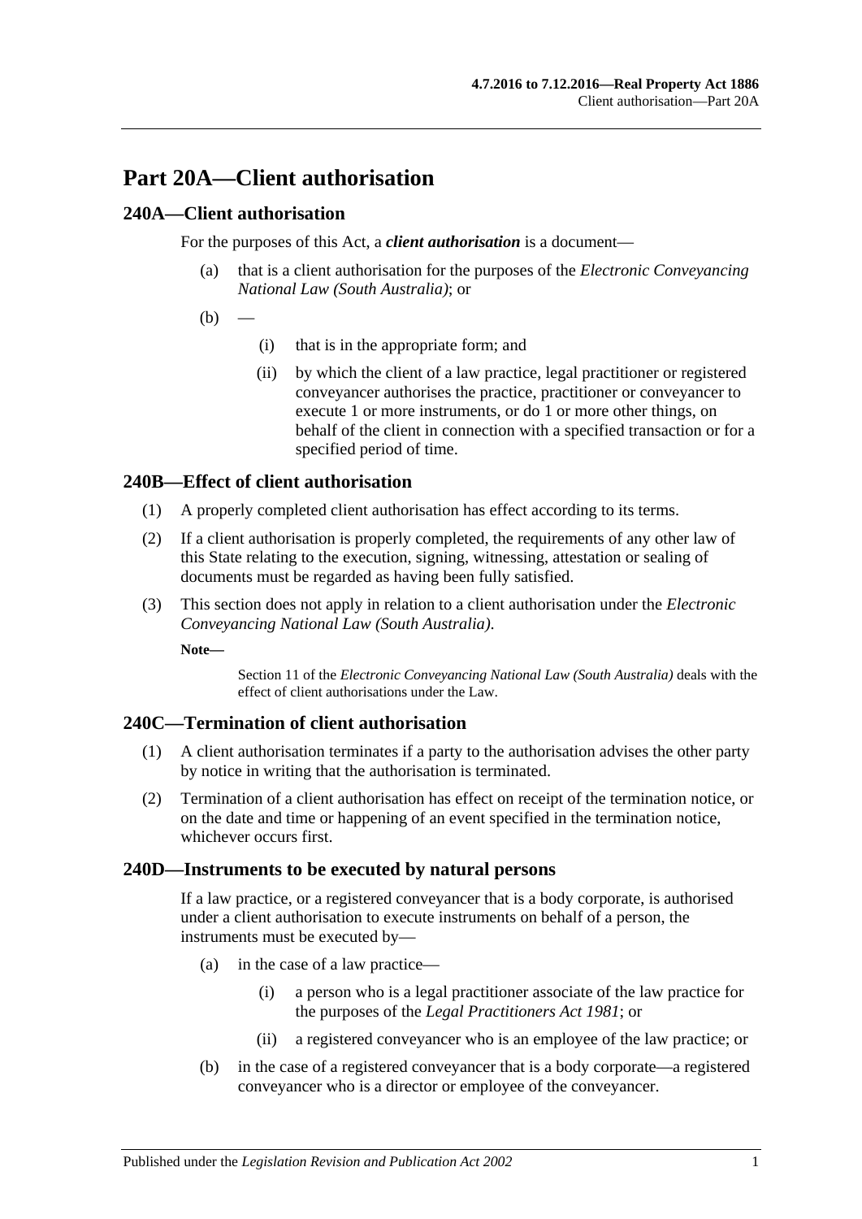# Part 20A—Client authorisation

## 240A—Client authorisation

For the purposes of this Act, a ***client authorisation*** is a document—

(a) that is a client authorisation for the purposes of the *Electronic Conveyancing National Law (South Australia)*; or

(b) —

(i) that is in the appropriate form; and

(ii) by which the client of a law practice, legal practitioner or registered conveyancer authorises the practice, practitioner or conveyancer to execute 1 or more instruments, or do 1 or more other things, on behalf of the client in connection with a specified transaction or for a specified period of time.

## 240B—Effect of client authorisation

(1) A properly completed client authorisation has effect according to its terms.

(2) If a client authorisation is properly completed, the requirements of any other law of this State relating to the execution, signing, witnessing, attestation or sealing of documents must be regarded as having been fully satisfied.

(3) This section does not apply in relation to a client authorisation under the *Electronic Conveyancing National Law (South Australia)*.

**Note—**

Section 11 of the *Electronic Conveyancing National Law (South Australia)* deals with the effect of client authorisations under the Law.

## 240C—Termination of client authorisation

(1) A client authorisation terminates if a party to the authorisation advises the other party by notice in writing that the authorisation is terminated.

(2) Termination of a client authorisation has effect on receipt of the termination notice, or on the date and time or happening of an event specified in the termination notice, whichever occurs first.

## 240D—Instruments to be executed by natural persons

If a law practice, or a registered conveyancer that is a body corporate, is authorised under a client authorisation to execute instruments on behalf of a person, the instruments must be executed by—

(a) in the case of a law practice—

(i) a person who is a legal practitioner associate of the law practice for the purposes of the *Legal Practitioners Act 1981*; or

(ii) a registered conveyancer who is an employee of the law practice; or

(b) in the case of a registered conveyancer that is a body corporate—a registered conveyancer who is a director or employee of the conveyancer.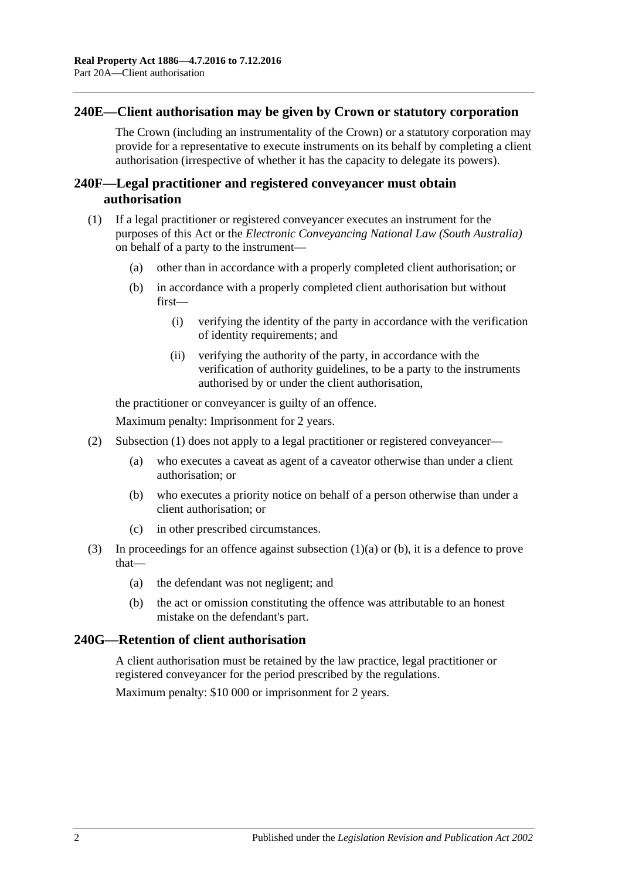## 240E—Client authorisation may be given by Crown or statutory corporation

The Crown (including an instrumentality of the Crown) or a statutory corporation may provide for a representative to execute instruments on its behalf by completing a client authorisation (irrespective of whether it has the capacity to delegate its powers).

## 240F—Legal practitioner and registered conveyancer must obtain authorisation

(1) If a legal practitioner or registered conveyancer executes an instrument for the purposes of this Act or the *Electronic Conveyancing National Law (South Australia)* on behalf of a party to the instrument—

- (a) other than in accordance with a properly completed client authorisation; or
- (b) in accordance with a properly completed client authorisation but without first—
    - (i) verifying the identity of the party in accordance with the verification of identity requirements; and
    - (ii) verifying the authority of the party, in accordance with the verification of authority guidelines, to be a party to the instruments authorised by or under the client authorisation,

the practitioner or conveyancer is guilty of an offence.

Maximum penalty: Imprisonment for 2 years.

(2) Subsection (1) does not apply to a legal practitioner or registered conveyancer—

- (a) who executes a caveat as agent of a caveator otherwise than under a client authorisation; or
- (b) who executes a priority notice on behalf of a person otherwise than under a client authorisation; or
- (c) in other prescribed circumstances.

(3) In proceedings for an offence against subsection (1)(a) or (b), it is a defence to prove that—

- (a) the defendant was not negligent; and
- (b) the act or omission constituting the offence was attributable to an honest mistake on the defendant's part.

## 240G—Retention of client authorisation

A client authorisation must be retained by the law practice, legal practitioner or registered conveyancer for the period prescribed by the regulations.

Maximum penalty: $10 000 or imprisonment for 2 years.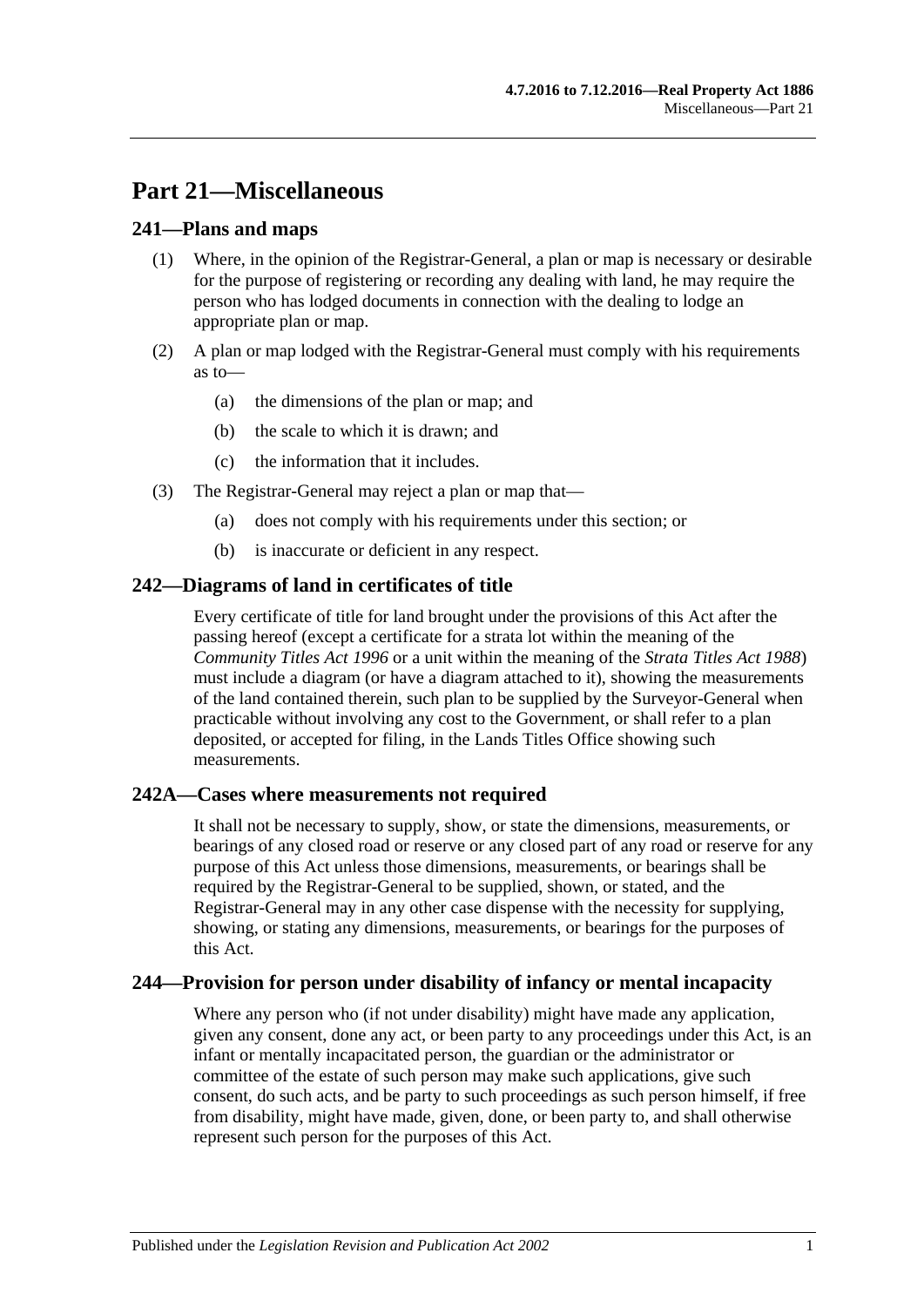# Part 21—Miscellaneous

## 241—Plans and maps

(1) Where, in the opinion of the Registrar-General, a plan or map is necessary or desirable for the purpose of registering or recording any dealing with land, he may require the person who has lodged documents in connection with the dealing to lodge an appropriate plan or map.

(2) A plan or map lodged with the Registrar-General must comply with his requirements as to—

(a) the dimensions of the plan or map; and

(b) the scale to which it is drawn; and

(c) the information that it includes.

(3) The Registrar-General may reject a plan or map that—

(a) does not comply with his requirements under this section; or

(b) is inaccurate or deficient in any respect.

## 242—Diagrams of land in certificates of title

Every certificate of title for land brought under the provisions of this Act after the passing hereof (except a certificate for a strata lot within the meaning of the *Community Titles Act 1996* or a unit within the meaning of the *Strata Titles Act 1988*) must include a diagram (or have a diagram attached to it), showing the measurements of the land contained therein, such plan to be supplied by the Surveyor-General when practicable without involving any cost to the Government, or shall refer to a plan deposited, or accepted for filing, in the Lands Titles Office showing such measurements.

## 242A—Cases where measurements not required

It shall not be necessary to supply, show, or state the dimensions, measurements, or bearings of any closed road or reserve or any closed part of any road or reserve for any purpose of this Act unless those dimensions, measurements, or bearings shall be required by the Registrar-General to be supplied, shown, or stated, and the Registrar-General may in any other case dispense with the necessity for supplying, showing, or stating any dimensions, measurements, or bearings for the purposes of this Act.

## 244—Provision for person under disability of infancy or mental incapacity

Where any person who (if not under disability) might have made any application, given any consent, done any act, or been party to any proceedings under this Act, is an infant or mentally incapacitated person, the guardian or the administrator or committee of the estate of such person may make such applications, give such consent, do such acts, and be party to such proceedings as such person himself, if free from disability, might have made, given, done, or been party to, and shall otherwise represent such person for the purposes of this Act.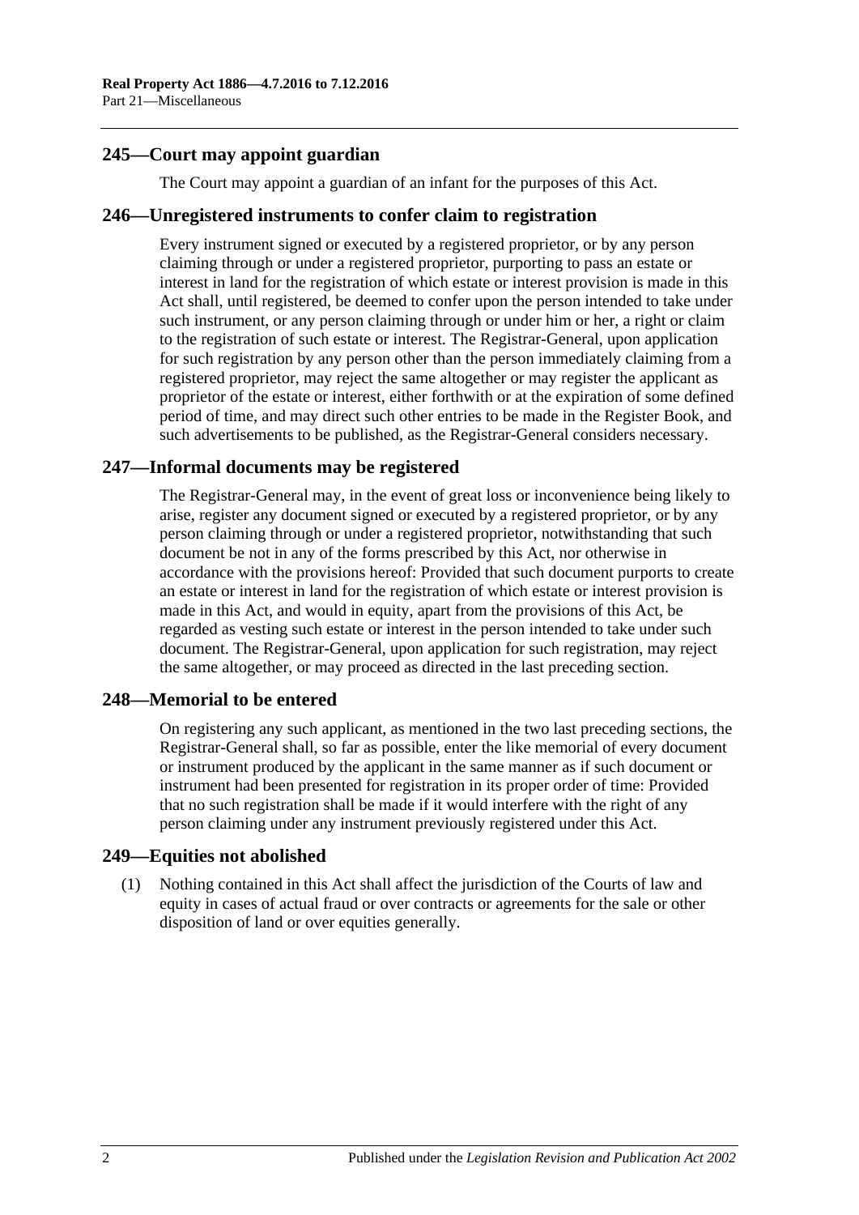## 245—Court may appoint guardian

The Court may appoint a guardian of an infant for the purposes of this Act.

## 246—Unregistered instruments to confer claim to registration

Every instrument signed or executed by a registered proprietor, or by any person claiming through or under a registered proprietor, purporting to pass an estate or interest in land for the registration of which estate or interest provision is made in this Act shall, until registered, be deemed to confer upon the person intended to take under such instrument, or any person claiming through or under him or her, a right or claim to the registration of such estate or interest. The Registrar-General, upon application for such registration by any person other than the person immediately claiming from a registered proprietor, may reject the same altogether or may register the applicant as proprietor of the estate or interest, either forthwith or at the expiration of some defined period of time, and may direct such other entries to be made in the Register Book, and such advertisements to be published, as the Registrar-General considers necessary.

## 247—Informal documents may be registered

The Registrar-General may, in the event of great loss or inconvenience being likely to arise, register any document signed or executed by a registered proprietor, or by any person claiming through or under a registered proprietor, notwithstanding that such document be not in any of the forms prescribed by this Act, nor otherwise in accordance with the provisions hereof: Provided that such document purports to create an estate or interest in land for the registration of which estate or interest provision is made in this Act, and would in equity, apart from the provisions of this Act, be regarded as vesting such estate or interest in the person intended to take under such document. The Registrar-General, upon application for such registration, may reject the same altogether, or may proceed as directed in the last preceding section.

## 248—Memorial to be entered

On registering any such applicant, as mentioned in the two last preceding sections, the Registrar-General shall, so far as possible, enter the like memorial of every document or instrument produced by the applicant in the same manner as if such document or instrument had been presented for registration in its proper order of time: Provided that no such registration shall be made if it would interfere with the right of any person claiming under any instrument previously registered under this Act.

## 249—Equities not abolished

(1) Nothing contained in this Act shall affect the jurisdiction of the Courts of law and equity in cases of actual fraud or over contracts or agreements for the sale or other disposition of land or over equities generally.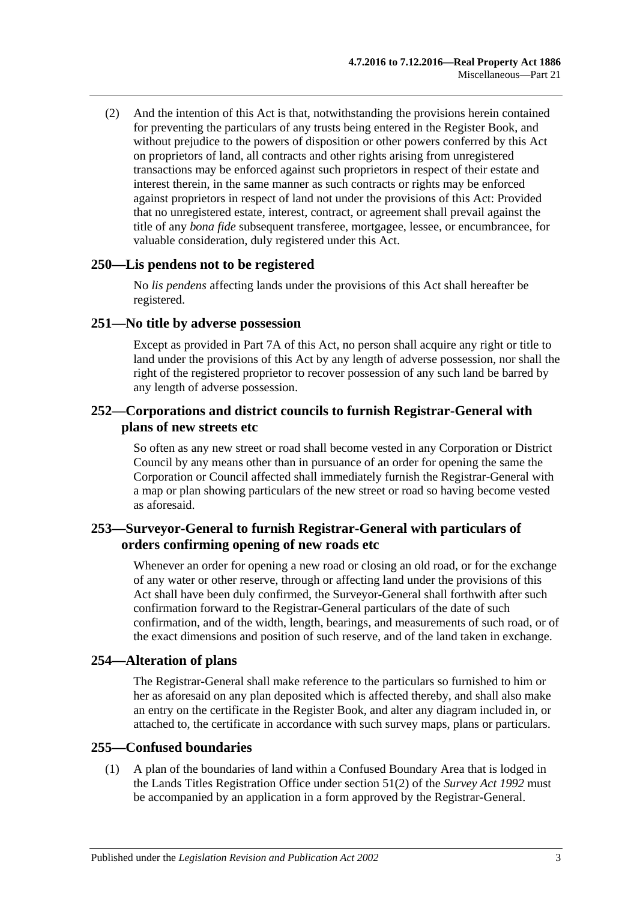(2) And the intention of this Act is that, notwithstanding the provisions herein contained for preventing the particulars of any trusts being entered in the Register Book, and without prejudice to the powers of disposition or other powers conferred by this Act on proprietors of land, all contracts and other rights arising from unregistered transactions may be enforced against such proprietors in respect of their estate and interest therein, in the same manner as such contracts or rights may be enforced against proprietors in respect of land not under the provisions of this Act: Provided that no unregistered estate, interest, contract, or agreement shall prevail against the title of any *bona fide* subsequent transferee, mortgagee, lessee, or encumbrancee, for valuable consideration, duly registered under this Act.

## 250—Lis pendens not to be registered

No *lis pendens* affecting lands under the provisions of this Act shall hereafter be registered.

## 251—No title by adverse possession

Except as provided in Part 7A of this Act, no person shall acquire any right or title to land under the provisions of this Act by any length of adverse possession, nor shall the right of the registered proprietor to recover possession of any such land be barred by any length of adverse possession.

## 252—Corporations and district councils to furnish Registrar-General with plans of new streets etc

So often as any new street or road shall become vested in any Corporation or District Council by any means other than in pursuance of an order for opening the same the Corporation or Council affected shall immediately furnish the Registrar-General with a map or plan showing particulars of the new street or road so having become vested as aforesaid.

## 253—Surveyor-General to furnish Registrar-General with particulars of orders confirming opening of new roads etc

Whenever an order for opening a new road or closing an old road, or for the exchange of any water or other reserve, through or affecting land under the provisions of this Act shall have been duly confirmed, the Surveyor-General shall forthwith after such confirmation forward to the Registrar-General particulars of the date of such confirmation, and of the width, length, bearings, and measurements of such road, or of the exact dimensions and position of such reserve, and of the land taken in exchange.

## 254—Alteration of plans

The Registrar-General shall make reference to the particulars so furnished to him or her as aforesaid on any plan deposited which is affected thereby, and shall also make an entry on the certificate in the Register Book, and alter any diagram included in, or attached to, the certificate in accordance with such survey maps, plans or particulars.

## 255—Confused boundaries

(1) A plan of the boundaries of land within a Confused Boundary Area that is lodged in the Lands Titles Registration Office under section 51(2) of the *Survey Act 1992* must be accompanied by an application in a form approved by the Registrar-General.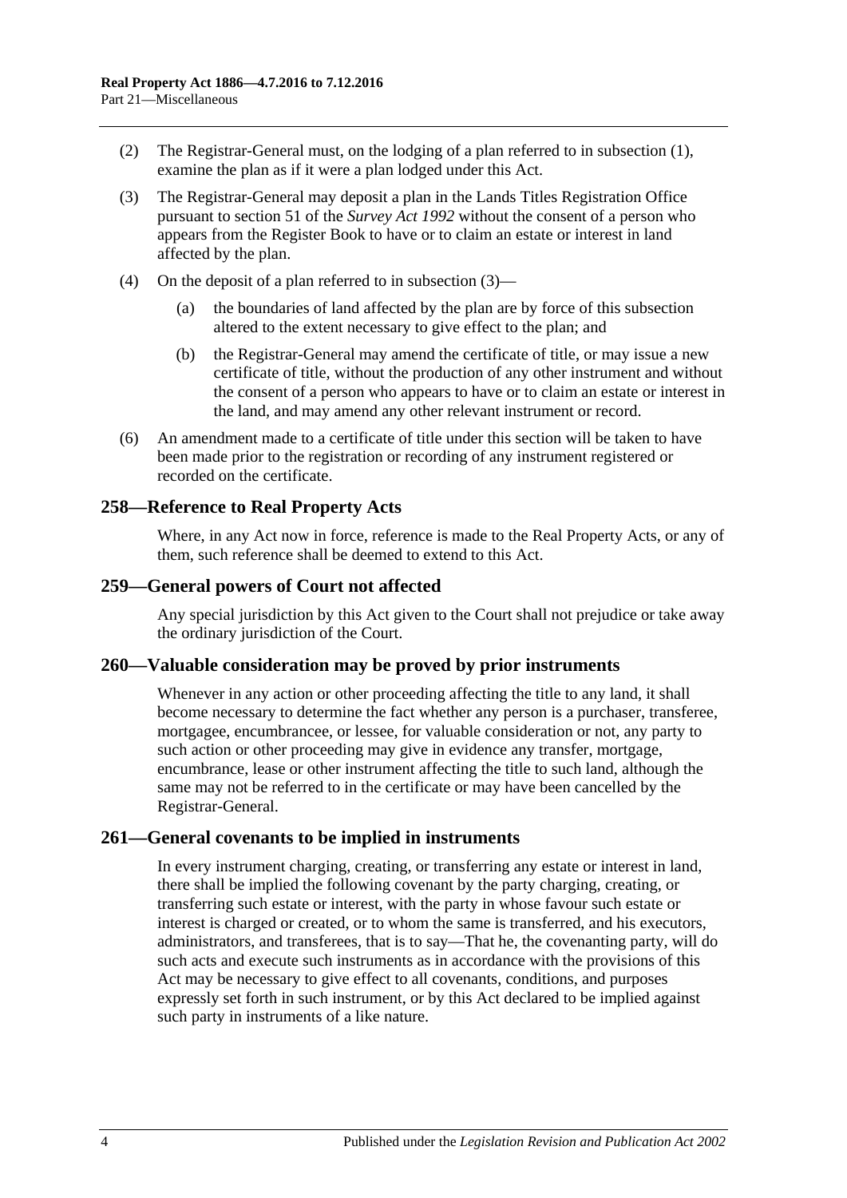(2) The Registrar-General must, on the lodging of a plan referred to in subsection (1), examine the plan as if it were a plan lodged under this Act.

(3) The Registrar-General may deposit a plan in the Lands Titles Registration Office pursuant to section 51 of the *Survey Act 1992* without the consent of a person who appears from the Register Book to have or to claim an estate or interest in land affected by the plan.

(4) On the deposit of a plan referred to in subsection (3)—

(a) the boundaries of land affected by the plan are by force of this subsection altered to the extent necessary to give effect to the plan; and

(b) the Registrar-General may amend the certificate of title, or may issue a new certificate of title, without the production of any other instrument and without the consent of a person who appears to have or to claim an estate or interest in the land, and may amend any other relevant instrument or record.

(6) An amendment made to a certificate of title under this section will be taken to have been made prior to the registration or recording of any instrument registered or recorded on the certificate.

## 258—Reference to Real Property Acts

Where, in any Act now in force, reference is made to the Real Property Acts, or any of them, such reference shall be deemed to extend to this Act.

## 259—General powers of Court not affected

Any special jurisdiction by this Act given to the Court shall not prejudice or take away the ordinary jurisdiction of the Court.

## 260—Valuable consideration may be proved by prior instruments

Whenever in any action or other proceeding affecting the title to any land, it shall become necessary to determine the fact whether any person is a purchaser, transferee, mortgagee, encumbrancee, or lessee, for valuable consideration or not, any party to such action or other proceeding may give in evidence any transfer, mortgage, encumbrance, lease or other instrument affecting the title to such land, although the same may not be referred to in the certificate or may have been cancelled by the Registrar-General.

## 261—General covenants to be implied in instruments

In every instrument charging, creating, or transferring any estate or interest in land, there shall be implied the following covenant by the party charging, creating, or transferring such estate or interest, with the party in whose favour such estate or interest is charged or created, or to whom the same is transferred, and his executors, administrators, and transferees, that is to say—That he, the covenanting party, will do such acts and execute such instruments as in accordance with the provisions of this Act may be necessary to give effect to all covenants, conditions, and purposes expressly set forth in such instrument, or by this Act declared to be implied against such party in instruments of a like nature.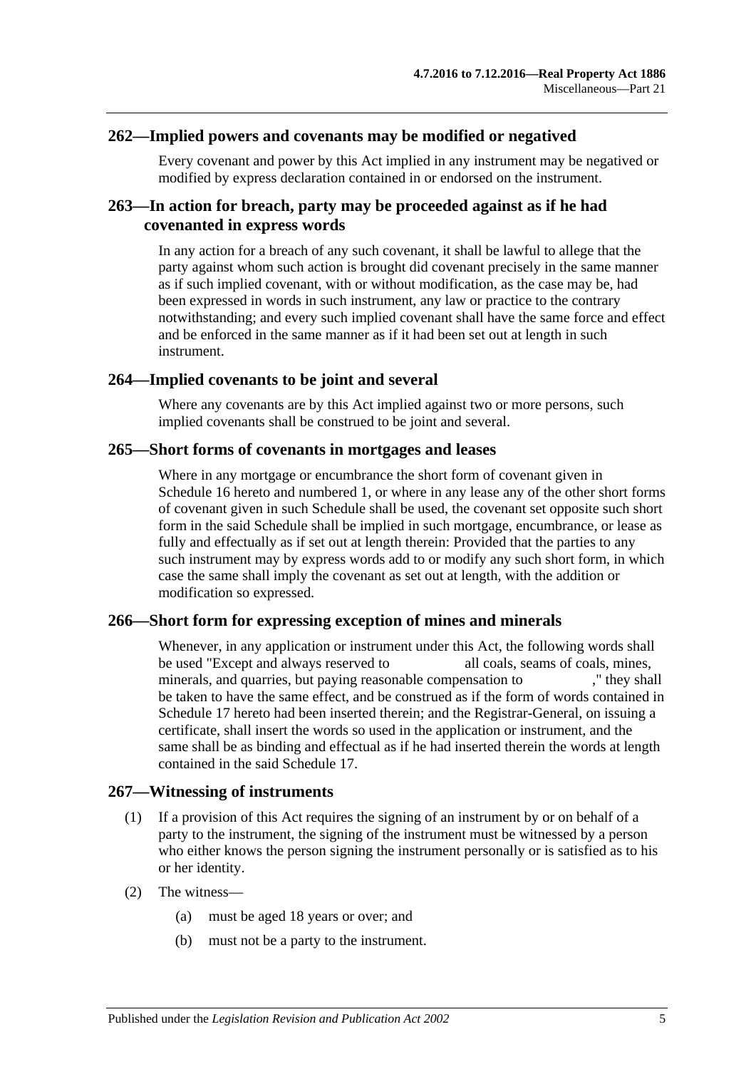## 262—Implied powers and covenants may be modified or negatived

Every covenant and power by this Act implied in any instrument may be negatived or modified by express declaration contained in or endorsed on the instrument.

## 263—In action for breach, party may be proceeded against as if he had covenanted in express words

In any action for a breach of any such covenant, it shall be lawful to allege that the party against whom such action is brought did covenant precisely in the same manner as if such implied covenant, with or without modification, as the case may be, had been expressed in words in such instrument, any law or practice to the contrary notwithstanding; and every such implied covenant shall have the same force and effect and be enforced in the same manner as if it had been set out at length in such instrument.

## 264—Implied covenants to be joint and several

Where any covenants are by this Act implied against two or more persons, such implied covenants shall be construed to be joint and several.

## 265—Short forms of covenants in mortgages and leases

Where in any mortgage or encumbrance the short form of covenant given in Schedule 16 hereto and numbered 1, or where in any lease any of the other short forms of covenant given in such Schedule shall be used, the covenant set opposite such short form in the said Schedule shall be implied in such mortgage, encumbrance, or lease as fully and effectually as if set out at length therein: Provided that the parties to any such instrument may by express words add to or modify any such short form, in which case the same shall imply the covenant as set out at length, with the addition or modification so expressed.

## 266—Short form for expressing exception of mines and minerals

Whenever, in any application or instrument under this Act, the following words shall be used "Except and always reserved to all coals, seams of coals, mines, minerals, and quarries, but paying reasonable compensation to ," they shall be taken to have the same effect, and be construed as if the form of words contained in Schedule 17 hereto had been inserted therein; and the Registrar-General, on issuing a certificate, shall insert the words so used in the application or instrument, and the same shall be as binding and effectual as if he had inserted therein the words at length contained in the said Schedule 17.

## 267—Witnessing of instruments

(1) If a provision of this Act requires the signing of an instrument by or on behalf of a party to the instrument, the signing of the instrument must be witnessed by a person who either knows the person signing the instrument personally or is satisfied as to his or her identity.

(2) The witness—

(a) must be aged 18 years or over; and

(b) must not be a party to the instrument.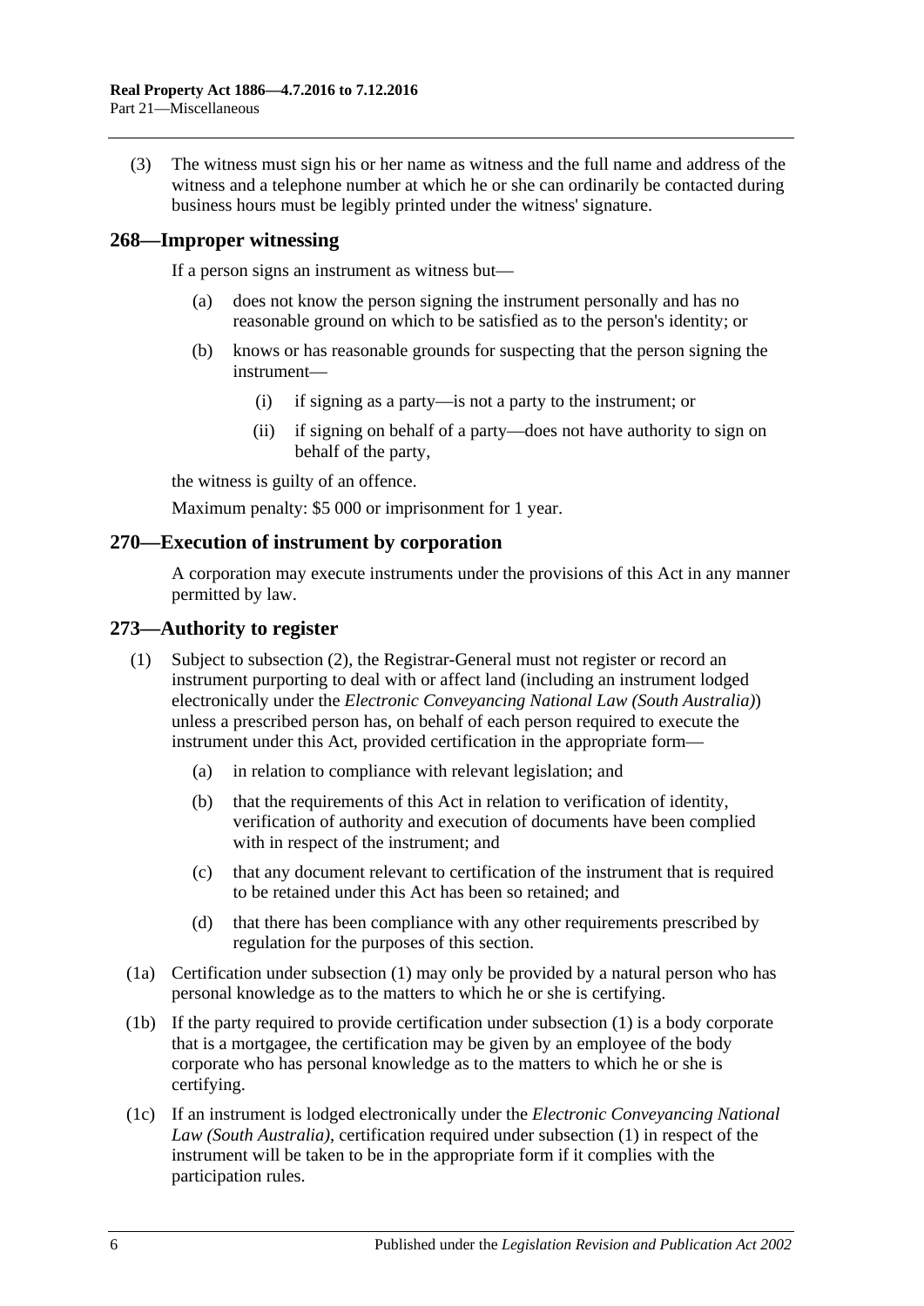(3) The witness must sign his or her name as witness and the full name and address of the witness and a telephone number at which he or she can ordinarily be contacted during business hours must be legibly printed under the witness' signature.

## 268—Improper witnessing

If a person signs an instrument as witness but—

(a) does not know the person signing the instrument personally and has no reasonable ground on which to be satisfied as to the person's identity; or

(b) knows or has reasonable grounds for suspecting that the person signing the instrument—

(i) if signing as a party—is not a party to the instrument; or

(ii) if signing on behalf of a party—does not have authority to sign on behalf of the party,

the witness is guilty of an offence.

Maximum penalty: $5 000 or imprisonment for 1 year.

## 270—Execution of instrument by corporation

A corporation may execute instruments under the provisions of this Act in any manner permitted by law.

## 273—Authority to register

(1) Subject to subsection (2), the Registrar-General must not register or record an instrument purporting to deal with or affect land (including an instrument lodged electronically under the *Electronic Conveyancing National Law (South Australia)*) unless a prescribed person has, on behalf of each person required to execute the instrument under this Act, provided certification in the appropriate form—

(a) in relation to compliance with relevant legislation; and

(b) that the requirements of this Act in relation to verification of identity, verification of authority and execution of documents have been complied with in respect of the instrument; and

(c) that any document relevant to certification of the instrument that is required to be retained under this Act has been so retained; and

(d) that there has been compliance with any other requirements prescribed by regulation for the purposes of this section.

(1a) Certification under subsection (1) may only be provided by a natural person who has personal knowledge as to the matters to which he or she is certifying.

(1b) If the party required to provide certification under subsection (1) is a body corporate that is a mortgagee, the certification may be given by an employee of the body corporate who has personal knowledge as to the matters to which he or she is certifying.

(1c) If an instrument is lodged electronically under the *Electronic Conveyancing National Law (South Australia)*, certification required under subsection (1) in respect of the instrument will be taken to be in the appropriate form if it complies with the participation rules.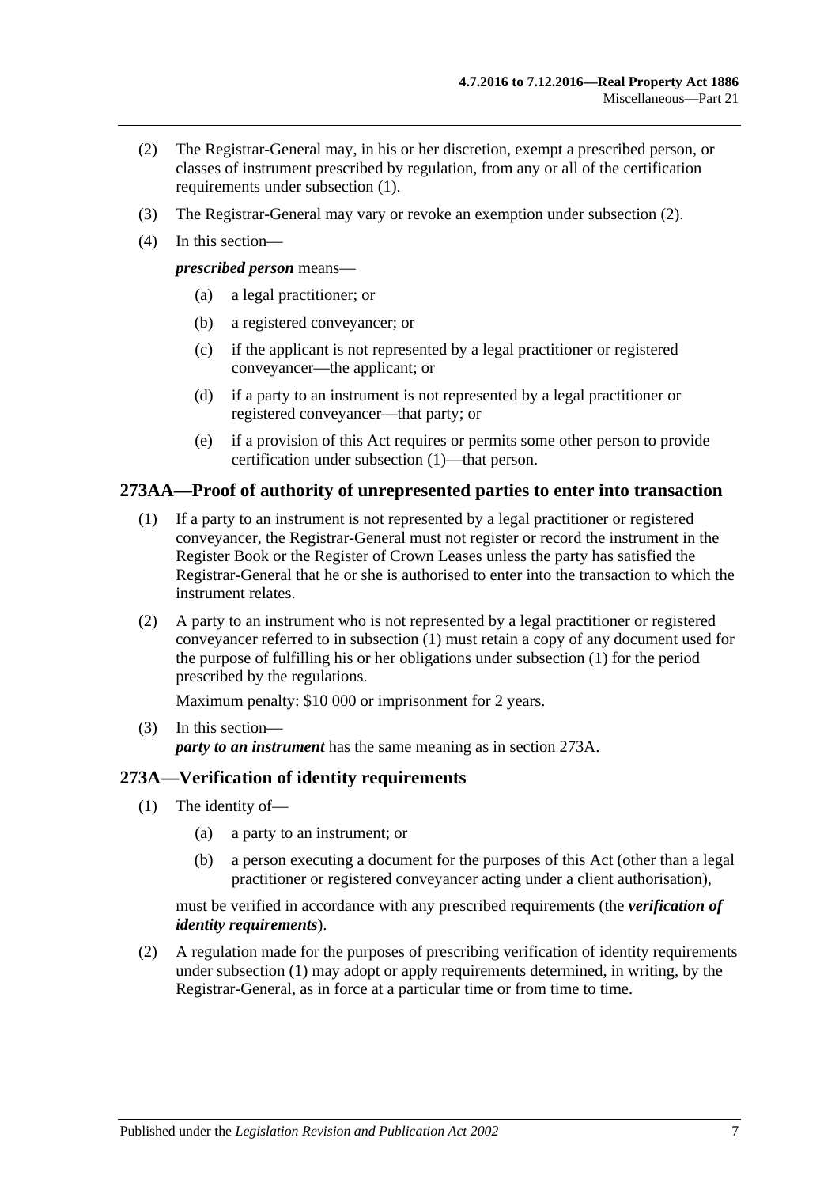(2) The Registrar-General may, in his or her discretion, exempt a prescribed person, or classes of instrument prescribed by regulation, from any or all of the certification requirements under subsection (1).

(3) The Registrar-General may vary or revoke an exemption under subsection (2).

(4) In this section—

***prescribed person*** means—

(a) a legal practitioner; or

(b) a registered conveyancer; or

(c) if the applicant is not represented by a legal practitioner or registered conveyancer—the applicant; or

(d) if a party to an instrument is not represented by a legal practitioner or registered conveyancer—that party; or

(e) if a provision of this Act requires or permits some other person to provide certification under subsection (1)—that person.

## 273AA—Proof of authority of unrepresented parties to enter into transaction

(1) If a party to an instrument is not represented by a legal practitioner or registered conveyancer, the Registrar-General must not register or record the instrument in the Register Book or the Register of Crown Leases unless the party has satisfied the Registrar-General that he or she is authorised to enter into the transaction to which the instrument relates.

(2) A party to an instrument who is not represented by a legal practitioner or registered conveyancer referred to in subsection (1) must retain a copy of any document used for the purpose of fulfilling his or her obligations under subsection (1) for the period prescribed by the regulations.

Maximum penalty: $10 000 or imprisonment for 2 years.

(3) In this section—
***party to an instrument*** has the same meaning as in section 273A.

## 273A—Verification of identity requirements

(1) The identity of—

(a) a party to an instrument; or

(b) a person executing a document for the purposes of this Act (other than a legal practitioner or registered conveyancer acting under a client authorisation),

must be verified in accordance with any prescribed requirements (the ***verification of identity requirements***).

(2) A regulation made for the purposes of prescribing verification of identity requirements under subsection (1) may adopt or apply requirements determined, in writing, by the Registrar-General, as in force at a particular time or from time to time.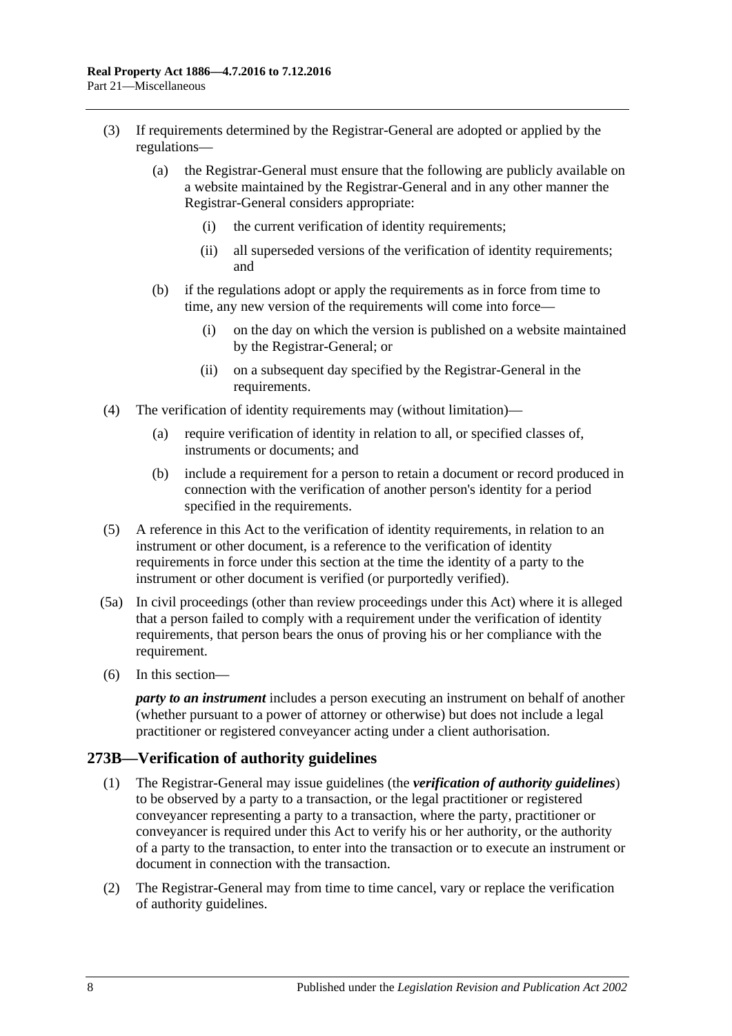(3) If requirements determined by the Registrar-General are adopted or applied by the regulations—

(a) the Registrar-General must ensure that the following are publicly available on a website maintained by the Registrar-General and in any other manner the Registrar-General considers appropriate:

(i) the current verification of identity requirements;

(ii) all superseded versions of the verification of identity requirements; and

(b) if the regulations adopt or apply the requirements as in force from time to time, any new version of the requirements will come into force—

(i) on the day on which the version is published on a website maintained by the Registrar-General; or

(ii) on a subsequent day specified by the Registrar-General in the requirements.

(4) The verification of identity requirements may (without limitation)—

(a) require verification of identity in relation to all, or specified classes of, instruments or documents; and

(b) include a requirement for a person to retain a document or record produced in connection with the verification of another person's identity for a period specified in the requirements.

(5) A reference in this Act to the verification of identity requirements, in relation to an instrument or other document, is a reference to the verification of identity requirements in force under this section at the time the identity of a party to the instrument or other document is verified (or purportedly verified).

(5a) In civil proceedings (other than review proceedings under this Act) where it is alleged that a person failed to comply with a requirement under the verification of identity requirements, that person bears the onus of proving his or her compliance with the requirement.

(6) In this section—

***party to an instrument*** includes a person executing an instrument on behalf of another (whether pursuant to a power of attorney or otherwise) but does not include a legal practitioner or registered conveyancer acting under a client authorisation.

## 273B—Verification of authority guidelines

(1) The Registrar-General may issue guidelines (the ***verification of authority guidelines***) to be observed by a party to a transaction, or the legal practitioner or registered conveyancer representing a party to a transaction, where the party, practitioner or conveyancer is required under this Act to verify his or her authority, or the authority of a party to the transaction, to enter into the transaction or to execute an instrument or document in connection with the transaction.

(2) The Registrar-General may from time to time cancel, vary or replace the verification of authority guidelines.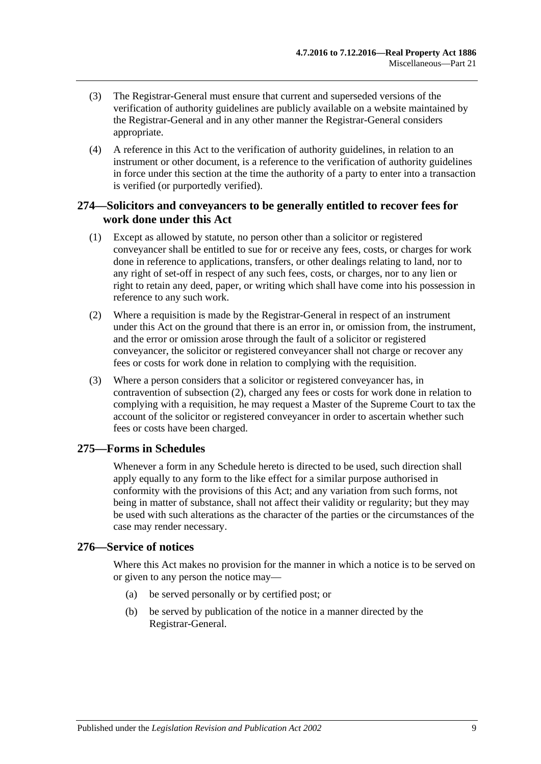(3) The Registrar-General must ensure that current and superseded versions of the verification of authority guidelines are publicly available on a website maintained by the Registrar-General and in any other manner the Registrar-General considers appropriate.

(4) A reference in this Act to the verification of authority guidelines, in relation to an instrument or other document, is a reference to the verification of authority guidelines in force under this section at the time the authority of a party to enter into a transaction is verified (or purportedly verified).

## 274—Solicitors and conveyancers to be generally entitled to recover fees for work done under this Act

(1) Except as allowed by statute, no person other than a solicitor or registered conveyancer shall be entitled to sue for or receive any fees, costs, or charges for work done in reference to applications, transfers, or other dealings relating to land, nor to any right of set-off in respect of any such fees, costs, or charges, nor to any lien or right to retain any deed, paper, or writing which shall have come into his possession in reference to any such work.

(2) Where a requisition is made by the Registrar-General in respect of an instrument under this Act on the ground that there is an error in, or omission from, the instrument, and the error or omission arose through the fault of a solicitor or registered conveyancer, the solicitor or registered conveyancer shall not charge or recover any fees or costs for work done in relation to complying with the requisition.

(3) Where a person considers that a solicitor or registered conveyancer has, in contravention of subsection (2), charged any fees or costs for work done in relation to complying with a requisition, he may request a Master of the Supreme Court to tax the account of the solicitor or registered conveyancer in order to ascertain whether such fees or costs have been charged.

## 275—Forms in Schedules

Whenever a form in any Schedule hereto is directed to be used, such direction shall apply equally to any form to the like effect for a similar purpose authorised in conformity with the provisions of this Act; and any variation from such forms, not being in matter of substance, shall not affect their validity or regularity; but they may be used with such alterations as the character of the parties or the circumstances of the case may render necessary.

## 276—Service of notices

Where this Act makes no provision for the manner in which a notice is to be served on or given to any person the notice may—

(a) be served personally or by certified post; or

(b) be served by publication of the notice in a manner directed by the Registrar-General.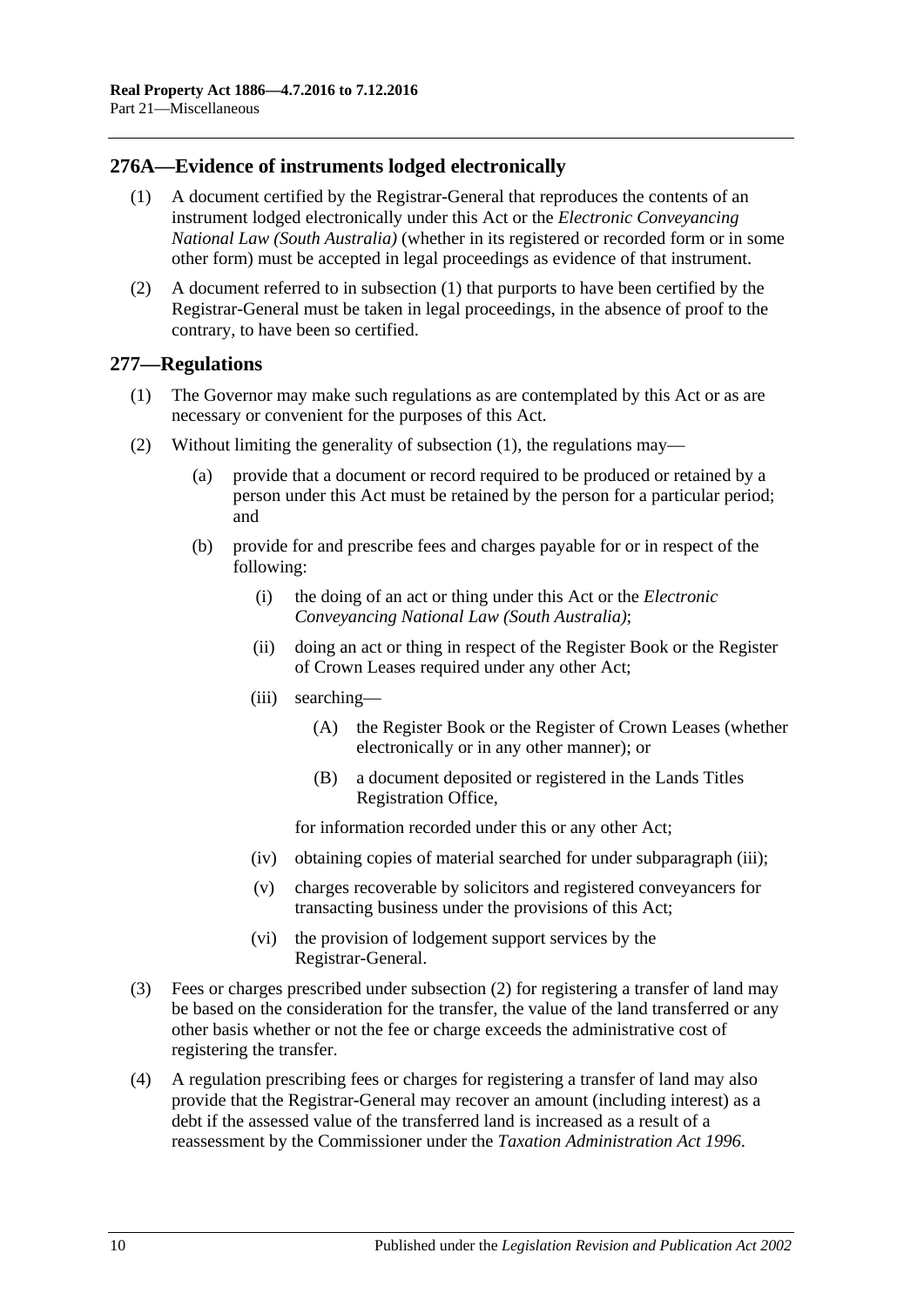## 276A—Evidence of instruments lodged electronically

(1) A document certified by the Registrar-General that reproduces the contents of an instrument lodged electronically under this Act or the *Electronic Conveyancing National Law (South Australia)* (whether in its registered or recorded form or in some other form) must be accepted in legal proceedings as evidence of that instrument.

(2) A document referred to in subsection (1) that purports to have been certified by the Registrar-General must be taken in legal proceedings, in the absence of proof to the contrary, to have been so certified.

## 277—Regulations

(1) The Governor may make such regulations as are contemplated by this Act or as are necessary or convenient for the purposes of this Act.

(2) Without limiting the generality of subsection (1), the regulations may—

(a) provide that a document or record required to be produced or retained by a person under this Act must be retained by the person for a particular period; and

(b) provide for and prescribe fees and charges payable for or in respect of the following:

(i) the doing of an act or thing under this Act or the *Electronic Conveyancing National Law (South Australia)*;

(ii) doing an act or thing in respect of the Register Book or the Register of Crown Leases required under any other Act;

(iii) searching—

(A) the Register Book or the Register of Crown Leases (whether electronically or in any other manner); or

(B) a document deposited or registered in the Lands Titles Registration Office,

for information recorded under this or any other Act;

(iv) obtaining copies of material searched for under subparagraph (iii);

(v) charges recoverable by solicitors and registered conveyancers for transacting business under the provisions of this Act;

(vi) the provision of lodgement support services by the Registrar-General.

(3) Fees or charges prescribed under subsection (2) for registering a transfer of land may be based on the consideration for the transfer, the value of the land transferred or any other basis whether or not the fee or charge exceeds the administrative cost of registering the transfer.

(4) A regulation prescribing fees or charges for registering a transfer of land may also provide that the Registrar-General may recover an amount (including interest) as a debt if the assessed value of the transferred land is increased as a result of a reassessment by the Commissioner under the *Taxation Administration Act 1996*.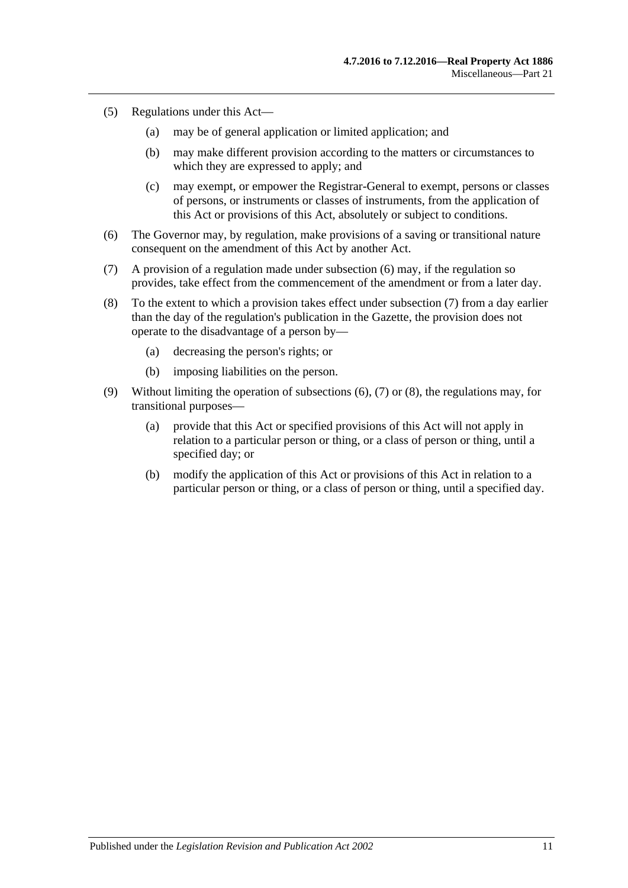(5) Regulations under this Act—

  (a) may be of general application or limited application; and

  (b) may make different provision according to the matters or circumstances to which they are expressed to apply; and

  (c) may exempt, or empower the Registrar-General to exempt, persons or classes of persons, or instruments or classes of instruments, from the application of this Act or provisions of this Act, absolutely or subject to conditions.

(6) The Governor may, by regulation, make provisions of a saving or transitional nature consequent on the amendment of this Act by another Act.

(7) A provision of a regulation made under subsection (6) may, if the regulation so provides, take effect from the commencement of the amendment or from a later day.

(8) To the extent to which a provision takes effect under subsection (7) from a day earlier than the day of the regulation's publication in the Gazette, the provision does not operate to the disadvantage of a person by—

  (a) decreasing the person's rights; or

  (b) imposing liabilities on the person.

(9) Without limiting the operation of subsections (6), (7) or (8), the regulations may, for transitional purposes—

  (a) provide that this Act or specified provisions of this Act will not apply in relation to a particular person or thing, or a class of person or thing, until a specified day; or

  (b) modify the application of this Act or provisions of this Act in relation to a particular person or thing, or a class of person or thing, until a specified day.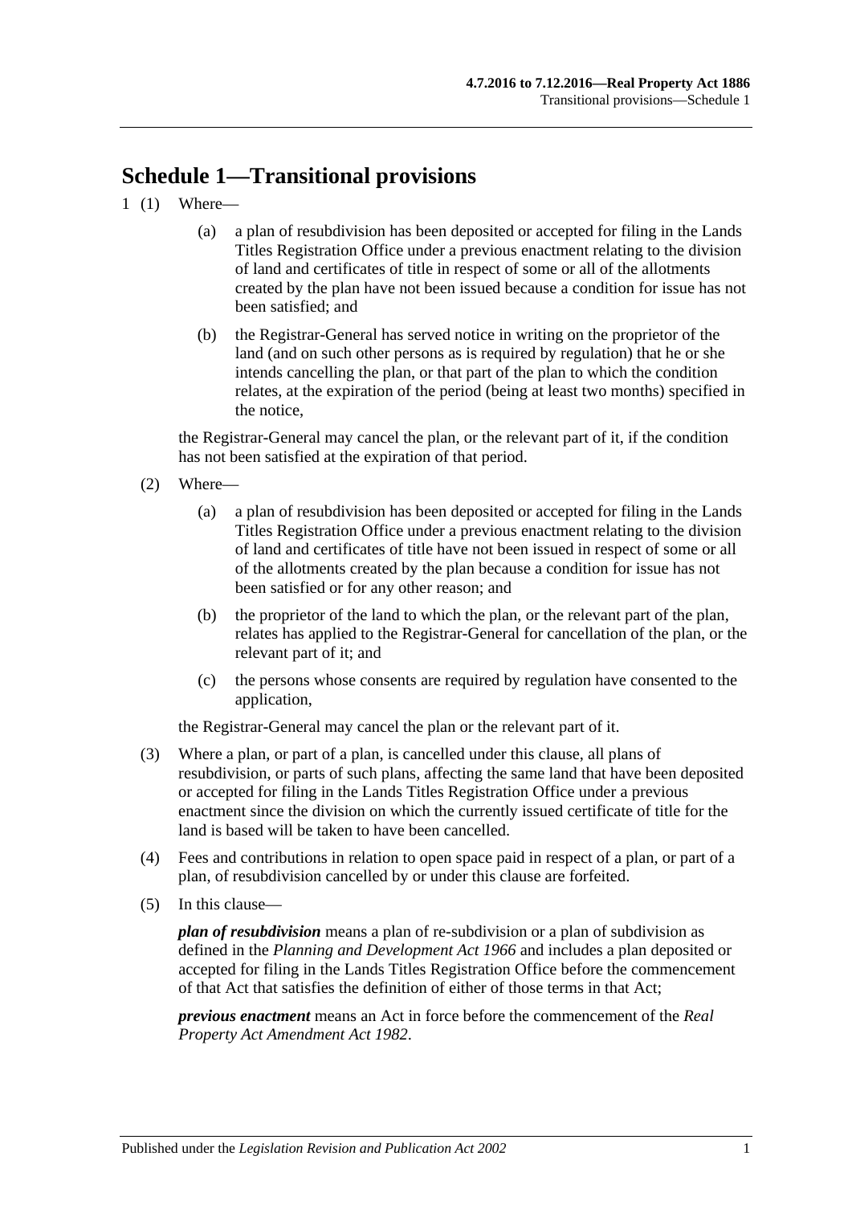# Schedule 1—Transitional provisions

1 (1) Where—

(a) a plan of resubdivision has been deposited or accepted for filing in the Lands Titles Registration Office under a previous enactment relating to the division of land and certificates of title in respect of some or all of the allotments created by the plan have not been issued because a condition for issue has not been satisfied; and

(b) the Registrar-General has served notice in writing on the proprietor of the land (and on such other persons as is required by regulation) that he or she intends cancelling the plan, or that part of the plan to which the condition relates, at the expiration of the period (being at least two months) specified in the notice,

the Registrar-General may cancel the plan, or the relevant part of it, if the condition has not been satisfied at the expiration of that period.

(2) Where—

(a) a plan of resubdivision has been deposited or accepted for filing in the Lands Titles Registration Office under a previous enactment relating to the division of land and certificates of title have not been issued in respect of some or all of the allotments created by the plan because a condition for issue has not been satisfied or for any other reason; and

(b) the proprietor of the land to which the plan, or the relevant part of the plan, relates has applied to the Registrar-General for cancellation of the plan, or the relevant part of it; and

(c) the persons whose consents are required by regulation have consented to the application,

the Registrar-General may cancel the plan or the relevant part of it.

(3) Where a plan, or part of a plan, is cancelled under this clause, all plans of resubdivision, or parts of such plans, affecting the same land that have been deposited or accepted for filing in the Lands Titles Registration Office under a previous enactment since the division on which the currently issued certificate of title for the land is based will be taken to have been cancelled.

(4) Fees and contributions in relation to open space paid in respect of a plan, or part of a plan, of resubdivision cancelled by or under this clause are forfeited.

(5) In this clause—

***plan of resubdivision*** means a plan of re-subdivision or a plan of subdivision as defined in the *Planning and Development Act 1966* and includes a plan deposited or accepted for filing in the Lands Titles Registration Office before the commencement of that Act that satisfies the definition of either of those terms in that Act;

***previous enactment*** means an Act in force before the commencement of the *Real Property Act Amendment Act 1982*.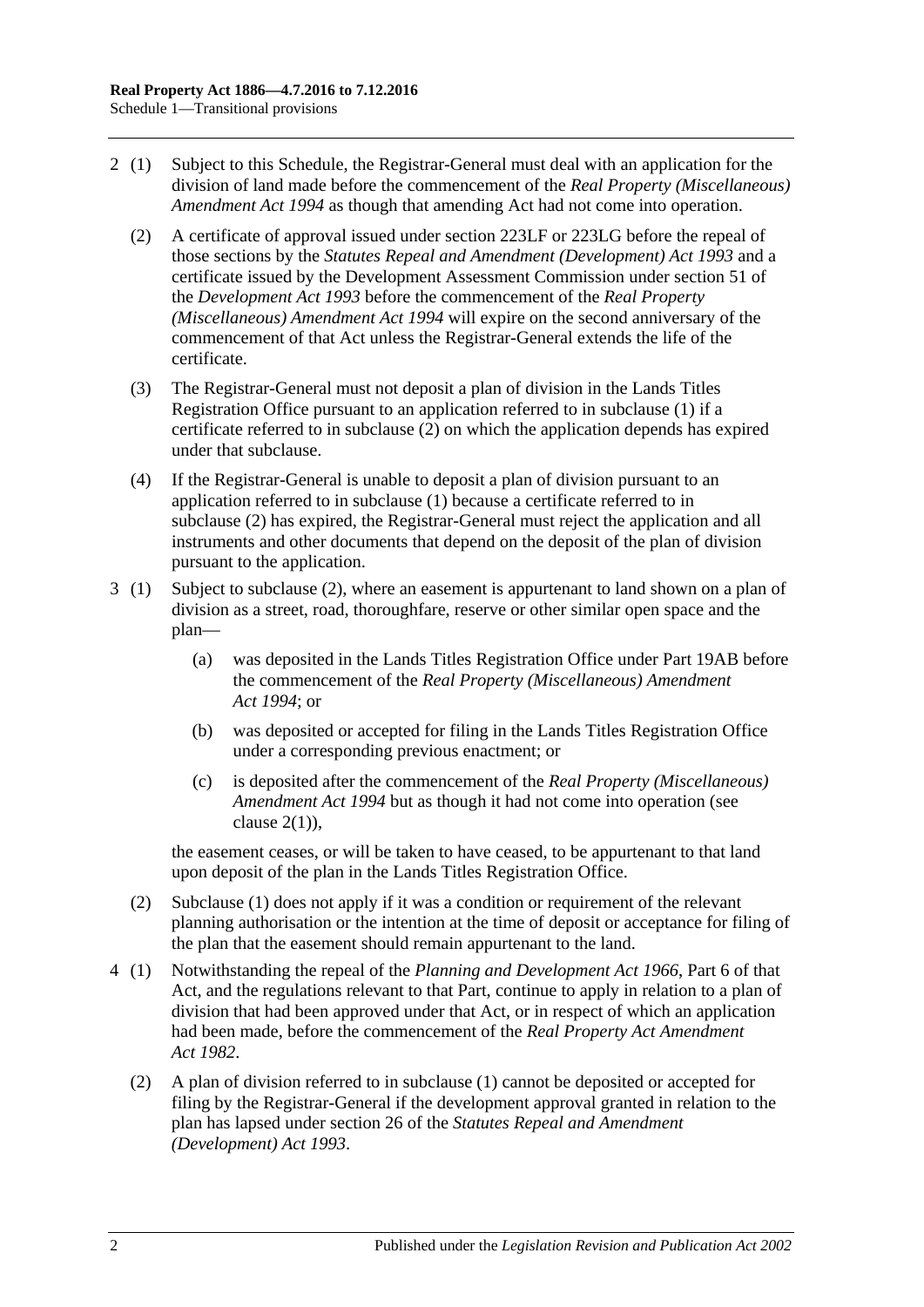2 (1) Subject to this Schedule, the Registrar-General must deal with an application for the division of land made before the commencement of the *Real Property (Miscellaneous) Amendment Act 1994* as though that amending Act had not come into operation.

(2) A certificate of approval issued under section 223LF or 223LG before the repeal of those sections by the *Statutes Repeal and Amendment (Development) Act 1993* and a certificate issued by the Development Assessment Commission under section 51 of the *Development Act 1993* before the commencement of the *Real Property (Miscellaneous) Amendment Act 1994* will expire on the second anniversary of the commencement of that Act unless the Registrar-General extends the life of the certificate.

(3) The Registrar-General must not deposit a plan of division in the Lands Titles Registration Office pursuant to an application referred to in subclause (1) if a certificate referred to in subclause (2) on which the application depends has expired under that subclause.

(4) If the Registrar-General is unable to deposit a plan of division pursuant to an application referred to in subclause (1) because a certificate referred to in subclause (2) has expired, the Registrar-General must reject the application and all instruments and other documents that depend on the deposit of the plan of division pursuant to the application.

3 (1) Subject to subclause (2), where an easement is appurtenant to land shown on a plan of division as a street, road, thoroughfare, reserve or other similar open space and the plan—

(a) was deposited in the Lands Titles Registration Office under Part 19AB before the commencement of the *Real Property (Miscellaneous) Amendment Act 1994*; or

(b) was deposited or accepted for filing in the Lands Titles Registration Office under a corresponding previous enactment; or

(c) is deposited after the commencement of the *Real Property (Miscellaneous) Amendment Act 1994* but as though it had not come into operation (see clause 2(1)),

the easement ceases, or will be taken to have ceased, to be appurtenant to that land upon deposit of the plan in the Lands Titles Registration Office.

(2) Subclause (1) does not apply if it was a condition or requirement of the relevant planning authorisation or the intention at the time of deposit or acceptance for filing of the plan that the easement should remain appurtenant to the land.

4 (1) Notwithstanding the repeal of the *Planning and Development Act 1966*, Part 6 of that Act, and the regulations relevant to that Part, continue to apply in relation to a plan of division that had been approved under that Act, or in respect of which an application had been made, before the commencement of the *Real Property Act Amendment Act 1982*.

(2) A plan of division referred to in subclause (1) cannot be deposited or accepted for filing by the Registrar-General if the development approval granted in relation to the plan has lapsed under section 26 of the *Statutes Repeal and Amendment (Development) Act 1993*.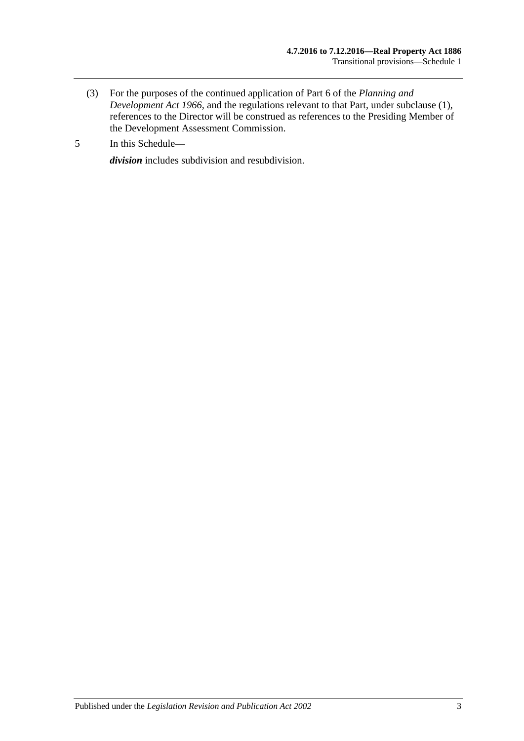(3) For the purposes of the continued application of Part 6 of the *Planning and Development Act 1966*, and the regulations relevant to that Part, under subclause (1), references to the Director will be construed as references to the Presiding Member of the Development Assessment Commission.

5 In this Schedule—

***division*** includes subdivision and resubdivision.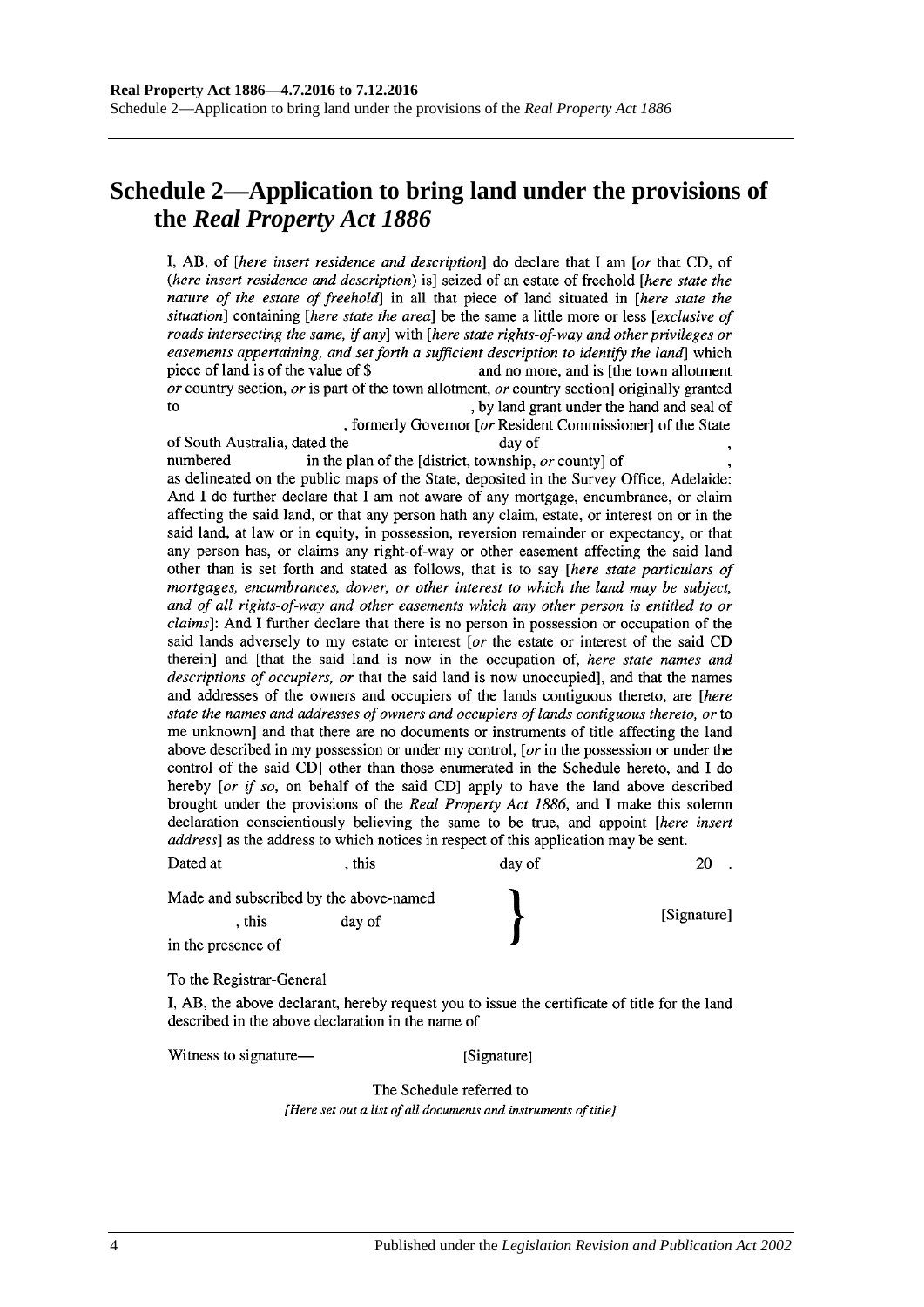# Schedule 2—Application to bring land under the provisions of the *Real Property Act 1886*

I, AB, of [*here insert residence and description*] do declare that I am [*or* that CD, of (*here insert residence and description*) is] seized of an estate of freehold [*here state the nature of the estate of freehold*] in all that piece of land situated in [*here state the situation*] containing [*here state the area*] be the same a little more or less [*exclusive of roads intersecting the same, if any*] with [*here state rights-of-way and other privileges or easements appertaining, and set forth a sufficient description to identify the land*] which piece of land is of the value of $ and no more, and is [the town allotment *or* country section, *or* is part of the town allotment, *or* country section] originally granted to , by land grant under the hand and seal of , formerly Governor [*or* Resident Commissioner] of the State of South Australia, dated the day of , numbered in the plan of the [district, township, *or* county] of , as delineated on the public maps of the State, deposited in the Survey Office, Adelaide: And I do further declare that I am not aware of any mortgage, encumbrance, or claim affecting the said land, or that any person hath any claim, estate, or interest on or in the said land, at law or in equity, in possession, reversion remainder or expectancy, or that any person has, or claims any right-of-way or other easement affecting the said land other than is set forth and stated as follows, that is to say [*here state particulars of mortgages, encumbrances, dower, or other interest to which the land may be subject, and of all rights-of-way and other easements which any other person is entitled to or claims*]: And I further declare that there is no person in possession or occupation of the said lands adversely to my estate or interest [*or* the estate or interest of the said CD therein] and [that the said land is now in the occupation of, *here state names and descriptions of occupiers, or* that the said land is now unoccupied], and that the names and addresses of the owners and occupiers of the lands contiguous thereto, are [*here state the names and addresses of owners and occupiers of lands contiguous thereto, or* to me unknown] and that there are no documents or instruments of title affecting the land above described in my possession or under my control, [*or* in the possession or under the control of the said CD] other than those enumerated in the Schedule hereto, and I do hereby [*or if so*, on behalf of the said CD] apply to have the land above described brought under the provisions of the *Real Property Act 1886*, and I make this solemn declaration conscientiously believing the same to be true, and appoint [*here insert address*] as the address to which notices in respect of this application may be sent.

Dated at , this day of 20 .

Made and subscribed by the above-named , this day of in the presence of } [Signature]

To the Registrar-General

I, AB, the above declarant, hereby request you to issue the certificate of title for the land described in the above declaration in the name of

Witness to signature— [Signature]

The Schedule referred to

*[Here set out a list of all documents and instruments of title]*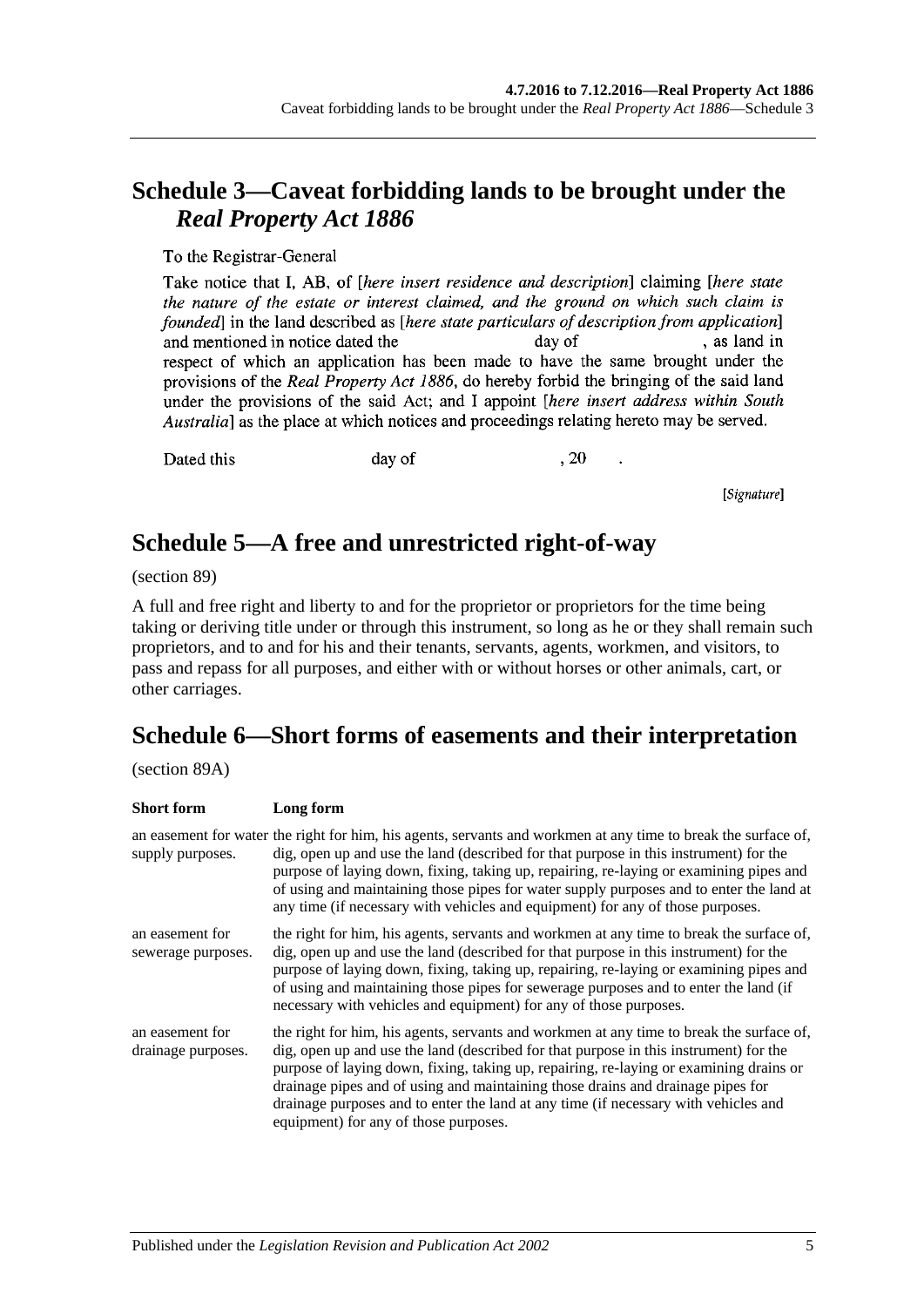## Schedule 3—Caveat forbidding lands to be brought under the *Real Property Act 1886*

To the Registrar-General

Take notice that I, AB, of [*here insert residence and description*] claiming [*here state the nature of the estate or interest claimed, and the ground on which such claim is founded*] in the land described as [*here state particulars of description from application*] and mentioned in notice dated the day of , as land in respect of which an application has been made to have the same brought under the provisions of the *Real Property Act 1886*, do hereby forbid the bringing of the said land under the provisions of the said Act; and I appoint [*here insert address within South Australia*] as the place at which notices and proceedings relating hereto may be served.

Dated this day of , 20 .

[*Signature*]

## Schedule 5—A free and unrestricted right-of-way

(section 89)

A full and free right and liberty to and for the proprietor or proprietors for the time being taking or deriving title under or through this instrument, so long as he or they shall remain such proprietors, and to and for his and their tenants, servants, agents, workmen, and visitors, to pass and repass for all purposes, and either with or without horses or other animals, cart, or other carriages.

## Schedule 6—Short forms of easements and their interpretation

(section 89A)

| **Short form** | **Long form** |
|---|---|
| an easement for water supply purposes. | the right for him, his agents, servants and workmen at any time to break the surface of, dig, open up and use the land (described for that purpose in this instrument) for the purpose of laying down, fixing, taking up, repairing, re-laying or examining pipes and of using and maintaining those pipes for water supply purposes and to enter the land at any time (if necessary with vehicles and equipment) for any of those purposes. |
| an easement for sewerage purposes. | the right for him, his agents, servants and workmen at any time to break the surface of, dig, open up and use the land (described for that purpose in this instrument) for the purpose of laying down, fixing, taking up, repairing, re-laying or examining pipes and of using and maintaining those pipes for sewerage purposes and to enter the land (if necessary with vehicles and equipment) for any of those purposes. |
| an easement for drainage purposes. | the right for him, his agents, servants and workmen at any time to break the surface of, dig, open up and use the land (described for that purpose in this instrument) for the purpose of laying down, fixing, taking up, repairing, re-laying or examining drains or drainage pipes and of using and maintaining those drains and drainage pipes for drainage purposes and to enter the land at any time (if necessary with vehicles and equipment) for any of those purposes. |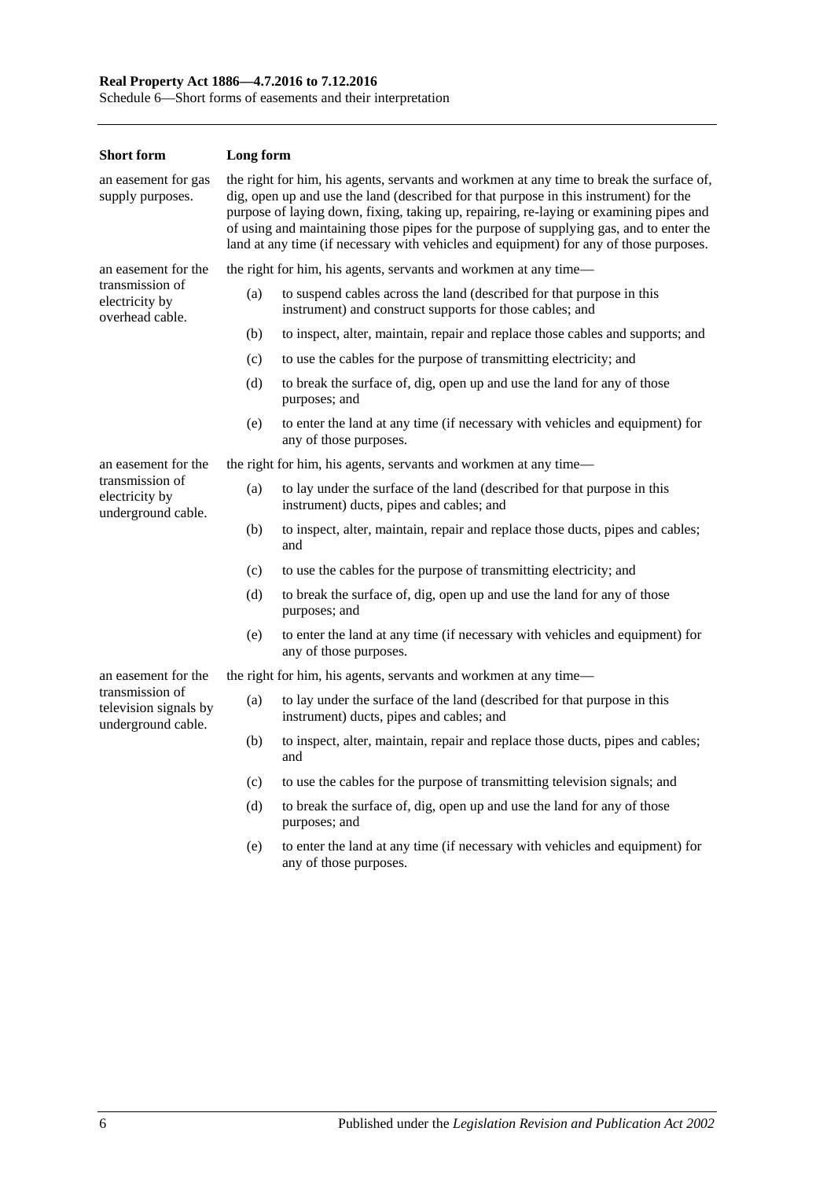| Short form | Long form |
|---|---|
| an easement for gas supply purposes. | the right for him, his agents, servants and workmen at any time to break the surface of, dig, open up and use the land (described for that purpose in this instrument) for the purpose of laying down, fixing, taking up, repairing, re-laying or examining pipes and of using and maintaining those pipes for the purpose of supplying gas, and to enter the land at any time (if necessary with vehicles and equipment) for any of those purposes. |
| an easement for the transmission of electricity by overhead cable. | the right for him, his agents, servants and workmen at any time—<br>(a) to suspend cables across the land (described for that purpose in this instrument) and construct supports for those cables; and<br>(b) to inspect, alter, maintain, repair and replace those cables and supports; and<br>(c) to use the cables for the purpose of transmitting electricity; and<br>(d) to break the surface of, dig, open up and use the land for any of those purposes; and<br>(e) to enter the land at any time (if necessary with vehicles and equipment) for any of those purposes. |
| an easement for the transmission of electricity by underground cable. | the right for him, his agents, servants and workmen at any time—<br>(a) to lay under the surface of the land (described for that purpose in this instrument) ducts, pipes and cables; and<br>(b) to inspect, alter, maintain, repair and replace those ducts, pipes and cables; and<br>(c) to use the cables for the purpose of transmitting electricity; and<br>(d) to break the surface of, dig, open up and use the land for any of those purposes; and<br>(e) to enter the land at any time (if necessary with vehicles and equipment) for any of those purposes. |
| an easement for the transmission of television signals by underground cable. | the right for him, his agents, servants and workmen at any time—<br>(a) to lay under the surface of the land (described for that purpose in this instrument) ducts, pipes and cables; and<br>(b) to inspect, alter, maintain, repair and replace those ducts, pipes and cables; and<br>(c) to use the cables for the purpose of transmitting television signals; and<br>(d) to break the surface of, dig, open up and use the land for any of those purposes; and<br>(e) to enter the land at any time (if necessary with vehicles and equipment) for any of those purposes. |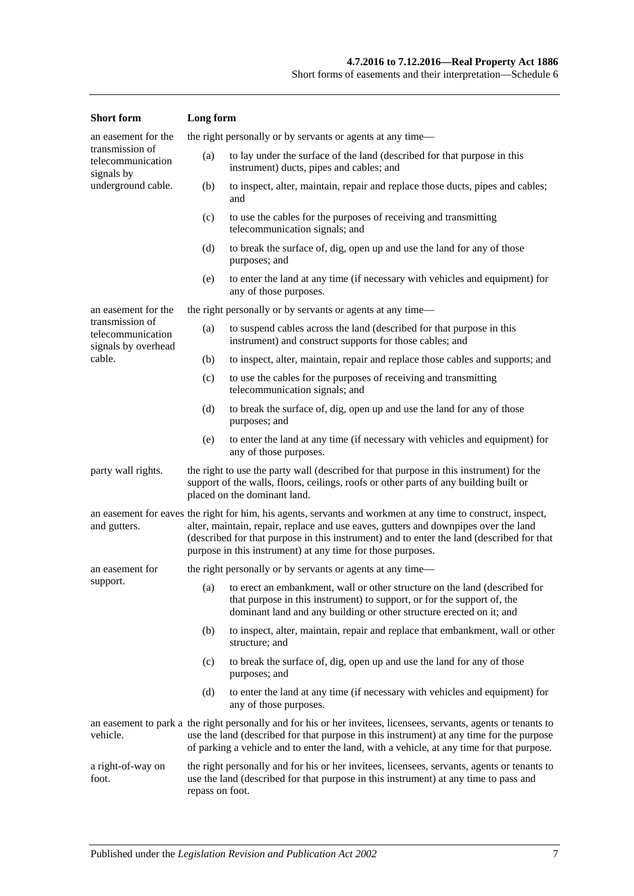| Short form | Long form |
|---|---|
| an easement for the transmission of telecommunication signals by underground cable. | the right personally or by servants or agents at any time—<br>(a) to lay under the surface of the land (described for that purpose in this instrument) ducts, pipes and cables; and<br>(b) to inspect, alter, maintain, repair and replace those ducts, pipes and cables; and<br>(c) to use the cables for the purposes of receiving and transmitting telecommunication signals; and<br>(d) to break the surface of, dig, open up and use the land for any of those purposes; and<br>(e) to enter the land at any time (if necessary with vehicles and equipment) for any of those purposes. |
| an easement for the transmission of telecommunication signals by overhead cable. | the right personally or by servants or agents at any time—<br>(a) to suspend cables across the land (described for that purpose in this instrument) and construct supports for those cables; and<br>(b) to inspect, alter, maintain, repair and replace those cables and supports; and<br>(c) to use the cables for the purposes of receiving and transmitting telecommunication signals; and<br>(d) to break the surface of, dig, open up and use the land for any of those purposes; and<br>(e) to enter the land at any time (if necessary with vehicles and equipment) for any of those purposes. |
| party wall rights. | the right to use the party wall (described for that purpose in this instrument) for the support of the walls, floors, ceilings, roofs or other parts of any building built or placed on the dominant land. |
| an easement for eaves and gutters. | the right for him, his agents, servants and workmen at any time to construct, inspect, alter, maintain, repair, replace and use eaves, gutters and downpipes over the land (described for that purpose in this instrument) and to enter the land (described for that purpose in this instrument) at any time for those purposes. |
| an easement for support. | the right personally or by servants or agents at any time—<br>(a) to erect an embankment, wall or other structure on the land (described for that purpose in this instrument) to support, or for the support of, the dominant land and any building or other structure erected on it; and<br>(b) to inspect, alter, maintain, repair and replace that embankment, wall or other structure; and<br>(c) to break the surface of, dig, open up and use the land for any of those purposes; and<br>(d) to enter the land at any time (if necessary with vehicles and equipment) for any of those purposes. |
| an easement to park a vehicle. | the right personally and for his or her invitees, licensees, servants, agents or tenants to use the land (described for that purpose in this instrument) at any time for the purpose of parking a vehicle and to enter the land, with a vehicle, at any time for that purpose. |
| a right-of-way on foot. | the right personally and for his or her invitees, licensees, servants, agents or tenants to use the land (described for that purpose in this instrument) at any time to pass and repass on foot. |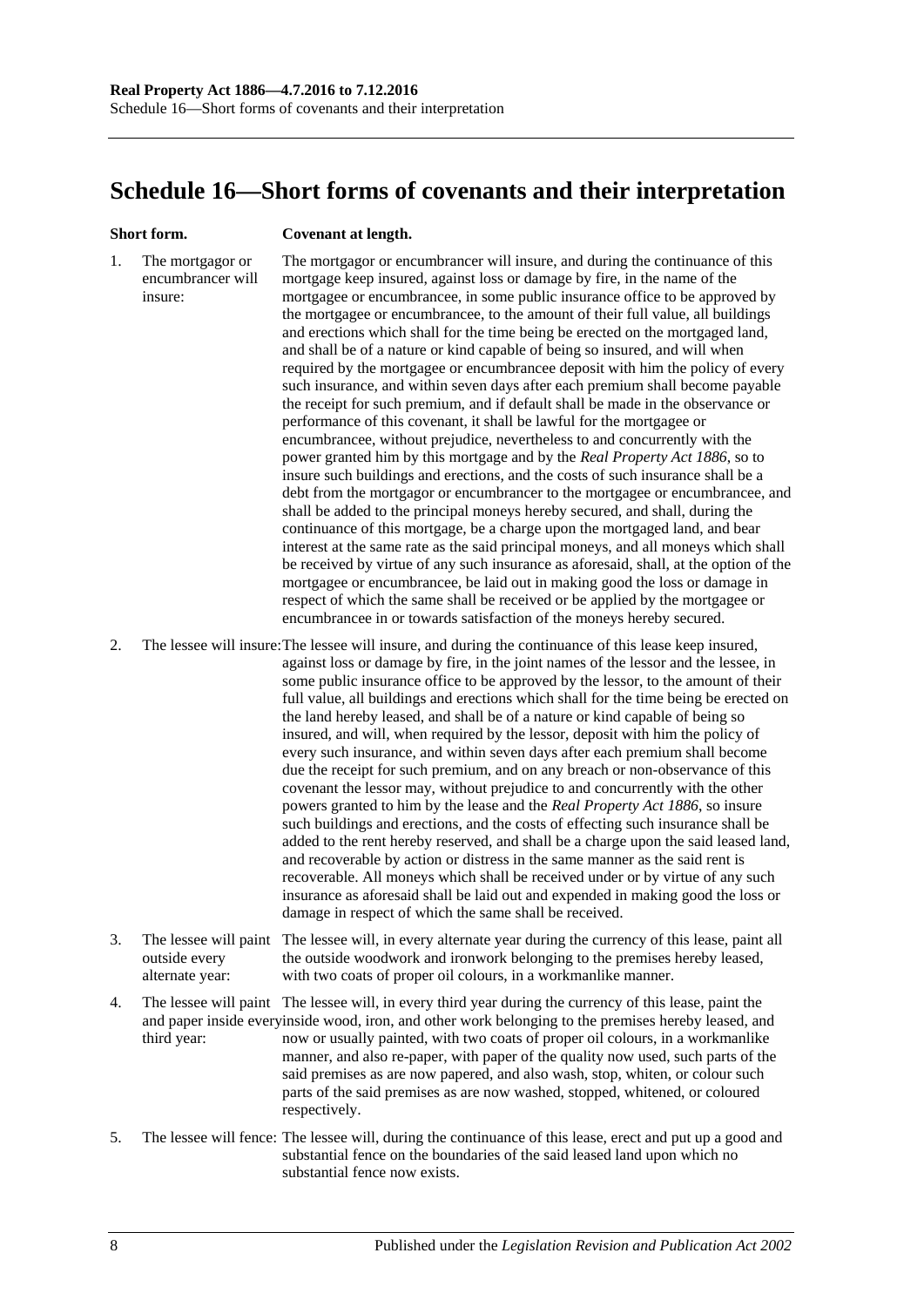# Schedule 16—Short forms of covenants and their interpretation

| | Short form. | Covenant at length. |
|---|---|---|
| 1. | The mortgagor or encumbrancer will insure: | The mortgagor or encumbrancer will insure, and during the continuance of this mortgage keep insured, against loss or damage by fire, in the name of the mortgagee or encumbrancee, in some public insurance office to be approved by the mortgagee or encumbrancee, to the amount of their full value, all buildings and erections which shall for the time being be erected on the mortgaged land, and shall be of a nature or kind capable of being so insured, and will when required by the mortgagee or encumbrancee deposit with him the policy of every such insurance, and within seven days after each premium shall become payable the receipt for such premium, and if default shall be made in the observance or performance of this covenant, it shall be lawful for the mortgagee or encumbrancee, without prejudice, nevertheless to and concurrently with the power granted him by this mortgage and by the *Real Property Act 1886*, so to insure such buildings and erections, and the costs of such insurance shall be a debt from the mortgagor or encumbrancer to the mortgagee or encumbrancee, and shall be added to the principal moneys hereby secured, and shall, during the continuance of this mortgage, be a charge upon the mortgaged land, and bear interest at the same rate as the said principal moneys, and all moneys which shall be received by virtue of any such insurance as aforesaid, shall, at the option of the mortgagee or encumbrancee, be laid out in making good the loss or damage in respect of which the same shall be received or be applied by the mortgagee or encumbrancee in or towards satisfaction of the moneys hereby secured. |
| 2. | The lessee will insure: | The lessee will insure, and during the continuance of this lease keep insured, against loss or damage by fire, in the joint names of the lessor and the lessee, in some public insurance office to be approved by the lessor, to the amount of their full value, all buildings and erections which shall for the time being be erected on the land hereby leased, and shall be of a nature or kind capable of being so insured, and will, when required by the lessor, deposit with him the policy of every such insurance, and within seven days after each premium shall become due the receipt for such premium, and on any breach or non-observance of this covenant the lessor may, without prejudice to and concurrently with the other powers granted to him by the lease and the *Real Property Act 1886*, so insure such buildings and erections, and the costs of effecting such insurance shall be added to the rent hereby reserved, and shall be a charge upon the said leased land, and recoverable by action or distress in the same manner as the said rent is recoverable. All moneys which shall be received under or by virtue of any such insurance as aforesaid shall be laid out and expended in making good the loss or damage in respect of which the same shall be received. |
| 3. | The lessee will paint outside every alternate year: | The lessee will, in every alternate year during the currency of this lease, paint all the outside woodwork and ironwork belonging to the premises hereby leased, with two coats of proper oil colours, in a workmanlike manner. |
| 4. | The lessee will paint and paper inside every third year: | The lessee will, in every third year during the currency of this lease, paint the inside wood, iron, and other work belonging to the premises hereby leased, and now or usually painted, with two coats of proper oil colours, in a workmanlike manner, and also re-paper, with paper of the quality now used, such parts of the said premises as are now papered, and also wash, stop, whiten, or colour such parts of the said premises as are now washed, stopped, whitened, or coloured respectively. |
| 5. | The lessee will fence: | The lessee will, during the continuance of this lease, erect and put up a good and substantial fence on the boundaries of the said leased land upon which no substantial fence now exists. |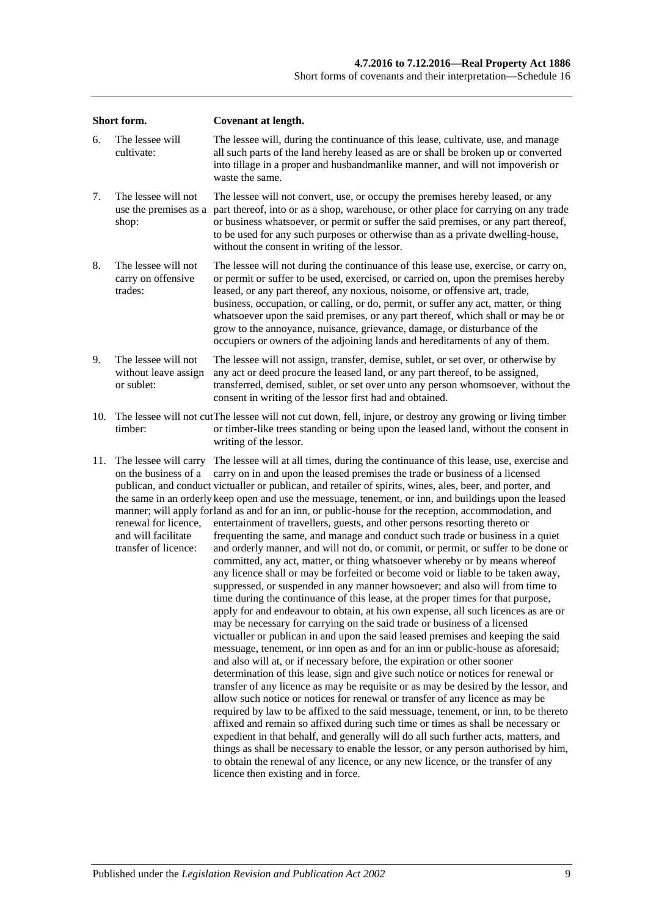| | Short form. | Covenant at length. |
|---|---|---|
| 6. | The lessee will cultivate: | The lessee will, during the continuance of this lease, cultivate, use, and manage all such parts of the land hereby leased as are or shall be broken up or converted into tillage in a proper and husbandmanlike manner, and will not impoverish or waste the same. |
| 7. | The lessee will not use the premises as a shop: | The lessee will not convert, use, or occupy the premises hereby leased, or any part thereof, into or as a shop, warehouse, or other place for carrying on any trade or business whatsoever, or permit or suffer the said premises, or any part thereof, to be used for any such purposes or otherwise than as a private dwelling-house, without the consent in writing of the lessor. |
| 8. | The lessee will not carry on offensive trades: | The lessee will not during the continuance of this lease use, exercise, or carry on, or permit or suffer to be used, exercised, or carried on, upon the premises hereby leased, or any part thereof, any noxious, noisome, or offensive art, trade, business, occupation, or calling, or do, permit, or suffer any act, matter, or thing whatsoever upon the said premises, or any part thereof, which shall or may be or grow to the annoyance, nuisance, grievance, damage, or disturbance of the occupiers or owners of the adjoining lands and hereditaments of any of them. |
| 9. | The lessee will not without leave assign or sublet: | The lessee will not assign, transfer, demise, sublet, or set over, or otherwise by any act or deed procure the leased land, or any part thereof, to be assigned, transferred, demised, sublet, or set over unto any person whomsoever, without the consent in writing of the lessor first had and obtained. |
| 10. | The lessee will not cut timber: | The lessee will not cut down, fell, injure, or destroy any growing or living timber or timber-like trees standing or being upon the leased land, without the consent in writing of the lessor. |
| 11. | The lessee will carry on the business of a publican, and conduct the same in an orderly manner; will apply for renewal for licence, and will facilitate transfer of licence: | The lessee will at all times, during the continuance of this lease, use, exercise and carry on in and upon the leased premises the trade or business of a licensed victualler or publican, and retailer of spirits, wines, ales, beer, and porter, and keep open and use the messuage, tenement, or inn, and buildings upon the leased land as and for an inn, or public-house for the reception, accommodation, and entertainment of travellers, guests, and other persons resorting thereto or frequenting the same, and manage and conduct such trade or business in a quiet and orderly manner, and will not do, or commit, or permit, or suffer to be done or committed, any act, matter, or thing whatsoever whereby or by means whereof any licence shall or may be forfeited or become void or liable to be taken away, suppressed, or suspended in any manner howsoever; and also will from time to time during the continuance of this lease, at the proper times for that purpose, apply for and endeavour to obtain, at his own expense, all such licences as are or may be necessary for carrying on the said trade or business of a licensed victualler or publican in and upon the said leased premises and keeping the said messuage, tenement, or inn open as and for an inn or public-house as aforesaid; and also will at, or if necessary before, the expiration or other sooner determination of this lease, sign and give such notice or notices for renewal or transfer of any licence as may be requisite or as may be desired by the lessor, and allow such notice or notices for renewal or transfer of any licence as may be required by law to be affixed to the said messuage, tenement, or inn, to be thereto affixed and remain so affixed during such time or times as shall be necessary or expedient in that behalf, and generally will do all such further acts, matters, and things as shall be necessary to enable the lessor, or any person authorised by him, to obtain the renewal of any licence, or any new licence, or the transfer of any licence then existing and in force. |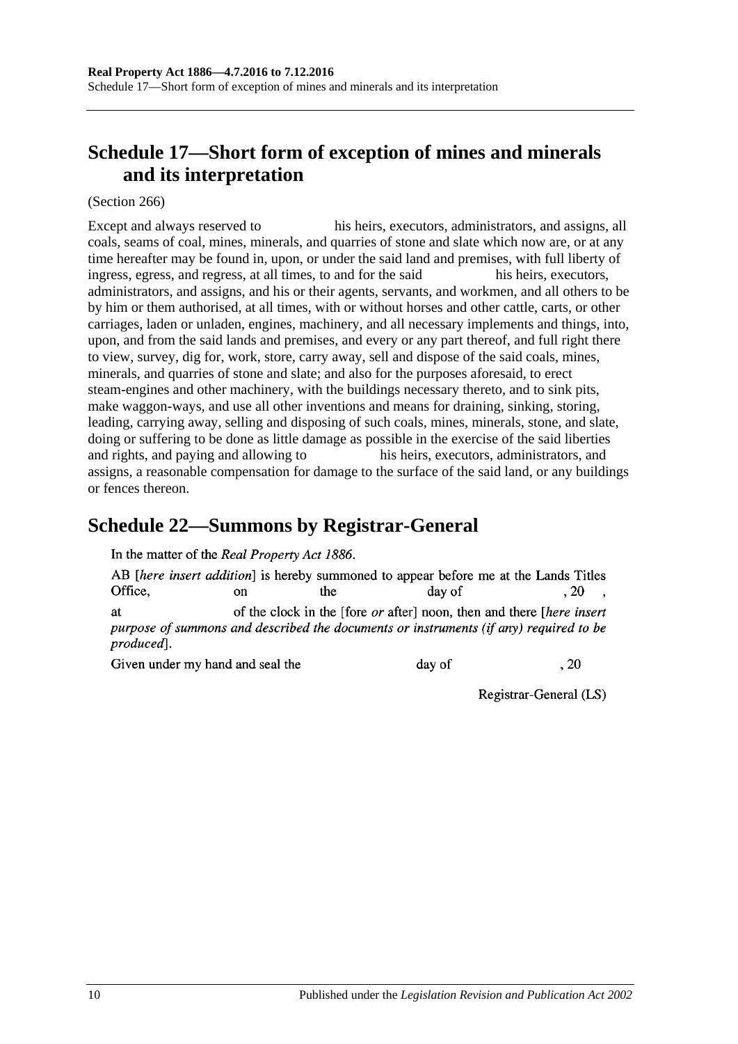## Schedule 17—Short form of exception of mines and minerals and its interpretation

(Section 266)

Except and always reserved to                his heirs, executors, administrators, and assigns, all coals, seams of coal, mines, minerals, and quarries of stone and slate which now are, or at any time hereafter may be found in, upon, or under the said land and premises, with full liberty of ingress, egress, and regress, at all times, to and for the said                his heirs, executors, administrators, and assigns, and his or their agents, servants, and workmen, and all others to be by him or them authorised, at all times, with or without horses and other cattle, carts, or other carriages, laden or unladen, engines, machinery, and all necessary implements and things, into, upon, and from the said lands and premises, and every or any part thereof, and full right there to view, survey, dig for, work, store, carry away, sell and dispose of the said coals, mines, minerals, and quarries of stone and slate; and also for the purposes aforesaid, to erect steam-engines and other machinery, with the buildings necessary thereto, and to sink pits, make waggon-ways, and use all other inventions and means for draining, sinking, storing, leading, carrying away, selling and disposing of such coals, mines, minerals, stone, and slate, doing or suffering to be done as little damage as possible in the exercise of the said liberties and rights, and paying and allowing to                his heirs, executors, administrators, and assigns, a reasonable compensation for damage to the surface of the said land, or any buildings or fences thereon.

## Schedule 22—Summons by Registrar-General

In the matter of the *Real Property Act 1886*.

AB [*here insert addition*] is hereby summoned to appear before me at the Lands Titles Office,                on                the                day of                , 20    , at                of the clock in the [fore *or* after] noon, then and there [*here insert purpose of summons and described the documents or instruments (if any) required to be produced*].

Given under my hand and seal the                day of                , 20

Registrar-General (LS)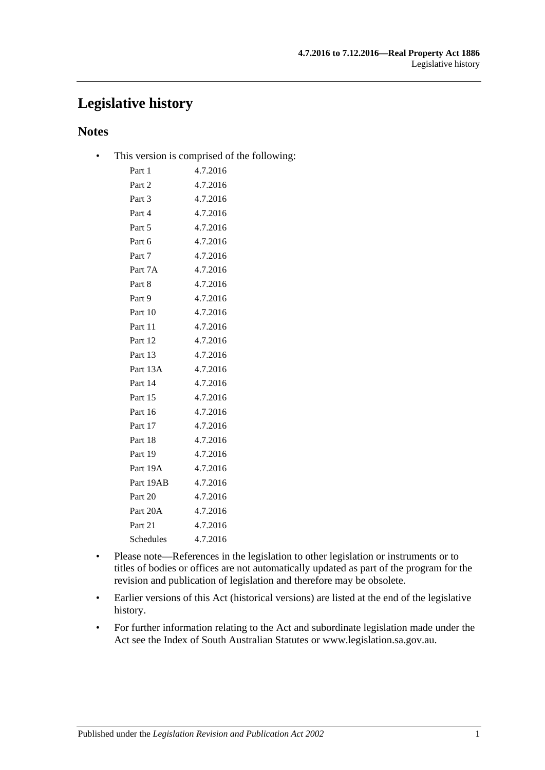# Legislative history

## Notes

- This version is comprised of the following:

| | |
|---|---|
| Part 1 | 4.7.2016 |
| Part 2 | 4.7.2016 |
| Part 3 | 4.7.2016 |
| Part 4 | 4.7.2016 |
| Part 5 | 4.7.2016 |
| Part 6 | 4.7.2016 |
| Part 7 | 4.7.2016 |
| Part 7A | 4.7.2016 |
| Part 8 | 4.7.2016 |
| Part 9 | 4.7.2016 |
| Part 10 | 4.7.2016 |
| Part 11 | 4.7.2016 |
| Part 12 | 4.7.2016 |
| Part 13 | 4.7.2016 |
| Part 13A | 4.7.2016 |
| Part 14 | 4.7.2016 |
| Part 15 | 4.7.2016 |
| Part 16 | 4.7.2016 |
| Part 17 | 4.7.2016 |
| Part 18 | 4.7.2016 |
| Part 19 | 4.7.2016 |
| Part 19A | 4.7.2016 |
| Part 19AB | 4.7.2016 |
| Part 20 | 4.7.2016 |
| Part 20A | 4.7.2016 |
| Part 21 | 4.7.2016 |
| Schedules | 4.7.2016 |

- Please note—References in the legislation to other legislation or instruments or to titles of bodies or offices are not automatically updated as part of the program for the revision and publication of legislation and therefore may be obsolete.
- Earlier versions of this Act (historical versions) are listed at the end of the legislative history.
- For further information relating to the Act and subordinate legislation made under the Act see the Index of South Australian Statutes or www.legislation.sa.gov.au.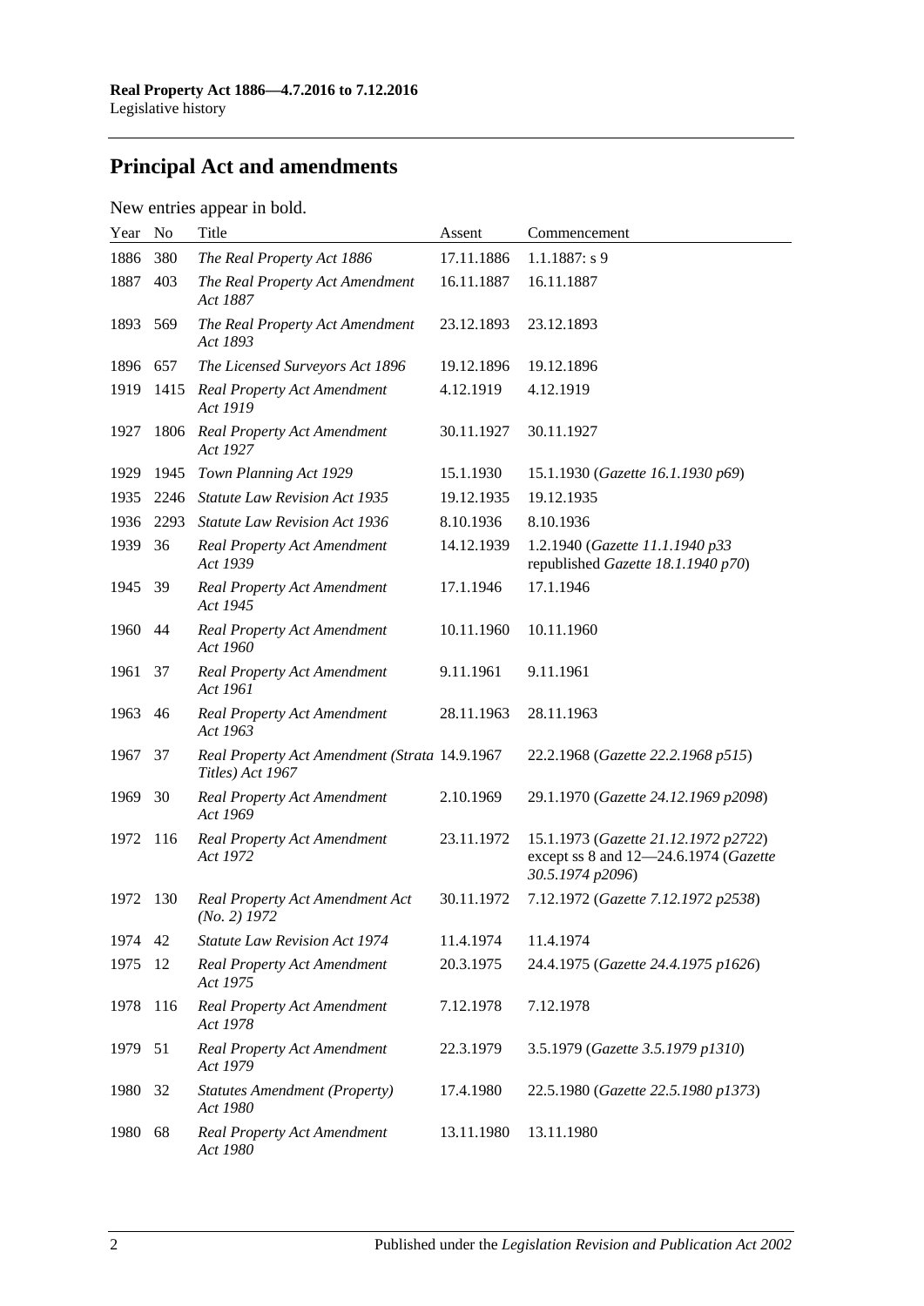## Principal Act and amendments

New entries appear in bold.

| Year | No | Title | Assent | Commencement |
|---|---|---|---|---|
| 1886 | 380 | *The Real Property Act 1886* | 17.11.1886 | 1.1.1887: s 9 |
| 1887 | 403 | *The Real Property Act Amendment Act 1887* | 16.11.1887 | 16.11.1887 |
| 1893 | 569 | *The Real Property Act Amendment Act 1893* | 23.12.1893 | 23.12.1893 |
| 1896 | 657 | *The Licensed Surveyors Act 1896* | 19.12.1896 | 19.12.1896 |
| 1919 | 1415 | *Real Property Act Amendment Act 1919* | 4.12.1919 | 4.12.1919 |
| 1927 | 1806 | *Real Property Act Amendment Act 1927* | 30.11.1927 | 30.11.1927 |
| 1929 | 1945 | *Town Planning Act 1929* | 15.1.1930 | 15.1.1930 (*Gazette 16.1.1930 p69*) |
| 1935 | 2246 | *Statute Law Revision Act 1935* | 19.12.1935 | 19.12.1935 |
| 1936 | 2293 | *Statute Law Revision Act 1936* | 8.10.1936 | 8.10.1936 |
| 1939 | 36 | *Real Property Act Amendment Act 1939* | 14.12.1939 | 1.2.1940 (*Gazette 11.1.1940 p33* republished *Gazette 18.1.1940 p70*) |
| 1945 | 39 | *Real Property Act Amendment Act 1945* | 17.1.1946 | 17.1.1946 |
| 1960 | 44 | *Real Property Act Amendment Act 1960* | 10.11.1960 | 10.11.1960 |
| 1961 | 37 | *Real Property Act Amendment Act 1961* | 9.11.1961 | 9.11.1961 |
| 1963 | 46 | *Real Property Act Amendment Act 1963* | 28.11.1963 | 28.11.1963 |
| 1967 | 37 | *Real Property Act Amendment (Strata Titles) Act 1967* | 14.9.1967 | 22.2.1968 (*Gazette 22.2.1968 p515*) |
| 1969 | 30 | *Real Property Act Amendment Act 1969* | 2.10.1969 | 29.1.1970 (*Gazette 24.12.1969 p2098*) |
| 1972 | 116 | *Real Property Act Amendment Act 1972* | 23.11.1972 | 15.1.1973 (*Gazette 21.12.1972 p2722*) except ss 8 and 12—24.6.1974 (*Gazette 30.5.1974 p2096*) |
| 1972 | 130 | *Real Property Act Amendment Act (No. 2) 1972* | 30.11.1972 | 7.12.1972 (*Gazette 7.12.1972 p2538*) |
| 1974 | 42 | *Statute Law Revision Act 1974* | 11.4.1974 | 11.4.1974 |
| 1975 | 12 | *Real Property Act Amendment Act 1975* | 20.3.1975 | 24.4.1975 (*Gazette 24.4.1975 p1626*) |
| 1978 | 116 | *Real Property Act Amendment Act 1978* | 7.12.1978 | 7.12.1978 |
| 1979 | 51 | *Real Property Act Amendment Act 1979* | 22.3.1979 | 3.5.1979 (*Gazette 3.5.1979 p1310*) |
| 1980 | 32 | *Statutes Amendment (Property) Act 1980* | 17.4.1980 | 22.5.1980 (*Gazette 22.5.1980 p1373*) |
| 1980 | 68 | *Real Property Act Amendment Act 1980* | 13.11.1980 | 13.11.1980 |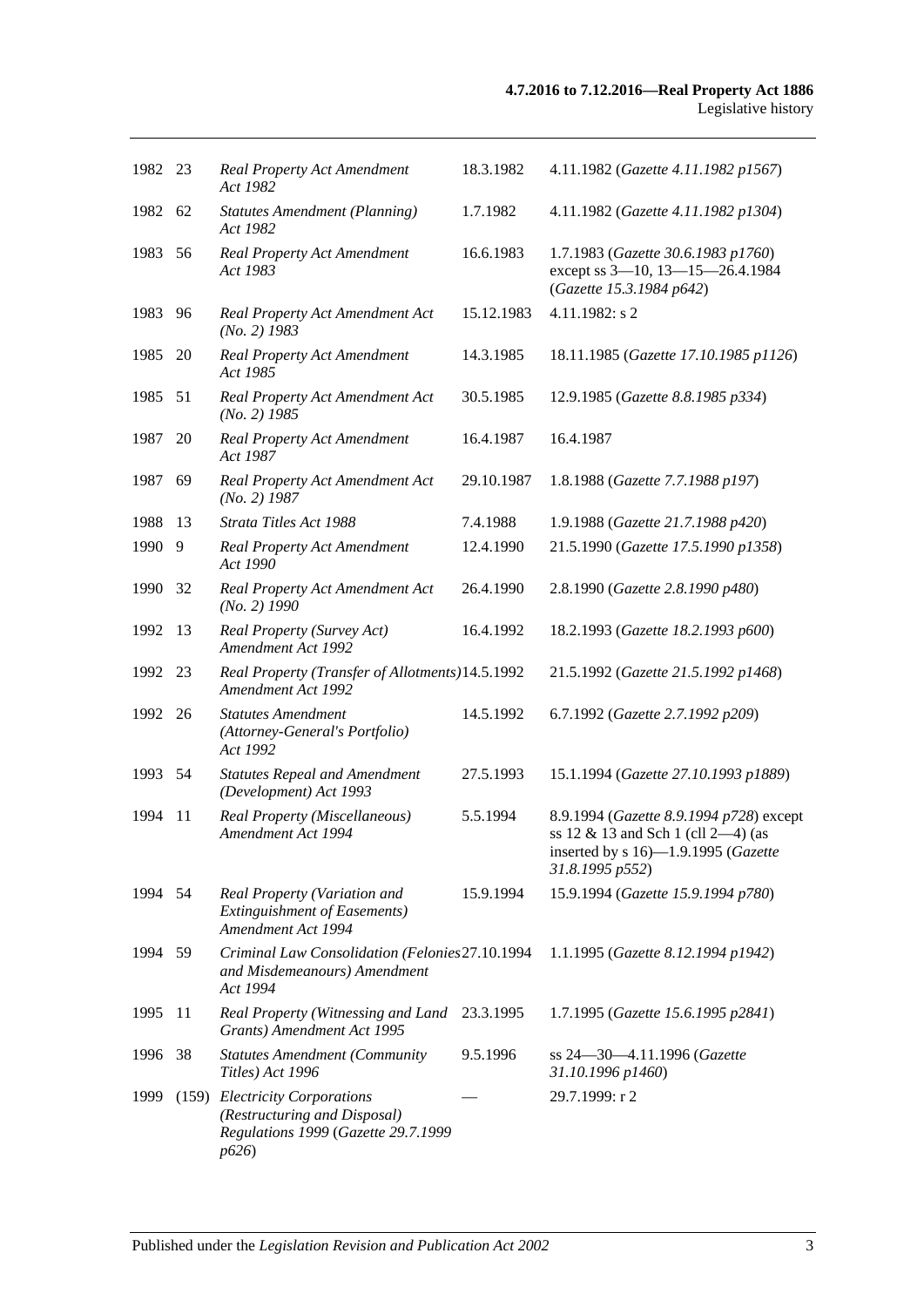| | | | | |
|---|---|---|---|---|
| 1982 | 23 | *Real Property Act Amendment Act 1982* | 18.3.1982 | 4.11.1982 (*Gazette 4.11.1982 p1567*) |
| 1982 | 62 | *Statutes Amendment (Planning) Act 1982* | 1.7.1982 | 4.11.1982 (*Gazette 4.11.1982 p1304*) |
| 1983 | 56 | *Real Property Act Amendment Act 1983* | 16.6.1983 | 1.7.1983 (*Gazette 30.6.1983 p1760*) except ss 3—10, 13—15—26.4.1984 (*Gazette 15.3.1984 p642*) |
| 1983 | 96 | *Real Property Act Amendment Act (No. 2) 1983* | 15.12.1983 | 4.11.1982: s 2 |
| 1985 | 20 | *Real Property Act Amendment Act 1985* | 14.3.1985 | 18.11.1985 (*Gazette 17.10.1985 p1126*) |
| 1985 | 51 | *Real Property Act Amendment Act (No. 2) 1985* | 30.5.1985 | 12.9.1985 (*Gazette 8.8.1985 p334*) |
| 1987 | 20 | *Real Property Act Amendment Act 1987* | 16.4.1987 | 16.4.1987 |
| 1987 | 69 | *Real Property Act Amendment Act (No. 2) 1987* | 29.10.1987 | 1.8.1988 (*Gazette 7.7.1988 p197*) |
| 1988 | 13 | *Strata Titles Act 1988* | 7.4.1988 | 1.9.1988 (*Gazette 21.7.1988 p420*) |
| 1990 | 9 | *Real Property Act Amendment Act 1990* | 12.4.1990 | 21.5.1990 (*Gazette 17.5.1990 p1358*) |
| 1990 | 32 | *Real Property Act Amendment Act (No. 2) 1990* | 26.4.1990 | 2.8.1990 (*Gazette 2.8.1990 p480*) |
| 1992 | 13 | *Real Property (Survey Act) Amendment Act 1992* | 16.4.1992 | 18.2.1993 (*Gazette 18.2.1993 p600*) |
| 1992 | 23 | *Real Property (Transfer of Allotments) Amendment Act 1992* | 14.5.1992 | 21.5.1992 (*Gazette 21.5.1992 p1468*) |
| 1992 | 26 | *Statutes Amendment (Attorney-General's Portfolio) Act 1992* | 14.5.1992 | 6.7.1992 (*Gazette 2.7.1992 p209*) |
| 1993 | 54 | *Statutes Repeal and Amendment (Development) Act 1993* | 27.5.1993 | 15.1.1994 (*Gazette 27.10.1993 p1889*) |
| 1994 | 11 | *Real Property (Miscellaneous) Amendment Act 1994* | 5.5.1994 | 8.9.1994 (*Gazette 8.9.1994 p728*) except ss 12 & 13 and Sch 1 (cll 2—4) (as inserted by s 16)—1.9.1995 (*Gazette 31.8.1995 p552*) |
| 1994 | 54 | *Real Property (Variation and Extinguishment of Easements) Amendment Act 1994* | 15.9.1994 | 15.9.1994 (*Gazette 15.9.1994 p780*) |
| 1994 | 59 | *Criminal Law Consolidation (Felonies and Misdemeanours) Amendment Act 1994* | 27.10.1994 | 1.1.1995 (*Gazette 8.12.1994 p1942*) |
| 1995 | 11 | *Real Property (Witnessing and Land Grants) Amendment Act 1995* | 23.3.1995 | 1.7.1995 (*Gazette 15.6.1995 p2841*) |
| 1996 | 38 | *Statutes Amendment (Community Titles) Act 1996* | 9.5.1996 | ss 24—30—4.11.1996 (*Gazette 31.10.1996 p1460*) |
| 1999 | (159) | *Electricity Corporations (Restructuring and Disposal) Regulations 1999* (*Gazette 29.7.1999 p626*) | — | 29.7.1999: r 2 |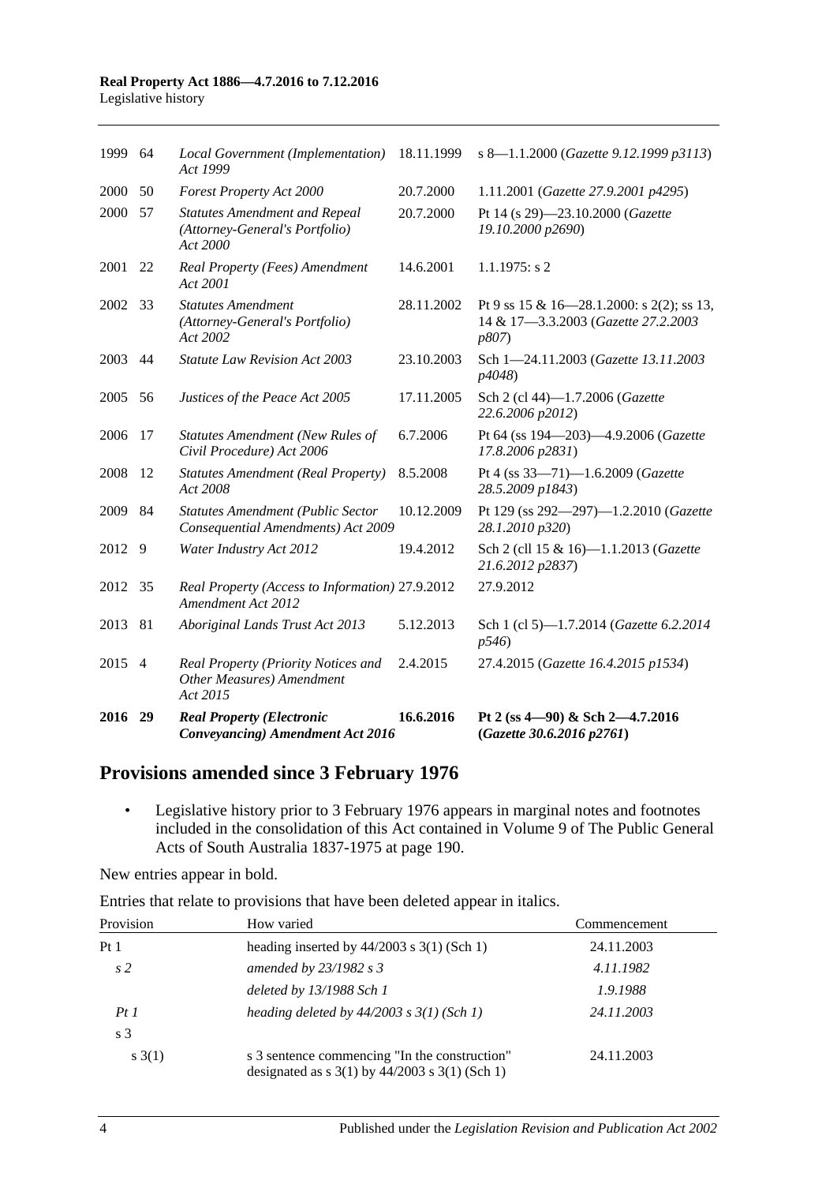| | | | | |
|---|---|---|---|---|
| 1999 | 64 | *Local Government (Implementation) Act 1999* | 18.11.1999 | s 8—1.1.2000 (*Gazette 9.12.1999 p3113*) |
| 2000 | 50 | *Forest Property Act 2000* | 20.7.2000 | 1.11.2001 (*Gazette 27.9.2001 p4295*) |
| 2000 | 57 | *Statutes Amendment and Repeal (Attorney-General's Portfolio) Act 2000* | 20.7.2000 | Pt 14 (s 29)—23.10.2000 (*Gazette 19.10.2000 p2690*) |
| 2001 | 22 | *Real Property (Fees) Amendment Act 2001* | 14.6.2001 | 1.1.1975: s 2 |
| 2002 | 33 | *Statutes Amendment (Attorney-General's Portfolio) Act 2002* | 28.11.2002 | Pt 9 ss 15 & 16—28.1.2000: s 2(2); ss 13, 14 & 17—3.3.2003 (*Gazette 27.2.2003 p807*) |
| 2003 | 44 | *Statute Law Revision Act 2003* | 23.10.2003 | Sch 1—24.11.2003 (*Gazette 13.11.2003 p4048*) |
| 2005 | 56 | *Justices of the Peace Act 2005* | 17.11.2005 | Sch 2 (cl 44)—1.7.2006 (*Gazette 22.6.2006 p2012*) |
| 2006 | 17 | *Statutes Amendment (New Rules of Civil Procedure) Act 2006* | 6.7.2006 | Pt 64 (ss 194—203)—4.9.2006 (*Gazette 17.8.2006 p2831*) |
| 2008 | 12 | *Statutes Amendment (Real Property) Act 2008* | 8.5.2008 | Pt 4 (ss 33—71)—1.6.2009 (*Gazette 28.5.2009 p1843*) |
| 2009 | 84 | *Statutes Amendment (Public Sector Consequential Amendments) Act 2009* | 10.12.2009 | Pt 129 (ss 292—297)—1.2.2010 (*Gazette 28.1.2010 p320*) |
| 2012 | 9 | *Water Industry Act 2012* | 19.4.2012 | Sch 2 (cll 15 & 16)—1.1.2013 (*Gazette 21.6.2012 p2837*) |
| 2012 | 35 | *Real Property (Access to Information) Amendment Act 2012* | 27.9.2012 | 27.9.2012 |
| 2013 | 81 | *Aboriginal Lands Trust Act 2013* | 5.12.2013 | Sch 1 (cl 5)—1.7.2014 (*Gazette 6.2.2014 p546*) |
| 2015 | 4 | *Real Property (Priority Notices and Other Measures) Amendment Act 2015* | 2.4.2015 | 27.4.2015 (*Gazette 16.4.2015 p1534*) |
| **2016** | **29** | ***Real Property (Electronic Conveyancing) Amendment Act 2016*** | **16.6.2016** | **Pt 2 (ss 4—90) & Sch 2—4.7.2016 (*Gazette 30.6.2016 p2761*)** |

## Provisions amended since 3 February 1976

- Legislative history prior to 3 February 1976 appears in marginal notes and footnotes included in the consolidation of this Act contained in Volume 9 of The Public General Acts of South Australia 1837-1975 at page 190.

New entries appear in bold.

Entries that relate to provisions that have been deleted appear in italics.

| Provision | How varied | Commencement |
|---|---|---|
| Pt 1 | heading inserted by 44/2003 s 3(1) (Sch 1) | 24.11.2003 |
| *s 2* | *amended by 23/1982 s 3* | *4.11.1982* |
| | *deleted by 13/1988 Sch 1* | *1.9.1988* |
| *Pt 1* | *heading deleted by 44/2003 s 3(1) (Sch 1)* | *24.11.2003* |
| s 3 | | |
| s 3(1) | s 3 sentence commencing "In the construction" designated as s 3(1) by 44/2003 s 3(1) (Sch 1) | 24.11.2003 |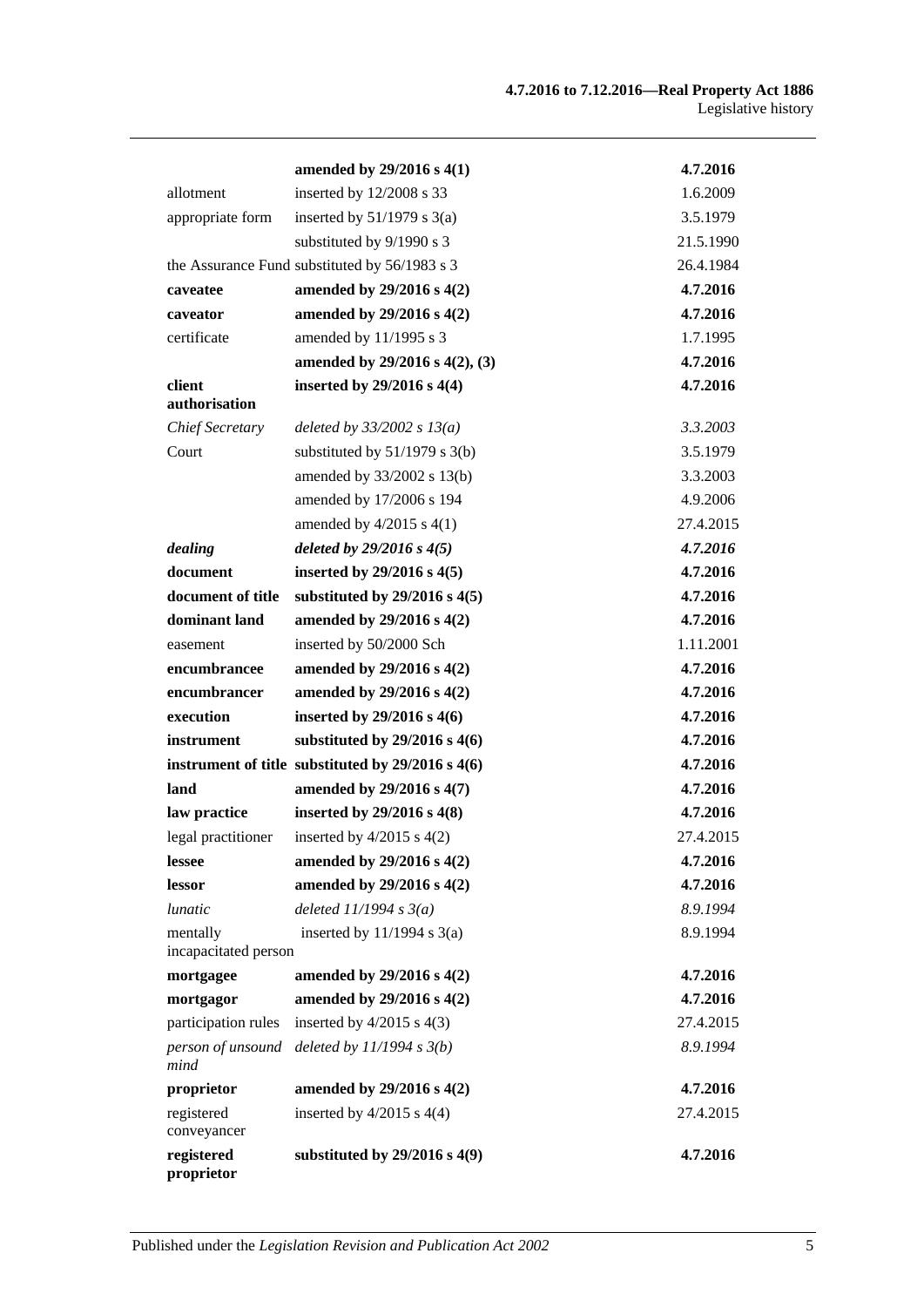| | | |
|---|---|---|
| | **amended by 29/2016 s 4(1)** | **4.7.2016** |
| allotment | inserted by 12/2008 s 33 | 1.6.2009 |
| appropriate form | inserted by 51/1979 s 3(a) | 3.5.1979 |
| | substituted by 9/1990 s 3 | 21.5.1990 |
| the Assurance Fund | substituted by 56/1983 s 3 | 26.4.1984 |
| **caveatee** | **amended by 29/2016 s 4(2)** | **4.7.2016** |
| **caveator** | **amended by 29/2016 s 4(2)** | **4.7.2016** |
| certificate | amended by 11/1995 s 3 | 1.7.1995 |
| | **amended by 29/2016 s 4(2), (3)** | **4.7.2016** |
| **client authorisation** | **inserted by 29/2016 s 4(4)** | **4.7.2016** |
| *Chief Secretary* | *deleted by 33/2002 s 13(a)* | *3.3.2003* |
| Court | substituted by 51/1979 s 3(b) | 3.5.1979 |
| | amended by 33/2002 s 13(b) | 3.3.2003 |
| | amended by 17/2006 s 194 | 4.9.2006 |
| | amended by 4/2015 s 4(1) | 27.4.2015 |
| ***dealing*** | ***deleted by 29/2016 s 4(5)*** | ***4.7.2016*** |
| **document** | **inserted by 29/2016 s 4(5)** | **4.7.2016** |
| **document of title** | **substituted by 29/2016 s 4(5)** | **4.7.2016** |
| **dominant land** | **amended by 29/2016 s 4(2)** | **4.7.2016** |
| easement | inserted by 50/2000 Sch | 1.11.2001 |
| **encumbrancee** | **amended by 29/2016 s 4(2)** | **4.7.2016** |
| **encumbrancer** | **amended by 29/2016 s 4(2)** | **4.7.2016** |
| **execution** | **inserted by 29/2016 s 4(6)** | **4.7.2016** |
| **instrument** | **substituted by 29/2016 s 4(6)** | **4.7.2016** |
| **instrument of title** | **substituted by 29/2016 s 4(6)** | **4.7.2016** |
| **land** | **amended by 29/2016 s 4(7)** | **4.7.2016** |
| **law practice** | **inserted by 29/2016 s 4(8)** | **4.7.2016** |
| legal practitioner | inserted by 4/2015 s 4(2) | 27.4.2015 |
| **lessee** | **amended by 29/2016 s 4(2)** | **4.7.2016** |
| **lessor** | **amended by 29/2016 s 4(2)** | **4.7.2016** |
| *lunatic* | *deleted 11/1994 s 3(a)* | *8.9.1994* |
| mentally incapacitated person | inserted by 11/1994 s 3(a) | 8.9.1994 |
| **mortgagee** | **amended by 29/2016 s 4(2)** | **4.7.2016** |
| **mortgagor** | **amended by 29/2016 s 4(2)** | **4.7.2016** |
| participation rules | inserted by 4/2015 s 4(3) | 27.4.2015 |
| *person of unsound mind* | *deleted by 11/1994 s 3(b)* | *8.9.1994* |
| **proprietor** | **amended by 29/2016 s 4(2)** | **4.7.2016** |
| registered conveyancer | inserted by 4/2015 s 4(4) | 27.4.2015 |
| **registered proprietor** | **substituted by 29/2016 s 4(9)** | **4.7.2016** |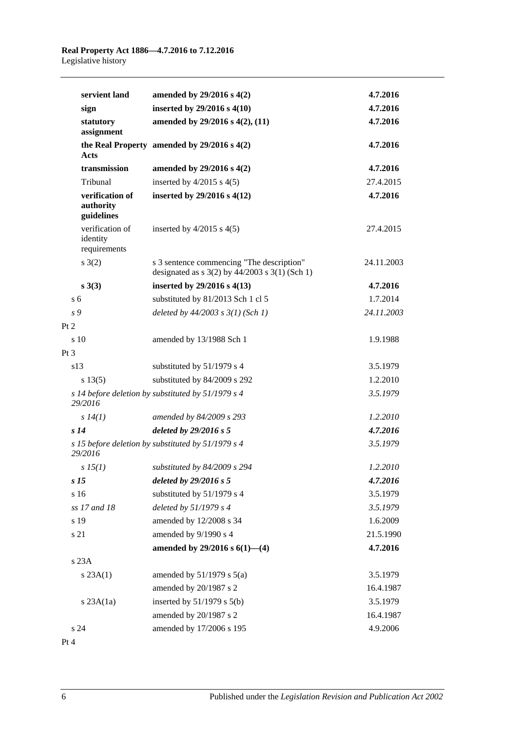| | | |
|---|---|---|
| **servient land** | **amended by 29/2016 s 4(2)** | **4.7.2016** |
| **sign** | **inserted by 29/2016 s 4(10)** | **4.7.2016** |
| **statutory assignment** | **amended by 29/2016 s 4(2), (11)** | **4.7.2016** |
| **the Real Property Acts** | **amended by 29/2016 s 4(2)** | **4.7.2016** |
| **transmission** | **amended by 29/2016 s 4(2)** | **4.7.2016** |
| Tribunal | inserted by 4/2015 s 4(5) | 27.4.2015 |
| **verification of authority guidelines** | **inserted by 29/2016 s 4(12)** | **4.7.2016** |
| verification of identity requirements | inserted by 4/2015 s 4(5) | 27.4.2015 |
| s 3(2) | s 3 sentence commencing "The description" designated as s 3(2) by 44/2003 s 3(1) (Sch 1) | 24.11.2003 |
| **s 3(3)** | **inserted by 29/2016 s 4(13)** | **4.7.2016** |
| s 6 | substituted by 81/2013 Sch 1 cl 5 | 1.7.2014 |
| *s 9* | *deleted by 44/2003 s 3(1) (Sch 1)* | *24.11.2003* |
| Pt 2 | | |
| s 10 | amended by 13/1988 Sch 1 | 1.9.1988 |
| Pt 3 | | |
| s13 | substituted by 51/1979 s 4 | 3.5.1979 |
| s 13(5) | substituted by 84/2009 s 292 | 1.2.2010 |
| *s 14 before deletion by 29/2016* | *substituted by 51/1979 s 4* | *3.5.1979* |
| *s 14(1)* | *amended by 84/2009 s 293* | *1.2.2010* |
| ***s 14*** | ***deleted by 29/2016 s 5*** | ***4.7.2016*** |
| *s 15 before deletion by 29/2016* | *substituted by 51/1979 s 4* | *3.5.1979* |
| *s 15(1)* | *substituted by 84/2009 s 294* | *1.2.2010* |
| ***s 15*** | ***deleted by 29/2016 s 5*** | ***4.7.2016*** |
| s 16 | substituted by 51/1979 s 4 | 3.5.1979 |
| *ss 17 and 18* | *deleted by 51/1979 s 4* | *3.5.1979* |
| s 19 | amended by 12/2008 s 34 | 1.6.2009 |
| s 21 | amended by 9/1990 s 4 | 21.5.1990 |
| | **amended by 29/2016 s 6(1)—(4)** | **4.7.2016** |
| s 23A | | |
| s 23A(1) | amended by 51/1979 s 5(a) | 3.5.1979 |
| | amended by 20/1987 s 2 | 16.4.1987 |
| s 23A(1a) | inserted by 51/1979 s 5(b) | 3.5.1979 |
| | amended by 20/1987 s 2 | 16.4.1987 |
| s 24 | amended by 17/2006 s 195 | 4.9.2006 |
| Pt 4 | | |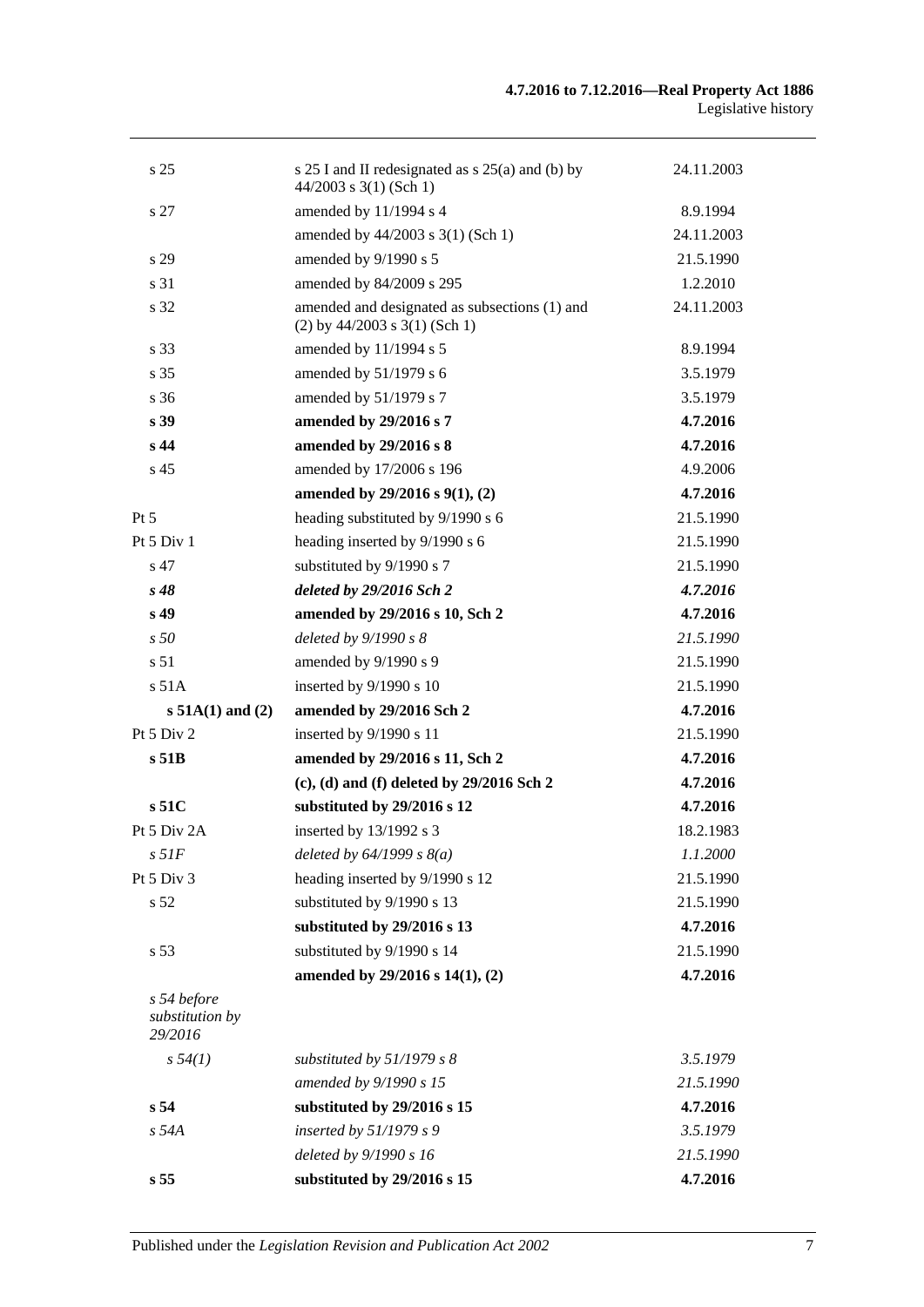| | | |
|---|---|---|
| s 25 | s 25 I and II redesignated as s 25(a) and (b) by 44/2003 s 3(1) (Sch 1) | 24.11.2003 |
| s 27 | amended by 11/1994 s 4 | 8.9.1994 |
| | amended by 44/2003 s 3(1) (Sch 1) | 24.11.2003 |
| s 29 | amended by 9/1990 s 5 | 21.5.1990 |
| s 31 | amended by 84/2009 s 295 | 1.2.2010 |
| s 32 | amended and designated as subsections (1) and (2) by 44/2003 s 3(1) (Sch 1) | 24.11.2003 |
| s 33 | amended by 11/1994 s 5 | 8.9.1994 |
| s 35 | amended by 51/1979 s 6 | 3.5.1979 |
| s 36 | amended by 51/1979 s 7 | 3.5.1979 |
| **s 39** | **amended by 29/2016 s 7** | **4.7.2016** |
| **s 44** | **amended by 29/2016 s 8** | **4.7.2016** |
| s 45 | amended by 17/2006 s 196 | 4.9.2006 |
| | **amended by 29/2016 s 9(1), (2)** | **4.7.2016** |
| Pt 5 | heading substituted by 9/1990 s 6 | 21.5.1990 |
| Pt 5 Div 1 | heading inserted by 9/1990 s 6 | 21.5.1990 |
| s 47 | substituted by 9/1990 s 7 | 21.5.1990 |
| ***s 48*** | ***deleted by 29/2016 Sch 2*** | ***4.7.2016*** |
| **s 49** | **amended by 29/2016 s 10, Sch 2** | **4.7.2016** |
| *s 50* | *deleted by 9/1990 s 8* | *21.5.1990* |
| s 51 | amended by 9/1990 s 9 | 21.5.1990 |
| s 51A | inserted by 9/1990 s 10 | 21.5.1990 |
| **s 51A(1) and (2)** | **amended by 29/2016 Sch 2** | **4.7.2016** |
| Pt 5 Div 2 | inserted by 9/1990 s 11 | 21.5.1990 |
| **s 51B** | **amended by 29/2016 s 11, Sch 2** | **4.7.2016** |
| | **(c), (d) and (f) deleted by 29/2016 Sch 2** | **4.7.2016** |
| **s 51C** | **substituted by 29/2016 s 12** | **4.7.2016** |
| Pt 5 Div 2A | inserted by 13/1992 s 3 | 18.2.1983 |
| *s 51F* | *deleted by 64/1999 s 8(a)* | *1.1.2000* |
| Pt 5 Div 3 | heading inserted by 9/1990 s 12 | 21.5.1990 |
| s 52 | substituted by 9/1990 s 13 | 21.5.1990 |
| | **substituted by 29/2016 s 13** | **4.7.2016** |
| s 53 | substituted by 9/1990 s 14 | 21.5.1990 |
| | **amended by 29/2016 s 14(1), (2)** | **4.7.2016** |
| *s 54 before substitution by 29/2016* | | |
| *s 54(1)* | *substituted by 51/1979 s 8* | *3.5.1979* |
| | *amended by 9/1990 s 15* | *21.5.1990* |
| **s 54** | **substituted by 29/2016 s 15** | **4.7.2016** |
| *s 54A* | *inserted by 51/1979 s 9* | *3.5.1979* |
| | *deleted by 9/1990 s 16* | *21.5.1990* |
| **s 55** | **substituted by 29/2016 s 15** | **4.7.2016** |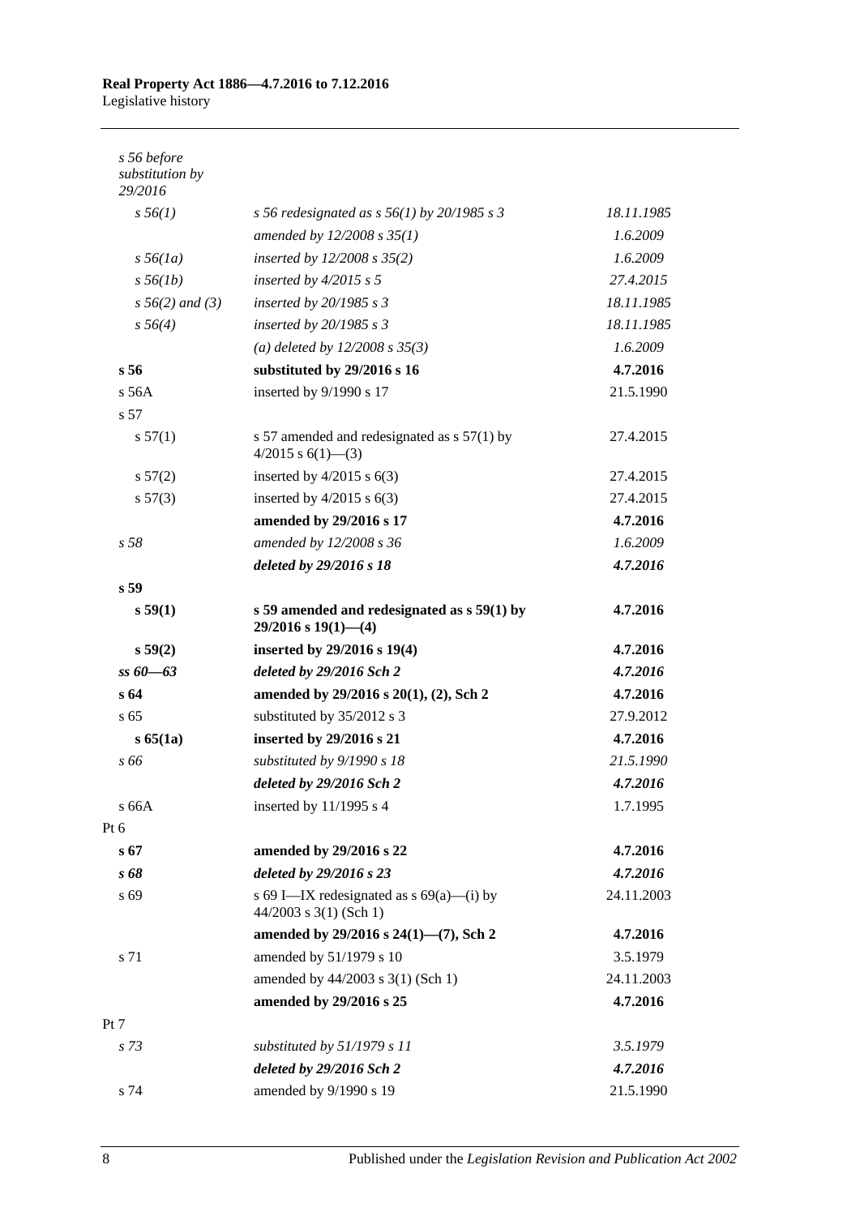| | | |
|---|---|---|
| *s 56 before substitution by 29/2016* | | |
| *s 56(1)* | *s 56 redesignated as s 56(1) by 20/1985 s 3* | *18.11.1985* |
| | *amended by 12/2008 s 35(1)* | *1.6.2009* |
| *s 56(1a)* | *inserted by 12/2008 s 35(2)* | *1.6.2009* |
| *s 56(1b)* | *inserted by 4/2015 s 5* | *27.4.2015* |
| *s 56(2) and (3)* | *inserted by 20/1985 s 3* | *18.11.1985* |
| *s 56(4)* | *inserted by 20/1985 s 3* | *18.11.1985* |
| | *(a) deleted by 12/2008 s 35(3)* | *1.6.2009* |
| **s 56** | **substituted by 29/2016 s 16** | **4.7.2016** |
| s 56A | inserted by 9/1990 s 17 | 21.5.1990 |
| s 57 | | |
| s 57(1) | s 57 amended and redesignated as s 57(1) by 4/2015 s 6(1)—(3) | 27.4.2015 |
| s 57(2) | inserted by 4/2015 s 6(3) | 27.4.2015 |
| s 57(3) | inserted by 4/2015 s 6(3) | 27.4.2015 |
| | **amended by 29/2016 s 17** | **4.7.2016** |
| *s 58* | *amended by 12/2008 s 36* | *1.6.2009* |
| | ***deleted by 29/2016 s 18*** | ***4.7.2016*** |
| **s 59** | | |
| **s 59(1)** | **s 59 amended and redesignated as s 59(1) by 29/2016 s 19(1)—(4)** | **4.7.2016** |
| **s 59(2)** | **inserted by 29/2016 s 19(4)** | **4.7.2016** |
| ***ss 60—63*** | ***deleted by 29/2016 Sch 2*** | ***4.7.2016*** |
| **s 64** | **amended by 29/2016 s 20(1), (2), Sch 2** | **4.7.2016** |
| s 65 | substituted by 35/2012 s 3 | 27.9.2012 |
| **s 65(1a)** | **inserted by 29/2016 s 21** | **4.7.2016** |
| *s 66* | *substituted by 9/1990 s 18* | *21.5.1990* |
| | ***deleted by 29/2016 Sch 2*** | ***4.7.2016*** |
| s 66A | inserted by 11/1995 s 4 | 1.7.1995 |
| Pt 6 | | |
| **s 67** | **amended by 29/2016 s 22** | **4.7.2016** |
| ***s 68*** | ***deleted by 29/2016 s 23*** | ***4.7.2016*** |
| s 69 | s 69 I—IX redesignated as s 69(a)—(i) by 44/2003 s 3(1) (Sch 1) | 24.11.2003 |
| | **amended by 29/2016 s 24(1)—(7), Sch 2** | **4.7.2016** |
| s 71 | amended by 51/1979 s 10 | 3.5.1979 |
| | amended by 44/2003 s 3(1) (Sch 1) | 24.11.2003 |
| | **amended by 29/2016 s 25** | **4.7.2016** |
| Pt 7 | | |
| *s 73* | *substituted by 51/1979 s 11* | *3.5.1979* |
| | ***deleted by 29/2016 Sch 2*** | ***4.7.2016*** |
| s 74 | amended by 9/1990 s 19 | 21.5.1990 |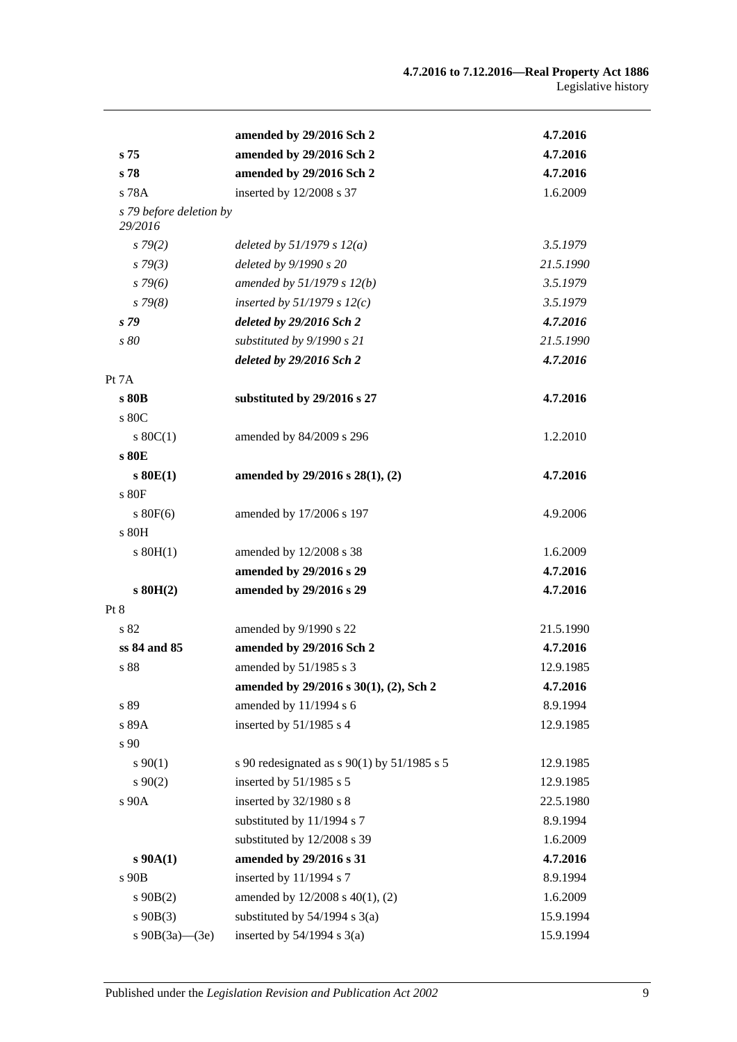| | | |
|---|---|---|
| | **amended by 29/2016 Sch 2** | **4.7.2016** |
| **s 75** | **amended by 29/2016 Sch 2** | **4.7.2016** |
| **s 78** | **amended by 29/2016 Sch 2** | **4.7.2016** |
| s 78A | inserted by 12/2008 s 37 | 1.6.2009 |
| *s 79 before deletion by 29/2016* | | |
| *s 79(2)* | *deleted by 51/1979 s 12(a)* | *3.5.1979* |
| *s 79(3)* | *deleted by 9/1990 s 20* | *21.5.1990* |
| *s 79(6)* | *amended by 51/1979 s 12(b)* | *3.5.1979* |
| *s 79(8)* | *inserted by 51/1979 s 12(c)* | *3.5.1979* |
| ***s 79*** | ***deleted by 29/2016 Sch 2*** | ***4.7.2016*** |
| *s 80* | *substituted by 9/1990 s 21* | *21.5.1990* |
| | ***deleted by 29/2016 Sch 2*** | ***4.7.2016*** |
| Pt 7A | | |
| **s 80B** | **substituted by 29/2016 s 27** | **4.7.2016** |
| s 80C | | |
| s 80C(1) | amended by 84/2009 s 296 | 1.2.2010 |
| **s 80E** | | |
| **s 80E(1)** | **amended by 29/2016 s 28(1), (2)** | **4.7.2016** |
| s 80F | | |
| s 80F(6) | amended by 17/2006 s 197 | 4.9.2006 |
| s 80H | | |
| s 80H(1) | amended by 12/2008 s 38 | 1.6.2009 |
| | **amended by 29/2016 s 29** | **4.7.2016** |
| **s 80H(2)** | **amended by 29/2016 s 29** | **4.7.2016** |
| Pt 8 | | |
| s 82 | amended by 9/1990 s 22 | 21.5.1990 |
| **ss 84 and 85** | **amended by 29/2016 Sch 2** | **4.7.2016** |
| s 88 | amended by 51/1985 s 3 | 12.9.1985 |
| | **amended by 29/2016 s 30(1), (2), Sch 2** | **4.7.2016** |
| s 89 | amended by 11/1994 s 6 | 8.9.1994 |
| s 89A | inserted by 51/1985 s 4 | 12.9.1985 |
| s 90 | | |
| s 90(1) | s 90 redesignated as s 90(1) by 51/1985 s 5 | 12.9.1985 |
| s 90(2) | inserted by 51/1985 s 5 | 12.9.1985 |
| s 90A | inserted by 32/1980 s 8 | 22.5.1980 |
| | substituted by 11/1994 s 7 | 8.9.1994 |
| | substituted by 12/2008 s 39 | 1.6.2009 |
| **s 90A(1)** | **amended by 29/2016 s 31** | **4.7.2016** |
| s 90B | inserted by 11/1994 s 7 | 8.9.1994 |
| s 90B(2) | amended by 12/2008 s 40(1), (2) | 1.6.2009 |
| s 90B(3) | substituted by 54/1994 s 3(a) | 15.9.1994 |
| s 90B(3a)—(3e) | inserted by 54/1994 s 3(a) | 15.9.1994 |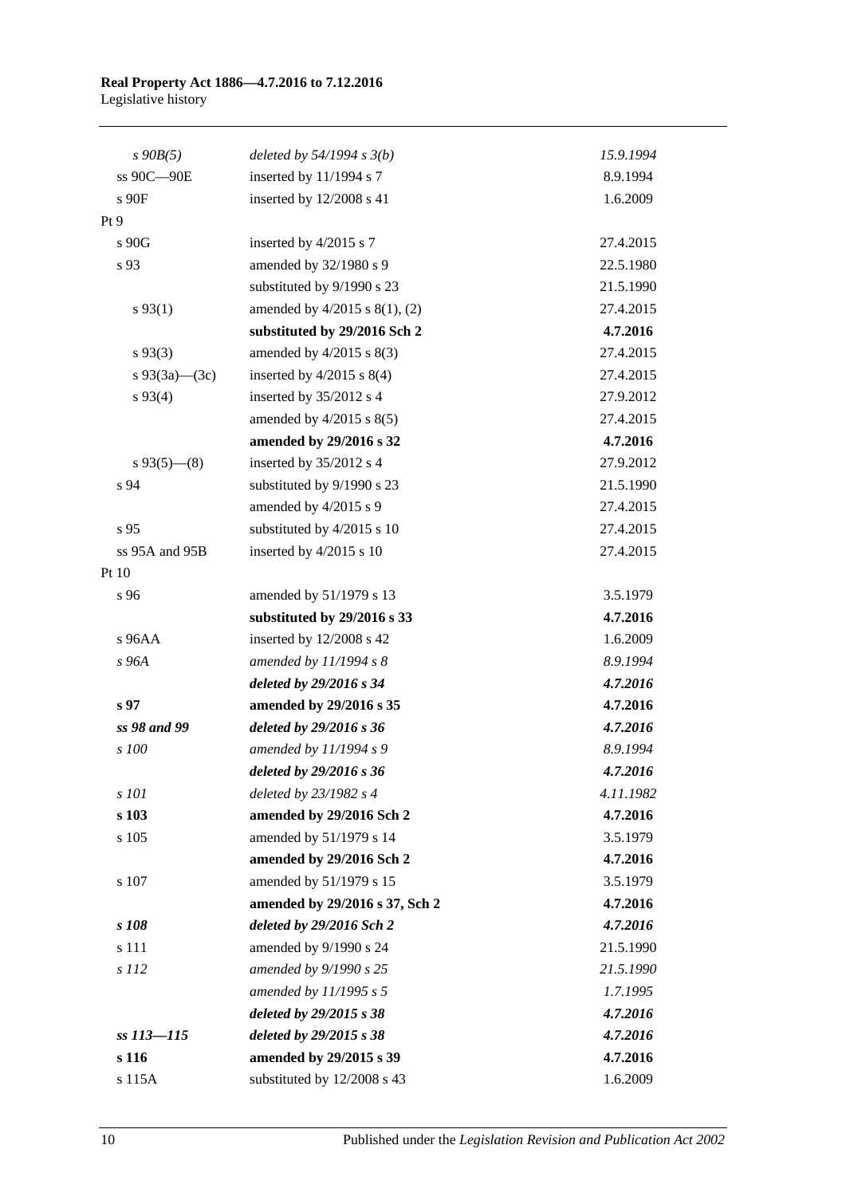| | | |
|---|---|---|
| *s 90B(5)* | *deleted by 54/1994 s 3(b)* | *15.9.1994* |
| ss 90C—90E | inserted by 11/1994 s 7 | 8.9.1994 |
| s 90F | inserted by 12/2008 s 41 | 1.6.2009 |
| Pt 9 | | |
| s 90G | inserted by 4/2015 s 7 | 27.4.2015 |
| s 93 | amended by 32/1980 s 9 | 22.5.1980 |
| | substituted by 9/1990 s 23 | 21.5.1990 |
| s 93(1) | amended by 4/2015 s 8(1), (2) | 27.4.2015 |
| | **substituted by 29/2016 Sch 2** | **4.7.2016** |
| s 93(3) | amended by 4/2015 s 8(3) | 27.4.2015 |
| s 93(3a)—(3c) | inserted by 4/2015 s 8(4) | 27.4.2015 |
| s 93(4) | inserted by 35/2012 s 4 | 27.9.2012 |
| | amended by 4/2015 s 8(5) | 27.4.2015 |
| | **amended by 29/2016 s 32** | **4.7.2016** |
| s 93(5)—(8) | inserted by 35/2012 s 4 | 27.9.2012 |
| s 94 | substituted by 9/1990 s 23 | 21.5.1990 |
| | amended by 4/2015 s 9 | 27.4.2015 |
| s 95 | substituted by 4/2015 s 10 | 27.4.2015 |
| ss 95A and 95B | inserted by 4/2015 s 10 | 27.4.2015 |
| Pt 10 | | |
| s 96 | amended by 51/1979 s 13 | 3.5.1979 |
| | **substituted by 29/2016 s 33** | **4.7.2016** |
| s 96AA | inserted by 12/2008 s 42 | 1.6.2009 |
| *s 96A* | *amended by 11/1994 s 8* | *8.9.1994* |
| | ***deleted by 29/2016 s 34*** | ***4.7.2016*** |
| **s 97** | **amended by 29/2016 s 35** | **4.7.2016** |
| ***ss 98 and 99*** | ***deleted by 29/2016 s 36*** | ***4.7.2016*** |
| *s 100* | *amended by 11/1994 s 9* | *8.9.1994* |
| | ***deleted by 29/2016 s 36*** | ***4.7.2016*** |
| *s 101* | *deleted by 23/1982 s 4* | *4.11.1982* |
| **s 103** | **amended by 29/2016 Sch 2** | **4.7.2016** |
| s 105 | amended by 51/1979 s 14 | 3.5.1979 |
| | **amended by 29/2016 Sch 2** | **4.7.2016** |
| s 107 | amended by 51/1979 s 15 | 3.5.1979 |
| | **amended by 29/2016 s 37, Sch 2** | **4.7.2016** |
| ***s 108*** | ***deleted by 29/2016 Sch 2*** | ***4.7.2016*** |
| s 111 | amended by 9/1990 s 24 | 21.5.1990 |
| *s 112* | *amended by 9/1990 s 25* | *21.5.1990* |
| | *amended by 11/1995 s 5* | *1.7.1995* |
| | ***deleted by 29/2015 s 38*** | ***4.7.2016*** |
| ***ss 113—115*** | ***deleted by 29/2015 s 38*** | ***4.7.2016*** |
| **s 116** | **amended by 29/2015 s 39** | **4.7.2016** |
| s 115A | substituted by 12/2008 s 43 | 1.6.2009 |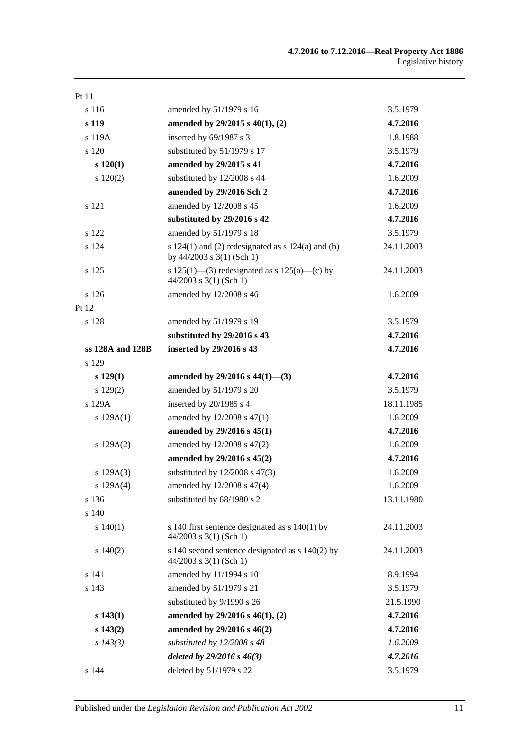| | | |
|---|---|---|
| Pt 11 | | |
| s 116 | amended by 51/1979 s 16 | 3.5.1979 |
| **s 119** | **amended by 29/2015 s 40(1), (2)** | **4.7.2016** |
| s 119A | inserted by 69/1987 s 3 | 1.8.1988 |
| s 120 | substituted by 51/1979 s 17 | 3.5.1979 |
| **s 120(1)** | **amended by 29/2015 s 41** | **4.7.2016** |
| s 120(2) | substituted by 12/2008 s 44 | 1.6.2009 |
| | **amended by 29/2016 Sch 2** | **4.7.2016** |
| s 121 | amended by 12/2008 s 45 | 1.6.2009 |
| | **substituted by 29/2016 s 42** | **4.7.2016** |
| s 122 | amended by 51/1979 s 18 | 3.5.1979 |
| s 124 | s 124(1) and (2) redesignated as s 124(a) and (b) by 44/2003 s 3(1) (Sch 1) | 24.11.2003 |
| s 125 | s 125(1)—(3) redesignated as s 125(a)—(c) by 44/2003 s 3(1) (Sch 1) | 24.11.2003 |
| s 126 | amended by 12/2008 s 46 | 1.6.2009 |
| Pt 12 | | |
| s 128 | amended by 51/1979 s 19 | 3.5.1979 |
| | **substituted by 29/2016 s 43** | **4.7.2016** |
| **ss 128A and 128B** | **inserted by 29/2016 s 43** | **4.7.2016** |
| s 129 | | |
| **s 129(1)** | **amended by 29/2016 s 44(1)—(3)** | **4.7.2016** |
| s 129(2) | amended by 51/1979 s 20 | 3.5.1979 |
| s 129A | inserted by 20/1985 s 4 | 18.11.1985 |
| s 129A(1) | amended by 12/2008 s 47(1) | 1.6.2009 |
| | **amended by 29/2016 s 45(1)** | **4.7.2016** |
| s 129A(2) | amended by 12/2008 s 47(2) | 1.6.2009 |
| | **amended by 29/2016 s 45(2)** | **4.7.2016** |
| s 129A(3) | substituted by 12/2008 s 47(3) | 1.6.2009 |
| s 129A(4) | amended by 12/2008 s 47(4) | 1.6.2009 |
| s 136 | substituted by 68/1980 s 2 | 13.11.1980 |
| s 140 | | |
| s 140(1) | s 140 first sentence designated as s 140(1) by 44/2003 s 3(1) (Sch 1) | 24.11.2003 |
| s 140(2) | s 140 second sentence designated as s 140(2) by 44/2003 s 3(1) (Sch 1) | 24.11.2003 |
| s 141 | amended by 11/1994 s 10 | 8.9.1994 |
| s 143 | amended by 51/1979 s 21 | 3.5.1979 |
| | substituted by 9/1990 s 26 | 21.5.1990 |
| **s 143(1)** | **amended by 29/2016 s 46(1), (2)** | **4.7.2016** |
| **s 143(2)** | **amended by 29/2016 s 46(2)** | **4.7.2016** |
| *s 143(3)* | *substituted by 12/2008 s 48* | *1.6.2009* |
| | ***deleted by 29/2016 s 46(3)*** | ***4.7.2016*** |
| s 144 | deleted by 51/1979 s 22 | 3.5.1979 |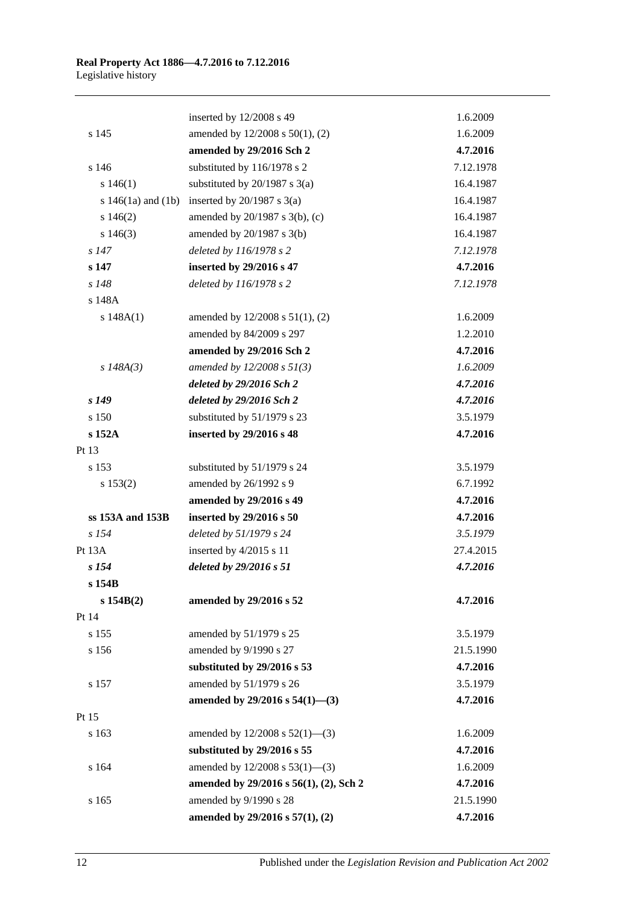| | | |
|---|---|---|
| | inserted by 12/2008 s 49 | 1.6.2009 |
| s 145 | amended by 12/2008 s 50(1), (2) | 1.6.2009 |
| | **amended by 29/2016 Sch 2** | **4.7.2016** |
| s 146 | substituted by 116/1978 s 2 | 7.12.1978 |
| s 146(1) | substituted by 20/1987 s 3(a) | 16.4.1987 |
| s 146(1a) and (1b) | inserted by 20/1987 s 3(a) | 16.4.1987 |
| s 146(2) | amended by 20/1987 s 3(b), (c) | 16.4.1987 |
| s 146(3) | amended by 20/1987 s 3(b) | 16.4.1987 |
| *s 147* | *deleted by 116/1978 s 2* | *7.12.1978* |
| **s 147** | **inserted by 29/2016 s 47** | **4.7.2016** |
| *s 148* | *deleted by 116/1978 s 2* | *7.12.1978* |
| s 148A | | |
| s 148A(1) | amended by 12/2008 s 51(1), (2) | 1.6.2009 |
| | amended by 84/2009 s 297 | 1.2.2010 |
| | **amended by 29/2016 Sch 2** | **4.7.2016** |
| *s 148A(3)* | *amended by 12/2008 s 51(3)* | *1.6.2009* |
| | ***deleted by 29/2016 Sch 2*** | ***4.7.2016*** |
| ***s 149*** | ***deleted by 29/2016 Sch 2*** | ***4.7.2016*** |
| s 150 | substituted by 51/1979 s 23 | 3.5.1979 |
| **s 152A** | **inserted by 29/2016 s 48** | **4.7.2016** |
| Pt 13 | | |
| s 153 | substituted by 51/1979 s 24 | 3.5.1979 |
| s 153(2) | amended by 26/1992 s 9 | 6.7.1992 |
| | **amended by 29/2016 s 49** | **4.7.2016** |
| **ss 153A and 153B** | **inserted by 29/2016 s 50** | **4.7.2016** |
| *s 154* | *deleted by 51/1979 s 24* | *3.5.1979* |
| Pt 13A | inserted by 4/2015 s 11 | 27.4.2015 |
| ***s 154*** | ***deleted by 29/2016 s 51*** | ***4.7.2016*** |
| **s 154B** | | |
| **s 154B(2)** | **amended by 29/2016 s 52** | **4.7.2016** |
| Pt 14 | | |
| s 155 | amended by 51/1979 s 25 | 3.5.1979 |
| s 156 | amended by 9/1990 s 27 | 21.5.1990 |
| | **substituted by 29/2016 s 53** | **4.7.2016** |
| s 157 | amended by 51/1979 s 26 | 3.5.1979 |
| | **amended by 29/2016 s 54(1)—(3)** | **4.7.2016** |
| Pt 15 | | |
| s 163 | amended by 12/2008 s 52(1)—(3) | 1.6.2009 |
| | **substituted by 29/2016 s 55** | **4.7.2016** |
| s 164 | amended by 12/2008 s 53(1)—(3) | 1.6.2009 |
| | **amended by 29/2016 s 56(1), (2), Sch 2** | **4.7.2016** |
| s 165 | amended by 9/1990 s 28 | 21.5.1990 |
| | **amended by 29/2016 s 57(1), (2)** | **4.7.2016** |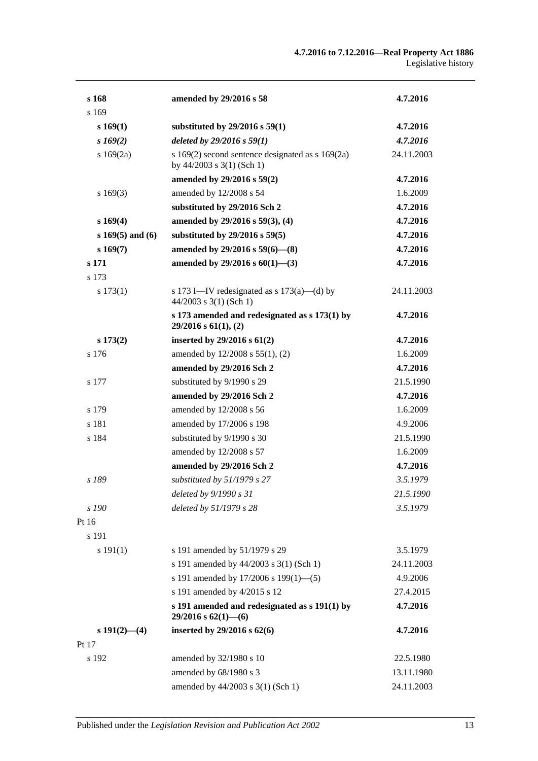| | | |
|---|---|---|
| **s 168** | **amended by 29/2016 s 58** | **4.7.2016** |
| s 169 | | |
| **s 169(1)** | **substituted by 29/2016 s 59(1)** | **4.7.2016** |
| ***s 169(2)*** | ***deleted by 29/2016 s 59(1)*** | ***4.7.2016*** |
| s 169(2a) | s 169(2) second sentence designated as s 169(2a) by 44/2003 s 3(1) (Sch 1) | 24.11.2003 |
| | **amended by 29/2016 s 59(2)** | **4.7.2016** |
| s 169(3) | amended by 12/2008 s 54 | 1.6.2009 |
| | **substituted by 29/2016 Sch 2** | **4.7.2016** |
| **s 169(4)** | **amended by 29/2016 s 59(3), (4)** | **4.7.2016** |
| **s 169(5) and (6)** | **substituted by 29/2016 s 59(5)** | **4.7.2016** |
| **s 169(7)** | **amended by 29/2016 s 59(6)—(8)** | **4.7.2016** |
| **s 171** | **amended by 29/2016 s 60(1)—(3)** | **4.7.2016** |
| s 173 | | |
| s 173(1) | s 173 I—IV redesignated as s 173(a)—(d) by 44/2003 s 3(1) (Sch 1) | 24.11.2003 |
| | **s 173 amended and redesignated as s 173(1) by 29/2016 s 61(1), (2)** | **4.7.2016** |
| **s 173(2)** | **inserted by 29/2016 s 61(2)** | **4.7.2016** |
| s 176 | amended by 12/2008 s 55(1), (2) | 1.6.2009 |
| | **amended by 29/2016 Sch 2** | **4.7.2016** |
| s 177 | substituted by 9/1990 s 29 | 21.5.1990 |
| | **amended by 29/2016 Sch 2** | **4.7.2016** |
| s 179 | amended by 12/2008 s 56 | 1.6.2009 |
| s 181 | amended by 17/2006 s 198 | 4.9.2006 |
| s 184 | substituted by 9/1990 s 30 | 21.5.1990 |
| | amended by 12/2008 s 57 | 1.6.2009 |
| | **amended by 29/2016 Sch 2** | **4.7.2016** |
| *s 189* | *substituted by 51/1979 s 27* | *3.5.1979* |
| | *deleted by 9/1990 s 31* | *21.5.1990* |
| *s 190* | *deleted by 51/1979 s 28* | *3.5.1979* |
| Pt 16 | | |
| s 191 | | |
| s 191(1) | s 191 amended by 51/1979 s 29 | 3.5.1979 |
| | s 191 amended by 44/2003 s 3(1) (Sch 1) | 24.11.2003 |
| | s 191 amended by 17/2006 s 199(1)—(5) | 4.9.2006 |
| | s 191 amended by 4/2015 s 12 | 27.4.2015 |
| | **s 191 amended and redesignated as s 191(1) by 29/2016 s 62(1)—(6)** | **4.7.2016** |
| **s 191(2)—(4)** | **inserted by 29/2016 s 62(6)** | **4.7.2016** |
| Pt 17 | | |
| s 192 | amended by 32/1980 s 10 | 22.5.1980 |
| | amended by 68/1980 s 3 | 13.11.1980 |
| | amended by 44/2003 s 3(1) (Sch 1) | 24.11.2003 |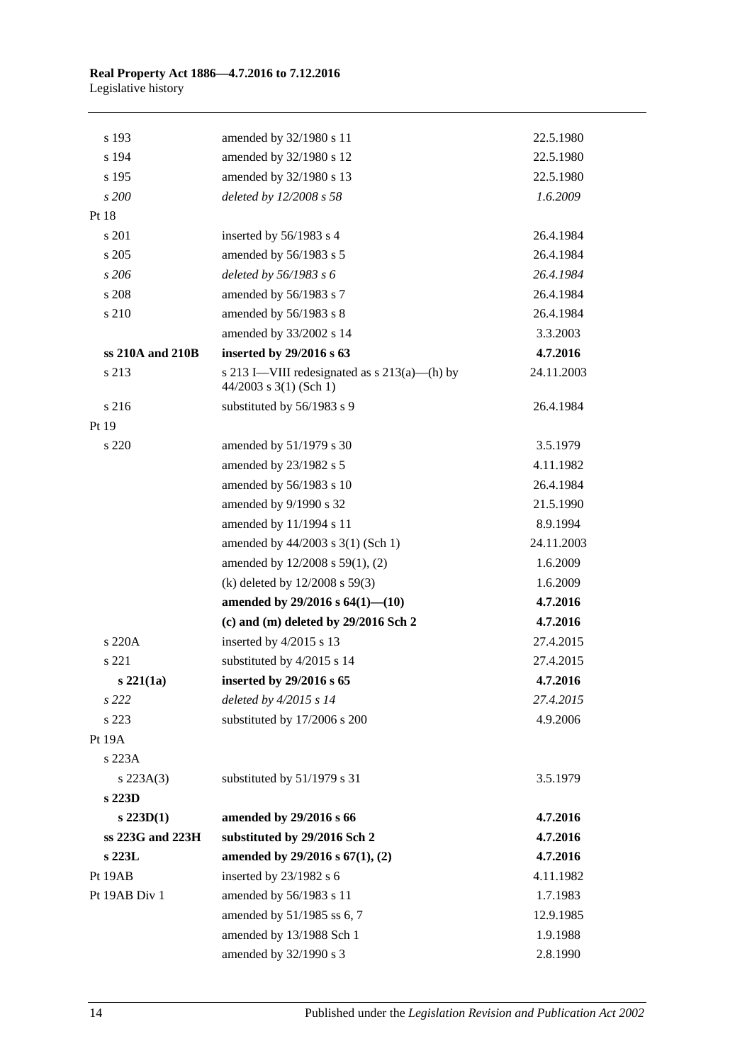| | | |
|---|---|---|
| s 193 | amended by 32/1980 s 11 | 22.5.1980 |
| s 194 | amended by 32/1980 s 12 | 22.5.1980 |
| s 195 | amended by 32/1980 s 13 | 22.5.1980 |
| *s 200* | *deleted by 12/2008 s 58* | *1.6.2009* |
| Pt 18 | | |
| s 201 | inserted by 56/1983 s 4 | 26.4.1984 |
| s 205 | amended by 56/1983 s 5 | 26.4.1984 |
| *s 206* | *deleted by 56/1983 s 6* | *26.4.1984* |
| s 208 | amended by 56/1983 s 7 | 26.4.1984 |
| s 210 | amended by 56/1983 s 8 | 26.4.1984 |
| | amended by 33/2002 s 14 | 3.3.2003 |
| **ss 210A and 210B** | **inserted by 29/2016 s 63** | **4.7.2016** |
| s 213 | s 213 I—VIII redesignated as s 213(a)—(h) by 44/2003 s 3(1) (Sch 1) | 24.11.2003 |
| s 216 | substituted by 56/1983 s 9 | 26.4.1984 |
| Pt 19 | | |
| s 220 | amended by 51/1979 s 30 | 3.5.1979 |
| | amended by 23/1982 s 5 | 4.11.1982 |
| | amended by 56/1983 s 10 | 26.4.1984 |
| | amended by 9/1990 s 32 | 21.5.1990 |
| | amended by 11/1994 s 11 | 8.9.1994 |
| | amended by 44/2003 s 3(1) (Sch 1) | 24.11.2003 |
| | amended by 12/2008 s 59(1), (2) | 1.6.2009 |
| | (k) deleted by 12/2008 s 59(3) | 1.6.2009 |
| | **amended by 29/2016 s 64(1)—(10)** | **4.7.2016** |
| | **(c) and (m) deleted by 29/2016 Sch 2** | **4.7.2016** |
| s 220A | inserted by 4/2015 s 13 | 27.4.2015 |
| s 221 | substituted by 4/2015 s 14 | 27.4.2015 |
| **s 221(1a)** | **inserted by 29/2016 s 65** | **4.7.2016** |
| *s 222* | *deleted by 4/2015 s 14* | *27.4.2015* |
| s 223 | substituted by 17/2006 s 200 | 4.9.2006 |
| Pt 19A | | |
| s 223A | | |
| s 223A(3) | substituted by 51/1979 s 31 | 3.5.1979 |
| **s 223D** | | |
| **s 223D(1)** | **amended by 29/2016 s 66** | **4.7.2016** |
| **ss 223G and 223H** | **substituted by 29/2016 Sch 2** | **4.7.2016** |
| **s 223L** | **amended by 29/2016 s 67(1), (2)** | **4.7.2016** |
| Pt 19AB | inserted by 23/1982 s 6 | 4.11.1982 |
| Pt 19AB Div 1 | amended by 56/1983 s 11 | 1.7.1983 |
| | amended by 51/1985 ss 6, 7 | 12.9.1985 |
| | amended by 13/1988 Sch 1 | 1.9.1988 |
| | amended by 32/1990 s 3 | 2.8.1990 |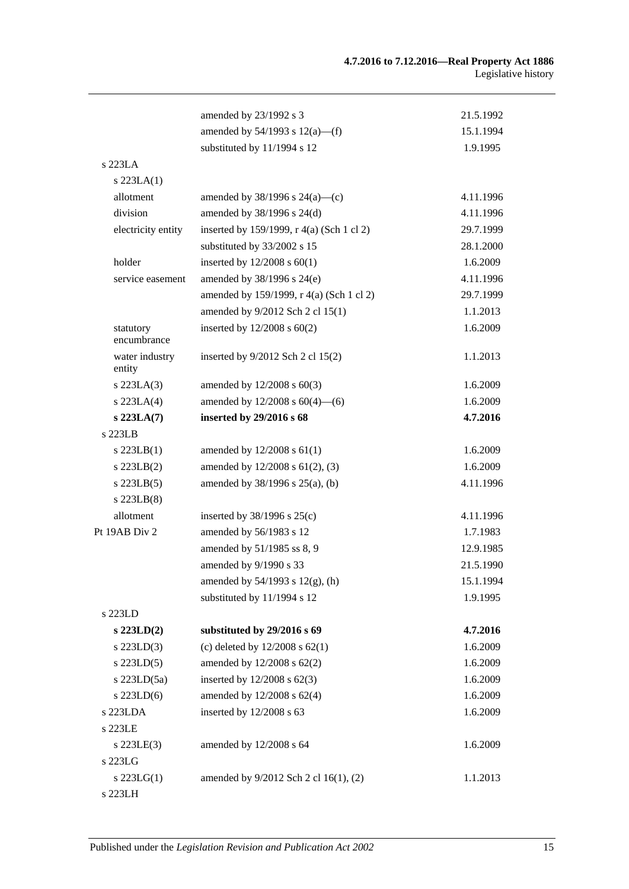| | | |
|---|---|---|
| | amended by 23/1992 s 3 | 21.5.1992 |
| | amended by 54/1993 s 12(a)—(f) | 15.1.1994 |
| | substituted by 11/1994 s 12 | 1.9.1995 |
| s 223LA | | |
| s 223LA(1) | | |
| allotment | amended by 38/1996 s 24(a)—(c) | 4.11.1996 |
| division | amended by 38/1996 s 24(d) | 4.11.1996 |
| electricity entity | inserted by 159/1999, r 4(a) (Sch 1 cl 2) | 29.7.1999 |
| | substituted by 33/2002 s 15 | 28.1.2000 |
| holder | inserted by 12/2008 s 60(1) | 1.6.2009 |
| service easement | amended by 38/1996 s 24(e) | 4.11.1996 |
| | amended by 159/1999, r 4(a) (Sch 1 cl 2) | 29.7.1999 |
| | amended by 9/2012 Sch 2 cl 15(1) | 1.1.2013 |
| statutory encumbrance | inserted by 12/2008 s 60(2) | 1.6.2009 |
| water industry entity | inserted by 9/2012 Sch 2 cl 15(2) | 1.1.2013 |
| s 223LA(3) | amended by 12/2008 s 60(3) | 1.6.2009 |
| s 223LA(4) | amended by 12/2008 s 60(4)—(6) | 1.6.2009 |
| **s 223LA(7)** | **inserted by 29/2016 s 68** | **4.7.2016** |
| s 223LB | | |
| s 223LB(1) | amended by 12/2008 s 61(1) | 1.6.2009 |
| s 223LB(2) | amended by 12/2008 s 61(2), (3) | 1.6.2009 |
| s 223LB(5) | amended by 38/1996 s 25(a), (b) | 4.11.1996 |
| s 223LB(8) | | |
| allotment | inserted by 38/1996 s 25(c) | 4.11.1996 |
| Pt 19AB Div 2 | amended by 56/1983 s 12 | 1.7.1983 |
| | amended by 51/1985 ss 8, 9 | 12.9.1985 |
| | amended by 9/1990 s 33 | 21.5.1990 |
| | amended by 54/1993 s 12(g), (h) | 15.1.1994 |
| | substituted by 11/1994 s 12 | 1.9.1995 |
| s 223LD | | |
| **s 223LD(2)** | **substituted by 29/2016 s 69** | **4.7.2016** |
| s 223LD(3) | (c) deleted by 12/2008 s 62(1) | 1.6.2009 |
| s 223LD(5) | amended by 12/2008 s 62(2) | 1.6.2009 |
| s 223LD(5a) | inserted by 12/2008 s 62(3) | 1.6.2009 |
| s 223LD(6) | amended by 12/2008 s 62(4) | 1.6.2009 |
| s 223LDA | inserted by 12/2008 s 63 | 1.6.2009 |
| s 223LE | | |
| s 223LE(3) | amended by 12/2008 s 64 | 1.6.2009 |
| s 223LG | | |
| s 223LG(1) | amended by 9/2012 Sch 2 cl 16(1), (2) | 1.1.2013 |
| s 223LH | | |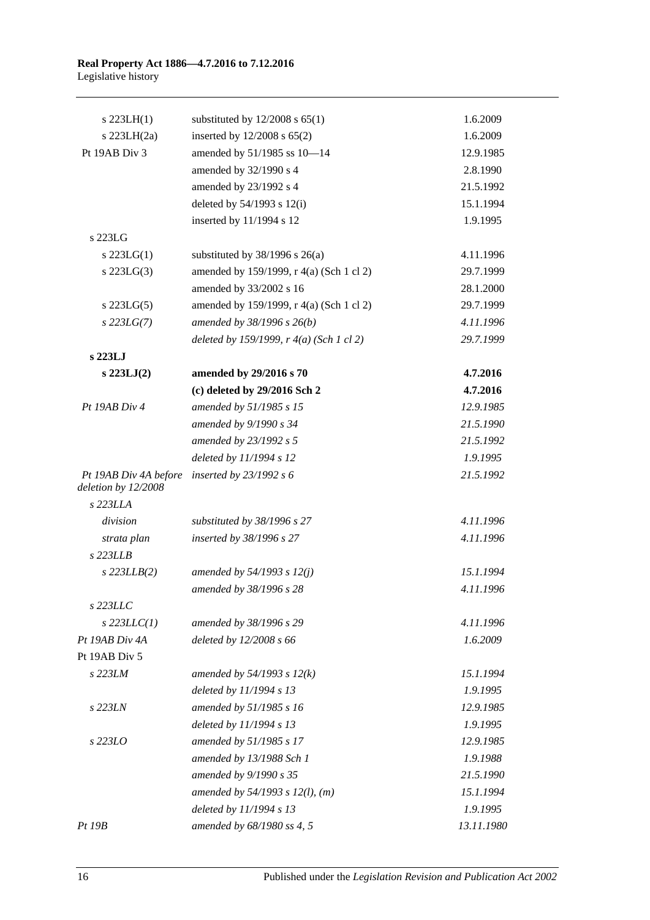| | | |
|---|---|---|
| s 223LH(1) | substituted by 12/2008 s 65(1) | 1.6.2009 |
| s 223LH(2a) | inserted by 12/2008 s 65(2) | 1.6.2009 |
| Pt 19AB Div 3 | amended by 51/1985 ss 10—14 | 12.9.1985 |
| | amended by 32/1990 s 4 | 2.8.1990 |
| | amended by 23/1992 s 4 | 21.5.1992 |
| | deleted by 54/1993 s 12(i) | 15.1.1994 |
| | inserted by 11/1994 s 12 | 1.9.1995 |
| s 223LG | | |
| s 223LG(1) | substituted by 38/1996 s 26(a) | 4.11.1996 |
| s 223LG(3) | amended by 159/1999, r 4(a) (Sch 1 cl 2) | 29.7.1999 |
| | amended by 33/2002 s 16 | 28.1.2000 |
| s 223LG(5) | amended by 159/1999, r 4(a) (Sch 1 cl 2) | 29.7.1999 |
| *s 223LG(7)* | *amended by 38/1996 s 26(b)* | *4.11.1996* |
| | *deleted by 159/1999, r 4(a) (Sch 1 cl 2)* | *29.7.1999* |
| **s 223LJ** | | |
| **s 223LJ(2)** | **amended by 29/2016 s 70** | **4.7.2016** |
| | **(c) deleted by 29/2016 Sch 2** | **4.7.2016** |
| *Pt 19AB Div 4* | *amended by 51/1985 s 15* | *12.9.1985* |
| | *amended by 9/1990 s 34* | *21.5.1990* |
| | *amended by 23/1992 s 5* | *21.5.1992* |
| | *deleted by 11/1994 s 12* | *1.9.1995* |
| *Pt 19AB Div 4A before deletion by 12/2008* | *inserted by 23/1992 s 6* | *21.5.1992* |
| *s 223LLA* | | |
| *division* | *substituted by 38/1996 s 27* | *4.11.1996* |
| *strata plan* | *inserted by 38/1996 s 27* | *4.11.1996* |
| *s 223LLB* | | |
| *s 223LLB(2)* | *amended by 54/1993 s 12(j)* | *15.1.1994* |
| | *amended by 38/1996 s 28* | *4.11.1996* |
| *s 223LLC* | | |
| *s 223LLC(1)* | *amended by 38/1996 s 29* | *4.11.1996* |
| *Pt 19AB Div 4A* | *deleted by 12/2008 s 66* | *1.6.2009* |
| Pt 19AB Div 5 | | |
| *s 223LM* | *amended by 54/1993 s 12(k)* | *15.1.1994* |
| | *deleted by 11/1994 s 13* | *1.9.1995* |
| *s 223LN* | *amended by 51/1985 s 16* | *12.9.1985* |
| | *deleted by 11/1994 s 13* | *1.9.1995* |
| *s 223LO* | *amended by 51/1985 s 17* | *12.9.1985* |
| | *amended by 13/1988 Sch 1* | *1.9.1988* |
| | *amended by 9/1990 s 35* | *21.5.1990* |
| | *amended by 54/1993 s 12(l), (m)* | *15.1.1994* |
| | *deleted by 11/1994 s 13* | *1.9.1995* |
| *Pt 19B* | *amended by 68/1980 ss 4, 5* | *13.11.1980* |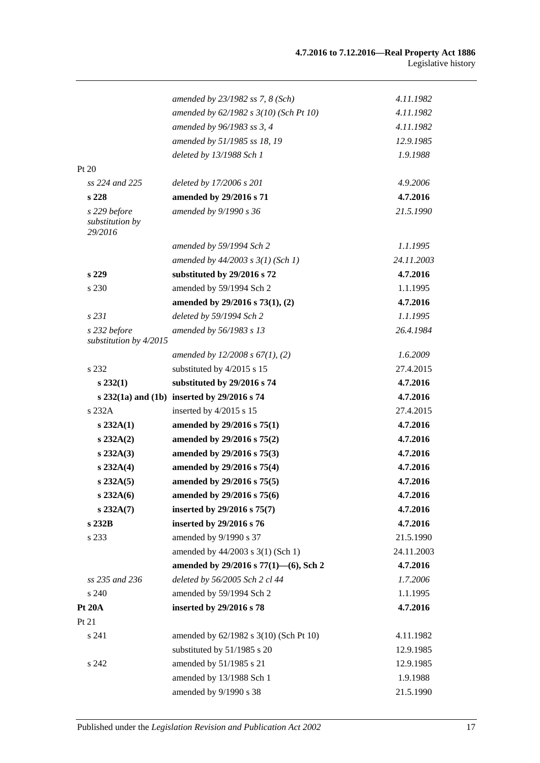| | | |
|---|---|---|
| | *amended by 23/1982 ss 7, 8 (Sch)* | *4.11.1982* |
| | *amended by 62/1982 s 3(10) (Sch Pt 10)* | *4.11.1982* |
| | *amended by 96/1983 ss 3, 4* | *4.11.1982* |
| | *amended by 51/1985 ss 18, 19* | *12.9.1985* |
| | *deleted by 13/1988 Sch 1* | *1.9.1988* |
| Pt 20 | | |
| *ss 224 and 225* | *deleted by 17/2006 s 201* | *4.9.2006* |
| **s 228** | **amended by 29/2016 s 71** | **4.7.2016** |
| *s 229 before substitution by 29/2016* | *amended by 9/1990 s 36* | *21.5.1990* |
| | *amended by 59/1994 Sch 2* | *1.1.1995* |
| | *amended by 44/2003 s 3(1) (Sch 1)* | *24.11.2003* |
| **s 229** | **substituted by 29/2016 s 72** | **4.7.2016** |
| s 230 | amended by 59/1994 Sch 2 | 1.1.1995 |
| | **amended by 29/2016 s 73(1), (2)** | **4.7.2016** |
| *s 231* | *deleted by 59/1994 Sch 2* | *1.1.1995* |
| *s 232 before substitution by 4/2015* | *amended by 56/1983 s 13* | *26.4.1984* |
| | *amended by 12/2008 s 67(1), (2)* | *1.6.2009* |
| s 232 | substituted by 4/2015 s 15 | 27.4.2015 |
| **s 232(1)** | **substituted by 29/2016 s 74** | **4.7.2016** |
| **s 232(1a) and (1b)** | **inserted by 29/2016 s 74** | **4.7.2016** |
| s 232A | inserted by 4/2015 s 15 | 27.4.2015 |
| **s 232A(1)** | **amended by 29/2016 s 75(1)** | **4.7.2016** |
| **s 232A(2)** | **amended by 29/2016 s 75(2)** | **4.7.2016** |
| **s 232A(3)** | **amended by 29/2016 s 75(3)** | **4.7.2016** |
| **s 232A(4)** | **amended by 29/2016 s 75(4)** | **4.7.2016** |
| **s 232A(5)** | **amended by 29/2016 s 75(5)** | **4.7.2016** |
| **s 232A(6)** | **amended by 29/2016 s 75(6)** | **4.7.2016** |
| **s 232A(7)** | **inserted by 29/2016 s 75(7)** | **4.7.2016** |
| **s 232B** | **inserted by 29/2016 s 76** | **4.7.2016** |
| s 233 | amended by 9/1990 s 37 | 21.5.1990 |
| | amended by 44/2003 s 3(1) (Sch 1) | 24.11.2003 |
| | **amended by 29/2016 s 77(1)—(6), Sch 2** | **4.7.2016** |
| *ss 235 and 236* | *deleted by 56/2005 Sch 2 cl 44* | *1.7.2006* |
| s 240 | amended by 59/1994 Sch 2 | 1.1.1995 |
| **Pt 20A** | **inserted by 29/2016 s 78** | **4.7.2016** |
| Pt 21 | | |
| s 241 | amended by 62/1982 s 3(10) (Sch Pt 10) | 4.11.1982 |
| | substituted by 51/1985 s 20 | 12.9.1985 |
| s 242 | amended by 51/1985 s 21 | 12.9.1985 |
| | amended by 13/1988 Sch 1 | 1.9.1988 |
| | amended by 9/1990 s 38 | 21.5.1990 |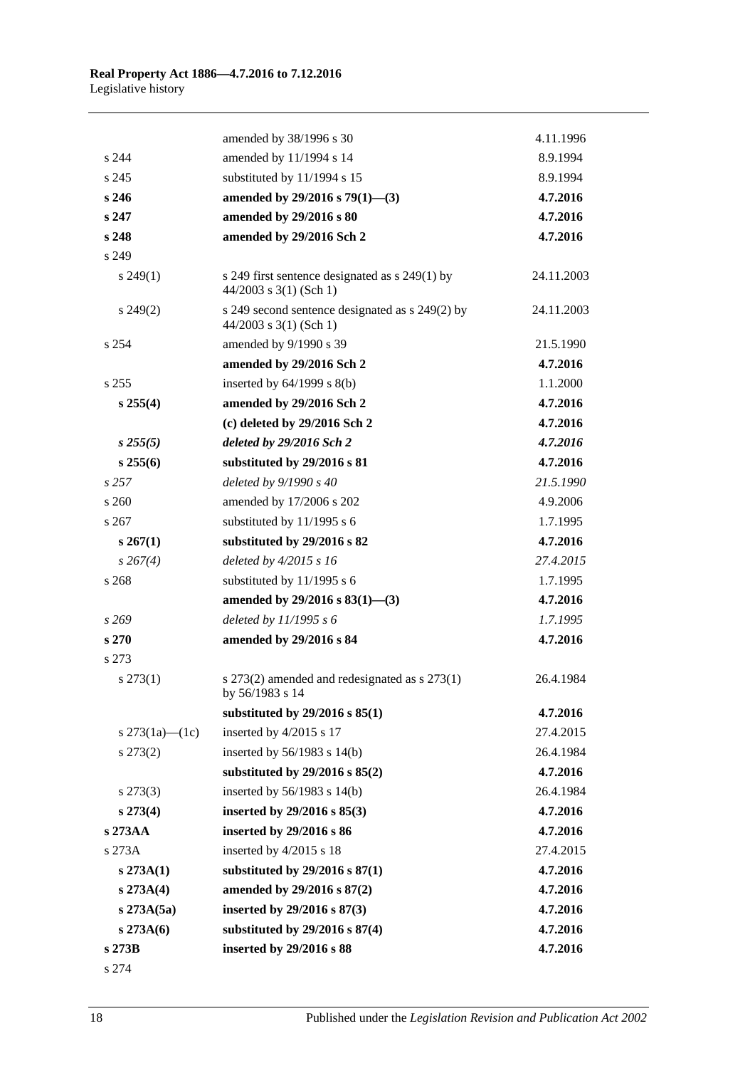| | | |
|---|---|---|
| | amended by 38/1996 s 30 | 4.11.1996 |
| s 244 | amended by 11/1994 s 14 | 8.9.1994 |
| s 245 | substituted by 11/1994 s 15 | 8.9.1994 |
| **s 246** | **amended by 29/2016 s 79(1)—(3)** | **4.7.2016** |
| **s 247** | **amended by 29/2016 s 80** | **4.7.2016** |
| **s 248** | **amended by 29/2016 Sch 2** | **4.7.2016** |
| s 249 | | |
| s 249(1) | s 249 first sentence designated as s 249(1) by 44/2003 s 3(1) (Sch 1) | 24.11.2003 |
| s 249(2) | s 249 second sentence designated as s 249(2) by 44/2003 s 3(1) (Sch 1) | 24.11.2003 |
| s 254 | amended by 9/1990 s 39 | 21.5.1990 |
| | **amended by 29/2016 Sch 2** | **4.7.2016** |
| s 255 | inserted by 64/1999 s 8(b) | 1.1.2000 |
| **s 255(4)** | **amended by 29/2016 Sch 2** | **4.7.2016** |
| | **(c) deleted by 29/2016 Sch 2** | **4.7.2016** |
| ***s 255(5)*** | ***deleted by 29/2016 Sch 2*** | ***4.7.2016*** |
| **s 255(6)** | **substituted by 29/2016 s 81** | **4.7.2016** |
| *s 257* | *deleted by 9/1990 s 40* | *21.5.1990* |
| s 260 | amended by 17/2006 s 202 | 4.9.2006 |
| s 267 | substituted by 11/1995 s 6 | 1.7.1995 |
| **s 267(1)** | **substituted by 29/2016 s 82** | **4.7.2016** |
| *s 267(4)* | *deleted by 4/2015 s 16* | *27.4.2015* |
| s 268 | substituted by 11/1995 s 6 | 1.7.1995 |
| | **amended by 29/2016 s 83(1)—(3)** | **4.7.2016** |
| *s 269* | *deleted by 11/1995 s 6* | *1.7.1995* |
| **s 270** | **amended by 29/2016 s 84** | **4.7.2016** |
| s 273 | | |
| s 273(1) | s 273(2) amended and redesignated as s 273(1) by 56/1983 s 14 | 26.4.1984 |
| | **substituted by 29/2016 s 85(1)** | **4.7.2016** |
| s 273(1a)—(1c) | inserted by 4/2015 s 17 | 27.4.2015 |
| s 273(2) | inserted by 56/1983 s 14(b) | 26.4.1984 |
| | **substituted by 29/2016 s 85(2)** | **4.7.2016** |
| s 273(3) | inserted by 56/1983 s 14(b) | 26.4.1984 |
| **s 273(4)** | **inserted by 29/2016 s 85(3)** | **4.7.2016** |
| **s 273AA** | **inserted by 29/2016 s 86** | **4.7.2016** |
| s 273A | inserted by 4/2015 s 18 | 27.4.2015 |
| **s 273A(1)** | **substituted by 29/2016 s 87(1)** | **4.7.2016** |
| **s 273A(4)** | **amended by 29/2016 s 87(2)** | **4.7.2016** |
| **s 273A(5a)** | **inserted by 29/2016 s 87(3)** | **4.7.2016** |
| **s 273A(6)** | **substituted by 29/2016 s 87(4)** | **4.7.2016** |
| **s 273B** | **inserted by 29/2016 s 88** | **4.7.2016** |
| s 274 | | |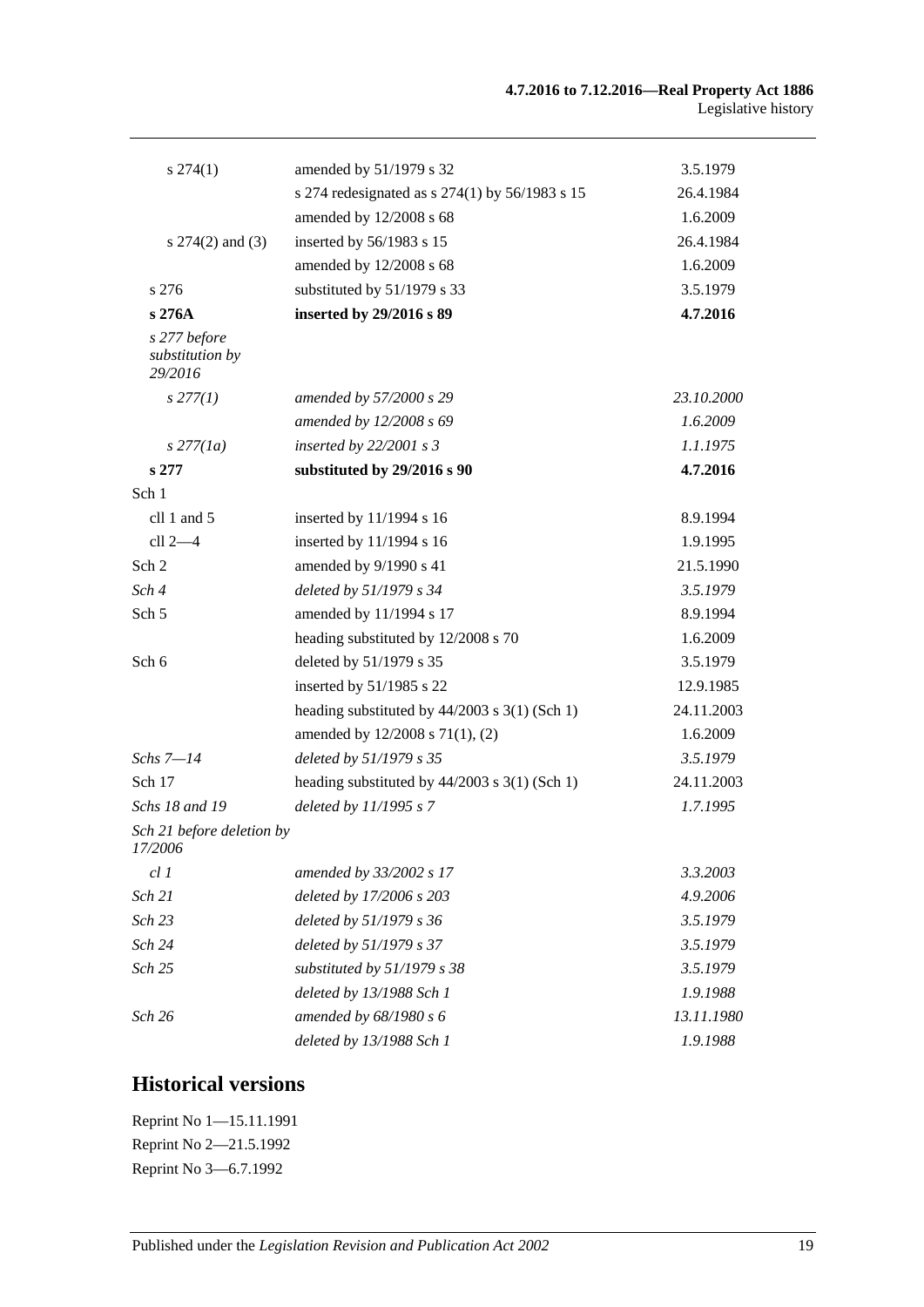| | | |
|---|---|---|
| s 274(1) | amended by 51/1979 s 32 | 3.5.1979 |
| | s 274 redesignated as s 274(1) by 56/1983 s 15 | 26.4.1984 |
| | amended by 12/2008 s 68 | 1.6.2009 |
| s 274(2) and (3) | inserted by 56/1983 s 15 | 26.4.1984 |
| | amended by 12/2008 s 68 | 1.6.2009 |
| s 276 | substituted by 51/1979 s 33 | 3.5.1979 |
| **s 276A** | **inserted by 29/2016 s 89** | **4.7.2016** |
| *s 277 before substitution by 29/2016* | | |
| *s 277(1)* | *amended by 57/2000 s 29* | *23.10.2000* |
| | *amended by 12/2008 s 69* | *1.6.2009* |
| *s 277(1a)* | *inserted by 22/2001 s 3* | *1.1.1975* |
| **s 277** | **substituted by 29/2016 s 90** | **4.7.2016** |
| Sch 1 | | |
| cll 1 and 5 | inserted by 11/1994 s 16 | 8.9.1994 |
| cll 2—4 | inserted by 11/1994 s 16 | 1.9.1995 |
| Sch 2 | amended by 9/1990 s 41 | 21.5.1990 |
| *Sch 4* | *deleted by 51/1979 s 34* | *3.5.1979* |
| Sch 5 | amended by 11/1994 s 17 | 8.9.1994 |
| | heading substituted by 12/2008 s 70 | 1.6.2009 |
| Sch 6 | deleted by 51/1979 s 35 | 3.5.1979 |
| | inserted by 51/1985 s 22 | 12.9.1985 |
| | heading substituted by 44/2003 s 3(1) (Sch 1) | 24.11.2003 |
| | amended by 12/2008 s 71(1), (2) | 1.6.2009 |
| *Schs 7—14* | *deleted by 51/1979 s 35* | *3.5.1979* |
| Sch 17 | heading substituted by 44/2003 s 3(1) (Sch 1) | 24.11.2003 |
| *Schs 18 and 19* | *deleted by 11/1995 s 7* | *1.7.1995* |
| *Sch 21 before deletion by 17/2006* | | |
| *cl 1* | *amended by 33/2002 s 17* | *3.3.2003* |
| *Sch 21* | *deleted by 17/2006 s 203* | *4.9.2006* |
| *Sch 23* | *deleted by 51/1979 s 36* | *3.5.1979* |
| *Sch 24* | *deleted by 51/1979 s 37* | *3.5.1979* |
| *Sch 25* | *substituted by 51/1979 s 38* | *3.5.1979* |
| | *deleted by 13/1988 Sch 1* | *1.9.1988* |
| *Sch 26* | *amended by 68/1980 s 6* | *13.11.1980* |
| | *deleted by 13/1988 Sch 1* | *1.9.1988* |

## Historical versions

Reprint No 1—15.11.1991

Reprint No 2—21.5.1992

Reprint No 3—6.7.1992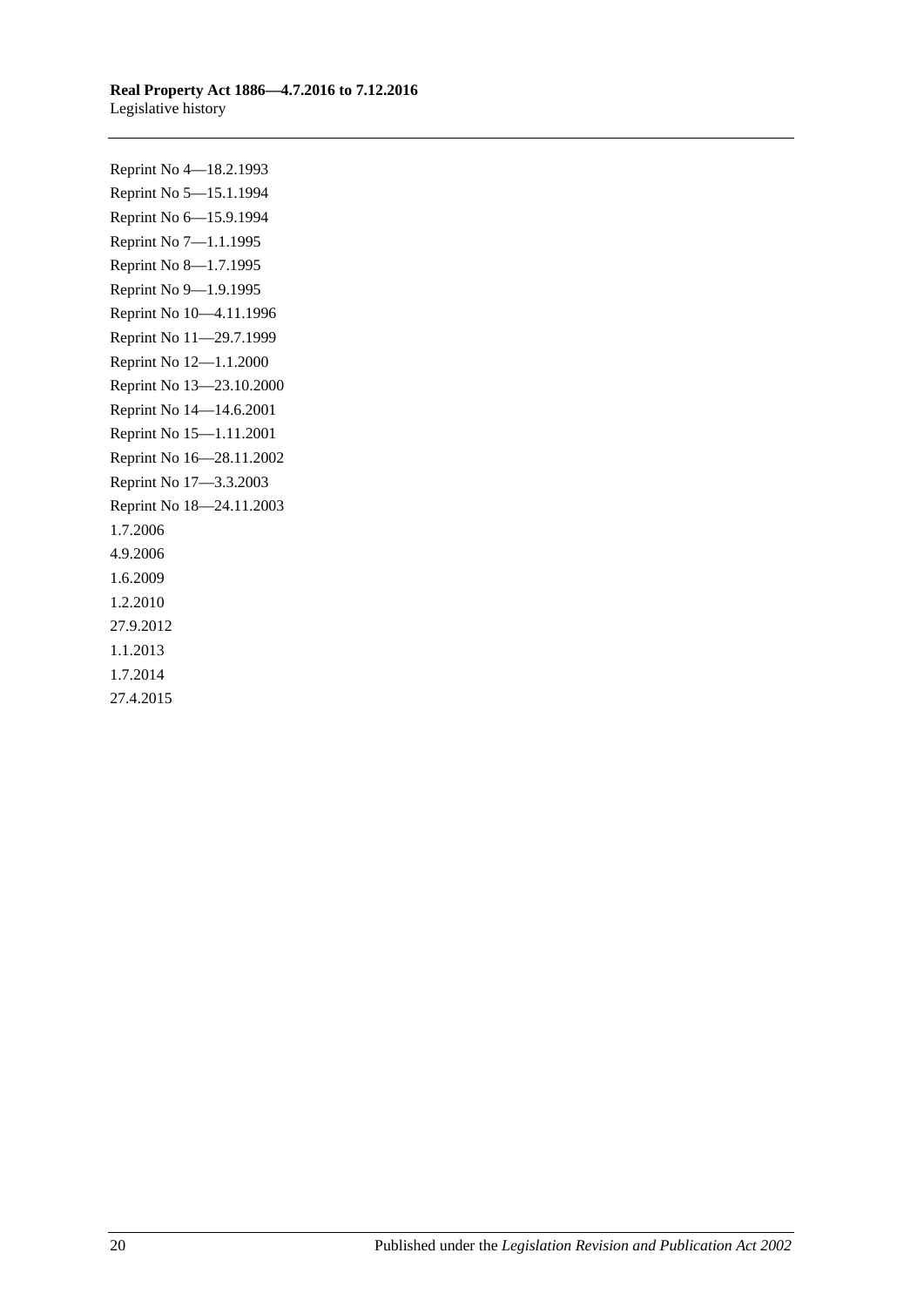Reprint No 4—18.2.1993

Reprint No 5—15.1.1994

Reprint No 6—15.9.1994

Reprint No 7—1.1.1995

Reprint No 8—1.7.1995

Reprint No 9—1.9.1995

Reprint No 10—4.11.1996

Reprint No 11—29.7.1999

Reprint No 12—1.1.2000

Reprint No 13—23.10.2000

Reprint No 14—14.6.2001

Reprint No 15—1.11.2001

Reprint No 16—28.11.2002

Reprint No 17—3.3.2003

Reprint No 18—24.11.2003

1.7.2006

4.9.2006

1.6.2009

1.2.2010

27.9.2012

1.1.2013

1.7.2014

27.4.2015